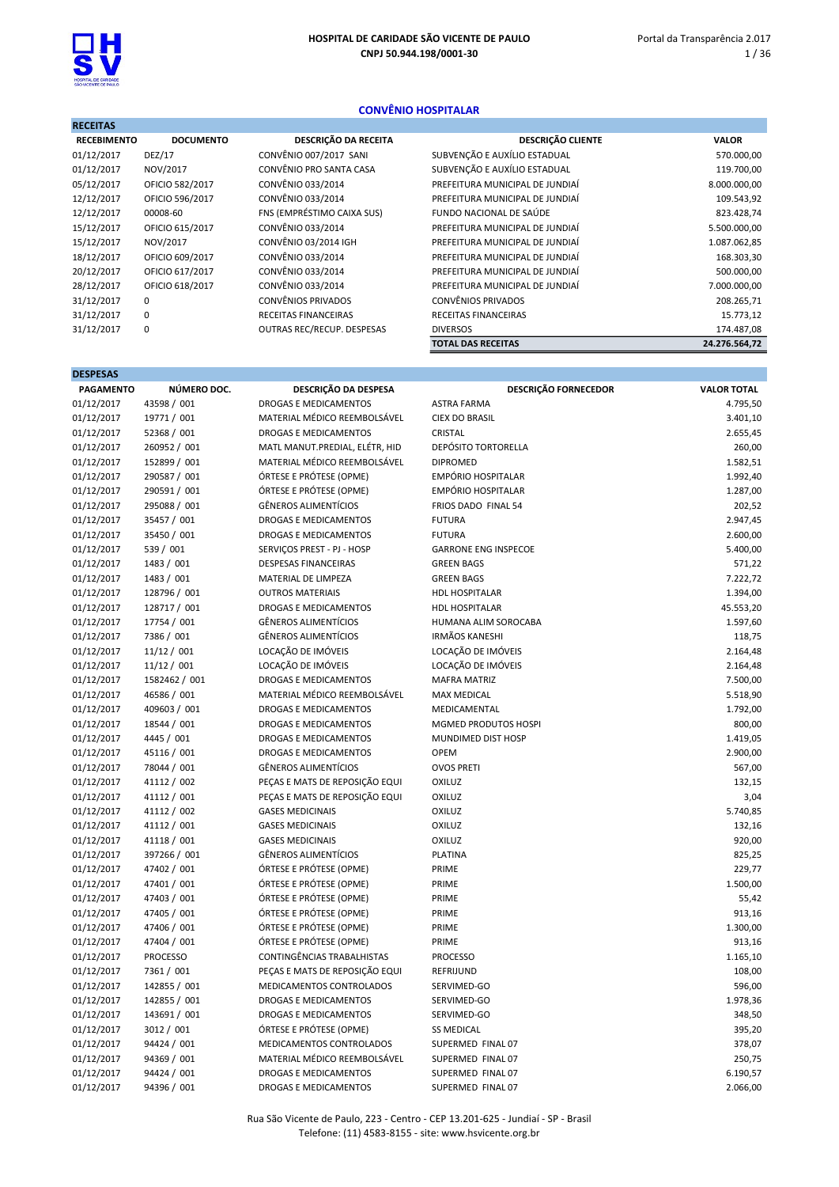# HOSPITAL DE CARIDADE SÃO VICENTE DE PAULO

**CNPJ 50.944.198/0001-30**

## CONVÊNIO HOSPITALAR

### RECEITAS

| RECEBIMENTO | DOCUMENTO | DESCRIÇÃO DA RECEITA | DESCRIÇÃO CLIENTE | VALOR |
|---|---|---|---|---|
| 01/12/2017 | DEZ/17 | CONVÊNIO 007/2017 SANI | SUBVENÇÃO E AUXÍLIO ESTADUAL | 570.000,00 |
| 01/12/2017 | NOV/2017 | CONVÊNIO PRO SANTA CASA | SUBVENÇÃO E AUXÍLIO ESTADUAL | 119.700,00 |
| 05/12/2017 | OFICIO 582/2017 | CONVÊNIO 033/2014 | PREFEITURA MUNICIPAL DE JUNDIAÍ | 8.000.000,00 |
| 12/12/2017 | OFICIO 596/2017 | CONVÊNIO 033/2014 | PREFEITURA MUNICIPAL DE JUNDIAÍ | 109.543,92 |
| 12/12/2017 | 00008-60 | FNS (EMPRÉSTIMO CAIXA SUS) | FUNDO NACIONAL DE SAÚDE | 823.428,74 |
| 15/12/2017 | OFICIO 615/2017 | CONVÊNIO 033/2014 | PREFEITURA MUNICIPAL DE JUNDIAÍ | 5.500.000,00 |
| 15/12/2017 | NOV/2017 | CONVÊNIO 03/2014 IGH | PREFEITURA MUNICIPAL DE JUNDIAÍ | 1.087.062,85 |
| 18/12/2017 | OFICIO 609/2017 | CONVÊNIO 033/2014 | PREFEITURA MUNICIPAL DE JUNDIAÍ | 168.303,30 |
| 20/12/2017 | OFICIO 617/2017 | CONVÊNIO 033/2014 | PREFEITURA MUNICIPAL DE JUNDIAÍ | 500.000,00 |
| 28/12/2017 | OFICIO 618/2017 | CONVÊNIO 033/2014 | PREFEITURA MUNICIPAL DE JUNDIAÍ | 7.000.000,00 |
| 31/12/2017 | 0 | CONVÊNIOS PRIVADOS | CONVÊNIOS PRIVADOS | 208.265,71 |
| 31/12/2017 | 0 | RECEITAS FINANCEIRAS | RECEITAS FINANCEIRAS | 15.773,12 |
| 31/12/2017 | 0 | OUTRAS REC/RECUP. DESPESAS | DIVERSOS | 174.487,08 |
| | | | **TOTAL DAS RECEITAS** | **24.276.564,72** |

### DESPESAS

| PAGAMENTO | NÚMERO DOC. | DESCRIÇÃO DA DESPESA | DESCRIÇÃO FORNECEDOR | VALOR TOTAL |
|---|---|---|---|---|
| 01/12/2017 | 43598 / 001 | DROGAS E MEDICAMENTOS | ASTRA FARMA | 4.795,50 |
| 01/12/2017 | 19771 / 001 | MATERIAL MÉDICO REEMBOLSÁVEL | CIEX DO BRASIL | 3.401,10 |
| 01/12/2017 | 52368 / 001 | DROGAS E MEDICAMENTOS | CRISTAL | 2.655,45 |
| 01/12/2017 | 260952 / 001 | MATL MANUT.PREDIAL, ELÉTR, HID | DEPÓSITO TORTORELLA | 260,00 |
| 01/12/2017 | 152899 / 001 | MATERIAL MÉDICO REEMBOLSÁVEL | DIPROMED | 1.582,51 |
| 01/12/2017 | 290587 / 001 | ÓRTESE E PRÓTESE (OPME) | EMPÓRIO HOSPITALAR | 1.992,40 |
| 01/12/2017 | 290591 / 001 | ÓRTESE E PRÓTESE (OPME) | EMPÓRIO HOSPITALAR | 1.287,00 |
| 01/12/2017 | 295088 / 001 | GÊNEROS ALIMENTÍCIOS | FRIOS DADO FINAL 54 | 202,52 |
| 01/12/2017 | 35457 / 001 | DROGAS E MEDICAMENTOS | FUTURA | 2.947,45 |
| 01/12/2017 | 35450 / 001 | DROGAS E MEDICAMENTOS | FUTURA | 2.600,00 |
| 01/12/2017 | 539 / 001 | SERVIÇOS PREST - PJ - HOSP | GARRONE ENG INSPECOE | 5.400,00 |
| 01/12/2017 | 1483 / 001 | DESPESAS FINANCEIRAS | GREEN BAGS | 571,22 |
| 01/12/2017 | 1483 / 001 | MATERIAL DE LIMPEZA | GREEN BAGS | 7.222,72 |
| 01/12/2017 | 128796 / 001 | OUTROS MATERIAIS | HDL HOSPITALAR | 1.394,00 |
| 01/12/2017 | 128717 / 001 | DROGAS E MEDICAMENTOS | HDL HOSPITALAR | 45.553,20 |
| 01/12/2017 | 17754 / 001 | GÊNEROS ALIMENTÍCIOS | HUMANA ALIM SOROCABA | 1.597,60 |
| 01/12/2017 | 7386 / 001 | GÊNEROS ALIMENTÍCIOS | IRMÃOS KANESHI | 118,75 |
| 01/12/2017 | 11/12 / 001 | LOCAÇÃO DE IMÓVEIS | LOCAÇÃO DE IMÓVEIS | 2.164,48 |
| 01/12/2017 | 11/12 / 001 | LOCAÇÃO DE IMÓVEIS | LOCAÇÃO DE IMÓVEIS | 2.164,48 |
| 01/12/2017 | 1582462 / 001 | DROGAS E MEDICAMENTOS | MAFRA MATRIZ | 7.500,00 |
| 01/12/2017 | 46586 / 001 | MATERIAL MÉDICO REEMBOLSÁVEL | MAX MEDICAL | 5.518,90 |
| 01/12/2017 | 409603 / 001 | DROGAS E MEDICAMENTOS | MEDICAMENTAL | 1.792,00 |
| 01/12/2017 | 18544 / 001 | DROGAS E MEDICAMENTOS | MGMED PRODUTOS HOSPI | 800,00 |
| 01/12/2017 | 4445 / 001 | DROGAS E MEDICAMENTOS | MUNDIMED DIST HOSP | 1.419,05 |
| 01/12/2017 | 45116 / 001 | DROGAS E MEDICAMENTOS | OPEM | 2.900,00 |
| 01/12/2017 | 78044 / 001 | GÊNEROS ALIMENTÍCIOS | OVOS PRETI | 567,00 |
| 01/12/2017 | 41112 / 002 | PEÇAS E MATS DE REPOSIÇÃO EQUI | OXILUZ | 132,15 |
| 01/12/2017 | 41112 / 001 | PEÇAS E MATS DE REPOSIÇÃO EQUI | OXILUZ | 3,04 |
| 01/12/2017 | 41112 / 002 | GASES MEDICINAIS | OXILUZ | 5.740,85 |
| 01/12/2017 | 41112 / 001 | GASES MEDICINAIS | OXILUZ | 132,16 |
| 01/12/2017 | 41118 / 001 | GASES MEDICINAIS | OXILUZ | 920,00 |
| 01/12/2017 | 397266 / 001 | GÊNEROS ALIMENTÍCIOS | PLATINA | 825,25 |
| 01/12/2017 | 47402 / 001 | ÓRTESE E PRÓTESE (OPME) | PRIME | 229,77 |
| 01/12/2017 | 47401 / 001 | ÓRTESE E PRÓTESE (OPME) | PRIME | 1.500,00 |
| 01/12/2017 | 47403 / 001 | ÓRTESE E PRÓTESE (OPME) | PRIME | 55,42 |
| 01/12/2017 | 47405 / 001 | ÓRTESE E PRÓTESE (OPME) | PRIME | 913,16 |
| 01/12/2017 | 47406 / 001 | ÓRTESE E PRÓTESE (OPME) | PRIME | 1.300,00 |
| 01/12/2017 | 47404 / 001 | ÓRTESE E PRÓTESE (OPME) | PRIME | 913,16 |
| 01/12/2017 | PROCESSO | CONTINGÊNCIAS TRABALHISTAS | PROCESSO | 1.165,10 |
| 01/12/2017 | 7361 / 001 | PEÇAS E MATS DE REPOSIÇÃO EQUI | REFRIJUND | 108,00 |
| 01/12/2017 | 142855 / 001 | MEDICAMENTOS CONTROLADOS | SERVIMED-GO | 596,00 |
| 01/12/2017 | 142855 / 001 | DROGAS E MEDICAMENTOS | SERVIMED-GO | 1.978,36 |
| 01/12/2017 | 143691 / 001 | DROGAS E MEDICAMENTOS | SERVIMED-GO | 348,50 |
| 01/12/2017 | 3012 / 001 | ÓRTESE E PRÓTESE (OPME) | SS MEDICAL | 395,20 |
| 01/12/2017 | 94424 / 001 | MEDICAMENTOS CONTROLADOS | SUPERMED FINAL 07 | 378,07 |
| 01/12/2017 | 94369 / 001 | MATERIAL MÉDICO REEMBOLSÁVEL | SUPERMED FINAL 07 | 250,75 |
| 01/12/2017 | 94424 / 001 | DROGAS E MEDICAMENTOS | SUPERMED FINAL 07 | 6.190,57 |
| 01/12/2017 | 94396 / 001 | DROGAS E MEDICAMENTOS | SUPERMED FINAL 07 | 2.066,00 |

Rua São Vicente de Paulo, 223 - Centro - CEP 13.201-625 - Jundiaí - SP - Brasil
Telefone: (11) 4583-8155 - site: www.hsvicente.org.br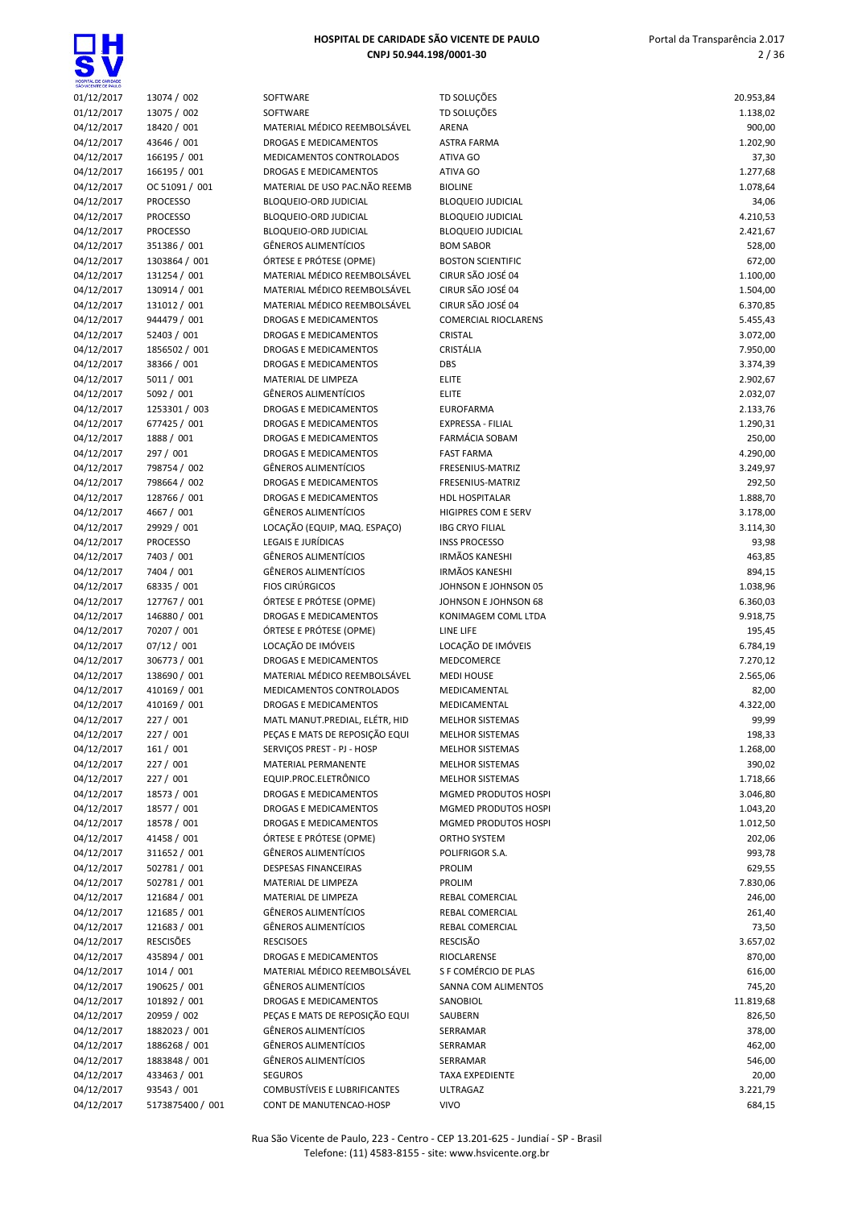| | | | | |
|---|---|---|---|---|
| 01/12/2017 | 13074 / 002 | SOFTWARE | TD SOLUÇÕES | 20.953,84 |
| 01/12/2017 | 13075 / 002 | SOFTWARE | TD SOLUÇÕES | 1.138,02 |
| 04/12/2017 | 18420 / 001 | MATERIAL MÉDICO REEMBOLSÁVEL | ARENA | 900,00 |
| 04/12/2017 | 43646 / 001 | DROGAS E MEDICAMENTOS | ASTRA FARMA | 1.202,90 |
| 04/12/2017 | 166195 / 001 | MEDICAMENTOS CONTROLADOS | ATIVA GO | 37,30 |
| 04/12/2017 | 166195 / 001 | DROGAS E MEDICAMENTOS | ATIVA GO | 1.277,68 |
| 04/12/2017 | OC 51091 / 001 | MATERIAL DE USO PAC.NÃO REEMB | BIOLINE | 1.078,64 |
| 04/12/2017 | PROCESSO | BLOQUEIO-ORD JUDICIAL | BLOQUEIO JUDICIAL | 34,06 |
| 04/12/2017 | PROCESSO | BLOQUEIO-ORD JUDICIAL | BLOQUEIO JUDICIAL | 4.210,53 |
| 04/12/2017 | PROCESSO | BLOQUEIO-ORD JUDICIAL | BLOQUEIO JUDICIAL | 2.421,67 |
| 04/12/2017 | 351386 / 001 | GÊNEROS ALIMENTÍCIOS | BOM SABOR | 528,00 |
| 04/12/2017 | 1303864 / 001 | ÓRTESE E PRÓTESE (OPME) | BOSTON SCIENTIFIC | 672,00 |
| 04/12/2017 | 131254 / 001 | MATERIAL MÉDICO REEMBOLSÁVEL | CIRUR SÃO JOSÉ 04 | 1.100,00 |
| 04/12/2017 | 130914 / 001 | MATERIAL MÉDICO REEMBOLSÁVEL | CIRUR SÃO JOSÉ 04 | 1.504,00 |
| 04/12/2017 | 131012 / 001 | MATERIAL MÉDICO REEMBOLSÁVEL | CIRUR SÃO JOSÉ 04 | 6.370,85 |
| 04/12/2017 | 944479 / 001 | DROGAS E MEDICAMENTOS | COMERCIAL RIOCLARENS | 5.455,43 |
| 04/12/2017 | 52403 / 001 | DROGAS E MEDICAMENTOS | CRISTAL | 3.072,00 |
| 04/12/2017 | 1856502 / 001 | DROGAS E MEDICAMENTOS | CRISTÁLIA | 7.950,00 |
| 04/12/2017 | 38366 / 001 | DROGAS E MEDICAMENTOS | DBS | 3.374,39 |
| 04/12/2017 | 5011 / 001 | MATERIAL DE LIMPEZA | ELITE | 2.902,67 |
| 04/12/2017 | 5092 / 001 | GÊNEROS ALIMENTÍCIOS | ELITE | 2.032,07 |
| 04/12/2017 | 1253301 / 003 | DROGAS E MEDICAMENTOS | EUROFARMA | 2.133,76 |
| 04/12/2017 | 677425 / 001 | DROGAS E MEDICAMENTOS | EXPRESSA - FILIAL | 1.290,31 |
| 04/12/2017 | 1888 / 001 | DROGAS E MEDICAMENTOS | FARMÁCIA SOBAM | 250,00 |
| 04/12/2017 | 297 / 001 | DROGAS E MEDICAMENTOS | FAST FARMA | 4.290,00 |
| 04/12/2017 | 798754 / 002 | GÊNEROS ALIMENTÍCIOS | FRESENIUS-MATRIZ | 3.249,97 |
| 04/12/2017 | 798664 / 002 | DROGAS E MEDICAMENTOS | FRESENIUS-MATRIZ | 292,50 |
| 04/12/2017 | 128766 / 001 | DROGAS E MEDICAMENTOS | HDL HOSPITALAR | 1.888,70 |
| 04/12/2017 | 4667 / 001 | GÊNEROS ALIMENTÍCIOS | HIGIPRES COM E SERV | 3.178,00 |
| 04/12/2017 | 29929 / 001 | LOCAÇÃO (EQUIP, MAQ. ESPAÇO) | IBG CRYO FILIAL | 3.114,30 |
| 04/12/2017 | PROCESSO | LEGAIS E JURÍDICAS | INSS PROCESSO | 93,98 |
| 04/12/2017 | 7403 / 001 | GÊNEROS ALIMENTÍCIOS | IRMÃOS KANESHI | 463,85 |
| 04/12/2017 | 7404 / 001 | GÊNEROS ALIMENTÍCIOS | IRMÃOS KANESHI | 894,15 |
| 04/12/2017 | 68335 / 001 | FIOS CIRÚRGICOS | JOHNSON E JOHNSON 05 | 1.038,96 |
| 04/12/2017 | 127767 / 001 | ÓRTESE E PRÓTESE (OPME) | JOHNSON E JOHNSON 68 | 6.360,03 |
| 04/12/2017 | 146880 / 001 | DROGAS E MEDICAMENTOS | KONIMAGEM COML LTDA | 9.918,75 |
| 04/12/2017 | 70207 / 001 | ÓRTESE E PRÓTESE (OPME) | LINE LIFE | 195,45 |
| 04/12/2017 | 07/12 / 001 | LOCAÇÃO DE IMÓVEIS | LOCAÇÃO DE IMÓVEIS | 6.784,19 |
| 04/12/2017 | 306773 / 001 | DROGAS E MEDICAMENTOS | MEDCOMERCE | 7.270,12 |
| 04/12/2017 | 138690 / 001 | MATERIAL MÉDICO REEMBOLSÁVEL | MEDI HOUSE | 2.565,06 |
| 04/12/2017 | 410169 / 001 | MEDICAMENTOS CONTROLADOS | MEDICAMENTAL | 82,00 |
| 04/12/2017 | 410169 / 001 | DROGAS E MEDICAMENTOS | MEDICAMENTAL | 4.322,00 |
| 04/12/2017 | 227 / 001 | MATL MANUT.PREDIAL, ELÉTR, HID | MELHOR SISTEMAS | 99,99 |
| 04/12/2017 | 227 / 001 | PEÇAS E MATS DE REPOSIÇÃO EQUI | MELHOR SISTEMAS | 198,33 |
| 04/12/2017 | 161 / 001 | SERVIÇOS PREST - PJ - HOSP | MELHOR SISTEMAS | 1.268,00 |
| 04/12/2017 | 227 / 001 | MATERIAL PERMANENTE | MELHOR SISTEMAS | 390,02 |
| 04/12/2017 | 227 / 001 | EQUIP.PROC.ELETRÔNICO | MELHOR SISTEMAS | 1.718,66 |
| 04/12/2017 | 18573 / 001 | DROGAS E MEDICAMENTOS | MGMED PRODUTOS HOSPI | 3.046,80 |
| 04/12/2017 | 18577 / 001 | DROGAS E MEDICAMENTOS | MGMED PRODUTOS HOSPI | 1.043,20 |
| 04/12/2017 | 18578 / 001 | DROGAS E MEDICAMENTOS | MGMED PRODUTOS HOSPI | 1.012,50 |
| 04/12/2017 | 41458 / 001 | ÓRTESE E PRÓTESE (OPME) | ORTHO SYSTEM | 202,06 |
| 04/12/2017 | 311652 / 001 | GÊNEROS ALIMENTÍCIOS | POLIFRIGOR S.A. | 993,78 |
| 04/12/2017 | 502781 / 001 | DESPESAS FINANCEIRAS | PROLIM | 629,55 |
| 04/12/2017 | 502781 / 001 | MATERIAL DE LIMPEZA | PROLIM | 7.830,06 |
| 04/12/2017 | 121684 / 001 | MATERIAL DE LIMPEZA | REBAL COMERCIAL | 246,00 |
| 04/12/2017 | 121685 / 001 | GÊNEROS ALIMENTÍCIOS | REBAL COMERCIAL | 261,40 |
| 04/12/2017 | 121683 / 001 | GÊNEROS ALIMENTÍCIOS | REBAL COMERCIAL | 73,50 |
| 04/12/2017 | RESCISÕES | RESCISOES | RESCISÃO | 3.657,02 |
| 04/12/2017 | 435894 / 001 | DROGAS E MEDICAMENTOS | RIOCLARENSE | 870,00 |
| 04/12/2017 | 1014 / 001 | MATERIAL MÉDICO REEMBOLSÁVEL | S F COMÉRCIO DE PLAS | 616,00 |
| 04/12/2017 | 190625 / 001 | GÊNEROS ALIMENTÍCIOS | SANNA COM ALIMENTOS | 745,20 |
| 04/12/2017 | 101892 / 001 | DROGAS E MEDICAMENTOS | SANOBIOL | 11.819,68 |
| 04/12/2017 | 20959 / 002 | PEÇAS E MATS DE REPOSIÇÃO EQUI | SAUBERN | 826,50 |
| 04/12/2017 | 1882023 / 001 | GÊNEROS ALIMENTÍCIOS | SERRAMAR | 378,00 |
| 04/12/2017 | 1886268 / 001 | GÊNEROS ALIMENTÍCIOS | SERRAMAR | 462,00 |
| 04/12/2017 | 1883848 / 001 | GÊNEROS ALIMENTÍCIOS | SERRAMAR | 546,00 |
| 04/12/2017 | 433463 / 001 | SEGUROS | TAXA EXPEDIENTE | 20,00 |
| 04/12/2017 | 93543 / 001 | COMBUSTÍVEIS E LUBRIFICANTES | ULTRAGAZ | 3.221,79 |
| 04/12/2017 | 5173875400 / 001 | CONT DE MANUTENCAO-HOSP | VIVO | 684,15 |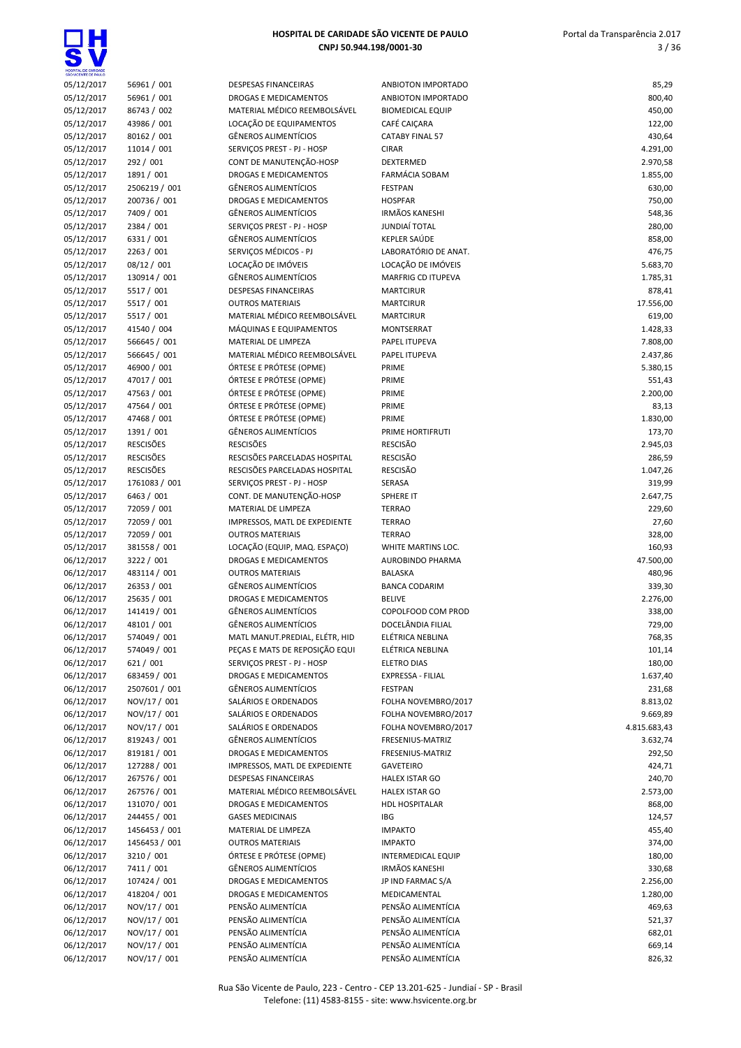| | | | | |
|---|---|---|---|---|
| 05/12/2017 | 56961 / 001 | DESPESAS FINANCEIRAS | ANBIOTON IMPORTADO | 85,29 |
| 05/12/2017 | 56961 / 001 | DROGAS E MEDICAMENTOS | ANBIOTON IMPORTADO | 800,40 |
| 05/12/2017 | 86743 / 002 | MATERIAL MÉDICO REEMBOLSÁVEL | BIOMEDICAL EQUIP | 450,00 |
| 05/12/2017 | 43986 / 001 | LOCAÇÃO DE EQUIPAMENTOS | CAFÉ CAIÇARA | 122,00 |
| 05/12/2017 | 80162 / 001 | GÊNEROS ALIMENTÍCIOS | CATABY FINAL 57 | 430,64 |
| 05/12/2017 | 11014 / 001 | SERVIÇOS PREST - PJ - HOSP | CIRAR | 4.291,00 |
| 05/12/2017 | 292 / 001 | CONT DE MANUTENÇÃO-HOSP | DEXTERMED | 2.970,58 |
| 05/12/2017 | 1891 / 001 | DROGAS E MEDICAMENTOS | FARMÁCIA SOBAM | 1.855,00 |
| 05/12/2017 | 2506219 / 001 | GÊNEROS ALIMENTÍCIOS | FESTPAN | 630,00 |
| 05/12/2017 | 200736 / 001 | DROGAS E MEDICAMENTOS | HOSPFAR | 750,00 |
| 05/12/2017 | 7409 / 001 | GÊNEROS ALIMENTÍCIOS | IRMÃOS KANESHI | 548,36 |
| 05/12/2017 | 2384 / 001 | SERVIÇOS PREST - PJ - HOSP | JUNDIAÍ TOTAL | 280,00 |
| 05/12/2017 | 6331 / 001 | GÊNEROS ALIMENTÍCIOS | KEPLER SAÚDE | 858,00 |
| 05/12/2017 | 2263 / 001 | SERVIÇOS MÉDICOS - PJ | LABORATÓRIO DE ANAT. | 476,75 |
| 05/12/2017 | 08/12 / 001 | LOCAÇÃO DE IMÓVEIS | LOCAÇÃO DE IMÓVEIS | 5.683,70 |
| 05/12/2017 | 130914 / 001 | GÊNEROS ALIMENTÍCIOS | MARFRIG CD ITUPEVA | 1.785,31 |
| 05/12/2017 | 5517 / 001 | DESPESAS FINANCEIRAS | MARTCIRUR | 878,41 |
| 05/12/2017 | 5517 / 001 | OUTROS MATERIAIS | MARTCIRUR | 17.556,00 |
| 05/12/2017 | 5517 / 001 | MATERIAL MÉDICO REEMBOLSÁVEL | MARTCIRUR | 619,00 |
| 05/12/2017 | 41540 / 004 | MÁQUINAS E EQUIPAMENTOS | MONTSERRAT | 1.428,33 |
| 05/12/2017 | 566645 / 001 | MATERIAL DE LIMPEZA | PAPEL ITUPEVA | 7.808,00 |
| 05/12/2017 | 566645 / 001 | MATERIAL MÉDICO REEMBOLSÁVEL | PAPEL ITUPEVA | 2.437,86 |
| 05/12/2017 | 46900 / 001 | ÓRTESE E PRÓTESE (OPME) | PRIME | 5.380,15 |
| 05/12/2017 | 47017 / 001 | ÓRTESE E PRÓTESE (OPME) | PRIME | 551,43 |
| 05/12/2017 | 47563 / 001 | ÓRTESE E PRÓTESE (OPME) | PRIME | 2.200,00 |
| 05/12/2017 | 47564 / 001 | ÓRTESE E PRÓTESE (OPME) | PRIME | 83,13 |
| 05/12/2017 | 47468 / 001 | ÓRTESE E PRÓTESE (OPME) | PRIME | 1.830,00 |
| 05/12/2017 | 1391 / 001 | GÊNEROS ALIMENTÍCIOS | PRIME HORTIFRUTI | 173,70 |
| 05/12/2017 | RESCISÕES | RESCISÕES | RESCISÃO | 2.945,03 |
| 05/12/2017 | RESCISÕES | RESCISÕES PARCELADAS HOSPITAL | RESCISÃO | 286,59 |
| 05/12/2017 | RESCISÕES | RESCISÕES PARCELADAS HOSPITAL | RESCISÃO | 1.047,26 |
| 05/12/2017 | 1761083 / 001 | SERVIÇOS PREST - PJ - HOSP | SERASA | 319,99 |
| 05/12/2017 | 6463 / 001 | CONT. DE MANUTENÇÃO-HOSP | SPHERE IT | 2.647,75 |
| 05/12/2017 | 72059 / 001 | MATERIAL DE LIMPEZA | TERRAO | 229,60 |
| 05/12/2017 | 72059 / 001 | IMPRESSOS, MATL DE EXPEDIENTE | TERRAO | 27,60 |
| 05/12/2017 | 72059 / 001 | OUTROS MATERIAIS | TERRAO | 328,00 |
| 05/12/2017 | 381558 / 001 | LOCAÇÃO (EQUIP, MAQ. ESPAÇO) | WHITE MARTINS LOC. | 160,93 |
| 06/12/2017 | 3222 / 001 | DROGAS E MEDICAMENTOS | AUROBINDO PHARMA | 47.500,00 |
| 06/12/2017 | 483114 / 001 | OUTROS MATERIAIS | BALASKA | 480,96 |
| 06/12/2017 | 26353 / 001 | GÊNEROS ALIMENTÍCIOS | BANCA CODARIM | 339,30 |
| 06/12/2017 | 25635 / 001 | DROGAS E MEDICAMENTOS | BELIVE | 2.276,00 |
| 06/12/2017 | 141419 / 001 | GÊNEROS ALIMENTÍCIOS | COPOLFOOD COM PROD | 338,00 |
| 06/12/2017 | 48101 / 001 | GÊNEROS ALIMENTÍCIOS | DOCELÂNDIA FILIAL | 729,00 |
| 06/12/2017 | 574049 / 001 | MATL MANUT.PREDIAL, ELÉTR, HID | ELÉTRICA NEBLINA | 768,35 |
| 06/12/2017 | 574049 / 001 | PEÇAS E MATS DE REPOSIÇÃO EQUI | ELÉTRICA NEBLINA | 101,14 |
| 06/12/2017 | 621 / 001 | SERVIÇOS PREST - PJ - HOSP | ELETRO DIAS | 180,00 |
| 06/12/2017 | 683459 / 001 | DROGAS E MEDICAMENTOS | EXPRESSA - FILIAL | 1.637,40 |
| 06/12/2017 | 2507601 / 001 | GÊNEROS ALIMENTÍCIOS | FESTPAN | 231,68 |
| 06/12/2017 | NOV/17 / 001 | SALÁRIOS E ORDENADOS | FOLHA NOVEMBRO/2017 | 8.813,02 |
| 06/12/2017 | NOV/17 / 001 | SALÁRIOS E ORDENADOS | FOLHA NOVEMBRO/2017 | 9.669,89 |
| 06/12/2017 | NOV/17 / 001 | SALÁRIOS E ORDENADOS | FOLHA NOVEMBRO/2017 | 4.815.683,43 |
| 06/12/2017 | 819243 / 001 | GÊNEROS ALIMENTÍCIOS | FRESENIUS-MATRIZ | 3.632,74 |
| 06/12/2017 | 819181 / 001 | DROGAS E MEDICAMENTOS | FRESENIUS-MATRIZ | 292,50 |
| 06/12/2017 | 127288 / 001 | IMPRESSOS, MATL DE EXPEDIENTE | GAVETEIRO | 424,71 |
| 06/12/2017 | 267576 / 001 | DESPESAS FINANCEIRAS | HALEX ISTAR GO | 240,70 |
| 06/12/2017 | 267576 / 001 | MATERIAL MÉDICO REEMBOLSÁVEL | HALEX ISTAR GO | 2.573,00 |
| 06/12/2017 | 131070 / 001 | DROGAS E MEDICAMENTOS | HDL HOSPITALAR | 868,00 |
| 06/12/2017 | 244455 / 001 | GASES MEDICINAIS | IBG | 124,57 |
| 06/12/2017 | 1456453 / 001 | MATERIAL DE LIMPEZA | IMPAKTO | 455,40 |
| 06/12/2017 | 1456453 / 001 | OUTROS MATERIAIS | IMPAKTO | 374,00 |
| 06/12/2017 | 3210 / 001 | ÓRTESE E PRÓTESE (OPME) | INTERMEDICAL EQUIP | 180,00 |
| 06/12/2017 | 7411 / 001 | GÊNEROS ALIMENTÍCIOS | IRMÃOS KANESHI | 330,68 |
| 06/12/2017 | 107424 / 001 | DROGAS E MEDICAMENTOS | JP IND FARMAC S/A | 2.256,00 |
| 06/12/2017 | 418204 / 001 | DROGAS E MEDICAMENTOS | MEDICAMENTAL | 1.280,00 |
| 06/12/2017 | NOV/17 / 001 | PENSÃO ALIMENTÍCIA | PENSÃO ALIMENTÍCIA | 469,63 |
| 06/12/2017 | NOV/17 / 001 | PENSÃO ALIMENTÍCIA | PENSÃO ALIMENTÍCIA | 521,37 |
| 06/12/2017 | NOV/17 / 001 | PENSÃO ALIMENTÍCIA | PENSÃO ALIMENTÍCIA | 682,01 |
| 06/12/2017 | NOV/17 / 001 | PENSÃO ALIMENTÍCIA | PENSÃO ALIMENTÍCIA | 669,14 |
| 06/12/2017 | NOV/17 / 001 | PENSÃO ALIMENTÍCIA | PENSÃO ALIMENTÍCIA | 826,32 |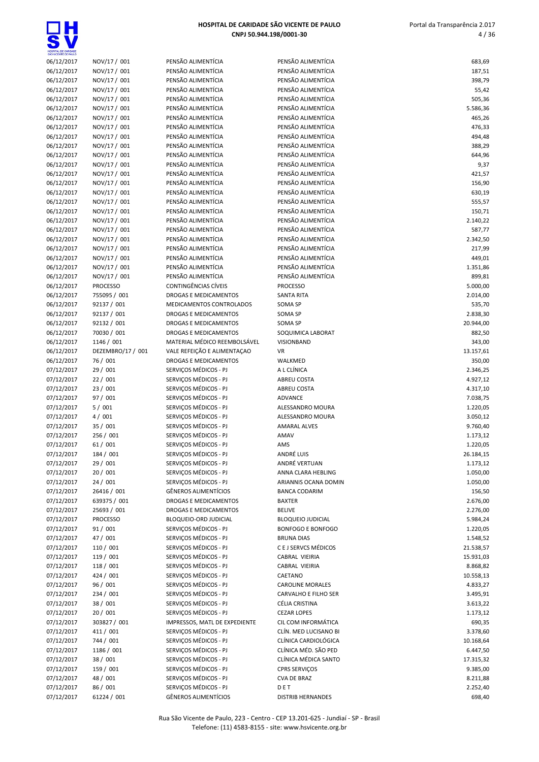| | | | | |
|---|---|---|---|---|
| 06/12/2017 | NOV/17 / 001 | PENSÃO ALIMENTÍCIA | PENSÃO ALIMENTÍCIA | 683,69 |
| 06/12/2017 | NOV/17 / 001 | PENSÃO ALIMENTÍCIA | PENSÃO ALIMENTÍCIA | 187,51 |
| 06/12/2017 | NOV/17 / 001 | PENSÃO ALIMENTÍCIA | PENSÃO ALIMENTÍCIA | 398,79 |
| 06/12/2017 | NOV/17 / 001 | PENSÃO ALIMENTÍCIA | PENSÃO ALIMENTÍCIA | 55,42 |
| 06/12/2017 | NOV/17 / 001 | PENSÃO ALIMENTÍCIA | PENSÃO ALIMENTÍCIA | 505,36 |
| 06/12/2017 | NOV/17 / 001 | PENSÃO ALIMENTÍCIA | PENSÃO ALIMENTÍCIA | 5.586,36 |
| 06/12/2017 | NOV/17 / 001 | PENSÃO ALIMENTÍCIA | PENSÃO ALIMENTÍCIA | 465,26 |
| 06/12/2017 | NOV/17 / 001 | PENSÃO ALIMENTÍCIA | PENSÃO ALIMENTÍCIA | 476,33 |
| 06/12/2017 | NOV/17 / 001 | PENSÃO ALIMENTÍCIA | PENSÃO ALIMENTÍCIA | 494,48 |
| 06/12/2017 | NOV/17 / 001 | PENSÃO ALIMENTÍCIA | PENSÃO ALIMENTÍCIA | 388,29 |
| 06/12/2017 | NOV/17 / 001 | PENSÃO ALIMENTÍCIA | PENSÃO ALIMENTÍCIA | 644,96 |
| 06/12/2017 | NOV/17 / 001 | PENSÃO ALIMENTÍCIA | PENSÃO ALIMENTÍCIA | 9,37 |
| 06/12/2017 | NOV/17 / 001 | PENSÃO ALIMENTÍCIA | PENSÃO ALIMENTÍCIA | 421,57 |
| 06/12/2017 | NOV/17 / 001 | PENSÃO ALIMENTÍCIA | PENSÃO ALIMENTÍCIA | 156,90 |
| 06/12/2017 | NOV/17 / 001 | PENSÃO ALIMENTÍCIA | PENSÃO ALIMENTÍCIA | 630,19 |
| 06/12/2017 | NOV/17 / 001 | PENSÃO ALIMENTÍCIA | PENSÃO ALIMENTÍCIA | 555,57 |
| 06/12/2017 | NOV/17 / 001 | PENSÃO ALIMENTÍCIA | PENSÃO ALIMENTÍCIA | 150,71 |
| 06/12/2017 | NOV/17 / 001 | PENSÃO ALIMENTÍCIA | PENSÃO ALIMENTÍCIA | 2.140,22 |
| 06/12/2017 | NOV/17 / 001 | PENSÃO ALIMENTÍCIA | PENSÃO ALIMENTÍCIA | 587,77 |
| 06/12/2017 | NOV/17 / 001 | PENSÃO ALIMENTÍCIA | PENSÃO ALIMENTÍCIA | 2.342,50 |
| 06/12/2017 | NOV/17 / 001 | PENSÃO ALIMENTÍCIA | PENSÃO ALIMENTÍCIA | 217,99 |
| 06/12/2017 | NOV/17 / 001 | PENSÃO ALIMENTÍCIA | PENSÃO ALIMENTÍCIA | 449,01 |
| 06/12/2017 | NOV/17 / 001 | PENSÃO ALIMENTÍCIA | PENSÃO ALIMENTÍCIA | 1.351,86 |
| 06/12/2017 | NOV/17 / 001 | PENSÃO ALIMENTÍCIA | PENSÃO ALIMENTÍCIA | 899,81 |
| 06/12/2017 | PROCESSO | CONTINGÊNCIAS CÍVEIS | PROCESSO | 5.000,00 |
| 06/12/2017 | 755095 / 001 | DROGAS E MEDICAMENTOS | SANTA RITA | 2.014,00 |
| 06/12/2017 | 92137 / 001 | MEDICAMENTOS CONTROLADOS | SOMA SP | 535,70 |
| 06/12/2017 | 92137 / 001 | DROGAS E MEDICAMENTOS | SOMA SP | 2.838,30 |
| 06/12/2017 | 92132 / 001 | DROGAS E MEDICAMENTOS | SOMA SP | 20.944,00 |
| 06/12/2017 | 70030 / 001 | DROGAS E MEDICAMENTOS | SOQUIMICA LABORAT | 882,50 |
| 06/12/2017 | 1146 / 001 | MATERIAL MÉDICO REEMBOLSÁVEL | VISIONBAND | 343,00 |
| 06/12/2017 | DEZEMBRO/17 / 001 | VALE REFEIÇÃO E ALIMENTAÇAO | VR | 13.157,61 |
| 06/12/2017 | 76 / 001 | DROGAS E MEDICAMENTOS | WALKMED | 350,00 |
| 07/12/2017 | 29 / 001 | SERVIÇOS MÉDICOS - PJ | A L CLÍNICA | 2.346,25 |
| 07/12/2017 | 22 / 001 | SERVIÇOS MÉDICOS - PJ | ABREU COSTA | 4.927,12 |
| 07/12/2017 | 23 / 001 | SERVIÇOS MÉDICOS - PJ | ABREU COSTA | 4.317,10 |
| 07/12/2017 | 97 / 001 | SERVIÇOS MÉDICOS - PJ | ADVANCE | 7.038,75 |
| 07/12/2017 | 5 / 001 | SERVIÇOS MÉDICOS - PJ | ALESSANDRO MOURA | 1.220,05 |
| 07/12/2017 | 4 / 001 | SERVIÇOS MÉDICOS - PJ | ALESSANDRO MOURA | 3.050,12 |
| 07/12/2017 | 35 / 001 | SERVIÇOS MÉDICOS - PJ | AMARAL ALVES | 9.760,40 |
| 07/12/2017 | 256 / 001 | SERVIÇOS MÉDICOS - PJ | AMAV | 1.173,12 |
| 07/12/2017 | 61 / 001 | SERVIÇOS MÉDICOS - PJ | AMS | 1.220,05 |
| 07/12/2017 | 184 / 001 | SERVIÇOS MÉDICOS - PJ | ANDRÉ LUIS | 26.184,15 |
| 07/12/2017 | 29 / 001 | SERVIÇOS MÉDICOS - PJ | ANDRÉ VERTUAN | 1.173,12 |
| 07/12/2017 | 20 / 001 | SERVIÇOS MÉDICOS - PJ | ANNA CLARA HEBLING | 1.050,00 |
| 07/12/2017 | 24 / 001 | SERVIÇOS MÉDICOS - PJ | ARIANNIS OCANA DOMIN | 1.050,00 |
| 07/12/2017 | 26416 / 001 | GÊNEROS ALIMENTÍCIOS | BANCA CODARIM | 156,50 |
| 07/12/2017 | 639375 / 001 | DROGAS E MEDICAMENTOS | BAXTER | 2.676,00 |
| 07/12/2017 | 25693 / 001 | DROGAS E MEDICAMENTOS | BELIVE | 2.276,00 |
| 07/12/2017 | PROCESSO | BLOQUEIO-ORD JUDICIAL | BLOQUEIO JUDICIAL | 5.984,24 |
| 07/12/2017 | 91 / 001 | SERVIÇOS MÉDICOS - PJ | BONFOGO E BONFOGO | 1.220,05 |
| 07/12/2017 | 47 / 001 | SERVIÇOS MÉDICOS - PJ | BRUNA DIAS | 1.548,52 |
| 07/12/2017 | 110 / 001 | SERVIÇOS MÉDICOS - PJ | C E J SERVCS MÉDICOS | 21.538,57 |
| 07/12/2017 | 119 / 001 | SERVIÇOS MÉDICOS - PJ | CABRAL VIEIRIA | 15.931,03 |
| 07/12/2017 | 118 / 001 | SERVIÇOS MÉDICOS - PJ | CABRAL VIEIRIA | 8.868,82 |
| 07/12/2017 | 424 / 001 | SERVIÇOS MÉDICOS - PJ | CAETANO | 10.558,13 |
| 07/12/2017 | 96 / 001 | SERVIÇOS MÉDICOS - PJ | CAROLINE MORALES | 4.833,27 |
| 07/12/2017 | 234 / 001 | SERVIÇOS MÉDICOS - PJ | CARVALHO E FILHO SER | 3.495,91 |
| 07/12/2017 | 38 / 001 | SERVIÇOS MÉDICOS - PJ | CÉLIA CRISTINA | 3.613,22 |
| 07/12/2017 | 20 / 001 | SERVIÇOS MÉDICOS - PJ | CEZAR LOPES | 1.173,12 |
| 07/12/2017 | 303827 / 001 | IMPRESSOS, MATL DE EXPEDIENTE | CIL COM INFORMÁTICA | 690,35 |
| 07/12/2017 | 411 / 001 | SERVIÇOS MÉDICOS - PJ | CLÍN. MED LUCISANO BI | 3.378,60 |
| 07/12/2017 | 744 / 001 | SERVIÇOS MÉDICOS - PJ | CLÍNICA CARDIOLÓGICA | 10.168,64 |
| 07/12/2017 | 1186 / 001 | SERVIÇOS MÉDICOS - PJ | CLÍNICA MÉD. SÃO PED | 6.447,50 |
| 07/12/2017 | 38 / 001 | SERVIÇOS MÉDICOS - PJ | CLÍNICA MÉDICA SANTO | 17.315,32 |
| 07/12/2017 | 159 / 001 | SERVIÇOS MÉDICOS - PJ | CPRS SERVIÇOS | 9.385,00 |
| 07/12/2017 | 48 / 001 | SERVIÇOS MÉDICOS - PJ | CVA DE BRAZ | 8.211,88 |
| 07/12/2017 | 86 / 001 | SERVIÇOS MÉDICOS - PJ | D E T | 2.252,40 |
| 07/12/2017 | 61224 / 001 | GÊNEROS ALIMENTÍCIOS | DISTRIB HERNANDES | 698,40 |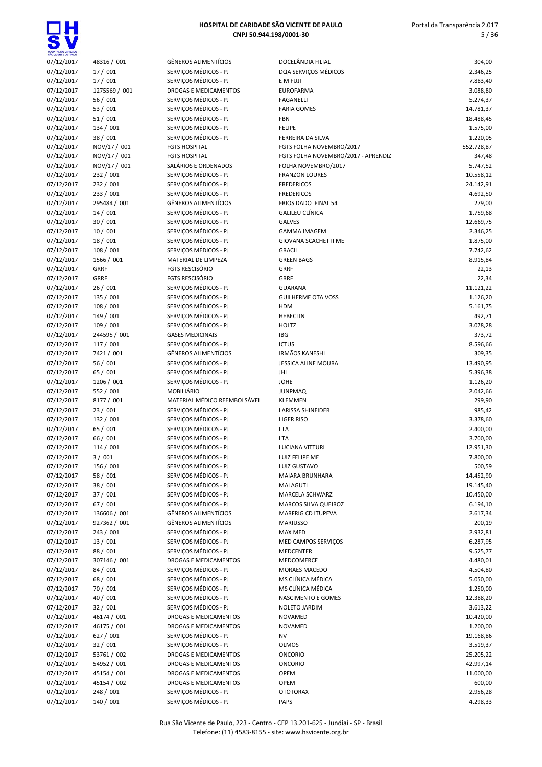| | | | | |
|---|---|---|---|---|
| 07/12/2017 | 48316 / 001 | GÊNEROS ALIMENTÍCIOS | DOCELÂNDIA FILIAL | 304,00 |
| 07/12/2017 | 17 / 001 | SERVIÇOS MÉDICOS - PJ | DQA SERVIÇOS MÉDICOS | 2.346,25 |
| 07/12/2017 | 17 / 001 | SERVIÇOS MÉDICOS - PJ | E M FUJI | 7.883,40 |
| 07/12/2017 | 1275569 / 001 | DROGAS E MEDICAMENTOS | EUROFARMA | 3.088,80 |
| 07/12/2017 | 56 / 001 | SERVIÇOS MÉDICOS - PJ | FAGANELLI | 5.274,37 |
| 07/12/2017 | 53 / 001 | SERVIÇOS MÉDICOS - PJ | FARIA GOMES | 14.781,37 |
| 07/12/2017 | 51 / 001 | SERVIÇOS MÉDICOS - PJ | FBN | 18.488,45 |
| 07/12/2017 | 134 / 001 | SERVIÇOS MÉDICOS - PJ | FELIPE | 1.575,00 |
| 07/12/2017 | 38 / 001 | SERVIÇOS MÉDICOS - PJ | FERREIRA DA SILVA | 1.220,05 |
| 07/12/2017 | NOV/17 / 001 | FGTS HOSPITAL | FGTS FOLHA NOVEMBRO/2017 | 552.728,87 |
| 07/12/2017 | NOV/17 / 001 | FGTS HOSPITAL | FGTS FOLHA NOVEMBRO/2017 - APRENDIZ | 347,48 |
| 07/12/2017 | NOV/17 / 001 | SALÁRIOS E ORDENADOS | FOLHA NOVEMBRO/2017 | 5.747,52 |
| 07/12/2017 | 232 / 001 | SERVIÇOS MÉDICOS - PJ | FRANZON LOURES | 10.558,12 |
| 07/12/2017 | 232 / 001 | SERVIÇOS MÉDICOS - PJ | FREDERICOS | 24.142,91 |
| 07/12/2017 | 233 / 001 | SERVIÇOS MÉDICOS - PJ | FREDERICOS | 4.692,50 |
| 07/12/2017 | 295484 / 001 | GÊNEROS ALIMENTÍCIOS | FRIOS DADO FINAL 54 | 279,00 |
| 07/12/2017 | 14 / 001 | SERVIÇOS MÉDICOS - PJ | GALILEU CLÍNICA | 1.759,68 |
| 07/12/2017 | 30 / 001 | SERVIÇOS MÉDICOS - PJ | GALVES | 12.669,75 |
| 07/12/2017 | 10 / 001 | SERVIÇOS MÉDICOS - PJ | GAMMA IMAGEM | 2.346,25 |
| 07/12/2017 | 18 / 001 | SERVIÇOS MÉDICOS - PJ | GIOVANA SCACHETTI ME | 1.875,00 |
| 07/12/2017 | 108 / 001 | SERVIÇOS MÉDICOS - PJ | GRACIL | 7.742,62 |
| 07/12/2017 | 1566 / 001 | MATERIAL DE LIMPEZA | GREEN BAGS | 8.915,84 |
| 07/12/2017 | GRRF | FGTS RESCISÓRIO | GRRF | 22,13 |
| 07/12/2017 | GRRF | FGTS RESCISÓRIO | GRRF | 22,34 |
| 07/12/2017 | 26 / 001 | SERVIÇOS MÉDICOS - PJ | GUARANA | 11.121,22 |
| 07/12/2017 | 135 / 001 | SERVIÇOS MÉDICOS - PJ | GUILHERME OTA VOSS | 1.126,20 |
| 07/12/2017 | 108 / 001 | SERVIÇOS MÉDICOS - PJ | HDM | 5.161,75 |
| 07/12/2017 | 149 / 001 | SERVIÇOS MÉDICOS - PJ | HEBECLIN | 492,71 |
| 07/12/2017 | 109 / 001 | SERVIÇOS MÉDICOS - PJ | HOLTZ | 3.078,28 |
| 07/12/2017 | 244595 / 001 | GASES MEDICINAIS | IBG | 373,72 |
| 07/12/2017 | 117 / 001 | SERVIÇOS MÉDICOS - PJ | ICTUS | 8.596,66 |
| 07/12/2017 | 7421 / 001 | GÊNEROS ALIMENTÍCIOS | IRMÃOS KANESHI | 309,35 |
| 07/12/2017 | 56 / 001 | SERVIÇOS MÉDICOS - PJ | JESSICA ALINE MOURA | 13.490,95 |
| 07/12/2017 | 65 / 001 | SERVIÇOS MÉDICOS - PJ | JHL | 5.396,38 |
| 07/12/2017 | 1206 / 001 | SERVIÇOS MÉDICOS - PJ | JOHE | 1.126,20 |
| 07/12/2017 | 552 / 001 | MOBILIÁRIO | JUNPMAQ | 2.042,66 |
| 07/12/2017 | 8177 / 001 | MATERIAL MÉDICO REEMBOLSÁVEL | KLEMMEN | 299,90 |
| 07/12/2017 | 23 / 001 | SERVIÇOS MÉDICOS - PJ | LARISSA SHINEIDER | 985,42 |
| 07/12/2017 | 132 / 001 | SERVIÇOS MÉDICOS - PJ | LIGER RISO | 3.378,60 |
| 07/12/2017 | 65 / 001 | SERVIÇOS MÉDICOS - PJ | LTA | 2.400,00 |
| 07/12/2017 | 66 / 001 | SERVIÇOS MÉDICOS - PJ | LTA | 3.700,00 |
| 07/12/2017 | 114 / 001 | SERVIÇOS MÉDICOS - PJ | LUCIANA VITTURI | 12.951,30 |
| 07/12/2017 | 3 / 001 | SERVIÇOS MÉDICOS - PJ | LUIZ FELIPE ME | 7.800,00 |
| 07/12/2017 | 156 / 001 | SERVIÇOS MÉDICOS - PJ | LUIZ GUSTAVO | 500,59 |
| 07/12/2017 | 58 / 001 | SERVIÇOS MÉDICOS - PJ | MAIARA BRUNHARA | 14.452,90 |
| 07/12/2017 | 38 / 001 | SERVIÇOS MÉDICOS - PJ | MALAGUTI | 19.145,40 |
| 07/12/2017 | 37 / 001 | SERVIÇOS MÉDICOS - PJ | MARCELA SCHWARZ | 10.450,00 |
| 07/12/2017 | 67 / 001 | SERVIÇOS MÉDICOS - PJ | MARCOS SILVA QUEIROZ | 6.194,10 |
| 07/12/2017 | 136606 / 001 | GÊNEROS ALIMENTÍCIOS | MARFRIG CD ITUPEVA | 2.617,34 |
| 07/12/2017 | 927362 / 001 | GÊNEROS ALIMENTÍCIOS | MARIUSSO | 200,19 |
| 07/12/2017 | 243 / 001 | SERVIÇOS MÉDICOS - PJ | MAX MED | 2.932,81 |
| 07/12/2017 | 13 / 001 | SERVIÇOS MÉDICOS - PJ | MED CAMPOS SERVIÇOS | 6.287,95 |
| 07/12/2017 | 88 / 001 | SERVIÇOS MÉDICOS - PJ | MEDCENTER | 9.525,77 |
| 07/12/2017 | 307146 / 001 | DROGAS E MEDICAMENTOS | MEDCOMERCE | 4.480,01 |
| 07/12/2017 | 84 / 001 | SERVIÇOS MÉDICOS - PJ | MORAES MACEDO | 4.504,80 |
| 07/12/2017 | 68 / 001 | SERVIÇOS MÉDICOS - PJ | MS CLÍNICA MÉDICA | 5.050,00 |
| 07/12/2017 | 70 / 001 | SERVIÇOS MÉDICOS - PJ | MS CLÍNICA MÉDICA | 1.250,00 |
| 07/12/2017 | 40 / 001 | SERVIÇOS MÉDICOS - PJ | NASCIMENTO E GOMES | 12.388,20 |
| 07/12/2017 | 32 / 001 | SERVIÇOS MÉDICOS - PJ | NOLETO JARDIM | 3.613,22 |
| 07/12/2017 | 46174 / 001 | DROGAS E MEDICAMENTOS | NOVAMED | 10.420,00 |
| 07/12/2017 | 46175 / 001 | DROGAS E MEDICAMENTOS | NOVAMED | 1.200,00 |
| 07/12/2017 | 627 / 001 | SERVIÇOS MÉDICOS - PJ | NV | 19.168,86 |
| 07/12/2017 | 32 / 001 | SERVIÇOS MÉDICOS - PJ | OLMOS | 3.519,37 |
| 07/12/2017 | 53761 / 002 | DROGAS E MEDICAMENTOS | ONCORIO | 25.205,22 |
| 07/12/2017 | 54952 / 001 | DROGAS E MEDICAMENTOS | ONCORIO | 42.997,14 |
| 07/12/2017 | 45154 / 001 | DROGAS E MEDICAMENTOS | OPEM | 11.000,00 |
| 07/12/2017 | 45154 / 002 | DROGAS E MEDICAMENTOS | OPEM | 600,00 |
| 07/12/2017 | 248 / 001 | SERVIÇOS MÉDICOS - PJ | OTOTORAX | 2.956,28 |
| 07/12/2017 | 140 / 001 | SERVIÇOS MÉDICOS - PJ | PAPS | 4.298,33 |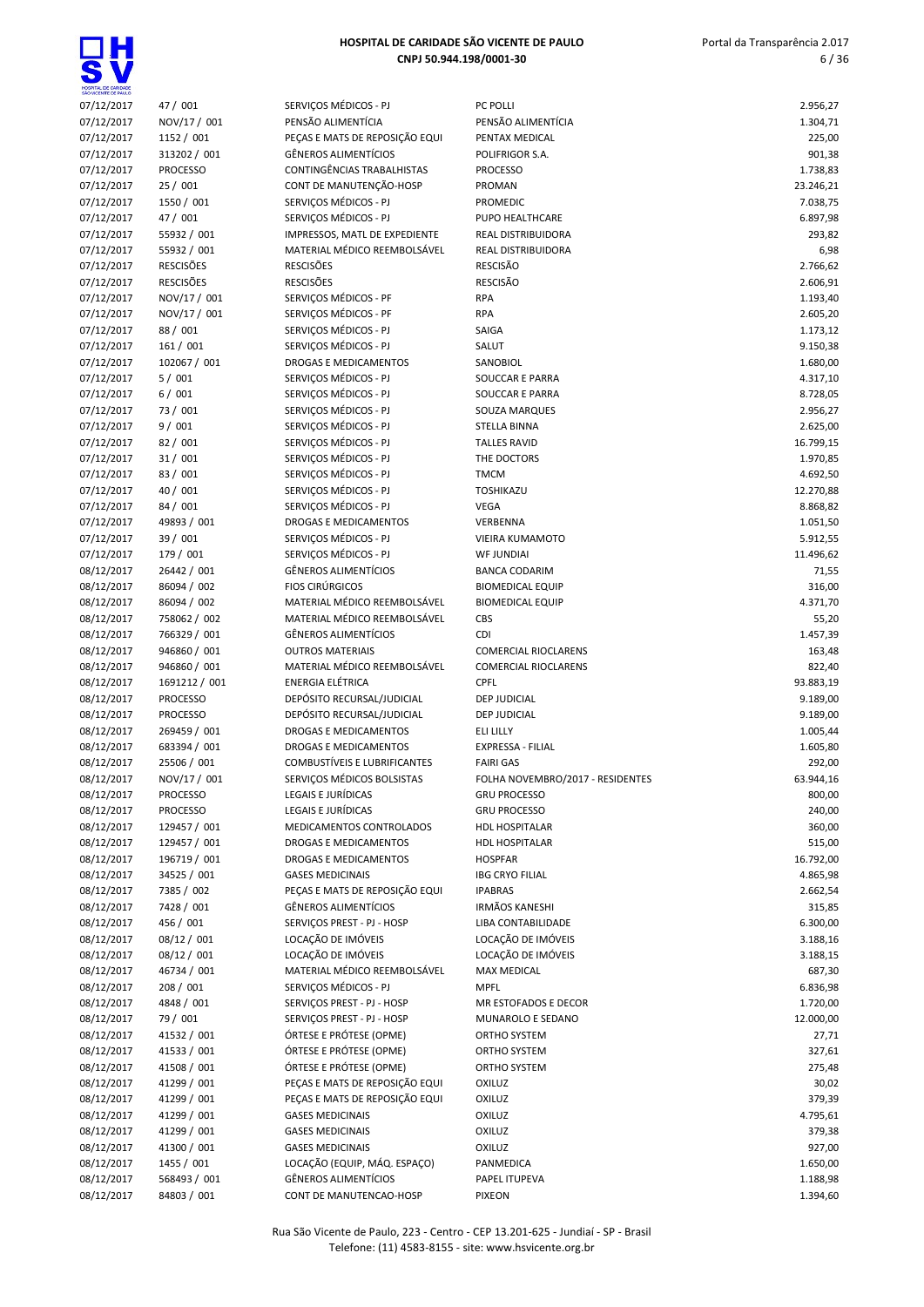# HOSPITAL DE CARIDADE SÃO VICENTE DE PAULO

**CNPJ 50.944.198/0001-30**

| Data | Documento | Natureza | Favorecido | Valor |
|---|---|---|---|---|
| 07/12/2017 | 47 / 001 | SERVIÇOS MÉDICOS - PJ | PC POLLI | 2.956,27 |
| 07/12/2017 | NOV/17 / 001 | PENSÃO ALIMENTÍCIA | PENSÃO ALIMENTÍCIA | 1.304,71 |
| 07/12/2017 | 1152 / 001 | PEÇAS E MATS DE REPOSIÇÃO EQUI | PENTAX MEDICAL | 225,00 |
| 07/12/2017 | 313202 / 001 | GÊNEROS ALIMENTÍCIOS | POLIFRIGOR S.A. | 901,38 |
| 07/12/2017 | PROCESSO | CONTINGÊNCIAS TRABALHISTAS | PROCESSO | 1.738,83 |
| 07/12/2017 | 25 / 001 | CONT DE MANUTENÇÃO-HOSP | PROMAN | 23.246,21 |
| 07/12/2017 | 1550 / 001 | SERVIÇOS MÉDICOS - PJ | PROMEDIC | 7.038,75 |
| 07/12/2017 | 47 / 001 | SERVIÇOS MÉDICOS - PJ | PUPO HEALTHCARE | 6.897,98 |
| 07/12/2017 | 55932 / 001 | IMPRESSOS, MATL DE EXPEDIENTE | REAL DISTRIBUIDORA | 293,82 |
| 07/12/2017 | 55932 / 001 | MATERIAL MÉDICO REEMBOLSÁVEL | REAL DISTRIBUIDORA | 6,98 |
| 07/12/2017 | RESCISÕES | RESCISÕES | RESCISÃO | 2.766,62 |
| 07/12/2017 | RESCISÕES | RESCISÕES | RESCISÃO | 2.606,91 |
| 07/12/2017 | NOV/17 / 001 | SERVIÇOS MÉDICOS - PF | RPA | 1.193,40 |
| 07/12/2017 | NOV/17 / 001 | SERVIÇOS MÉDICOS - PF | RPA | 2.605,20 |
| 07/12/2017 | 88 / 001 | SERVIÇOS MÉDICOS - PJ | SAIGA | 1.173,12 |
| 07/12/2017 | 161 / 001 | SERVIÇOS MÉDICOS - PJ | SALUT | 9.150,38 |
| 07/12/2017 | 102067 / 001 | DROGAS E MEDICAMENTOS | SANOBIOL | 1.680,00 |
| 07/12/2017 | 5 / 001 | SERVIÇOS MÉDICOS - PJ | SOUCCAR E PARRA | 4.317,10 |
| 07/12/2017 | 6 / 001 | SERVIÇOS MÉDICOS - PJ | SOUCCAR E PARRA | 8.728,05 |
| 07/12/2017 | 73 / 001 | SERVIÇOS MÉDICOS - PJ | SOUZA MARQUES | 2.956,27 |
| 07/12/2017 | 9 / 001 | SERVIÇOS MÉDICOS - PJ | STELLA BINNA | 2.625,00 |
| 07/12/2017 | 82 / 001 | SERVIÇOS MÉDICOS - PJ | TALLES RAVID | 16.799,15 |
| 07/12/2017 | 31 / 001 | SERVIÇOS MÉDICOS - PJ | THE DOCTORS | 1.970,85 |
| 07/12/2017 | 83 / 001 | SERVIÇOS MÉDICOS - PJ | TMCM | 4.692,50 |
| 07/12/2017 | 40 / 001 | SERVIÇOS MÉDICOS - PJ | TOSHIKAZU | 12.270,88 |
| 07/12/2017 | 84 / 001 | SERVIÇOS MÉDICOS - PJ | VEGA | 8.868,82 |
| 07/12/2017 | 49893 / 001 | DROGAS E MEDICAMENTOS | VERBENNA | 1.051,50 |
| 07/12/2017 | 39 / 001 | SERVIÇOS MÉDICOS - PJ | VIEIRA KUMAMOTO | 5.912,55 |
| 07/12/2017 | 179 / 001 | SERVIÇOS MÉDICOS - PJ | WF JUNDIAI | 11.496,62 |
| 08/12/2017 | 26442 / 001 | GÊNEROS ALIMENTÍCIOS | BANCA CODARIM | 71,55 |
| 08/12/2017 | 86094 / 002 | FIOS CIRÚRGICOS | BIOMEDICAL EQUIP | 316,00 |
| 08/12/2017 | 86094 / 002 | MATERIAL MÉDICO REEMBOLSÁVEL | BIOMEDICAL EQUIP | 4.371,70 |
| 08/12/2017 | 758062 / 002 | MATERIAL MÉDICO REEMBOLSÁVEL | CBS | 55,20 |
| 08/12/2017 | 766329 / 001 | GÊNEROS ALIMENTÍCIOS | CDI | 1.457,39 |
| 08/12/2017 | 946860 / 001 | OUTROS MATERIAIS | COMERCIAL RIOCLARENS | 163,48 |
| 08/12/2017 | 946860 / 001 | MATERIAL MÉDICO REEMBOLSÁVEL | COMERCIAL RIOCLARENS | 822,40 |
| 08/12/2017 | 1691212 / 001 | ENERGIA ELÉTRICA | CPFL | 93.883,19 |
| 08/12/2017 | PROCESSO | DEPÓSITO RECURSAL/JUDICIAL | DEP JUDICIAL | 9.189,00 |
| 08/12/2017 | PROCESSO | DEPÓSITO RECURSAL/JUDICIAL | DEP JUDICIAL | 9.189,00 |
| 08/12/2017 | 269459 / 001 | DROGAS E MEDICAMENTOS | ELI LILLY | 1.005,44 |
| 08/12/2017 | 683394 / 001 | DROGAS E MEDICAMENTOS | EXPRESSA - FILIAL | 1.605,80 |
| 08/12/2017 | 25506 / 001 | COMBUSTÍVEIS E LUBRIFICANTES | FAIRI GAS | 292,00 |
| 08/12/2017 | NOV/17 / 001 | SERVIÇOS MÉDICOS BOLSISTAS | FOLHA NOVEMBRO/2017 - RESIDENTES | 63.944,16 |
| 08/12/2017 | PROCESSO | LEGAIS E JURÍDICAS | GRU PROCESSO | 800,00 |
| 08/12/2017 | PROCESSO | LEGAIS E JURÍDICAS | GRU PROCESSO | 240,00 |
| 08/12/2017 | 129457 / 001 | MEDICAMENTOS CONTROLADOS | HDL HOSPITALAR | 360,00 |
| 08/12/2017 | 129457 / 001 | DROGAS E MEDICAMENTOS | HDL HOSPITALAR | 515,00 |
| 08/12/2017 | 196719 / 001 | DROGAS E MEDICAMENTOS | HOSPFAR | 16.792,00 |
| 08/12/2017 | 34525 / 001 | GASES MEDICINAIS | IBG CRYO FILIAL | 4.865,98 |
| 08/12/2017 | 7385 / 002 | PEÇAS E MATS DE REPOSIÇÃO EQUI | IPABRAS | 2.662,54 |
| 08/12/2017 | 7428 / 001 | GÊNEROS ALIMENTÍCIOS | IRMÃOS KANESHI | 315,85 |
| 08/12/2017 | 456 / 001 | SERVIÇOS PREST - PJ - HOSP | LIBA CONTABILIDADE | 6.300,00 |
| 08/12/2017 | 08/12 / 001 | LOCAÇÃO DE IMÓVEIS | LOCAÇÃO DE IMÓVEIS | 3.188,16 |
| 08/12/2017 | 08/12 / 001 | LOCAÇÃO DE IMÓVEIS | LOCAÇÃO DE IMÓVEIS | 3.188,15 |
| 08/12/2017 | 46734 / 001 | MATERIAL MÉDICO REEMBOLSÁVEL | MAX MEDICAL | 687,30 |
| 08/12/2017 | 208 / 001 | SERVIÇOS MÉDICOS - PJ | MPFL | 6.836,98 |
| 08/12/2017 | 4848 / 001 | SERVIÇOS PREST - PJ - HOSP | MR ESTOFADOS E DECOR | 1.720,00 |
| 08/12/2017 | 79 / 001 | SERVIÇOS PREST - PJ - HOSP | MUNAROLO E SEDANO | 12.000,00 |
| 08/12/2017 | 41532 / 001 | ÓRTESE E PRÓTESE (OPME) | ORTHO SYSTEM | 27,71 |
| 08/12/2017 | 41533 / 001 | ÓRTESE E PRÓTESE (OPME) | ORTHO SYSTEM | 327,61 |
| 08/12/2017 | 41508 / 001 | ÓRTESE E PRÓTESE (OPME) | ORTHO SYSTEM | 275,48 |
| 08/12/2017 | 41299 / 001 | PEÇAS E MATS DE REPOSIÇÃO EQUI | OXILUZ | 30,02 |
| 08/12/2017 | 41299 / 001 | PEÇAS E MATS DE REPOSIÇÃO EQUI | OXILUZ | 379,39 |
| 08/12/2017 | 41299 / 001 | GASES MEDICINAIS | OXILUZ | 4.795,61 |
| 08/12/2017 | 41299 / 001 | GASES MEDICINAIS | OXILUZ | 379,38 |
| 08/12/2017 | 41300 / 001 | GASES MEDICINAIS | OXILUZ | 927,00 |
| 08/12/2017 | 1455 / 001 | LOCAÇÃO (EQUIP, MÁQ. ESPAÇO) | PANMEDICA | 1.650,00 |
| 08/12/2017 | 568493 / 001 | GÊNEROS ALIMENTÍCIOS | PAPEL ITUPEVA | 1.188,98 |
| 08/12/2017 | 84803 / 001 | CONT DE MANUTENCAO-HOSP | PIXEON | 1.394,60 |

Rua São Vicente de Paulo, 223 - Centro - CEP 13.201-625 - Jundiaí - SP - Brasil
Telefone: (11) 4583-8155 - site: www.hsvicente.org.br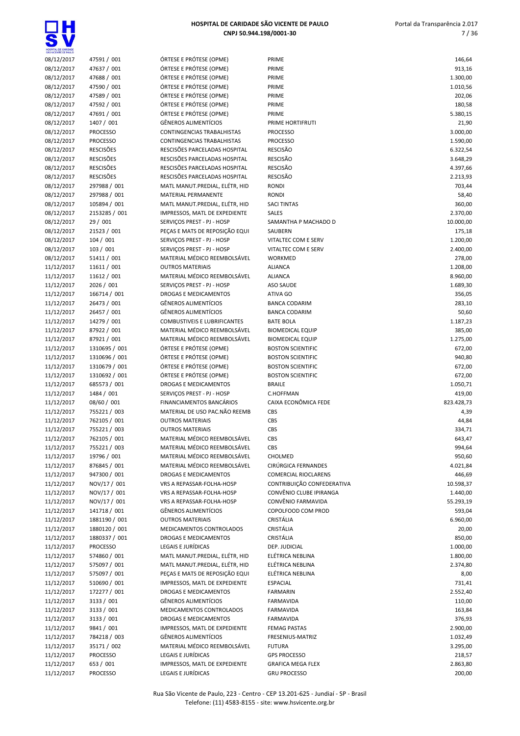| | | | | |
|---|---|---|---|---|
| 08/12/2017 | 47591 / 001 | ÓRTESE E PRÓTESE (OPME) | PRIME | 146,64 |
| 08/12/2017 | 47637 / 001 | ÓRTESE E PRÓTESE (OPME) | PRIME | 913,16 |
| 08/12/2017 | 47688 / 001 | ÓRTESE E PRÓTESE (OPME) | PRIME | 1.300,00 |
| 08/12/2017 | 47590 / 001 | ÓRTESE E PRÓTESE (OPME) | PRIME | 1.010,56 |
| 08/12/2017 | 47589 / 001 | ÓRTESE E PRÓTESE (OPME) | PRIME | 202,06 |
| 08/12/2017 | 47592 / 001 | ÓRTESE E PRÓTESE (OPME) | PRIME | 180,58 |
| 08/12/2017 | 47691 / 001 | ÓRTESE E PRÓTESE (OPME) | PRIME | 5.380,15 |
| 08/12/2017 | 1407 / 001 | GÊNEROS ALIMENTÍCIOS | PRIME HORTIFRUTI | 21,90 |
| 08/12/2017 | PROCESSO | CONTINGENCIAS TRABALHISTAS | PROCESSO | 3.000,00 |
| 08/12/2017 | PROCESSO | CONTINGENCIAS TRABALHISTAS | PROCESSO | 1.590,00 |
| 08/12/2017 | RESCISÕES | RESCISÕES PARCELADAS HOSPITAL | RESCISÃO | 6.322,54 |
| 08/12/2017 | RESCISÕES | RESCISÕES PARCELADAS HOSPITAL | RESCISÃO | 3.648,29 |
| 08/12/2017 | RESCISÕES | RESCISÕES PARCELADAS HOSPITAL | RESCISÃO | 4.397,66 |
| 08/12/2017 | RESCISÕES | RESCISÕES PARCELADAS HOSPITAL | RESCISÃO | 2.213,93 |
| 08/12/2017 | 297988 / 001 | MATL MANUT.PREDIAL, ELÉTR, HID | RONDI | 703,44 |
| 08/12/2017 | 297988 / 001 | MATERIAL PERMANENTE | RONDI | 58,40 |
| 08/12/2017 | 105894 / 001 | MATL MANUT.PREDIAL, ELÉTR, HID | SACI TINTAS | 360,00 |
| 08/12/2017 | 2153285 / 001 | IMPRESSOS, MATL DE EXPEDIENTE | SALES | 2.370,00 |
| 08/12/2017 | 29 / 001 | SERVIÇOS PREST - PJ - HOSP | SAMANTHA P MACHADO D | 10.000,00 |
| 08/12/2017 | 21523 / 001 | PEÇAS E MATS DE REPOSIÇÃO EQUI | SAUBERN | 175,18 |
| 08/12/2017 | 104 / 001 | SERVIÇOS PREST - PJ - HOSP | VITALTEC COM E SERV | 1.200,00 |
| 08/12/2017 | 103 / 001 | SERVIÇOS PREST - PJ - HOSP | VITALTEC COM E SERV | 2.400,00 |
| 08/12/2017 | 51411 / 001 | MATERIAL MÉDICO REEMBOLSÁVEL | WORKMED | 278,00 |
| 11/12/2017 | 11611 / 001 | OUTROS MATERIAIS | ALIANCA | 1.208,00 |
| 11/12/2017 | 11612 / 001 | MATERIAL MÉDICO REEMBOLSÁVEL | ALIANCA | 8.960,00 |
| 11/12/2017 | 2026 / 001 | SERVIÇOS PREST - PJ - HOSP | ASO SAUDE | 1.689,30 |
| 11/12/2017 | 166714 / 001 | DROGAS E MEDICAMENTOS | ATIVA GO | 356,05 |
| 11/12/2017 | 26473 / 001 | GÊNEROS ALIMENTÍCIOS | BANCA CODARIM | 283,10 |
| 11/12/2017 | 26457 / 001 | GÊNEROS ALIMENTÍCIOS | BANCA CODARIM | 50,60 |
| 11/12/2017 | 14279 / 001 | COMBUSTIVEIS E LUBRIFICANTES | BATE BOLA | 1.187,23 |
| 11/12/2017 | 87922 / 001 | MATERIAL MÉDICO REEMBOLSÁVEL | BIOMEDICAL EQUIP | 385,00 |
| 11/12/2017 | 87921 / 001 | MATERIAL MÉDICO REEMBOLSÁVEL | BIOMEDICAL EQUIP | 1.275,00 |
| 11/12/2017 | 1310695 / 001 | ÓRTESE E PRÓTESE (OPME) | BOSTON SCIENTIFIC | 672,00 |
| 11/12/2017 | 1310696 / 001 | ÓRTESE E PRÓTESE (OPME) | BOSTON SCIENTIFIC | 940,80 |
| 11/12/2017 | 1310679 / 001 | ÓRTESE E PRÓTESE (OPME) | BOSTON SCIENTIFIC | 672,00 |
| 11/12/2017 | 1310692 / 001 | ÓRTESE E PRÓTESE (OPME) | BOSTON SCIENTIFIC | 672,00 |
| 11/12/2017 | 685573 / 001 | DROGAS E MEDICAMENTOS | BRAILE | 1.050,71 |
| 11/12/2017 | 1484 / 001 | SERVIÇOS PREST - PJ - HOSP | C.HOFFMAN | 419,00 |
| 11/12/2017 | 08/60 / 001 | FINANCIAMENTOS BANCÁRIOS | CAIXA ECONÔMICA FEDE | 823.428,73 |
| 11/12/2017 | 755221 / 003 | MATERIAL DE USO PAC.NÃO REEMB | CBS | 4,39 |
| 11/12/2017 | 762105 / 001 | OUTROS MATERIAIS | CBS | 44,84 |
| 11/12/2017 | 755221 / 003 | OUTROS MATERIAIS | CBS | 334,71 |
| 11/12/2017 | 762105 / 001 | MATERIAL MÉDICO REEMBOLSÁVEL | CBS | 643,47 |
| 11/12/2017 | 755221 / 003 | MATERIAL MÉDICO REEMBOLSÁVEL | CBS | 994,64 |
| 11/12/2017 | 19796 / 001 | MATERIAL MÉDICO REEMBOLSÁVEL | CHOLMED | 950,60 |
| 11/12/2017 | 876845 / 001 | MATERIAL MÉDICO REEMBOLSÁVEL | CIRÚRGICA FERNANDES | 4.021,84 |
| 11/12/2017 | 947300 / 001 | DROGAS E MEDICAMENTOS | COMERCIAL RIOCLARENS | 446,69 |
| 11/12/2017 | NOV/17 / 001 | VRS A REPASSAR-FOLHA-HOSP | CONTRIBUIÇÃO CONFEDERATIVA | 10.598,37 |
| 11/12/2017 | NOV/17 / 001 | VRS A REPASSAR-FOLHA-HOSP | CONVÊNIO CLUBE IPIRANGA | 1.440,00 |
| 11/12/2017 | NOV/17 / 001 | VRS A REPASSAR-FOLHA-HOSP | CONVÊNIO FARMAVIDA | 55.293,19 |
| 11/12/2017 | 141718 / 001 | GÊNEROS ALIMENTÍCIOS | COPOLFOOD COM PROD | 593,04 |
| 11/12/2017 | 1881190 / 001 | OUTROS MATERIAIS | CRISTÁLIA | 6.960,00 |
| 11/12/2017 | 1880120 / 001 | MEDICAMENTOS CONTROLADOS | CRISTÁLIA | 20,00 |
| 11/12/2017 | 1880337 / 001 | DROGAS E MEDICAMENTOS | CRISTÁLIA | 850,00 |
| 11/12/2017 | PROCESSO | LEGAIS E JURÍDICAS | DEP. JUDICIAL | 1.000,00 |
| 11/12/2017 | 574860 / 001 | MATL MANUT.PREDIAL, ELÉTR, HID | ELÉTRICA NEBLINA | 1.800,00 |
| 11/12/2017 | 575097 / 001 | MATL MANUT.PREDIAL, ELÉTR, HID | ELÉTRICA NEBLINA | 2.374,80 |
| 11/12/2017 | 575097 / 001 | PEÇAS E MATS DE REPOSIÇÃO EQUI | ELÉTRICA NEBLINA | 8,00 |
| 11/12/2017 | 510690 / 001 | IMPRESSOS, MATL DE EXPEDIENTE | ESPACIAL | 731,41 |
| 11/12/2017 | 172277 / 001 | DROGAS E MEDICAMENTOS | FARMARIN | 2.552,40 |
| 11/12/2017 | 3133 / 001 | GÊNEROS ALIMENTÍCIOS | FARMAVIDA | 110,00 |
| 11/12/2017 | 3133 / 001 | MEDICAMENTOS CONTROLADOS | FARMAVIDA | 163,84 |
| 11/12/2017 | 3133 / 001 | DROGAS E MEDICAMENTOS | FARMAVIDA | 376,93 |
| 11/12/2017 | 9841 / 001 | IMPRESSOS, MATL DE EXPEDIENTE | FEMAG PASTAS | 2.900,00 |
| 11/12/2017 | 784218 / 003 | GÊNEROS ALIMENTÍCIOS | FRESENIUS-MATRIZ | 1.032,49 |
| 11/12/2017 | 35171 / 002 | MATERIAL MÉDICO REEMBOLSÁVEL | FUTURA | 3.295,00 |
| 11/12/2017 | PROCESSO | LEGAIS E JURÍDICAS | GPS PROCESSO | 218,57 |
| 11/12/2017 | 653 / 001 | IMPRESSOS, MATL DE EXPEDIENTE | GRAFICA MEGA FLEX | 2.863,80 |
| 11/12/2017 | PROCESSO | LEGAIS E JURÍDICAS | GRU PROCESSO | 200,00 |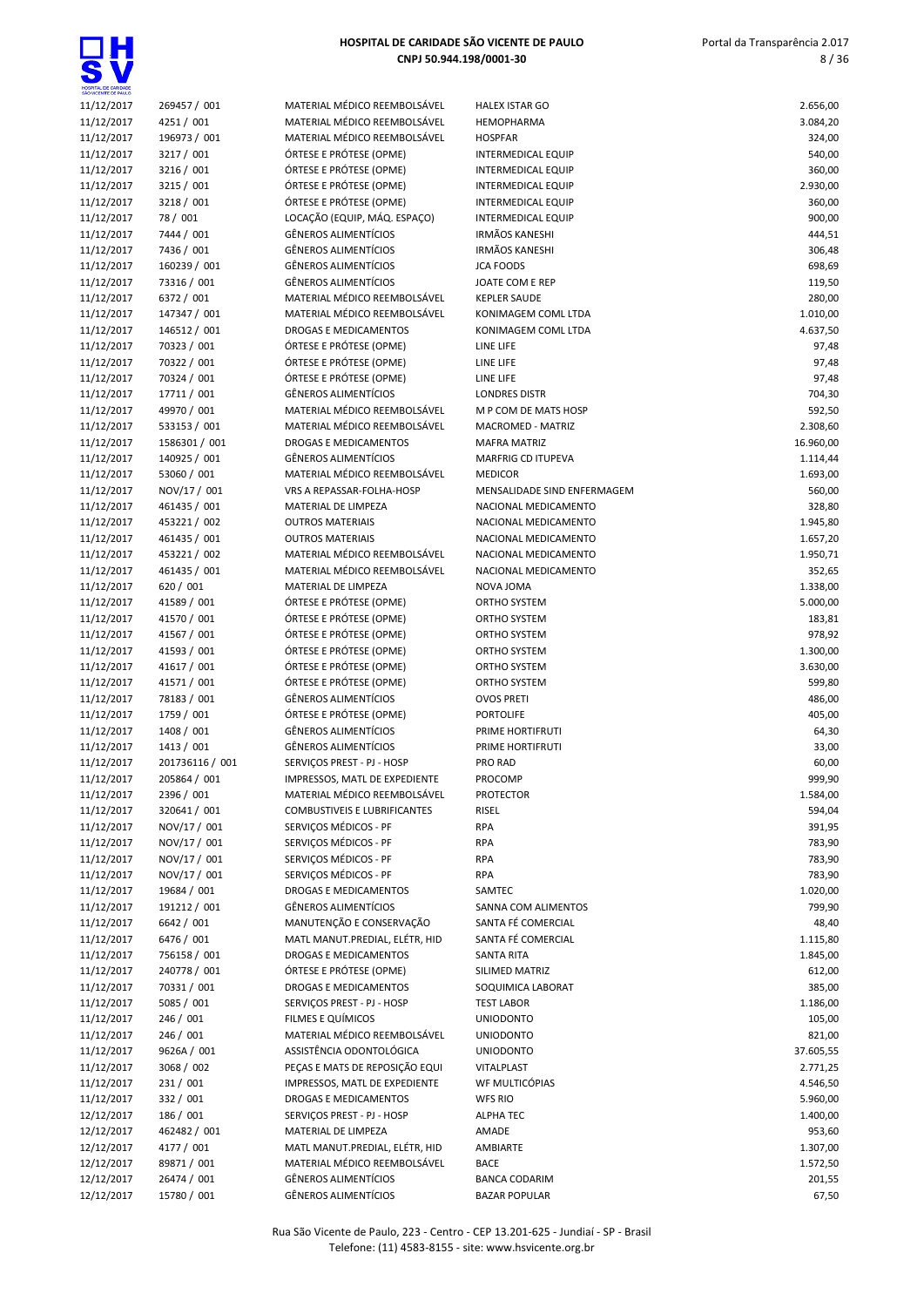| | | | | |
|---|---|---|---|---|
| 11/12/2017 | 269457 / 001 | MATERIAL MÉDICO REEMBOLSÁVEL | HALEX ISTAR GO | 2.656,00 |
| 11/12/2017 | 4251 / 001 | MATERIAL MÉDICO REEMBOLSÁVEL | HEMOPHARMA | 3.084,20 |
| 11/12/2017 | 196973 / 001 | MATERIAL MÉDICO REEMBOLSÁVEL | HOSPFAR | 324,00 |
| 11/12/2017 | 3217 / 001 | ÓRTESE E PRÓTESE (OPME) | INTERMEDICAL EQUIP | 540,00 |
| 11/12/2017 | 3216 / 001 | ÓRTESE E PRÓTESE (OPME) | INTERMEDICAL EQUIP | 360,00 |
| 11/12/2017 | 3215 / 001 | ÓRTESE E PRÓTESE (OPME) | INTERMEDICAL EQUIP | 2.930,00 |
| 11/12/2017 | 3218 / 001 | ÓRTESE E PRÓTESE (OPME) | INTERMEDICAL EQUIP | 360,00 |
| 11/12/2017 | 78 / 001 | LOCAÇÃO (EQUIP, MÁQ. ESPAÇO) | INTERMEDICAL EQUIP | 900,00 |
| 11/12/2017 | 7444 / 001 | GÊNEROS ALIMENTÍCIOS | IRMÃOS KANESHI | 444,51 |
| 11/12/2017 | 7436 / 001 | GÊNEROS ALIMENTÍCIOS | IRMÃOS KANESHI | 306,48 |
| 11/12/2017 | 160239 / 001 | GÊNEROS ALIMENTÍCIOS | JCA FOODS | 698,69 |
| 11/12/2017 | 73316 / 001 | GÊNEROS ALIMENTÍCIOS | JOATE COM E REP | 119,50 |
| 11/12/2017 | 6372 / 001 | MATERIAL MÉDICO REEMBOLSÁVEL | KEPLER SAUDE | 280,00 |
| 11/12/2017 | 147347 / 001 | MATERIAL MÉDICO REEMBOLSÁVEL | KONIMAGEM COML LTDA | 1.010,00 |
| 11/12/2017 | 146512 / 001 | DROGAS E MEDICAMENTOS | KONIMAGEM COML LTDA | 4.637,50 |
| 11/12/2017 | 70323 / 001 | ÓRTESE E PRÓTESE (OPME) | LINE LIFE | 97,48 |
| 11/12/2017 | 70322 / 001 | ÓRTESE E PRÓTESE (OPME) | LINE LIFE | 97,48 |
| 11/12/2017 | 70324 / 001 | ÓRTESE E PRÓTESE (OPME) | LINE LIFE | 97,48 |
| 11/12/2017 | 17711 / 001 | GÊNEROS ALIMENTÍCIOS | LONDRES DISTR | 704,30 |
| 11/12/2017 | 49970 / 001 | MATERIAL MÉDICO REEMBOLSÁVEL | M P COM DE MATS HOSP | 592,50 |
| 11/12/2017 | 533153 / 001 | MATERIAL MÉDICO REEMBOLSÁVEL | MACROMED - MATRIZ | 2.308,60 |
| 11/12/2017 | 1586301 / 001 | DROGAS E MEDICAMENTOS | MAFRA MATRIZ | 16.960,00 |
| 11/12/2017 | 140925 / 001 | GÊNEROS ALIMENTÍCIOS | MARFRIG CD ITUPEVA | 1.114,44 |
| 11/12/2017 | 53060 / 001 | MATERIAL MÉDICO REEMBOLSÁVEL | MEDICOR | 1.693,00 |
| 11/12/2017 | NOV/17 / 001 | VRS A REPASSAR-FOLHA-HOSP | MENSALIDADE SIND ENFERMAGEM | 560,00 |
| 11/12/2017 | 461435 / 001 | MATERIAL DE LIMPEZA | NACIONAL MEDICAMENTO | 328,80 |
| 11/12/2017 | 453221 / 002 | OUTROS MATERIAIS | NACIONAL MEDICAMENTO | 1.945,80 |
| 11/12/2017 | 461435 / 001 | OUTROS MATERIAIS | NACIONAL MEDICAMENTO | 1.657,20 |
| 11/12/2017 | 453221 / 002 | MATERIAL MÉDICO REEMBOLSÁVEL | NACIONAL MEDICAMENTO | 1.950,71 |
| 11/12/2017 | 461435 / 001 | MATERIAL MÉDICO REEMBOLSÁVEL | NACIONAL MEDICAMENTO | 352,65 |
| 11/12/2017 | 620 / 001 | MATERIAL DE LIMPEZA | NOVA JOMA | 1.338,00 |
| 11/12/2017 | 41589 / 001 | ÓRTESE E PRÓTESE (OPME) | ORTHO SYSTEM | 5.000,00 |
| 11/12/2017 | 41570 / 001 | ÓRTESE E PRÓTESE (OPME) | ORTHO SYSTEM | 183,81 |
| 11/12/2017 | 41567 / 001 | ÓRTESE E PRÓTESE (OPME) | ORTHO SYSTEM | 978,92 |
| 11/12/2017 | 41593 / 001 | ÓRTESE E PRÓTESE (OPME) | ORTHO SYSTEM | 1.300,00 |
| 11/12/2017 | 41617 / 001 | ÓRTESE E PRÓTESE (OPME) | ORTHO SYSTEM | 3.630,00 |
| 11/12/2017 | 41571 / 001 | ÓRTESE E PRÓTESE (OPME) | ORTHO SYSTEM | 599,80 |
| 11/12/2017 | 78183 / 001 | GÊNEROS ALIMENTÍCIOS | OVOS PRETI | 486,00 |
| 11/12/2017 | 1759 / 001 | ÓRTESE E PRÓTESE (OPME) | PORTOLIFE | 405,00 |
| 11/12/2017 | 1408 / 001 | GÊNEROS ALIMENTÍCIOS | PRIME HORTIFRUTI | 64,30 |
| 11/12/2017 | 1413 / 001 | GÊNEROS ALIMENTÍCIOS | PRIME HORTIFRUTI | 33,00 |
| 11/12/2017 | 201736116 / 001 | SERVIÇOS PREST - PJ - HOSP | PRO RAD | 60,00 |
| 11/12/2017 | 205864 / 001 | IMPRESSOS, MATL DE EXPEDIENTE | PROCOMP | 999,90 |
| 11/12/2017 | 2396 / 001 | MATERIAL MÉDICO REEMBOLSÁVEL | PROTECTOR | 1.584,00 |
| 11/12/2017 | 320641 / 001 | COMBUSTIVEIS E LUBRIFICANTES | RISEL | 594,04 |
| 11/12/2017 | NOV/17 / 001 | SERVIÇOS MÉDICOS - PF | RPA | 391,95 |
| 11/12/2017 | NOV/17 / 001 | SERVIÇOS MÉDICOS - PF | RPA | 783,90 |
| 11/12/2017 | NOV/17 / 001 | SERVIÇOS MÉDICOS - PF | RPA | 783,90 |
| 11/12/2017 | NOV/17 / 001 | SERVIÇOS MÉDICOS - PF | RPA | 783,90 |
| 11/12/2017 | 19684 / 001 | DROGAS E MEDICAMENTOS | SAMTEC | 1.020,00 |
| 11/12/2017 | 191212 / 001 | GÊNEROS ALIMENTÍCIOS | SANNA COM ALIMENTOS | 799,90 |
| 11/12/2017 | 6642 / 001 | MANUTENÇÃO E CONSERVAÇÃO | SANTA FÉ COMERCIAL | 48,40 |
| 11/12/2017 | 6476 / 001 | MATL MANUT.PREDIAL, ELÉTR, HID | SANTA FÉ COMERCIAL | 1.115,80 |
| 11/12/2017 | 756158 / 001 | DROGAS E MEDICAMENTOS | SANTA RITA | 1.845,00 |
| 11/12/2017 | 240778 / 001 | ÓRTESE E PRÓTESE (OPME) | SILIMED MATRIZ | 612,00 |
| 11/12/2017 | 70331 / 001 | DROGAS E MEDICAMENTOS | SOQUIMICA LABORAT | 385,00 |
| 11/12/2017 | 5085 / 001 | SERVIÇOS PREST - PJ - HOSP | TEST LABOR | 1.186,00 |
| 11/12/2017 | 246 / 001 | FILMES E QUÍMICOS | UNIODONTO | 105,00 |
| 11/12/2017 | 246 / 001 | MATERIAL MÉDICO REEMBOLSÁVEL | UNIODONTO | 821,00 |
| 11/12/2017 | 9626A / 001 | ASSISTÊNCIA ODONTOLÓGICA | UNIODONTO | 37.605,55 |
| 11/12/2017 | 3068 / 002 | PEÇAS E MATS DE REPOSIÇÃO EQUI | VITALPLAST | 2.771,25 |
| 11/12/2017 | 231 / 001 | IMPRESSOS, MATL DE EXPEDIENTE | WF MULTICÓPIAS | 4.546,50 |
| 11/12/2017 | 332 / 001 | DROGAS E MEDICAMENTOS | WFS RIO | 5.960,00 |
| 12/12/2017 | 186 / 001 | SERVIÇOS PREST - PJ - HOSP | ALPHA TEC | 1.400,00 |
| 12/12/2017 | 462482 / 001 | MATERIAL DE LIMPEZA | AMADE | 953,60 |
| 12/12/2017 | 4177 / 001 | MATL MANUT.PREDIAL, ELÉTR, HID | AMBIARTE | 1.307,00 |
| 12/12/2017 | 89871 / 001 | MATERIAL MÉDICO REEMBOLSÁVEL | BACE | 1.572,50 |
| 12/12/2017 | 26474 / 001 | GÊNEROS ALIMENTÍCIOS | BANCA CODARIM | 201,55 |
| 12/12/2017 | 15780 / 001 | GÊNEROS ALIMENTÍCIOS | BAZAR POPULAR | 67,50 |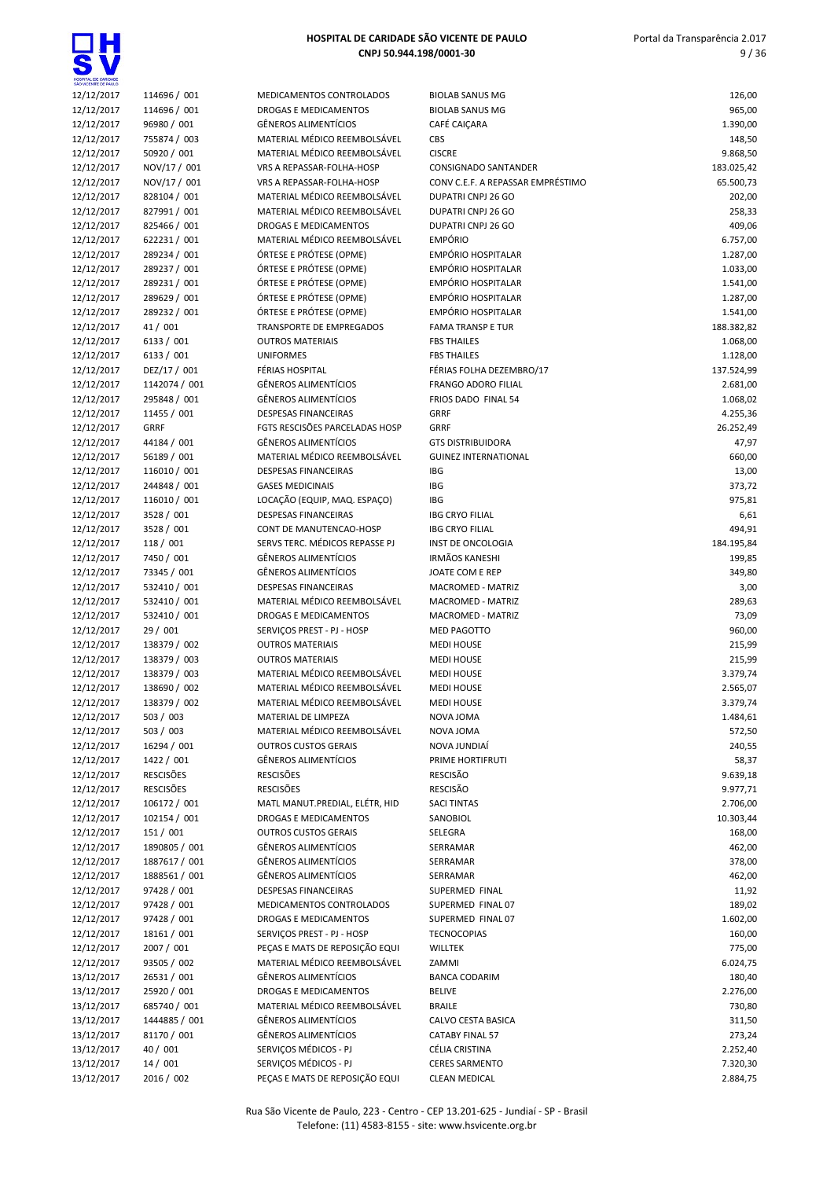| | | | | |
|---|---|---|---|---|
| 12/12/2017 | 114696 / 001 | MEDICAMENTOS CONTROLADOS | BIOLAB SANUS MG | 126,00 |
| 12/12/2017 | 114696 / 001 | DROGAS E MEDICAMENTOS | BIOLAB SANUS MG | 965,00 |
| 12/12/2017 | 96980 / 001 | GÊNEROS ALIMENTÍCIOS | CAFÉ CAIÇARA | 1.390,00 |
| 12/12/2017 | 755874 / 003 | MATERIAL MÉDICO REEMBOLSÁVEL | CBS | 148,50 |
| 12/12/2017 | 50920 / 001 | MATERIAL MÉDICO REEMBOLSÁVEL | CISCRE | 9.868,50 |
| 12/12/2017 | NOV/17 / 001 | VRS A REPASSAR-FOLHA-HOSP | CONSIGNADO SANTANDER | 183.025,42 |
| 12/12/2017 | NOV/17 / 001 | VRS A REPASSAR-FOLHA-HOSP | CONV C.E.F. A REPASSAR EMPRÉSTIMO | 65.500,73 |
| 12/12/2017 | 828104 / 001 | MATERIAL MÉDICO REEMBOLSÁVEL | DUPATRI CNPJ 26 GO | 202,00 |
| 12/12/2017 | 827991 / 001 | MATERIAL MÉDICO REEMBOLSÁVEL | DUPATRI CNPJ 26 GO | 258,33 |
| 12/12/2017 | 825466 / 001 | DROGAS E MEDICAMENTOS | DUPATRI CNPJ 26 GO | 409,06 |
| 12/12/2017 | 622231 / 001 | MATERIAL MÉDICO REEMBOLSÁVEL | EMPÓRIO | 6.757,00 |
| 12/12/2017 | 289234 / 001 | ÓRTESE E PRÓTESE (OPME) | EMPÓRIO HOSPITALAR | 1.287,00 |
| 12/12/2017 | 289237 / 001 | ÓRTESE E PRÓTESE (OPME) | EMPÓRIO HOSPITALAR | 1.033,00 |
| 12/12/2017 | 289231 / 001 | ÓRTESE E PRÓTESE (OPME) | EMPÓRIO HOSPITALAR | 1.541,00 |
| 12/12/2017 | 289629 / 001 | ÓRTESE E PRÓTESE (OPME) | EMPÓRIO HOSPITALAR | 1.287,00 |
| 12/12/2017 | 289232 / 001 | ÓRTESE E PRÓTESE (OPME) | EMPÓRIO HOSPITALAR | 1.541,00 |
| 12/12/2017 | 41 / 001 | TRANSPORTE DE EMPREGADOS | FAMA TRANSP E TUR | 188.382,82 |
| 12/12/2017 | 6133 / 001 | OUTROS MATERIAIS | FBS THAILES | 1.068,00 |
| 12/12/2017 | 6133 / 001 | UNIFORMES | FBS THAILES | 1.128,00 |
| 12/12/2017 | DEZ/17 / 001 | FÉRIAS HOSPITAL | FÉRIAS FOLHA DEZEMBRO/17 | 137.524,99 |
| 12/12/2017 | 1142074 / 001 | GÊNEROS ALIMENTÍCIOS | FRANGO ADORO FILIAL | 2.681,00 |
| 12/12/2017 | 295848 / 001 | GÊNEROS ALIMENTÍCIOS | FRIOS DADO FINAL 54 | 1.068,02 |
| 12/12/2017 | 11455 / 001 | DESPESAS FINANCEIRAS | GRRF | 4.255,36 |
| 12/12/2017 | GRRF | FGTS RESCISÕES PARCELADAS HOSP | GRRF | 26.252,49 |
| 12/12/2017 | 44184 / 001 | GÊNEROS ALIMENTÍCIOS | GTS DISTRIBUIDORA | 47,97 |
| 12/12/2017 | 56189 / 001 | MATERIAL MÉDICO REEMBOLSÁVEL | GUINEZ INTERNATIONAL | 660,00 |
| 12/12/2017 | 116010 / 001 | DESPESAS FINANCEIRAS | IBG | 13,00 |
| 12/12/2017 | 244848 / 001 | GASES MEDICINAIS | IBG | 373,72 |
| 12/12/2017 | 116010 / 001 | LOCAÇÃO (EQUIP, MAQ. ESPAÇO) | IBG | 975,81 |
| 12/12/2017 | 3528 / 001 | DESPESAS FINANCEIRAS | IBG CRYO FILIAL | 6,61 |
| 12/12/2017 | 3528 / 001 | CONT DE MANUTENCAO-HOSP | IBG CRYO FILIAL | 494,91 |
| 12/12/2017 | 118 / 001 | SERVS TERC. MÉDICOS REPASSE PJ | INST DE ONCOLOGIA | 184.195,84 |
| 12/12/2017 | 7450 / 001 | GÊNEROS ALIMENTÍCIOS | IRMÃOS KANESHI | 199,85 |
| 12/12/2017 | 73345 / 001 | GÊNEROS ALIMENTÍCIOS | JOATE COM E REP | 349,80 |
| 12/12/2017 | 532410 / 001 | DESPESAS FINANCEIRAS | MACROMED - MATRIZ | 3,00 |
| 12/12/2017 | 532410 / 001 | MATERIAL MÉDICO REEMBOLSÁVEL | MACROMED - MATRIZ | 289,63 |
| 12/12/2017 | 532410 / 001 | DROGAS E MEDICAMENTOS | MACROMED - MATRIZ | 73,09 |
| 12/12/2017 | 29 / 001 | SERVIÇOS PREST - PJ - HOSP | MED PAGOTTO | 960,00 |
| 12/12/2017 | 138379 / 002 | OUTROS MATERIAIS | MEDI HOUSE | 215,99 |
| 12/12/2017 | 138379 / 003 | OUTROS MATERIAIS | MEDI HOUSE | 215,99 |
| 12/12/2017 | 138379 / 003 | MATERIAL MÉDICO REEMBOLSÁVEL | MEDI HOUSE | 3.379,74 |
| 12/12/2017 | 138690 / 002 | MATERIAL MÉDICO REEMBOLSÁVEL | MEDI HOUSE | 2.565,07 |
| 12/12/2017 | 138379 / 002 | MATERIAL MÉDICO REEMBOLSÁVEL | MEDI HOUSE | 3.379,74 |
| 12/12/2017 | 503 / 003 | MATERIAL DE LIMPEZA | NOVA JOMA | 1.484,61 |
| 12/12/2017 | 503 / 003 | MATERIAL MÉDICO REEMBOLSÁVEL | NOVA JOMA | 572,50 |
| 12/12/2017 | 16294 / 001 | OUTROS CUSTOS GERAIS | NOVA JUNDIAÍ | 240,55 |
| 12/12/2017 | 1422 / 001 | GÊNEROS ALIMENTÍCIOS | PRIME HORTIFRUTI | 58,37 |
| 12/12/2017 | RESCISÕES | RESCISÕES | RESCISÃO | 9.639,18 |
| 12/12/2017 | RESCISÕES | RESCISÕES | RESCISÃO | 9.977,71 |
| 12/12/2017 | 106172 / 001 | MATL MANUT.PREDIAL, ELÉTR, HID | SACI TINTAS | 2.706,00 |
| 12/12/2017 | 102154 / 001 | DROGAS E MEDICAMENTOS | SANOBIOL | 10.303,44 |
| 12/12/2017 | 151 / 001 | OUTROS CUSTOS GERAIS | SELEGRA | 168,00 |
| 12/12/2017 | 1890805 / 001 | GÊNEROS ALIMENTÍCIOS | SERRAMAR | 462,00 |
| 12/12/2017 | 1887617 / 001 | GÊNEROS ALIMENTÍCIOS | SERRAMAR | 378,00 |
| 12/12/2017 | 1888561 / 001 | GÊNEROS ALIMENTÍCIOS | SERRAMAR | 462,00 |
| 12/12/2017 | 97428 / 001 | DESPESAS FINANCEIRAS | SUPERMED FINAL | 11,92 |
| 12/12/2017 | 97428 / 001 | MEDICAMENTOS CONTROLADOS | SUPERMED FINAL 07 | 189,02 |
| 12/12/2017 | 97428 / 001 | DROGAS E MEDICAMENTOS | SUPERMED FINAL 07 | 1.602,00 |
| 12/12/2017 | 18161 / 001 | SERVIÇOS PREST - PJ - HOSP | TECNOCOPIAS | 160,00 |
| 12/12/2017 | 2007 / 001 | PEÇAS E MATS DE REPOSIÇÃO EQUI | WILLTEK | 775,00 |
| 12/12/2017 | 93505 / 002 | MATERIAL MÉDICO REEMBOLSÁVEL | ZAMMI | 6.024,75 |
| 13/12/2017 | 26531 / 001 | GÊNEROS ALIMENTÍCIOS | BANCA CODARIM | 180,40 |
| 13/12/2017 | 25920 / 001 | DROGAS E MEDICAMENTOS | BELIVE | 2.276,00 |
| 13/12/2017 | 685740 / 001 | MATERIAL MÉDICO REEMBOLSÁVEL | BRAILE | 730,80 |
| 13/12/2017 | 1444885 / 001 | GÊNEROS ALIMENTÍCIOS | CALVO CESTA BASICA | 311,50 |
| 13/12/2017 | 81170 / 001 | GÊNEROS ALIMENTÍCIOS | CATABY FINAL 57 | 273,24 |
| 13/12/2017 | 40 / 001 | SERVIÇOS MÉDICOS - PJ | CÉLIA CRISTINA | 2.252,40 |
| 13/12/2017 | 14 / 001 | SERVIÇOS MÉDICOS - PJ | CERES SARMENTO | 7.320,30 |
| 13/12/2017 | 2016 / 002 | PEÇAS E MATS DE REPOSIÇÃO EQUI | CLEAN MEDICAL | 2.884,75 |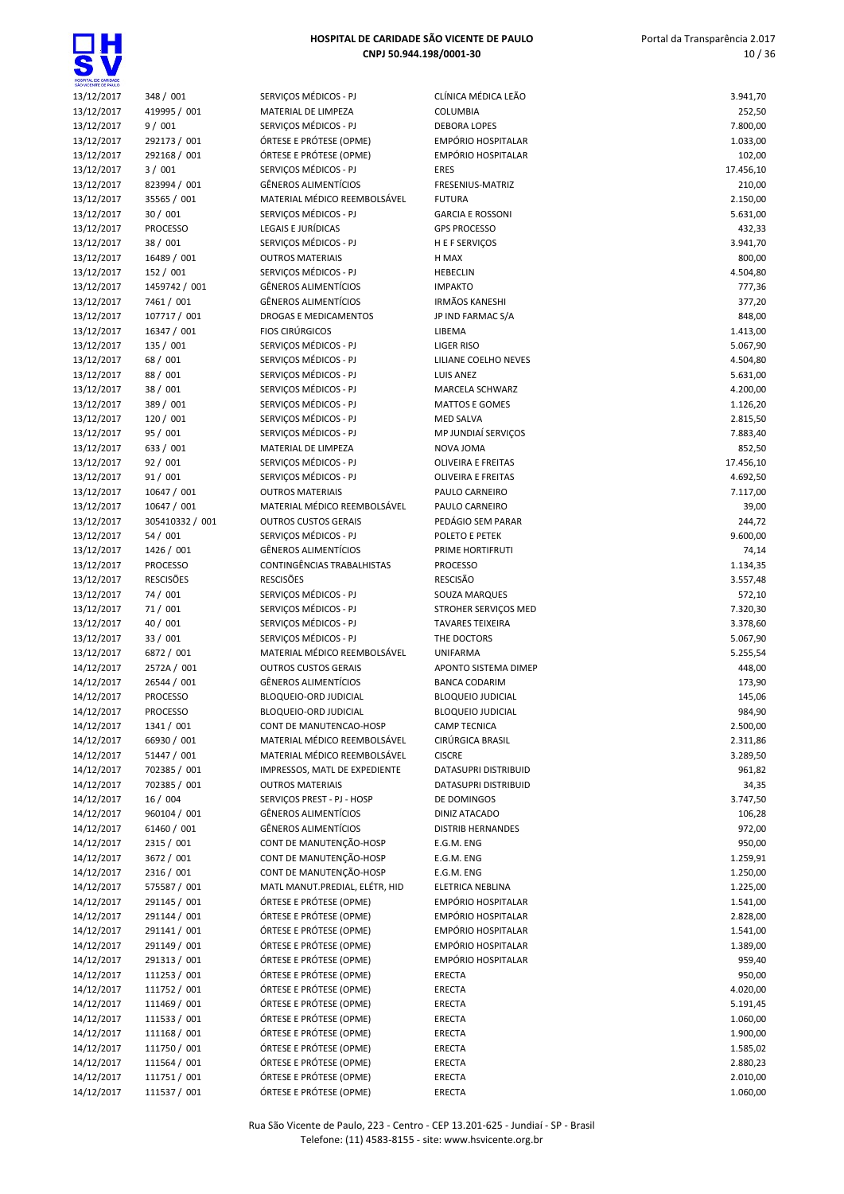| | | | | |
|---|---|---|---|---|
| 13/12/2017 | 348 / 001 | SERVIÇOS MÉDICOS - PJ | CLÍNICA MÉDICA LEÃO | 3.941,70 |
| 13/12/2017 | 419995 / 001 | MATERIAL DE LIMPEZA | COLUMBIA | 252,50 |
| 13/12/2017 | 9 / 001 | SERVIÇOS MÉDICOS - PJ | DEBORA LOPES | 7.800,00 |
| 13/12/2017 | 292173 / 001 | ÓRTESE E PRÓTESE (OPME) | EMPÓRIO HOSPITALAR | 1.033,00 |
| 13/12/2017 | 292168 / 001 | ÓRTESE E PRÓTESE (OPME) | EMPÓRIO HOSPITALAR | 102,00 |
| 13/12/2017 | 3 / 001 | SERVIÇOS MÉDICOS - PJ | ERES | 17.456,10 |
| 13/12/2017 | 823994 / 001 | GÊNEROS ALIMENTÍCIOS | FRESENIUS-MATRIZ | 210,00 |
| 13/12/2017 | 35565 / 001 | MATERIAL MÉDICO REEMBOLSÁVEL | FUTURA | 2.150,00 |
| 13/12/2017 | 30 / 001 | SERVIÇOS MÉDICOS - PJ | GARCIA E ROSSONI | 5.631,00 |
| 13/12/2017 | PROCESSO | LEGAIS E JURÍDICAS | GPS PROCESSO | 432,33 |
| 13/12/2017 | 38 / 001 | SERVIÇOS MÉDICOS - PJ | H E F SERVIÇOS | 3.941,70 |
| 13/12/2017 | 16489 / 001 | OUTROS MATERIAIS | H MAX | 800,00 |
| 13/12/2017 | 152 / 001 | SERVIÇOS MÉDICOS - PJ | HEBECLIN | 4.504,80 |
| 13/12/2017 | 1459742 / 001 | GÊNEROS ALIMENTÍCIOS | IMPAKTO | 777,36 |
| 13/12/2017 | 7461 / 001 | GÊNEROS ALIMENTÍCIOS | IRMÃOS KANESHI | 377,20 |
| 13/12/2017 | 107717 / 001 | DROGAS E MEDICAMENTOS | JP IND FARMAC S/A | 848,00 |
| 13/12/2017 | 16347 / 001 | FIOS CIRÚRGICOS | LIBEMA | 1.413,00 |
| 13/12/2017 | 135 / 001 | SERVIÇOS MÉDICOS - PJ | LIGER RISO | 5.067,90 |
| 13/12/2017 | 68 / 001 | SERVIÇOS MÉDICOS - PJ | LILIANE COELHO NEVES | 4.504,80 |
| 13/12/2017 | 88 / 001 | SERVIÇOS MÉDICOS - PJ | LUIS ANEZ | 5.631,00 |
| 13/12/2017 | 38 / 001 | SERVIÇOS MÉDICOS - PJ | MARCELA SCHWARZ | 4.200,00 |
| 13/12/2017 | 389 / 001 | SERVIÇOS MÉDICOS - PJ | MATTOS E GOMES | 1.126,20 |
| 13/12/2017 | 120 / 001 | SERVIÇOS MÉDICOS - PJ | MED SALVA | 2.815,50 |
| 13/12/2017 | 95 / 001 | SERVIÇOS MÉDICOS - PJ | MP JUNDIAÍ SERVIÇOS | 7.883,40 |
| 13/12/2017 | 633 / 001 | MATERIAL DE LIMPEZA | NOVA JOMA | 852,50 |
| 13/12/2017 | 92 / 001 | SERVIÇOS MÉDICOS - PJ | OLIVEIRA E FREITAS | 17.456,10 |
| 13/12/2017 | 91 / 001 | SERVIÇOS MÉDICOS - PJ | OLIVEIRA E FREITAS | 4.692,50 |
| 13/12/2017 | 10647 / 001 | OUTROS MATERIAIS | PAULO CARNEIRO | 7.117,00 |
| 13/12/2017 | 10647 / 001 | MATERIAL MÉDICO REEMBOLSÁVEL | PAULO CARNEIRO | 39,00 |
| 13/12/2017 | 305410332 / 001 | OUTROS CUSTOS GERAIS | PEDÁGIO SEM PARAR | 244,72 |
| 13/12/2017 | 54 / 001 | SERVIÇOS MÉDICOS - PJ | POLETO E PETEK | 9.600,00 |
| 13/12/2017 | 1426 / 001 | GÊNEROS ALIMENTÍCIOS | PRIME HORTIFRUTI | 74,14 |
| 13/12/2017 | PROCESSO | CONTINGÊNCIAS TRABALHISTAS | PROCESSO | 1.134,35 |
| 13/12/2017 | RESCISÕES | RESCISÕES | RESCISÃO | 3.557,48 |
| 13/12/2017 | 74 / 001 | SERVIÇOS MÉDICOS - PJ | SOUZA MARQUES | 572,10 |
| 13/12/2017 | 71 / 001 | SERVIÇOS MÉDICOS - PJ | STROHER SERVIÇOS MED | 7.320,30 |
| 13/12/2017 | 40 / 001 | SERVIÇOS MÉDICOS - PJ | TAVARES TEIXEIRA | 3.378,60 |
| 13/12/2017 | 33 / 001 | SERVIÇOS MÉDICOS - PJ | THE DOCTORS | 5.067,90 |
| 13/12/2017 | 6872 / 001 | MATERIAL MÉDICO REEMBOLSÁVEL | UNIFARMA | 5.255,54 |
| 14/12/2017 | 2572A / 001 | OUTROS CUSTOS GERAIS | APONTO SISTEMA DIMEP | 448,00 |
| 14/12/2017 | 26544 / 001 | GÊNEROS ALIMENTÍCIOS | BANCA CODARIM | 173,90 |
| 14/12/2017 | PROCESSO | BLOQUEIO-ORD JUDICIAL | BLOQUEIO JUDICIAL | 145,06 |
| 14/12/2017 | PROCESSO | BLOQUEIO-ORD JUDICIAL | BLOQUEIO JUDICIAL | 984,90 |
| 14/12/2017 | 1341 / 001 | CONT DE MANUTENCAO-HOSP | CAMP TECNICA | 2.500,00 |
| 14/12/2017 | 66930 / 001 | MATERIAL MÉDICO REEMBOLSÁVEL | CIRÚRGICA BRASIL | 2.311,86 |
| 14/12/2017 | 51447 / 001 | MATERIAL MÉDICO REEMBOLSÁVEL | CISCRE | 3.289,50 |
| 14/12/2017 | 702385 / 001 | IMPRESSOS, MATL DE EXPEDIENTE | DATASUPRI DISTRIBUID | 961,82 |
| 14/12/2017 | 702385 / 001 | OUTROS MATERIAIS | DATASUPRI DISTRIBUID | 34,35 |
| 14/12/2017 | 16 / 004 | SERVIÇOS PREST - PJ - HOSP | DE DOMINGOS | 3.747,50 |
| 14/12/2017 | 960104 / 001 | GÊNEROS ALIMENTÍCIOS | DINIZ ATACADO | 106,28 |
| 14/12/2017 | 61460 / 001 | GÊNEROS ALIMENTÍCIOS | DISTRIB HERNANDES | 972,00 |
| 14/12/2017 | 2315 / 001 | CONT DE MANUTENÇÃO-HOSP | E.G.M. ENG | 950,00 |
| 14/12/2017 | 3672 / 001 | CONT DE MANUTENÇÃO-HOSP | E.G.M. ENG | 1.259,91 |
| 14/12/2017 | 2316 / 001 | CONT DE MANUTENÇÃO-HOSP | E.G.M. ENG | 1.250,00 |
| 14/12/2017 | 575587 / 001 | MATL MANUT.PREDIAL, ELÉTR, HID | ELETRICA NEBLINA | 1.225,00 |
| 14/12/2017 | 291145 / 001 | ÓRTESE E PRÓTESE (OPME) | EMPÓRIO HOSPITALAR | 1.541,00 |
| 14/12/2017 | 291144 / 001 | ÓRTESE E PRÓTESE (OPME) | EMPÓRIO HOSPITALAR | 2.828,00 |
| 14/12/2017 | 291141 / 001 | ÓRTESE E PRÓTESE (OPME) | EMPÓRIO HOSPITALAR | 1.541,00 |
| 14/12/2017 | 291149 / 001 | ÓRTESE E PRÓTESE (OPME) | EMPÓRIO HOSPITALAR | 1.389,00 |
| 14/12/2017 | 291313 / 001 | ÓRTESE E PRÓTESE (OPME) | EMPÓRIO HOSPITALAR | 959,40 |
| 14/12/2017 | 111253 / 001 | ÓRTESE E PRÓTESE (OPME) | ERECTA | 950,00 |
| 14/12/2017 | 111752 / 001 | ÓRTESE E PRÓTESE (OPME) | ERECTA | 4.020,00 |
| 14/12/2017 | 111469 / 001 | ÓRTESE E PRÓTESE (OPME) | ERECTA | 5.191,45 |
| 14/12/2017 | 111533 / 001 | ÓRTESE E PRÓTESE (OPME) | ERECTA | 1.060,00 |
| 14/12/2017 | 111168 / 001 | ÓRTESE E PRÓTESE (OPME) | ERECTA | 1.900,00 |
| 14/12/2017 | 111750 / 001 | ÓRTESE E PRÓTESE (OPME) | ERECTA | 1.585,02 |
| 14/12/2017 | 111564 / 001 | ÓRTESE E PRÓTESE (OPME) | ERECTA | 2.880,23 |
| 14/12/2017 | 111751 / 001 | ÓRTESE E PRÓTESE (OPME) | ERECTA | 2.010,00 |
| 14/12/2017 | 111537 / 001 | ÓRTESE E PRÓTESE (OPME) | ERECTA | 1.060,00 |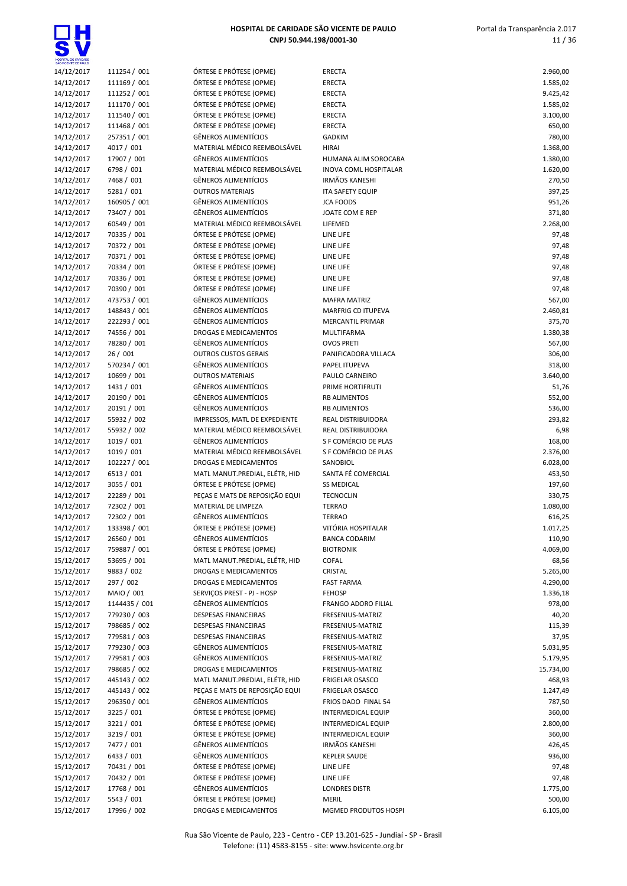| | | | | |
|---|---|---|---|---|
| 14/12/2017 | 111254 / 001 | ÓRTESE E PRÓTESE (OPME) | ERECTA | 2.960,00 |
| 14/12/2017 | 111169 / 001 | ÓRTESE E PRÓTESE (OPME) | ERECTA | 1.585,02 |
| 14/12/2017 | 111252 / 001 | ÓRTESE E PRÓTESE (OPME) | ERECTA | 9.425,42 |
| 14/12/2017 | 111170 / 001 | ÓRTESE E PRÓTESE (OPME) | ERECTA | 1.585,02 |
| 14/12/2017 | 111540 / 001 | ÓRTESE E PRÓTESE (OPME) | ERECTA | 3.100,00 |
| 14/12/2017 | 111468 / 001 | ÓRTESE E PRÓTESE (OPME) | ERECTA | 650,00 |
| 14/12/2017 | 257351 / 001 | GÊNEROS ALIMENTÍCIOS | GADKIM | 780,00 |
| 14/12/2017 | 4017 / 001 | MATERIAL MÉDICO REEMBOLSÁVEL | HIRAI | 1.368,00 |
| 14/12/2017 | 17907 / 001 | GÊNEROS ALIMENTÍCIOS | HUMANA ALIM SOROCABA | 1.380,00 |
| 14/12/2017 | 6798 / 001 | MATERIAL MÉDICO REEMBOLSÁVEL | INOVA COML HOSPITALAR | 1.620,00 |
| 14/12/2017 | 7468 / 001 | GÊNEROS ALIMENTÍCIOS | IRMÃOS KANESHI | 270,50 |
| 14/12/2017 | 5281 / 001 | OUTROS MATERIAIS | ITA SAFETY EQUIP | 397,25 |
| 14/12/2017 | 160905 / 001 | GÊNEROS ALIMENTÍCIOS | JCA FOODS | 951,26 |
| 14/12/2017 | 73407 / 001 | GÊNEROS ALIMENTÍCIOS | JOATE COM E REP | 371,80 |
| 14/12/2017 | 60549 / 001 | MATERIAL MÉDICO REEMBOLSÁVEL | LIFEMED | 2.268,00 |
| 14/12/2017 | 70335 / 001 | ÓRTESE E PRÓTESE (OPME) | LINE LIFE | 97,48 |
| 14/12/2017 | 70372 / 001 | ÓRTESE E PRÓTESE (OPME) | LINE LIFE | 97,48 |
| 14/12/2017 | 70371 / 001 | ÓRTESE E PRÓTESE (OPME) | LINE LIFE | 97,48 |
| 14/12/2017 | 70334 / 001 | ÓRTESE E PRÓTESE (OPME) | LINE LIFE | 97,48 |
| 14/12/2017 | 70336 / 001 | ÓRTESE E PRÓTESE (OPME) | LINE LIFE | 97,48 |
| 14/12/2017 | 70390 / 001 | ÓRTESE E PRÓTESE (OPME) | LINE LIFE | 97,48 |
| 14/12/2017 | 473753 / 001 | GÊNEROS ALIMENTÍCIOS | MAFRA MATRIZ | 567,00 |
| 14/12/2017 | 148843 / 001 | GÊNEROS ALIMENTÍCIOS | MARFRIG CD ITUPEVA | 2.460,81 |
| 14/12/2017 | 222293 / 001 | GÊNEROS ALIMENTÍCIOS | MERCANTIL PRIMAR | 375,70 |
| 14/12/2017 | 74556 / 001 | DROGAS E MEDICAMENTOS | MULTIFARMA | 1.380,38 |
| 14/12/2017 | 78280 / 001 | GÊNEROS ALIMENTÍCIOS | OVOS PRETI | 567,00 |
| 14/12/2017 | 26 / 001 | OUTROS CUSTOS GERAIS | PANIFICADORA VILLACA | 306,00 |
| 14/12/2017 | 570234 / 001 | GÊNEROS ALIMENTÍCIOS | PAPEL ITUPEVA | 318,00 |
| 14/12/2017 | 10699 / 001 | OUTROS MATERIAIS | PAULO CARNEIRO | 3.640,00 |
| 14/12/2017 | 1431 / 001 | GÊNEROS ALIMENTÍCIOS | PRIME HORTIFRUTI | 51,76 |
| 14/12/2017 | 20190 / 001 | GÊNEROS ALIMENTÍCIOS | RB ALIMENTOS | 552,00 |
| 14/12/2017 | 20191 / 001 | GÊNEROS ALIMENTÍCIOS | RB ALIMENTOS | 536,00 |
| 14/12/2017 | 55932 / 002 | IMPRESSOS, MATL DE EXPEDIENTE | REAL DISTRIBUIDORA | 293,82 |
| 14/12/2017 | 55932 / 002 | MATERIAL MÉDICO REEMBOLSÁVEL | REAL DISTRIBUIDORA | 6,98 |
| 14/12/2017 | 1019 / 001 | GÊNEROS ALIMENTÍCIOS | S F COMÉRCIO DE PLAS | 168,00 |
| 14/12/2017 | 1019 / 001 | MATERIAL MÉDICO REEMBOLSÁVEL | S F COMÉRCIO DE PLAS | 2.376,00 |
| 14/12/2017 | 102227 / 001 | DROGAS E MEDICAMENTOS | SANOBIOL | 6.028,00 |
| 14/12/2017 | 6513 / 001 | MATL MANUT.PREDIAL, ELÉTR, HID | SANTA FÉ COMERCIAL | 453,50 |
| 14/12/2017 | 3055 / 001 | ÓRTESE E PRÓTESE (OPME) | SS MEDICAL | 197,60 |
| 14/12/2017 | 22289 / 001 | PEÇAS E MATS DE REPOSIÇÃO EQUI | TECNOCLIN | 330,75 |
| 14/12/2017 | 72302 / 001 | MATERIAL DE LIMPEZA | TERRAO | 1.080,00 |
| 14/12/2017 | 72302 / 001 | GÊNEROS ALIMENTÍCIOS | TERRAO | 616,25 |
| 14/12/2017 | 133398 / 001 | ÓRTESE E PRÓTESE (OPME) | VITÓRIA HOSPITALAR | 1.017,25 |
| 15/12/2017 | 26560 / 001 | GÊNEROS ALIMENTÍCIOS | BANCA CODARIM | 110,90 |
| 15/12/2017 | 759887 / 001 | ÓRTESE E PRÓTESE (OPME) | BIOTRONIK | 4.069,00 |
| 15/12/2017 | 53695 / 001 | MATL MANUT.PREDIAL, ELÉTR, HID | COFAL | 68,56 |
| 15/12/2017 | 9883 / 002 | DROGAS E MEDICAMENTOS | CRISTAL | 5.265,00 |
| 15/12/2017 | 297 / 002 | DROGAS E MEDICAMENTOS | FAST FARMA | 4.290,00 |
| 15/12/2017 | MAIO / 001 | SERVIÇOS PREST - PJ - HOSP | FEHOSP | 1.336,18 |
| 15/12/2017 | 1144435 / 001 | GÊNEROS ALIMENTÍCIOS | FRANGO ADORO FILIAL | 978,00 |
| 15/12/2017 | 779230 / 003 | DESPESAS FINANCEIRAS | FRESENIUS-MATRIZ | 40,20 |
| 15/12/2017 | 798685 / 002 | DESPESAS FINANCEIRAS | FRESENIUS-MATRIZ | 115,39 |
| 15/12/2017 | 779581 / 003 | DESPESAS FINANCEIRAS | FRESENIUS-MATRIZ | 37,95 |
| 15/12/2017 | 779230 / 003 | GÊNEROS ALIMENTÍCIOS | FRESENIUS-MATRIZ | 5.031,95 |
| 15/12/2017 | 779581 / 003 | GÊNEROS ALIMENTÍCIOS | FRESENIUS-MATRIZ | 5.179,95 |
| 15/12/2017 | 798685 / 002 | DROGAS E MEDICAMENTOS | FRESENIUS-MATRIZ | 15.734,00 |
| 15/12/2017 | 445143 / 002 | MATL MANUT.PREDIAL, ELÉTR, HID | FRIGELAR OSASCO | 468,93 |
| 15/12/2017 | 445143 / 002 | PEÇAS E MATS DE REPOSIÇÃO EQUI | FRIGELAR OSASCO | 1.247,49 |
| 15/12/2017 | 296350 / 001 | GÊNEROS ALIMENTÍCIOS | FRIOS DADO FINAL 54 | 787,50 |
| 15/12/2017 | 3225 / 001 | ÓRTESE E PRÓTESE (OPME) | INTERMEDICAL EQUIP | 360,00 |
| 15/12/2017 | 3221 / 001 | ÓRTESE E PRÓTESE (OPME) | INTERMEDICAL EQUIP | 2.800,00 |
| 15/12/2017 | 3219 / 001 | ÓRTESE E PRÓTESE (OPME) | INTERMEDICAL EQUIP | 360,00 |
| 15/12/2017 | 7477 / 001 | GÊNEROS ALIMENTÍCIOS | IRMÃOS KANESHI | 426,45 |
| 15/12/2017 | 6433 / 001 | GÊNEROS ALIMENTÍCIOS | KEPLER SAUDE | 936,00 |
| 15/12/2017 | 70431 / 001 | ÓRTESE E PRÓTESE (OPME) | LINE LIFE | 97,48 |
| 15/12/2017 | 70432 / 001 | ÓRTESE E PRÓTESE (OPME) | LINE LIFE | 97,48 |
| 15/12/2017 | 17768 / 001 | GÊNEROS ALIMENTÍCIOS | LONDRES DISTR | 1.775,00 |
| 15/12/2017 | 5543 / 001 | ÓRTESE E PRÓTESE (OPME) | MERIL | 500,00 |
| 15/12/2017 | 17996 / 002 | DROGAS E MEDICAMENTOS | MGMED PRODUTOS HOSPI | 6.105,00 |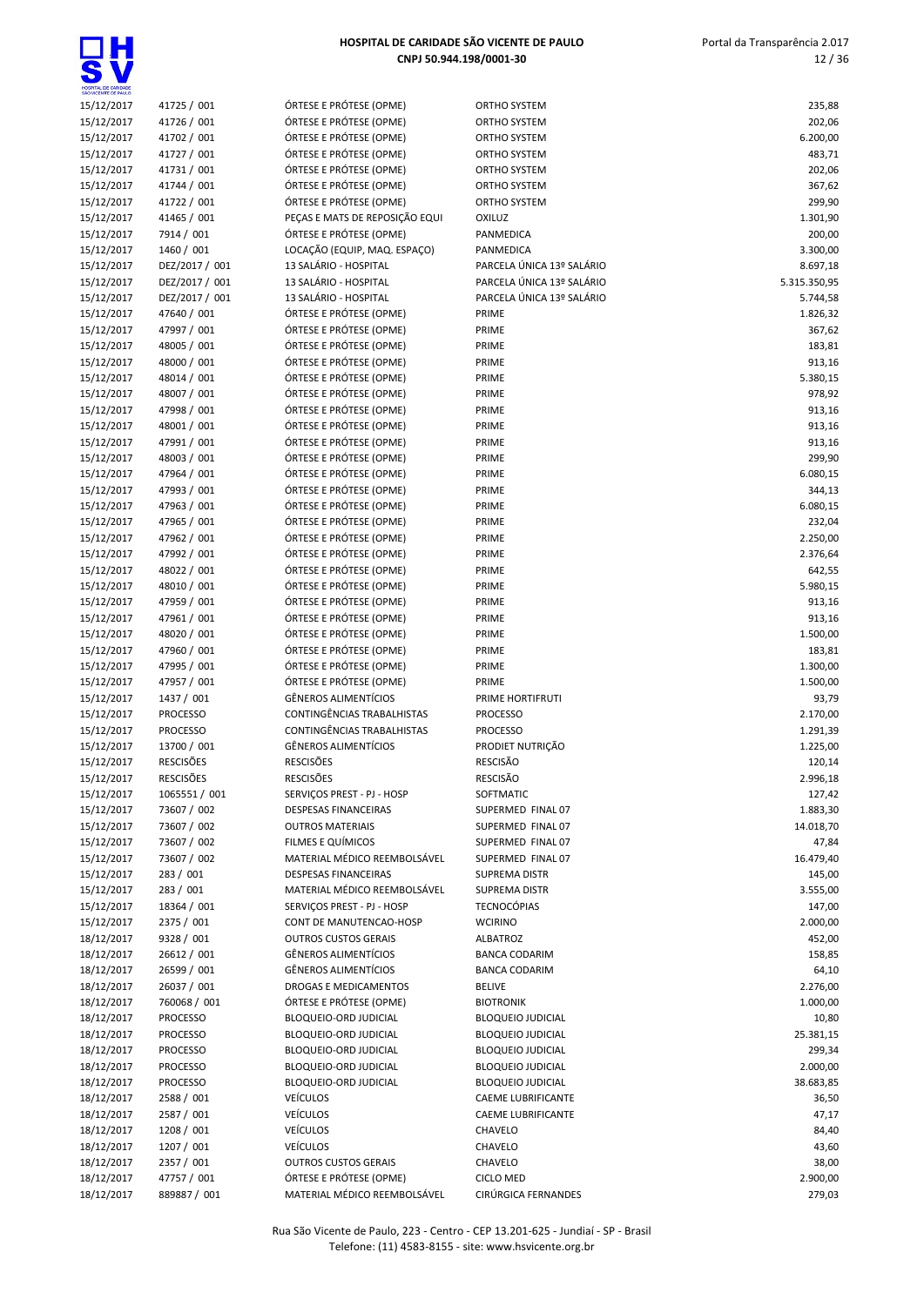| | | | | |
|---|---|---|---|---|
| 15/12/2017 | 41725 / 001 | ÓRTESE E PRÓTESE (OPME) | ORTHO SYSTEM | 235,88 |
| 15/12/2017 | 41726 / 001 | ÓRTESE E PRÓTESE (OPME) | ORTHO SYSTEM | 202,06 |
| 15/12/2017 | 41702 / 001 | ÓRTESE E PRÓTESE (OPME) | ORTHO SYSTEM | 6.200,00 |
| 15/12/2017 | 41727 / 001 | ÓRTESE E PRÓTESE (OPME) | ORTHO SYSTEM | 483,71 |
| 15/12/2017 | 41731 / 001 | ÓRTESE E PRÓTESE (OPME) | ORTHO SYSTEM | 202,06 |
| 15/12/2017 | 41744 / 001 | ÓRTESE E PRÓTESE (OPME) | ORTHO SYSTEM | 367,62 |
| 15/12/2017 | 41722 / 001 | ÓRTESE E PRÓTESE (OPME) | ORTHO SYSTEM | 299,90 |
| 15/12/2017 | 41465 / 001 | PEÇAS E MATS DE REPOSIÇÃO EQUI | OXILUZ | 1.301,90 |
| 15/12/2017 | 7914 / 001 | ÓRTESE E PRÓTESE (OPME) | PANMEDICA | 200,00 |
| 15/12/2017 | 1460 / 001 | LOCAÇÃO (EQUIP, MAQ. ESPAÇO) | PANMEDICA | 3.300,00 |
| 15/12/2017 | DEZ/2017 / 001 | 13 SALÁRIO - HOSPITAL | PARCELA ÚNICA 13º SALÁRIO | 8.697,18 |
| 15/12/2017 | DEZ/2017 / 001 | 13 SALÁRIO - HOSPITAL | PARCELA ÚNICA 13º SALÁRIO | 5.315.350,95 |
| 15/12/2017 | DEZ/2017 / 001 | 13 SALÁRIO - HOSPITAL | PARCELA ÚNICA 13º SALÁRIO | 5.744,58 |
| 15/12/2017 | 47640 / 001 | ÓRTESE E PRÓTESE (OPME) | PRIME | 1.826,32 |
| 15/12/2017 | 47997 / 001 | ÓRTESE E PRÓTESE (OPME) | PRIME | 367,62 |
| 15/12/2017 | 48005 / 001 | ÓRTESE E PRÓTESE (OPME) | PRIME | 183,81 |
| 15/12/2017 | 48000 / 001 | ÓRTESE E PRÓTESE (OPME) | PRIME | 913,16 |
| 15/12/2017 | 48014 / 001 | ÓRTESE E PRÓTESE (OPME) | PRIME | 5.380,15 |
| 15/12/2017 | 48007 / 001 | ÓRTESE E PRÓTESE (OPME) | PRIME | 978,92 |
| 15/12/2017 | 47998 / 001 | ÓRTESE E PRÓTESE (OPME) | PRIME | 913,16 |
| 15/12/2017 | 48001 / 001 | ÓRTESE E PRÓTESE (OPME) | PRIME | 913,16 |
| 15/12/2017 | 47991 / 001 | ÓRTESE E PRÓTESE (OPME) | PRIME | 913,16 |
| 15/12/2017 | 48003 / 001 | ÓRTESE E PRÓTESE (OPME) | PRIME | 299,90 |
| 15/12/2017 | 47964 / 001 | ÓRTESE E PRÓTESE (OPME) | PRIME | 6.080,15 |
| 15/12/2017 | 47993 / 001 | ÓRTESE E PRÓTESE (OPME) | PRIME | 344,13 |
| 15/12/2017 | 47963 / 001 | ÓRTESE E PRÓTESE (OPME) | PRIME | 6.080,15 |
| 15/12/2017 | 47965 / 001 | ÓRTESE E PRÓTESE (OPME) | PRIME | 232,04 |
| 15/12/2017 | 47962 / 001 | ÓRTESE E PRÓTESE (OPME) | PRIME | 2.250,00 |
| 15/12/2017 | 47992 / 001 | ÓRTESE E PRÓTESE (OPME) | PRIME | 2.376,64 |
| 15/12/2017 | 48022 / 001 | ÓRTESE E PRÓTESE (OPME) | PRIME | 642,55 |
| 15/12/2017 | 48010 / 001 | ÓRTESE E PRÓTESE (OPME) | PRIME | 5.980,15 |
| 15/12/2017 | 47959 / 001 | ÓRTESE E PRÓTESE (OPME) | PRIME | 913,16 |
| 15/12/2017 | 47961 / 001 | ÓRTESE E PRÓTESE (OPME) | PRIME | 913,16 |
| 15/12/2017 | 48020 / 001 | ÓRTESE E PRÓTESE (OPME) | PRIME | 1.500,00 |
| 15/12/2017 | 47960 / 001 | ÓRTESE E PRÓTESE (OPME) | PRIME | 183,81 |
| 15/12/2017 | 47995 / 001 | ÓRTESE E PRÓTESE (OPME) | PRIME | 1.300,00 |
| 15/12/2017 | 47957 / 001 | ÓRTESE E PRÓTESE (OPME) | PRIME | 1.500,00 |
| 15/12/2017 | 1437 / 001 | GÊNEROS ALIMENTÍCIOS | PRIME HORTIFRUTI | 93,79 |
| 15/12/2017 | PROCESSO | CONTINGÊNCIAS TRABALHISTAS | PROCESSO | 2.170,00 |
| 15/12/2017 | PROCESSO | CONTINGÊNCIAS TRABALHISTAS | PROCESSO | 1.291,39 |
| 15/12/2017 | 13700 / 001 | GÊNEROS ALIMENTÍCIOS | PRODIET NUTRIÇÃO | 1.225,00 |
| 15/12/2017 | RESCISÕES | RESCISÕES | RESCISÃO | 120,14 |
| 15/12/2017 | RESCISÕES | RESCISÕES | RESCISÃO | 2.996,18 |
| 15/12/2017 | 1065551 / 001 | SERVIÇOS PREST - PJ - HOSP | SOFTMATIC | 127,42 |
| 15/12/2017 | 73607 / 002 | DESPESAS FINANCEIRAS | SUPERMED FINAL 07 | 1.883,30 |
| 15/12/2017 | 73607 / 002 | OUTROS MATERIAIS | SUPERMED FINAL 07 | 14.018,70 |
| 15/12/2017 | 73607 / 002 | FILMES E QUÍMICOS | SUPERMED FINAL 07 | 47,84 |
| 15/12/2017 | 73607 / 002 | MATERIAL MÉDICO REEMBOLSÁVEL | SUPERMED FINAL 07 | 16.479,40 |
| 15/12/2017 | 283 / 001 | DESPESAS FINANCEIRAS | SUPREMA DISTR | 145,00 |
| 15/12/2017 | 283 / 001 | MATERIAL MÉDICO REEMBOLSÁVEL | SUPREMA DISTR | 3.555,00 |
| 15/12/2017 | 18364 / 001 | SERVIÇOS PREST - PJ - HOSP | TECNOCÓPIAS | 147,00 |
| 15/12/2017 | 2375 / 001 | CONT DE MANUTENCAO-HOSP | WCIRINO | 2.000,00 |
| 18/12/2017 | 9328 / 001 | OUTROS CUSTOS GERAIS | ALBATROZ | 452,00 |
| 18/12/2017 | 26612 / 001 | GÊNEROS ALIMENTÍCIOS | BANCA CODARIM | 158,85 |
| 18/12/2017 | 26599 / 001 | GÊNEROS ALIMENTÍCIOS | BANCA CODARIM | 64,10 |
| 18/12/2017 | 26037 / 001 | DROGAS E MEDICAMENTOS | BELIVE | 2.276,00 |
| 18/12/2017 | 760068 / 001 | ÓRTESE E PRÓTESE (OPME) | BIOTRONIK | 1.000,00 |
| 18/12/2017 | PROCESSO | BLOQUEIO-ORD JUDICIAL | BLOQUEIO JUDICIAL | 10,80 |
| 18/12/2017 | PROCESSO | BLOQUEIO-ORD JUDICIAL | BLOQUEIO JUDICIAL | 25.381,15 |
| 18/12/2017 | PROCESSO | BLOQUEIO-ORD JUDICIAL | BLOQUEIO JUDICIAL | 299,34 |
| 18/12/2017 | PROCESSO | BLOQUEIO-ORD JUDICIAL | BLOQUEIO JUDICIAL | 2.000,00 |
| 18/12/2017 | PROCESSO | BLOQUEIO-ORD JUDICIAL | BLOQUEIO JUDICIAL | 38.683,85 |
| 18/12/2017 | 2588 / 001 | VEÍCULOS | CAEME LUBRIFICANTE | 36,50 |
| 18/12/2017 | 2587 / 001 | VEÍCULOS | CAEME LUBRIFICANTE | 47,17 |
| 18/12/2017 | 1208 / 001 | VEÍCULOS | CHAVELO | 84,40 |
| 18/12/2017 | 1207 / 001 | VEÍCULOS | CHAVELO | 43,60 |
| 18/12/2017 | 2357 / 001 | OUTROS CUSTOS GERAIS | CHAVELO | 38,00 |
| 18/12/2017 | 47757 / 001 | ÓRTESE E PRÓTESE (OPME) | CICLO MED | 2.900,00 |
| 18/12/2017 | 889887 / 001 | MATERIAL MÉDICO REEMBOLSÁVEL | CIRÚRGICA FERNANDES | 279,03 |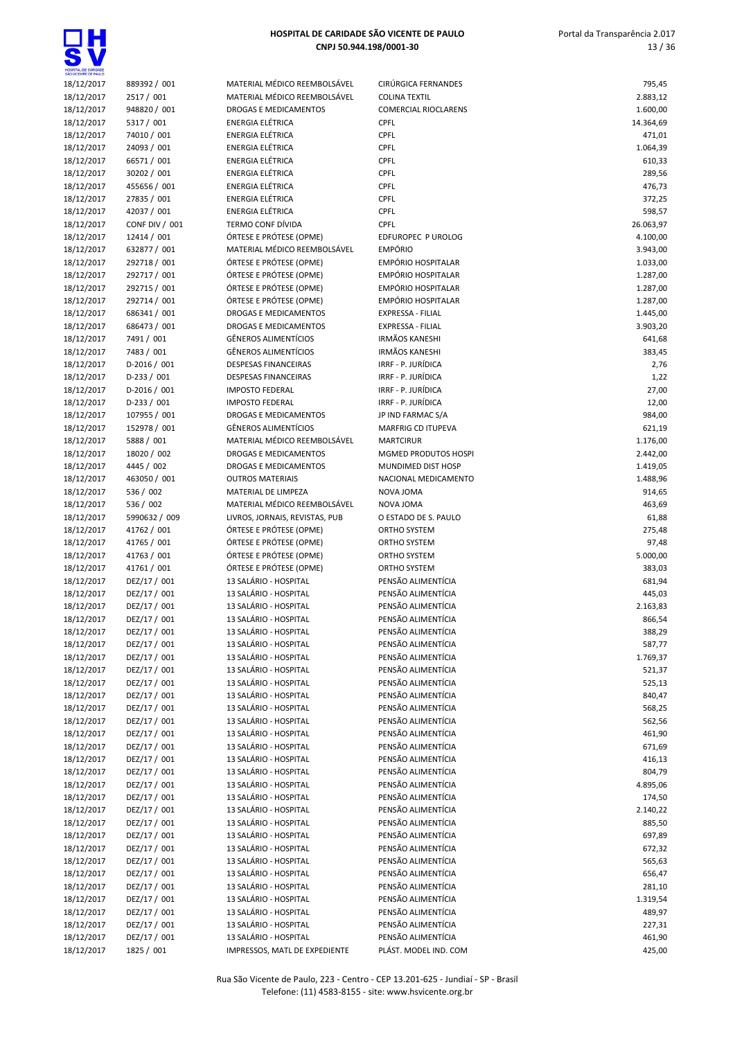| | | | | |
|---|---|---|---|---|
| 18/12/2017 | 889392 / 001 | MATERIAL MÉDICO REEMBOLSÁVEL | CIRÚRGICA FERNANDES | 795,45 |
| 18/12/2017 | 2517 / 001 | MATERIAL MÉDICO REEMBOLSÁVEL | COLINA TEXTIL | 2.883,12 |
| 18/12/2017 | 948820 / 001 | DROGAS E MEDICAMENTOS | COMERCIAL RIOCLARENS | 1.600,00 |
| 18/12/2017 | 5317 / 001 | ENERGIA ELÉTRICA | CPFL | 14.364,69 |
| 18/12/2017 | 74010 / 001 | ENERGIA ELÉTRICA | CPFL | 471,01 |
| 18/12/2017 | 24093 / 001 | ENERGIA ELÉTRICA | CPFL | 1.064,39 |
| 18/12/2017 | 66571 / 001 | ENERGIA ELÉTRICA | CPFL | 610,33 |
| 18/12/2017 | 30202 / 001 | ENERGIA ELÉTRICA | CPFL | 289,56 |
| 18/12/2017 | 455656 / 001 | ENERGIA ELÉTRICA | CPFL | 476,73 |
| 18/12/2017 | 27835 / 001 | ENERGIA ELÉTRICA | CPFL | 372,25 |
| 18/12/2017 | 42037 / 001 | ENERGIA ELÉTRICA | CPFL | 598,57 |
| 18/12/2017 | CONF DIV / 001 | TERMO CONF DÍVIDA | CPFL | 26.063,97 |
| 18/12/2017 | 12414 / 001 | ÓRTESE E PRÓTESE (OPME) | EDFUROPEC P UROLOG | 4.100,00 |
| 18/12/2017 | 632877 / 001 | MATERIAL MÉDICO REEMBOLSÁVEL | EMPÓRIO | 3.943,00 |
| 18/12/2017 | 292718 / 001 | ÓRTESE E PRÓTESE (OPME) | EMPÓRIO HOSPITALAR | 1.033,00 |
| 18/12/2017 | 292717 / 001 | ÓRTESE E PRÓTESE (OPME) | EMPÓRIO HOSPITALAR | 1.287,00 |
| 18/12/2017 | 292715 / 001 | ÓRTESE E PRÓTESE (OPME) | EMPÓRIO HOSPITALAR | 1.287,00 |
| 18/12/2017 | 292714 / 001 | ÓRTESE E PRÓTESE (OPME) | EMPÓRIO HOSPITALAR | 1.287,00 |
| 18/12/2017 | 686341 / 001 | DROGAS E MEDICAMENTOS | EXPRESSA - FILIAL | 1.445,00 |
| 18/12/2017 | 686473 / 001 | DROGAS E MEDICAMENTOS | EXPRESSA - FILIAL | 3.903,20 |
| 18/12/2017 | 7491 / 001 | GÊNEROS ALIMENTÍCIOS | IRMÃOS KANESHI | 641,68 |
| 18/12/2017 | 7483 / 001 | GÊNEROS ALIMENTÍCIOS | IRMÃOS KANESHI | 383,45 |
| 18/12/2017 | D-2016 / 001 | DESPESAS FINANCEIRAS | IRRF - P. JURÍDICA | 2,76 |
| 18/12/2017 | D-233 / 001 | DESPESAS FINANCEIRAS | IRRF - P. JURÍDICA | 1,22 |
| 18/12/2017 | D-2016 / 001 | IMPOSTO FEDERAL | IRRF - P. JURÍDICA | 27,00 |
| 18/12/2017 | D-233 / 001 | IMPOSTO FEDERAL | IRRF - P. JURÍDICA | 12,00 |
| 18/12/2017 | 107955 / 001 | DROGAS E MEDICAMENTOS | JP IND FARMAC S/A | 984,00 |
| 18/12/2017 | 152978 / 001 | GÊNEROS ALIMENTÍCIOS | MARFRIG CD ITUPEVA | 621,19 |
| 18/12/2017 | 5888 / 001 | MATERIAL MÉDICO REEMBOLSÁVEL | MARTCIRUR | 1.176,00 |
| 18/12/2017 | 18020 / 002 | DROGAS E MEDICAMENTOS | MGMED PRODUTOS HOSPI | 2.442,00 |
| 18/12/2017 | 4445 / 002 | DROGAS E MEDICAMENTOS | MUNDIMED DIST HOSP | 1.419,05 |
| 18/12/2017 | 463050 / 001 | OUTROS MATERIAIS | NACIONAL MEDICAMENTO | 1.488,96 |
| 18/12/2017 | 536 / 002 | MATERIAL DE LIMPEZA | NOVA JOMA | 914,65 |
| 18/12/2017 | 536 / 002 | MATERIAL MÉDICO REEMBOLSÁVEL | NOVA JOMA | 463,69 |
| 18/12/2017 | 5990632 / 009 | LIVROS, JORNAIS, REVISTAS, PUB | O ESTADO DE S. PAULO | 61,88 |
| 18/12/2017 | 41762 / 001 | ÓRTESE E PRÓTESE (OPME) | ORTHO SYSTEM | 275,48 |
| 18/12/2017 | 41765 / 001 | ÓRTESE E PRÓTESE (OPME) | ORTHO SYSTEM | 97,48 |
| 18/12/2017 | 41763 / 001 | ÓRTESE E PRÓTESE (OPME) | ORTHO SYSTEM | 5.000,00 |
| 18/12/2017 | 41761 / 001 | ÓRTESE E PRÓTESE (OPME) | ORTHO SYSTEM | 383,03 |
| 18/12/2017 | DEZ/17 / 001 | 13 SALÁRIO - HOSPITAL | PENSÃO ALIMENTÍCIA | 681,94 |
| 18/12/2017 | DEZ/17 / 001 | 13 SALÁRIO - HOSPITAL | PENSÃO ALIMENTÍCIA | 445,03 |
| 18/12/2017 | DEZ/17 / 001 | 13 SALÁRIO - HOSPITAL | PENSÃO ALIMENTÍCIA | 2.163,83 |
| 18/12/2017 | DEZ/17 / 001 | 13 SALÁRIO - HOSPITAL | PENSÃO ALIMENTÍCIA | 866,54 |
| 18/12/2017 | DEZ/17 / 001 | 13 SALÁRIO - HOSPITAL | PENSÃO ALIMENTÍCIA | 388,29 |
| 18/12/2017 | DEZ/17 / 001 | 13 SALÁRIO - HOSPITAL | PENSÃO ALIMENTÍCIA | 587,77 |
| 18/12/2017 | DEZ/17 / 001 | 13 SALÁRIO - HOSPITAL | PENSÃO ALIMENTÍCIA | 1.769,37 |
| 18/12/2017 | DEZ/17 / 001 | 13 SALÁRIO - HOSPITAL | PENSÃO ALIMENTÍCIA | 521,37 |
| 18/12/2017 | DEZ/17 / 001 | 13 SALÁRIO - HOSPITAL | PENSÃO ALIMENTÍCIA | 525,13 |
| 18/12/2017 | DEZ/17 / 001 | 13 SALÁRIO - HOSPITAL | PENSÃO ALIMENTÍCIA | 840,47 |
| 18/12/2017 | DEZ/17 / 001 | 13 SALÁRIO - HOSPITAL | PENSÃO ALIMENTÍCIA | 568,25 |
| 18/12/2017 | DEZ/17 / 001 | 13 SALÁRIO - HOSPITAL | PENSÃO ALIMENTÍCIA | 562,56 |
| 18/12/2017 | DEZ/17 / 001 | 13 SALÁRIO - HOSPITAL | PENSÃO ALIMENTÍCIA | 461,90 |
| 18/12/2017 | DEZ/17 / 001 | 13 SALÁRIO - HOSPITAL | PENSÃO ALIMENTÍCIA | 671,69 |
| 18/12/2017 | DEZ/17 / 001 | 13 SALÁRIO - HOSPITAL | PENSÃO ALIMENTÍCIA | 416,13 |
| 18/12/2017 | DEZ/17 / 001 | 13 SALÁRIO - HOSPITAL | PENSÃO ALIMENTÍCIA | 804,79 |
| 18/12/2017 | DEZ/17 / 001 | 13 SALÁRIO - HOSPITAL | PENSÃO ALIMENTÍCIA | 4.895,06 |
| 18/12/2017 | DEZ/17 / 001 | 13 SALÁRIO - HOSPITAL | PENSÃO ALIMENTÍCIA | 174,50 |
| 18/12/2017 | DEZ/17 / 001 | 13 SALÁRIO - HOSPITAL | PENSÃO ALIMENTÍCIA | 2.140,22 |
| 18/12/2017 | DEZ/17 / 001 | 13 SALÁRIO - HOSPITAL | PENSÃO ALIMENTÍCIA | 885,50 |
| 18/12/2017 | DEZ/17 / 001 | 13 SALÁRIO - HOSPITAL | PENSÃO ALIMENTÍCIA | 697,89 |
| 18/12/2017 | DEZ/17 / 001 | 13 SALÁRIO - HOSPITAL | PENSÃO ALIMENTÍCIA | 672,32 |
| 18/12/2017 | DEZ/17 / 001 | 13 SALÁRIO - HOSPITAL | PENSÃO ALIMENTÍCIA | 565,63 |
| 18/12/2017 | DEZ/17 / 001 | 13 SALÁRIO - HOSPITAL | PENSÃO ALIMENTÍCIA | 656,47 |
| 18/12/2017 | DEZ/17 / 001 | 13 SALÁRIO - HOSPITAL | PENSÃO ALIMENTÍCIA | 281,10 |
| 18/12/2017 | DEZ/17 / 001 | 13 SALÁRIO - HOSPITAL | PENSÃO ALIMENTÍCIA | 1.319,54 |
| 18/12/2017 | DEZ/17 / 001 | 13 SALÁRIO - HOSPITAL | PENSÃO ALIMENTÍCIA | 489,97 |
| 18/12/2017 | DEZ/17 / 001 | 13 SALÁRIO - HOSPITAL | PENSÃO ALIMENTÍCIA | 227,31 |
| 18/12/2017 | DEZ/17 / 001 | 13 SALÁRIO - HOSPITAL | PENSÃO ALIMENTÍCIA | 461,90 |
| 18/12/2017 | 1825 / 001 | IMPRESSOS, MATL DE EXPEDIENTE | PLÁST. MODEL IND. COM | 425,00 |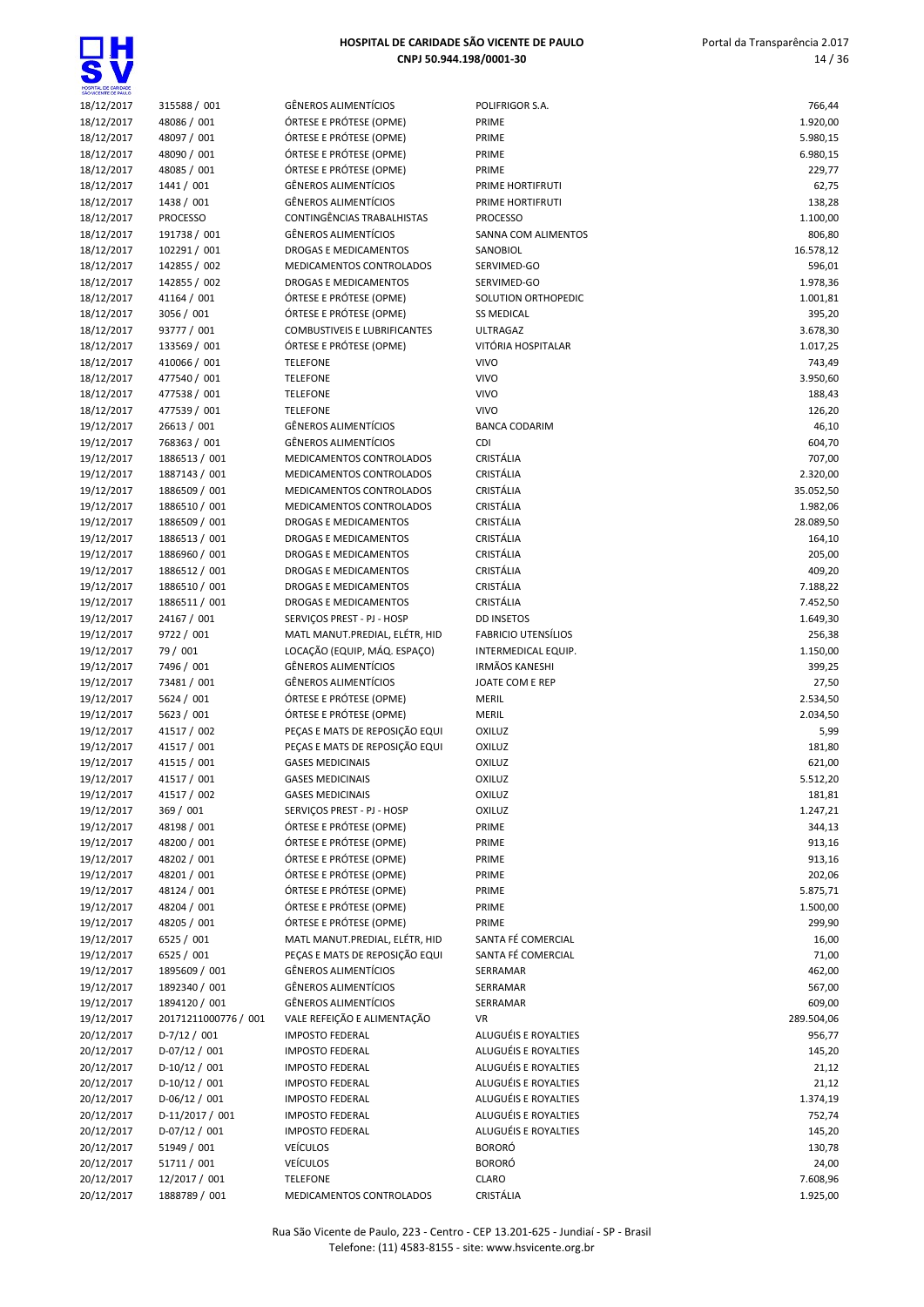| | | | | |
|---|---|---|---|---|
| 18/12/2017 | 315588 / 001 | GÊNEROS ALIMENTÍCIOS | POLIFRIGOR S.A. | 766,44 |
| 18/12/2017 | 48086 / 001 | ÓRTESE E PRÓTESE (OPME) | PRIME | 1.920,00 |
| 18/12/2017 | 48097 / 001 | ÓRTESE E PRÓTESE (OPME) | PRIME | 5.980,15 |
| 18/12/2017 | 48090 / 001 | ÓRTESE E PRÓTESE (OPME) | PRIME | 6.980,15 |
| 18/12/2017 | 48085 / 001 | ÓRTESE E PRÓTESE (OPME) | PRIME | 229,77 |
| 18/12/2017 | 1441 / 001 | GÊNEROS ALIMENTÍCIOS | PRIME HORTIFRUTI | 62,75 |
| 18/12/2017 | 1438 / 001 | GÊNEROS ALIMENTÍCIOS | PRIME HORTIFRUTI | 138,28 |
| 18/12/2017 | PROCESSO | CONTINGÊNCIAS TRABALHISTAS | PROCESSO | 1.100,00 |
| 18/12/2017 | 191738 / 001 | GÊNEROS ALIMENTÍCIOS | SANNA COM ALIMENTOS | 806,80 |
| 18/12/2017 | 102291 / 001 | DROGAS E MEDICAMENTOS | SANOBIOL | 16.578,12 |
| 18/12/2017 | 142855 / 002 | MEDICAMENTOS CONTROLADOS | SERVIMED-GO | 596,01 |
| 18/12/2017 | 142855 / 002 | DROGAS E MEDICAMENTOS | SERVIMED-GO | 1.978,36 |
| 18/12/2017 | 41164 / 001 | ÓRTESE E PRÓTESE (OPME) | SOLUTION ORTHOPEDIC | 1.001,81 |
| 18/12/2017 | 3056 / 001 | ÓRTESE E PRÓTESE (OPME) | SS MEDICAL | 395,20 |
| 18/12/2017 | 93777 / 001 | COMBUSTIVEIS E LUBRIFICANTES | ULTRAGAZ | 3.678,30 |
| 18/12/2017 | 133569 / 001 | ÓRTESE E PRÓTESE (OPME) | VITÓRIA HOSPITALAR | 1.017,25 |
| 18/12/2017 | 410066 / 001 | TELEFONE | VIVO | 743,49 |
| 18/12/2017 | 477540 / 001 | TELEFONE | VIVO | 3.950,60 |
| 18/12/2017 | 477538 / 001 | TELEFONE | VIVO | 188,43 |
| 18/12/2017 | 477539 / 001 | TELEFONE | VIVO | 126,20 |
| 19/12/2017 | 26613 / 001 | GÊNEROS ALIMENTÍCIOS | BANCA CODARIM | 46,10 |
| 19/12/2017 | 768363 / 001 | GÊNEROS ALIMENTÍCIOS | CDI | 604,70 |
| 19/12/2017 | 1886513 / 001 | MEDICAMENTOS CONTROLADOS | CRISTÁLIA | 707,00 |
| 19/12/2017 | 1887143 / 001 | MEDICAMENTOS CONTROLADOS | CRISTÁLIA | 2.320,00 |
| 19/12/2017 | 1886509 / 001 | MEDICAMENTOS CONTROLADOS | CRISTÁLIA | 35.052,50 |
| 19/12/2017 | 1886510 / 001 | MEDICAMENTOS CONTROLADOS | CRISTÁLIA | 1.982,06 |
| 19/12/2017 | 1886509 / 001 | DROGAS E MEDICAMENTOS | CRISTÁLIA | 28.089,50 |
| 19/12/2017 | 1886513 / 001 | DROGAS E MEDICAMENTOS | CRISTÁLIA | 164,10 |
| 19/12/2017 | 1886960 / 001 | DROGAS E MEDICAMENTOS | CRISTÁLIA | 205,00 |
| 19/12/2017 | 1886512 / 001 | DROGAS E MEDICAMENTOS | CRISTÁLIA | 409,20 |
| 19/12/2017 | 1886510 / 001 | DROGAS E MEDICAMENTOS | CRISTÁLIA | 7.188,22 |
| 19/12/2017 | 1886511 / 001 | DROGAS E MEDICAMENTOS | CRISTÁLIA | 7.452,50 |
| 19/12/2017 | 24167 / 001 | SERVIÇOS PREST - PJ - HOSP | DD INSETOS | 1.649,30 |
| 19/12/2017 | 9722 / 001 | MATL MANUT.PREDIAL, ELÉTR, HID | FABRICIO UTENSÍLIOS | 256,38 |
| 19/12/2017 | 79 / 001 | LOCAÇÃO (EQUIP, MÁQ. ESPAÇO) | INTERMEDICAL EQUIP. | 1.150,00 |
| 19/12/2017 | 7496 / 001 | GÊNEROS ALIMENTÍCIOS | IRMÃOS KANESHI | 399,25 |
| 19/12/2017 | 73481 / 001 | GÊNEROS ALIMENTÍCIOS | JOATE COM E REP | 27,50 |
| 19/12/2017 | 5624 / 001 | ÓRTESE E PRÓTESE (OPME) | MERIL | 2.534,50 |
| 19/12/2017 | 5623 / 001 | ÓRTESE E PRÓTESE (OPME) | MERIL | 2.034,50 |
| 19/12/2017 | 41517 / 002 | PEÇAS E MATS DE REPOSIÇÃO EQUI | OXILUZ | 5,99 |
| 19/12/2017 | 41517 / 001 | PEÇAS E MATS DE REPOSIÇÃO EQUI | OXILUZ | 181,80 |
| 19/12/2017 | 41515 / 001 | GASES MEDICINAIS | OXILUZ | 621,00 |
| 19/12/2017 | 41517 / 001 | GASES MEDICINAIS | OXILUZ | 5.512,20 |
| 19/12/2017 | 41517 / 002 | GASES MEDICINAIS | OXILUZ | 181,81 |
| 19/12/2017 | 369 / 001 | SERVIÇOS PREST - PJ - HOSP | OXILUZ | 1.247,21 |
| 19/12/2017 | 48198 / 001 | ÓRTESE E PRÓTESE (OPME) | PRIME | 344,13 |
| 19/12/2017 | 48200 / 001 | ÓRTESE E PRÓTESE (OPME) | PRIME | 913,16 |
| 19/12/2017 | 48202 / 001 | ÓRTESE E PRÓTESE (OPME) | PRIME | 913,16 |
| 19/12/2017 | 48201 / 001 | ÓRTESE E PRÓTESE (OPME) | PRIME | 202,06 |
| 19/12/2017 | 48124 / 001 | ÓRTESE E PRÓTESE (OPME) | PRIME | 5.875,71 |
| 19/12/2017 | 48204 / 001 | ÓRTESE E PRÓTESE (OPME) | PRIME | 1.500,00 |
| 19/12/2017 | 48205 / 001 | ÓRTESE E PRÓTESE (OPME) | PRIME | 299,90 |
| 19/12/2017 | 6525 / 001 | MATL MANUT.PREDIAL, ELÉTR, HID | SANTA FÉ COMERCIAL | 16,00 |
| 19/12/2017 | 6525 / 001 | PEÇAS E MATS DE REPOSIÇÃO EQUI | SANTA FÉ COMERCIAL | 71,00 |
| 19/12/2017 | 1895609 / 001 | GÊNEROS ALIMENTÍCIOS | SERRAMAR | 462,00 |
| 19/12/2017 | 1892340 / 001 | GÊNEROS ALIMENTÍCIOS | SERRAMAR | 567,00 |
| 19/12/2017 | 1894120 / 001 | GÊNEROS ALIMENTÍCIOS | SERRAMAR | 609,00 |
| 19/12/2017 | 20171211000776 / 001 | VALE REFEIÇÃO E ALIMENTAÇÃO | VR | 289.504,06 |
| 20/12/2017 | D-7/12 / 001 | IMPOSTO FEDERAL | ALUGUÉIS E ROYALTIES | 956,77 |
| 20/12/2017 | D-07/12 / 001 | IMPOSTO FEDERAL | ALUGUÉIS E ROYALTIES | 145,20 |
| 20/12/2017 | D-10/12 / 001 | IMPOSTO FEDERAL | ALUGUÉIS E ROYALTIES | 21,12 |
| 20/12/2017 | D-10/12 / 001 | IMPOSTO FEDERAL | ALUGUÉIS E ROYALTIES | 21,12 |
| 20/12/2017 | D-06/12 / 001 | IMPOSTO FEDERAL | ALUGUÉIS E ROYALTIES | 1.374,19 |
| 20/12/2017 | D-11/2017 / 001 | IMPOSTO FEDERAL | ALUGUÉIS E ROYALTIES | 752,74 |
| 20/12/2017 | D-07/12 / 001 | IMPOSTO FEDERAL | ALUGUÉIS E ROYALTIES | 145,20 |
| 20/12/2017 | 51949 / 001 | VEÍCULOS | BORORÓ | 130,78 |
| 20/12/2017 | 51711 / 001 | VEÍCULOS | BORORÓ | 24,00 |
| 20/12/2017 | 12/2017 / 001 | TELEFONE | CLARO | 7.608,96 |
| 20/12/2017 | 1888789 / 001 | MEDICAMENTOS CONTROLADOS | CRISTÁLIA | 1.925,00 |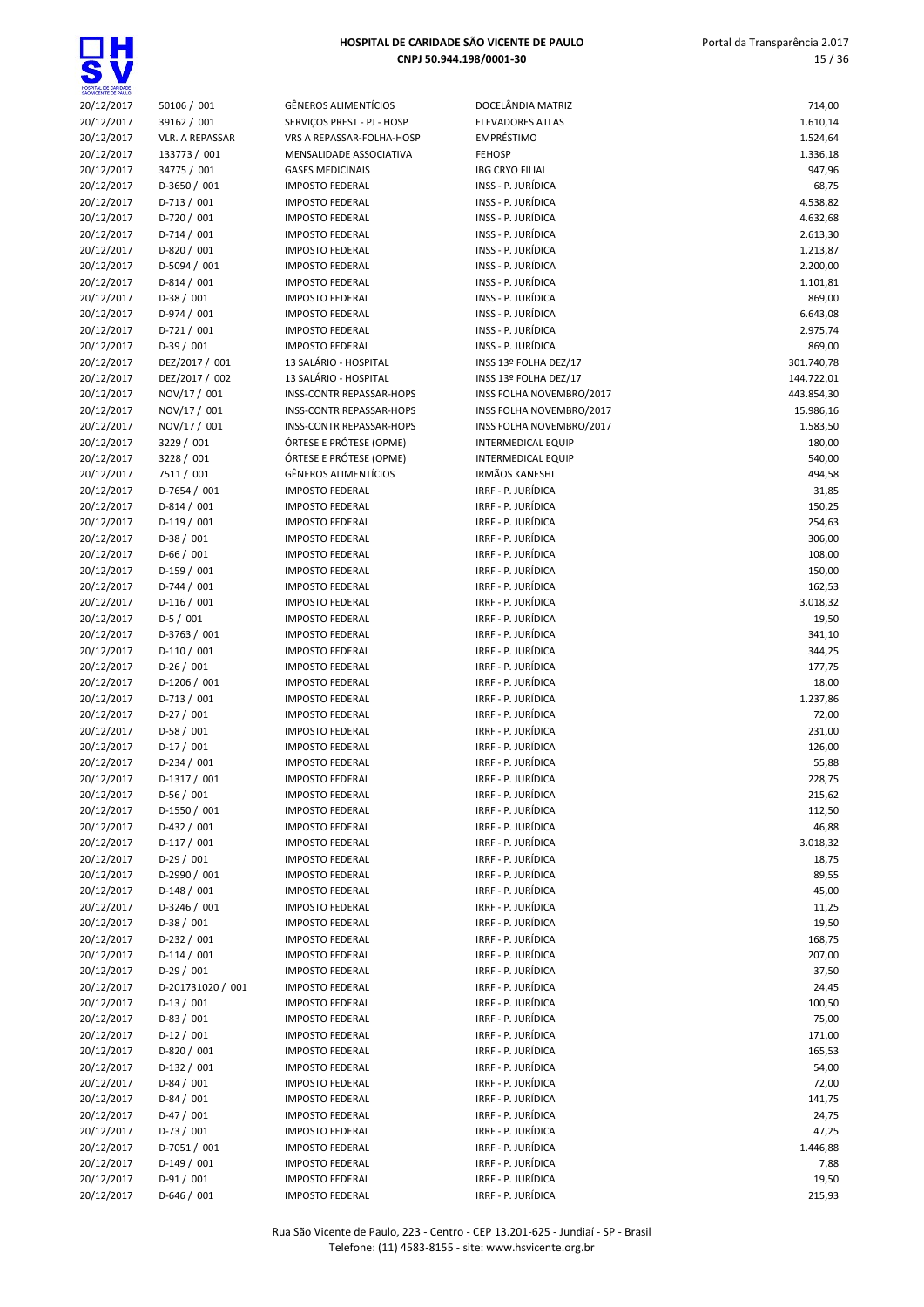| | | | | |
|---|---|---|---|---|
| 20/12/2017 | 50106 / 001 | GÊNEROS ALIMENTÍCIOS | DOCELÂNDIA MATRIZ | 714,00 |
| 20/12/2017 | 39162 / 001 | SERVIÇOS PREST - PJ - HOSP | ELEVADORES ATLAS | 1.610,14 |
| 20/12/2017 | VLR. A REPASSAR | VRS A REPASSAR-FOLHA-HOSP | EMPRÉSTIMO | 1.524,64 |
| 20/12/2017 | 133773 / 001 | MENSALIDADE ASSOCIATIVA | FEHOSP | 1.336,18 |
| 20/12/2017 | 34775 / 001 | GASES MEDICINAIS | IBG CRYO FILIAL | 947,96 |
| 20/12/2017 | D-3650 / 001 | IMPOSTO FEDERAL | INSS - P. JURÍDICA | 68,75 |
| 20/12/2017 | D-713 / 001 | IMPOSTO FEDERAL | INSS - P. JURÍDICA | 4.538,82 |
| 20/12/2017 | D-720 / 001 | IMPOSTO FEDERAL | INSS - P. JURÍDICA | 4.632,68 |
| 20/12/2017 | D-714 / 001 | IMPOSTO FEDERAL | INSS - P. JURÍDICA | 2.613,30 |
| 20/12/2017 | D-820 / 001 | IMPOSTO FEDERAL | INSS - P. JURÍDICA | 1.213,87 |
| 20/12/2017 | D-5094 / 001 | IMPOSTO FEDERAL | INSS - P. JURÍDICA | 2.200,00 |
| 20/12/2017 | D-814 / 001 | IMPOSTO FEDERAL | INSS - P. JURÍDICA | 1.101,81 |
| 20/12/2017 | D-38 / 001 | IMPOSTO FEDERAL | INSS - P. JURÍDICA | 869,00 |
| 20/12/2017 | D-974 / 001 | IMPOSTO FEDERAL | INSS - P. JURÍDICA | 6.643,08 |
| 20/12/2017 | D-721 / 001 | IMPOSTO FEDERAL | INSS - P. JURÍDICA | 2.975,74 |
| 20/12/2017 | D-39 / 001 | IMPOSTO FEDERAL | INSS - P. JURÍDICA | 869,00 |
| 20/12/2017 | DEZ/2017 / 001 | 13 SALÁRIO - HOSPITAL | INSS 13º FOLHA DEZ/17 | 301.740,78 |
| 20/12/2017 | DEZ/2017 / 002 | 13 SALÁRIO - HOSPITAL | INSS 13º FOLHA DEZ/17 | 144.722,01 |
| 20/12/2017 | NOV/17 / 001 | INSS-CONTR REPASSAR-HOPS | INSS FOLHA NOVEMBRO/2017 | 443.854,30 |
| 20/12/2017 | NOV/17 / 001 | INSS-CONTR REPASSAR-HOPS | INSS FOLHA NOVEMBRO/2017 | 15.986,16 |
| 20/12/2017 | NOV/17 / 001 | INSS-CONTR REPASSAR-HOPS | INSS FOLHA NOVEMBRO/2017 | 1.583,50 |
| 20/12/2017 | 3229 / 001 | ÓRTESE E PRÓTESE (OPME) | INTERMEDICAL EQUIP | 180,00 |
| 20/12/2017 | 3228 / 001 | ÓRTESE E PRÓTESE (OPME) | INTERMEDICAL EQUIP | 540,00 |
| 20/12/2017 | 7511 / 001 | GÊNEROS ALIMENTÍCIOS | IRMÃOS KANESHI | 494,58 |
| 20/12/2017 | D-7654 / 001 | IMPOSTO FEDERAL | IRRF - P. JURÍDICA | 31,85 |
| 20/12/2017 | D-814 / 001 | IMPOSTO FEDERAL | IRRF - P. JURÍDICA | 150,25 |
| 20/12/2017 | D-119 / 001 | IMPOSTO FEDERAL | IRRF - P. JURÍDICA | 254,63 |
| 20/12/2017 | D-38 / 001 | IMPOSTO FEDERAL | IRRF - P. JURÍDICA | 306,00 |
| 20/12/2017 | D-66 / 001 | IMPOSTO FEDERAL | IRRF - P. JURÍDICA | 108,00 |
| 20/12/2017 | D-159 / 001 | IMPOSTO FEDERAL | IRRF - P. JURÍDICA | 150,00 |
| 20/12/2017 | D-744 / 001 | IMPOSTO FEDERAL | IRRF - P. JURÍDICA | 162,53 |
| 20/12/2017 | D-116 / 001 | IMPOSTO FEDERAL | IRRF - P. JURÍDICA | 3.018,32 |
| 20/12/2017 | D-5 / 001 | IMPOSTO FEDERAL | IRRF - P. JURÍDICA | 19,50 |
| 20/12/2017 | D-3763 / 001 | IMPOSTO FEDERAL | IRRF - P. JURÍDICA | 341,10 |
| 20/12/2017 | D-110 / 001 | IMPOSTO FEDERAL | IRRF - P. JURÍDICA | 344,25 |
| 20/12/2017 | D-26 / 001 | IMPOSTO FEDERAL | IRRF - P. JURÍDICA | 177,75 |
| 20/12/2017 | D-1206 / 001 | IMPOSTO FEDERAL | IRRF - P. JURÍDICA | 18,00 |
| 20/12/2017 | D-713 / 001 | IMPOSTO FEDERAL | IRRF - P. JURÍDICA | 1.237,86 |
| 20/12/2017 | D-27 / 001 | IMPOSTO FEDERAL | IRRF - P. JURÍDICA | 72,00 |
| 20/12/2017 | D-58 / 001 | IMPOSTO FEDERAL | IRRF - P. JURÍDICA | 231,00 |
| 20/12/2017 | D-17 / 001 | IMPOSTO FEDERAL | IRRF - P. JURÍDICA | 126,00 |
| 20/12/2017 | D-234 / 001 | IMPOSTO FEDERAL | IRRF - P. JURÍDICA | 55,88 |
| 20/12/2017 | D-1317 / 001 | IMPOSTO FEDERAL | IRRF - P. JURÍDICA | 228,75 |
| 20/12/2017 | D-56 / 001 | IMPOSTO FEDERAL | IRRF - P. JURÍDICA | 215,62 |
| 20/12/2017 | D-1550 / 001 | IMPOSTO FEDERAL | IRRF - P. JURÍDICA | 112,50 |
| 20/12/2017 | D-432 / 001 | IMPOSTO FEDERAL | IRRF - P. JURÍDICA | 46,88 |
| 20/12/2017 | D-117 / 001 | IMPOSTO FEDERAL | IRRF - P. JURÍDICA | 3.018,32 |
| 20/12/2017 | D-29 / 001 | IMPOSTO FEDERAL | IRRF - P. JURÍDICA | 18,75 |
| 20/12/2017 | D-2990 / 001 | IMPOSTO FEDERAL | IRRF - P. JURÍDICA | 89,55 |
| 20/12/2017 | D-148 / 001 | IMPOSTO FEDERAL | IRRF - P. JURÍDICA | 45,00 |
| 20/12/2017 | D-3246 / 001 | IMPOSTO FEDERAL | IRRF - P. JURÍDICA | 11,25 |
| 20/12/2017 | D-38 / 001 | IMPOSTO FEDERAL | IRRF - P. JURÍDICA | 19,50 |
| 20/12/2017 | D-232 / 001 | IMPOSTO FEDERAL | IRRF - P. JURÍDICA | 168,75 |
| 20/12/2017 | D-114 / 001 | IMPOSTO FEDERAL | IRRF - P. JURÍDICA | 207,00 |
| 20/12/2017 | D-29 / 001 | IMPOSTO FEDERAL | IRRF - P. JURÍDICA | 37,50 |
| 20/12/2017 | D-201731020 / 001 | IMPOSTO FEDERAL | IRRF - P. JURÍDICA | 24,45 |
| 20/12/2017 | D-13 / 001 | IMPOSTO FEDERAL | IRRF - P. JURÍDICA | 100,50 |
| 20/12/2017 | D-83 / 001 | IMPOSTO FEDERAL | IRRF - P. JURÍDICA | 75,00 |
| 20/12/2017 | D-12 / 001 | IMPOSTO FEDERAL | IRRF - P. JURÍDICA | 171,00 |
| 20/12/2017 | D-820 / 001 | IMPOSTO FEDERAL | IRRF - P. JURÍDICA | 165,53 |
| 20/12/2017 | D-132 / 001 | IMPOSTO FEDERAL | IRRF - P. JURÍDICA | 54,00 |
| 20/12/2017 | D-84 / 001 | IMPOSTO FEDERAL | IRRF - P. JURÍDICA | 72,00 |
| 20/12/2017 | D-84 / 001 | IMPOSTO FEDERAL | IRRF - P. JURÍDICA | 141,75 |
| 20/12/2017 | D-47 / 001 | IMPOSTO FEDERAL | IRRF - P. JURÍDICA | 24,75 |
| 20/12/2017 | D-73 / 001 | IMPOSTO FEDERAL | IRRF - P. JURÍDICA | 47,25 |
| 20/12/2017 | D-7051 / 001 | IMPOSTO FEDERAL | IRRF - P. JURÍDICA | 1.446,88 |
| 20/12/2017 | D-149 / 001 | IMPOSTO FEDERAL | IRRF - P. JURÍDICA | 7,88 |
| 20/12/2017 | D-91 / 001 | IMPOSTO FEDERAL | IRRF - P. JURÍDICA | 19,50 |
| 20/12/2017 | D-646 / 001 | IMPOSTO FEDERAL | IRRF - P. JURÍDICA | 215,93 |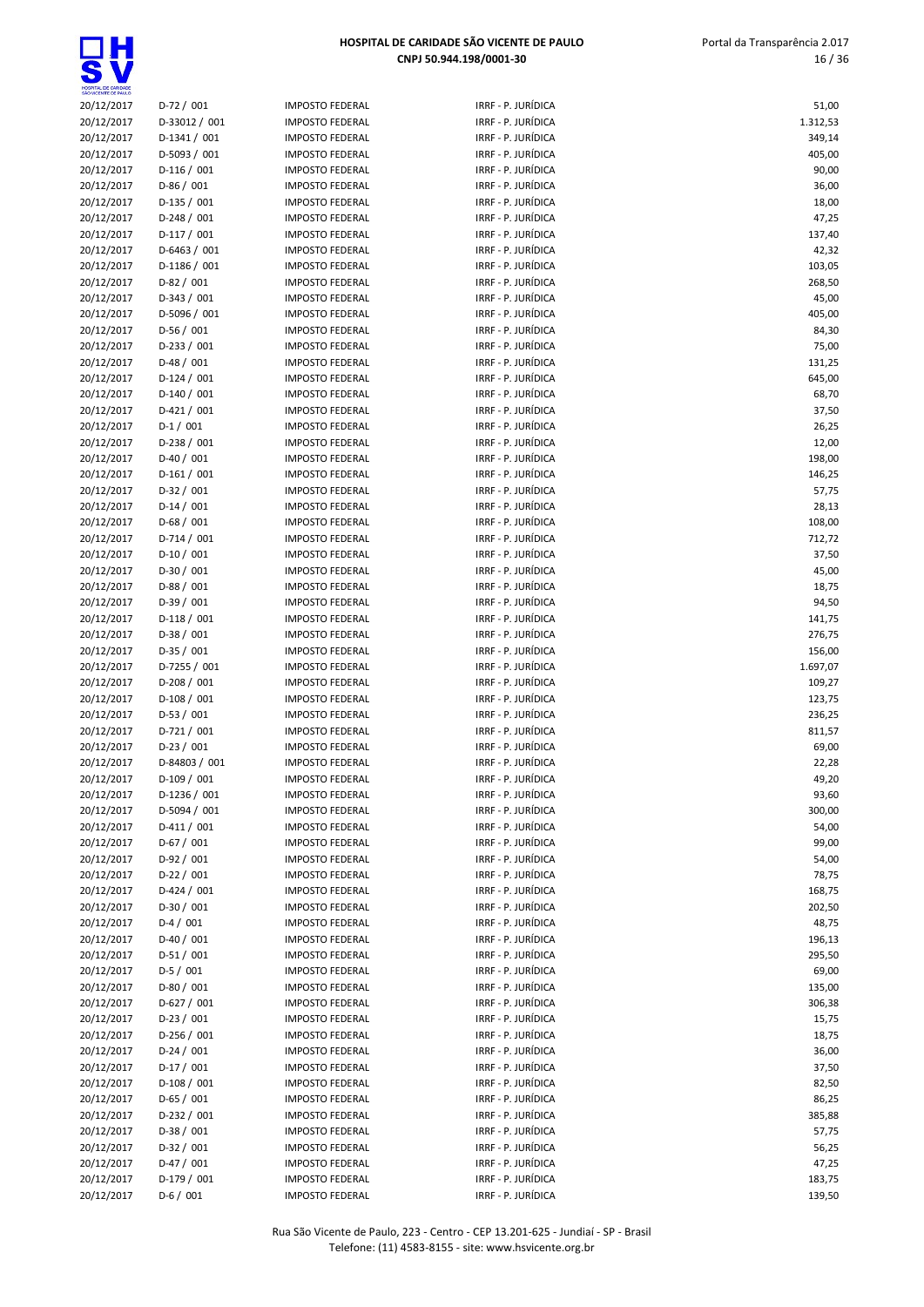| | | | | |
|---|---|---|---|---|
| 20/12/2017 | D-72 / 001 | IMPOSTO FEDERAL | IRRF - P. JURÍDICA | 51,00 |
| 20/12/2017 | D-33012 / 001 | IMPOSTO FEDERAL | IRRF - P. JURÍDICA | 1.312,53 |
| 20/12/2017 | D-1341 / 001 | IMPOSTO FEDERAL | IRRF - P. JURÍDICA | 349,14 |
| 20/12/2017 | D-5093 / 001 | IMPOSTO FEDERAL | IRRF - P. JURÍDICA | 405,00 |
| 20/12/2017 | D-116 / 001 | IMPOSTO FEDERAL | IRRF - P. JURÍDICA | 90,00 |
| 20/12/2017 | D-86 / 001 | IMPOSTO FEDERAL | IRRF - P. JURÍDICA | 36,00 |
| 20/12/2017 | D-135 / 001 | IMPOSTO FEDERAL | IRRF - P. JURÍDICA | 18,00 |
| 20/12/2017 | D-248 / 001 | IMPOSTO FEDERAL | IRRF - P. JURÍDICA | 47,25 |
| 20/12/2017 | D-117 / 001 | IMPOSTO FEDERAL | IRRF - P. JURÍDICA | 137,40 |
| 20/12/2017 | D-6463 / 001 | IMPOSTO FEDERAL | IRRF - P. JURÍDICA | 42,32 |
| 20/12/2017 | D-1186 / 001 | IMPOSTO FEDERAL | IRRF - P. JURÍDICA | 103,05 |
| 20/12/2017 | D-82 / 001 | IMPOSTO FEDERAL | IRRF - P. JURÍDICA | 268,50 |
| 20/12/2017 | D-343 / 001 | IMPOSTO FEDERAL | IRRF - P. JURÍDICA | 45,00 |
| 20/12/2017 | D-5096 / 001 | IMPOSTO FEDERAL | IRRF - P. JURÍDICA | 405,00 |
| 20/12/2017 | D-56 / 001 | IMPOSTO FEDERAL | IRRF - P. JURÍDICA | 84,30 |
| 20/12/2017 | D-233 / 001 | IMPOSTO FEDERAL | IRRF - P. JURÍDICA | 75,00 |
| 20/12/2017 | D-48 / 001 | IMPOSTO FEDERAL | IRRF - P. JURÍDICA | 131,25 |
| 20/12/2017 | D-124 / 001 | IMPOSTO FEDERAL | IRRF - P. JURÍDICA | 645,00 |
| 20/12/2017 | D-140 / 001 | IMPOSTO FEDERAL | IRRF - P. JURÍDICA | 68,70 |
| 20/12/2017 | D-421 / 001 | IMPOSTO FEDERAL | IRRF - P. JURÍDICA | 37,50 |
| 20/12/2017 | D-1 / 001 | IMPOSTO FEDERAL | IRRF - P. JURÍDICA | 26,25 |
| 20/12/2017 | D-238 / 001 | IMPOSTO FEDERAL | IRRF - P. JURÍDICA | 12,00 |
| 20/12/2017 | D-40 / 001 | IMPOSTO FEDERAL | IRRF - P. JURÍDICA | 198,00 |
| 20/12/2017 | D-161 / 001 | IMPOSTO FEDERAL | IRRF - P. JURÍDICA | 146,25 |
| 20/12/2017 | D-32 / 001 | IMPOSTO FEDERAL | IRRF - P. JURÍDICA | 57,75 |
| 20/12/2017 | D-14 / 001 | IMPOSTO FEDERAL | IRRF - P. JURÍDICA | 28,13 |
| 20/12/2017 | D-68 / 001 | IMPOSTO FEDERAL | IRRF - P. JURÍDICA | 108,00 |
| 20/12/2017 | D-714 / 001 | IMPOSTO FEDERAL | IRRF - P. JURÍDICA | 712,72 |
| 20/12/2017 | D-10 / 001 | IMPOSTO FEDERAL | IRRF - P. JURÍDICA | 37,50 |
| 20/12/2017 | D-30 / 001 | IMPOSTO FEDERAL | IRRF - P. JURÍDICA | 45,00 |
| 20/12/2017 | D-88 / 001 | IMPOSTO FEDERAL | IRRF - P. JURÍDICA | 18,75 |
| 20/12/2017 | D-39 / 001 | IMPOSTO FEDERAL | IRRF - P. JURÍDICA | 94,50 |
| 20/12/2017 | D-118 / 001 | IMPOSTO FEDERAL | IRRF - P. JURÍDICA | 141,75 |
| 20/12/2017 | D-38 / 001 | IMPOSTO FEDERAL | IRRF - P. JURÍDICA | 276,75 |
| 20/12/2017 | D-35 / 001 | IMPOSTO FEDERAL | IRRF - P. JURÍDICA | 156,00 |
| 20/12/2017 | D-7255 / 001 | IMPOSTO FEDERAL | IRRF - P. JURÍDICA | 1.697,07 |
| 20/12/2017 | D-208 / 001 | IMPOSTO FEDERAL | IRRF - P. JURÍDICA | 109,27 |
| 20/12/2017 | D-108 / 001 | IMPOSTO FEDERAL | IRRF - P. JURÍDICA | 123,75 |
| 20/12/2017 | D-53 / 001 | IMPOSTO FEDERAL | IRRF - P. JURÍDICA | 236,25 |
| 20/12/2017 | D-721 / 001 | IMPOSTO FEDERAL | IRRF - P. JURÍDICA | 811,57 |
| 20/12/2017 | D-23 / 001 | IMPOSTO FEDERAL | IRRF - P. JURÍDICA | 69,00 |
| 20/12/2017 | D-84803 / 001 | IMPOSTO FEDERAL | IRRF - P. JURÍDICA | 22,28 |
| 20/12/2017 | D-109 / 001 | IMPOSTO FEDERAL | IRRF - P. JURÍDICA | 49,20 |
| 20/12/2017 | D-1236 / 001 | IMPOSTO FEDERAL | IRRF - P. JURÍDICA | 93,60 |
| 20/12/2017 | D-5094 / 001 | IMPOSTO FEDERAL | IRRF - P. JURÍDICA | 300,00 |
| 20/12/2017 | D-411 / 001 | IMPOSTO FEDERAL | IRRF - P. JURÍDICA | 54,00 |
| 20/12/2017 | D-67 / 001 | IMPOSTO FEDERAL | IRRF - P. JURÍDICA | 99,00 |
| 20/12/2017 | D-92 / 001 | IMPOSTO FEDERAL | IRRF - P. JURÍDICA | 54,00 |
| 20/12/2017 | D-22 / 001 | IMPOSTO FEDERAL | IRRF - P. JURÍDICA | 78,75 |
| 20/12/2017 | D-424 / 001 | IMPOSTO FEDERAL | IRRF - P. JURÍDICA | 168,75 |
| 20/12/2017 | D-30 / 001 | IMPOSTO FEDERAL | IRRF - P. JURÍDICA | 202,50 |
| 20/12/2017 | D-4 / 001 | IMPOSTO FEDERAL | IRRF - P. JURÍDICA | 48,75 |
| 20/12/2017 | D-40 / 001 | IMPOSTO FEDERAL | IRRF - P. JURÍDICA | 196,13 |
| 20/12/2017 | D-51 / 001 | IMPOSTO FEDERAL | IRRF - P. JURÍDICA | 295,50 |
| 20/12/2017 | D-5 / 001 | IMPOSTO FEDERAL | IRRF - P. JURÍDICA | 69,00 |
| 20/12/2017 | D-80 / 001 | IMPOSTO FEDERAL | IRRF - P. JURÍDICA | 135,00 |
| 20/12/2017 | D-627 / 001 | IMPOSTO FEDERAL | IRRF - P. JURÍDICA | 306,38 |
| 20/12/2017 | D-23 / 001 | IMPOSTO FEDERAL | IRRF - P. JURÍDICA | 15,75 |
| 20/12/2017 | D-256 / 001 | IMPOSTO FEDERAL | IRRF - P. JURÍDICA | 18,75 |
| 20/12/2017 | D-24 / 001 | IMPOSTO FEDERAL | IRRF - P. JURÍDICA | 36,00 |
| 20/12/2017 | D-17 / 001 | IMPOSTO FEDERAL | IRRF - P. JURÍDICA | 37,50 |
| 20/12/2017 | D-108 / 001 | IMPOSTO FEDERAL | IRRF - P. JURÍDICA | 82,50 |
| 20/12/2017 | D-65 / 001 | IMPOSTO FEDERAL | IRRF - P. JURÍDICA | 86,25 |
| 20/12/2017 | D-232 / 001 | IMPOSTO FEDERAL | IRRF - P. JURÍDICA | 385,88 |
| 20/12/2017 | D-38 / 001 | IMPOSTO FEDERAL | IRRF - P. JURÍDICA | 57,75 |
| 20/12/2017 | D-32 / 001 | IMPOSTO FEDERAL | IRRF - P. JURÍDICA | 56,25 |
| 20/12/2017 | D-47 / 001 | IMPOSTO FEDERAL | IRRF - P. JURÍDICA | 47,25 |
| 20/12/2017 | D-179 / 001 | IMPOSTO FEDERAL | IRRF - P. JURÍDICA | 183,75 |
| 20/12/2017 | D-6 / 001 | IMPOSTO FEDERAL | IRRF - P. JURÍDICA | 139,50 |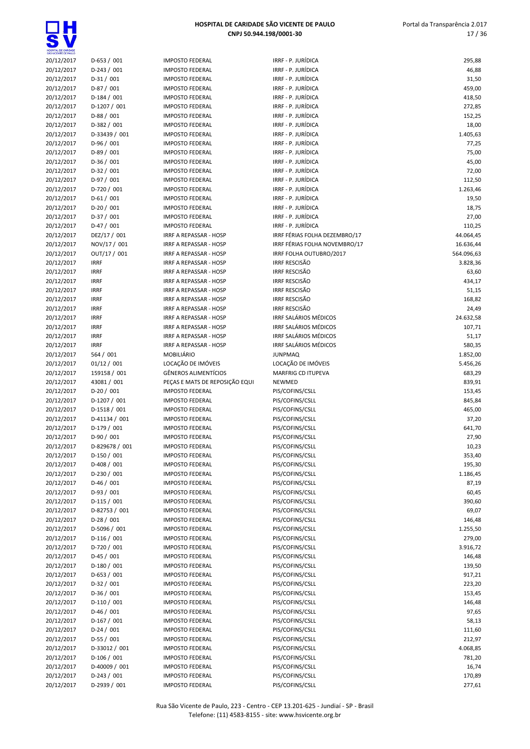| | | | | |
|---|---|---|---|---|
| 20/12/2017 | D-653 / 001 | IMPOSTO FEDERAL | IRRF - P. JURÍDICA | 295,88 |
| 20/12/2017 | D-243 / 001 | IMPOSTO FEDERAL | IRRF - P. JURÍDICA | 46,88 |
| 20/12/2017 | D-31 / 001 | IMPOSTO FEDERAL | IRRF - P. JURÍDICA | 31,50 |
| 20/12/2017 | D-87 / 001 | IMPOSTO FEDERAL | IRRF - P. JURÍDICA | 459,00 |
| 20/12/2017 | D-184 / 001 | IMPOSTO FEDERAL | IRRF - P. JURÍDICA | 418,50 |
| 20/12/2017 | D-1207 / 001 | IMPOSTO FEDERAL | IRRF - P. JURÍDICA | 272,85 |
| 20/12/2017 | D-88 / 001 | IMPOSTO FEDERAL | IRRF - P. JURÍDICA | 152,25 |
| 20/12/2017 | D-382 / 001 | IMPOSTO FEDERAL | IRRF - P. JURÍDICA | 18,00 |
| 20/12/2017 | D-33439 / 001 | IMPOSTO FEDERAL | IRRF - P. JURÍDICA | 1.405,63 |
| 20/12/2017 | D-96 / 001 | IMPOSTO FEDERAL | IRRF - P. JURÍDICA | 77,25 |
| 20/12/2017 | D-89 / 001 | IMPOSTO FEDERAL | IRRF - P. JURÍDICA | 75,00 |
| 20/12/2017 | D-36 / 001 | IMPOSTO FEDERAL | IRRF - P. JURÍDICA | 45,00 |
| 20/12/2017 | D-32 / 001 | IMPOSTO FEDERAL | IRRF - P. JURÍDICA | 72,00 |
| 20/12/2017 | D-97 / 001 | IMPOSTO FEDERAL | IRRF - P. JURÍDICA | 112,50 |
| 20/12/2017 | D-720 / 001 | IMPOSTO FEDERAL | IRRF - P. JURÍDICA | 1.263,46 |
| 20/12/2017 | D-61 / 001 | IMPOSTO FEDERAL | IRRF - P. JURÍDICA | 19,50 |
| 20/12/2017 | D-20 / 001 | IMPOSTO FEDERAL | IRRF - P. JURÍDICA | 18,75 |
| 20/12/2017 | D-37 / 001 | IMPOSTO FEDERAL | IRRF - P. JURÍDICA | 27,00 |
| 20/12/2017 | D-47 / 001 | IMPOSTO FEDERAL | IRRF - P. JURÍDICA | 110,25 |
| 20/12/2017 | DEZ/17 / 001 | IRRF A REPASSAR - HOSP | IRRF FÉRIAS FOLHA DEZEMBRO/17 | 44.064,45 |
| 20/12/2017 | NOV/17 / 001 | IRRF A REPASSAR - HOSP | IRRF FÉRIAS FOLHA NOVEMBRO/17 | 16.636,44 |
| 20/12/2017 | OUT/17 / 001 | IRRF A REPASSAR - HOSP | IRRF FOLHA OUTUBRO/2017 | 564.096,63 |
| 20/12/2017 | IRRF | IRRF A REPASSAR - HOSP | IRRF RESCISÃO | 3.828,36 |
| 20/12/2017 | IRRF | IRRF A REPASSAR - HOSP | IRRF RESCISÃO | 63,60 |
| 20/12/2017 | IRRF | IRRF A REPASSAR - HOSP | IRRF RESCISÃO | 434,17 |
| 20/12/2017 | IRRF | IRRF A REPASSAR - HOSP | IRRF RESCISÃO | 51,15 |
| 20/12/2017 | IRRF | IRRF A REPASSAR - HOSP | IRRF RESCISÃO | 168,82 |
| 20/12/2017 | IRRF | IRRF A REPASSAR - HOSP | IRRF RESCISÃO | 24,49 |
| 20/12/2017 | IRRF | IRRF A REPASSAR - HOSP | IRRF SALÁRIOS MÉDICOS | 24.632,58 |
| 20/12/2017 | IRRF | IRRF A REPASSAR - HOSP | IRRF SALÁRIOS MÉDICOS | 107,71 |
| 20/12/2017 | IRRF | IRRF A REPASSAR - HOSP | IRRF SALÁRIOS MÉDICOS | 51,17 |
| 20/12/2017 | IRRF | IRRF A REPASSAR - HOSP | IRRF SALÁRIOS MÉDICOS | 580,35 |
| 20/12/2017 | 564 / 001 | MOBILIÁRIO | JUNPMAQ | 1.852,00 |
| 20/12/2017 | 01/12 / 001 | LOCAÇÃO DE IMÓVEIS | LOCAÇÃO DE IMÓVEIS | 5.456,26 |
| 20/12/2017 | 159158 / 001 | GÊNEROS ALIMENTÍCIOS | MARFRIG CD ITUPEVA | 683,29 |
| 20/12/2017 | 43081 / 001 | PEÇAS E MATS DE REPOSIÇÃO EQUI | NEWMED | 839,91 |
| 20/12/2017 | D-20 / 001 | IMPOSTO FEDERAL | PIS/COFINS/CSLL | 153,45 |
| 20/12/2017 | D-1207 / 001 | IMPOSTO FEDERAL | PIS/COFINS/CSLL | 845,84 |
| 20/12/2017 | D-1518 / 001 | IMPOSTO FEDERAL | PIS/COFINS/CSLL | 465,00 |
| 20/12/2017 | D-41134 / 001 | IMPOSTO FEDERAL | PIS/COFINS/CSLL | 37,20 |
| 20/12/2017 | D-179 / 001 | IMPOSTO FEDERAL | PIS/COFINS/CSLL | 641,70 |
| 20/12/2017 | D-90 / 001 | IMPOSTO FEDERAL | PIS/COFINS/CSLL | 27,90 |
| 20/12/2017 | D-829678 / 001 | IMPOSTO FEDERAL | PIS/COFINS/CSLL | 10,23 |
| 20/12/2017 | D-150 / 001 | IMPOSTO FEDERAL | PIS/COFINS/CSLL | 353,40 |
| 20/12/2017 | D-408 / 001 | IMPOSTO FEDERAL | PIS/COFINS/CSLL | 195,30 |
| 20/12/2017 | D-230 / 001 | IMPOSTO FEDERAL | PIS/COFINS/CSLL | 1.186,45 |
| 20/12/2017 | D-46 / 001 | IMPOSTO FEDERAL | PIS/COFINS/CSLL | 87,19 |
| 20/12/2017 | D-93 / 001 | IMPOSTO FEDERAL | PIS/COFINS/CSLL | 60,45 |
| 20/12/2017 | D-115 / 001 | IMPOSTO FEDERAL | PIS/COFINS/CSLL | 390,60 |
| 20/12/2017 | D-82753 / 001 | IMPOSTO FEDERAL | PIS/COFINS/CSLL | 69,07 |
| 20/12/2017 | D-28 / 001 | IMPOSTO FEDERAL | PIS/COFINS/CSLL | 146,48 |
| 20/12/2017 | D-5096 / 001 | IMPOSTO FEDERAL | PIS/COFINS/CSLL | 1.255,50 |
| 20/12/2017 | D-116 / 001 | IMPOSTO FEDERAL | PIS/COFINS/CSLL | 279,00 |
| 20/12/2017 | D-720 / 001 | IMPOSTO FEDERAL | PIS/COFINS/CSLL | 3.916,72 |
| 20/12/2017 | D-45 / 001 | IMPOSTO FEDERAL | PIS/COFINS/CSLL | 146,48 |
| 20/12/2017 | D-180 / 001 | IMPOSTO FEDERAL | PIS/COFINS/CSLL | 139,50 |
| 20/12/2017 | D-653 / 001 | IMPOSTO FEDERAL | PIS/COFINS/CSLL | 917,21 |
| 20/12/2017 | D-32 / 001 | IMPOSTO FEDERAL | PIS/COFINS/CSLL | 223,20 |
| 20/12/2017 | D-36 / 001 | IMPOSTO FEDERAL | PIS/COFINS/CSLL | 153,45 |
| 20/12/2017 | D-110 / 001 | IMPOSTO FEDERAL | PIS/COFINS/CSLL | 146,48 |
| 20/12/2017 | D-46 / 001 | IMPOSTO FEDERAL | PIS/COFINS/CSLL | 97,65 |
| 20/12/2017 | D-167 / 001 | IMPOSTO FEDERAL | PIS/COFINS/CSLL | 58,13 |
| 20/12/2017 | D-24 / 001 | IMPOSTO FEDERAL | PIS/COFINS/CSLL | 111,60 |
| 20/12/2017 | D-55 / 001 | IMPOSTO FEDERAL | PIS/COFINS/CSLL | 212,97 |
| 20/12/2017 | D-33012 / 001 | IMPOSTO FEDERAL | PIS/COFINS/CSLL | 4.068,85 |
| 20/12/2017 | D-106 / 001 | IMPOSTO FEDERAL | PIS/COFINS/CSLL | 781,20 |
| 20/12/2017 | D-40009 / 001 | IMPOSTO FEDERAL | PIS/COFINS/CSLL | 16,74 |
| 20/12/2017 | D-243 / 001 | IMPOSTO FEDERAL | PIS/COFINS/CSLL | 170,89 |
| 20/12/2017 | D-2939 / 001 | IMPOSTO FEDERAL | PIS/COFINS/CSLL | 277,61 |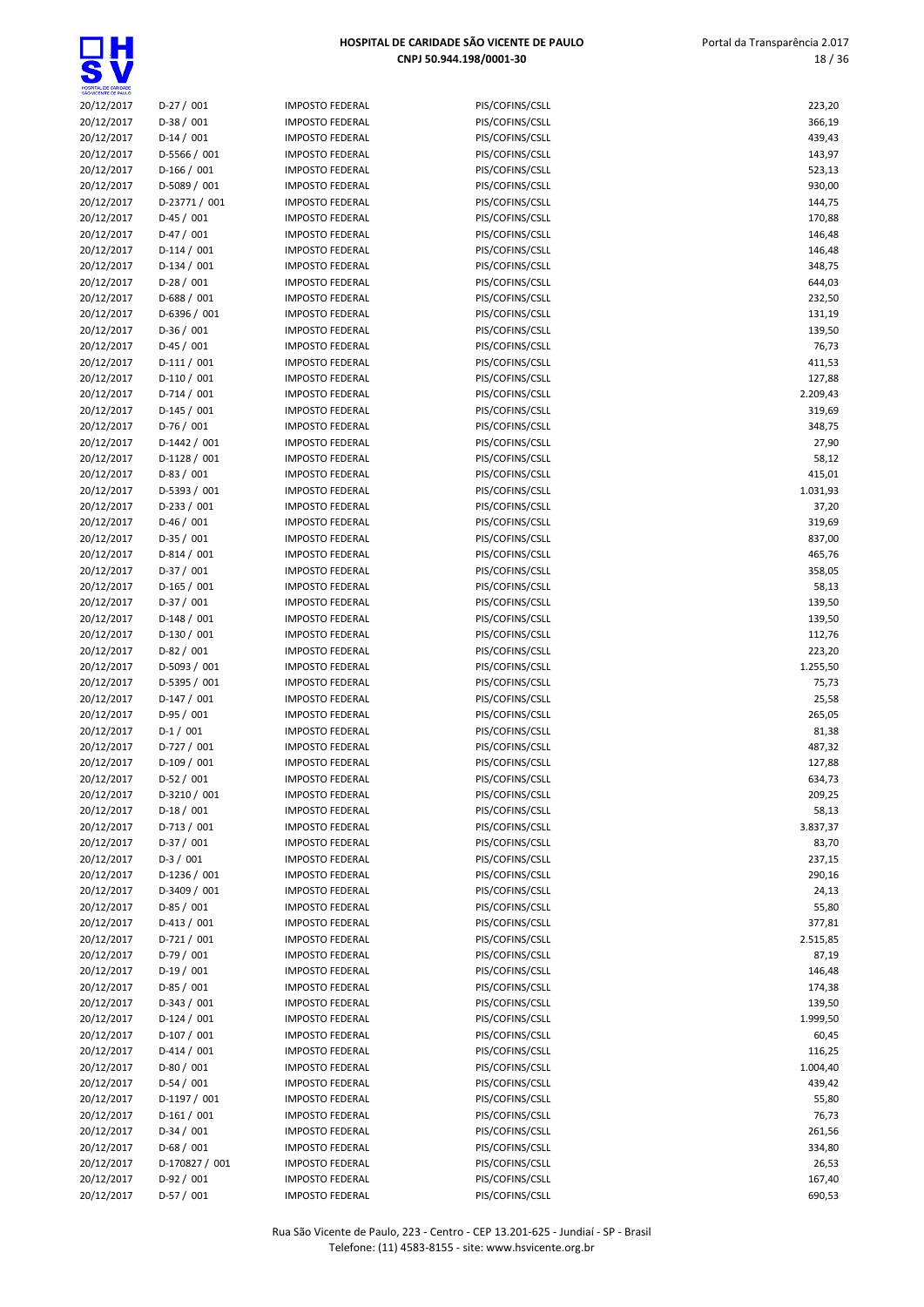| | | | | |
|---|---|---|---|---|
| 20/12/2017 | D-27 / 001 | IMPOSTO FEDERAL | PIS/COFINS/CSLL | 223,20 |
| 20/12/2017 | D-38 / 001 | IMPOSTO FEDERAL | PIS/COFINS/CSLL | 366,19 |
| 20/12/2017 | D-14 / 001 | IMPOSTO FEDERAL | PIS/COFINS/CSLL | 439,43 |
| 20/12/2017 | D-5566 / 001 | IMPOSTO FEDERAL | PIS/COFINS/CSLL | 143,97 |
| 20/12/2017 | D-166 / 001 | IMPOSTO FEDERAL | PIS/COFINS/CSLL | 523,13 |
| 20/12/2017 | D-5089 / 001 | IMPOSTO FEDERAL | PIS/COFINS/CSLL | 930,00 |
| 20/12/2017 | D-23771 / 001 | IMPOSTO FEDERAL | PIS/COFINS/CSLL | 144,75 |
| 20/12/2017 | D-45 / 001 | IMPOSTO FEDERAL | PIS/COFINS/CSLL | 170,88 |
| 20/12/2017 | D-47 / 001 | IMPOSTO FEDERAL | PIS/COFINS/CSLL | 146,48 |
| 20/12/2017 | D-114 / 001 | IMPOSTO FEDERAL | PIS/COFINS/CSLL | 146,48 |
| 20/12/2017 | D-134 / 001 | IMPOSTO FEDERAL | PIS/COFINS/CSLL | 348,75 |
| 20/12/2017 | D-28 / 001 | IMPOSTO FEDERAL | PIS/COFINS/CSLL | 644,03 |
| 20/12/2017 | D-688 / 001 | IMPOSTO FEDERAL | PIS/COFINS/CSLL | 232,50 |
| 20/12/2017 | D-6396 / 001 | IMPOSTO FEDERAL | PIS/COFINS/CSLL | 131,19 |
| 20/12/2017 | D-36 / 001 | IMPOSTO FEDERAL | PIS/COFINS/CSLL | 139,50 |
| 20/12/2017 | D-45 / 001 | IMPOSTO FEDERAL | PIS/COFINS/CSLL | 76,73 |
| 20/12/2017 | D-111 / 001 | IMPOSTO FEDERAL | PIS/COFINS/CSLL | 411,53 |
| 20/12/2017 | D-110 / 001 | IMPOSTO FEDERAL | PIS/COFINS/CSLL | 127,88 |
| 20/12/2017 | D-714 / 001 | IMPOSTO FEDERAL | PIS/COFINS/CSLL | 2.209,43 |
| 20/12/2017 | D-145 / 001 | IMPOSTO FEDERAL | PIS/COFINS/CSLL | 319,69 |
| 20/12/2017 | D-76 / 001 | IMPOSTO FEDERAL | PIS/COFINS/CSLL | 348,75 |
| 20/12/2017 | D-1442 / 001 | IMPOSTO FEDERAL | PIS/COFINS/CSLL | 27,90 |
| 20/12/2017 | D-1128 / 001 | IMPOSTO FEDERAL | PIS/COFINS/CSLL | 58,12 |
| 20/12/2017 | D-83 / 001 | IMPOSTO FEDERAL | PIS/COFINS/CSLL | 415,01 |
| 20/12/2017 | D-5393 / 001 | IMPOSTO FEDERAL | PIS/COFINS/CSLL | 1.031,93 |
| 20/12/2017 | D-233 / 001 | IMPOSTO FEDERAL | PIS/COFINS/CSLL | 37,20 |
| 20/12/2017 | D-46 / 001 | IMPOSTO FEDERAL | PIS/COFINS/CSLL | 319,69 |
| 20/12/2017 | D-35 / 001 | IMPOSTO FEDERAL | PIS/COFINS/CSLL | 837,00 |
| 20/12/2017 | D-814 / 001 | IMPOSTO FEDERAL | PIS/COFINS/CSLL | 465,76 |
| 20/12/2017 | D-37 / 001 | IMPOSTO FEDERAL | PIS/COFINS/CSLL | 358,05 |
| 20/12/2017 | D-165 / 001 | IMPOSTO FEDERAL | PIS/COFINS/CSLL | 58,13 |
| 20/12/2017 | D-37 / 001 | IMPOSTO FEDERAL | PIS/COFINS/CSLL | 139,50 |
| 20/12/2017 | D-148 / 001 | IMPOSTO FEDERAL | PIS/COFINS/CSLL | 139,50 |
| 20/12/2017 | D-130 / 001 | IMPOSTO FEDERAL | PIS/COFINS/CSLL | 112,76 |
| 20/12/2017 | D-82 / 001 | IMPOSTO FEDERAL | PIS/COFINS/CSLL | 223,20 |
| 20/12/2017 | D-5093 / 001 | IMPOSTO FEDERAL | PIS/COFINS/CSLL | 1.255,50 |
| 20/12/2017 | D-5395 / 001 | IMPOSTO FEDERAL | PIS/COFINS/CSLL | 75,73 |
| 20/12/2017 | D-147 / 001 | IMPOSTO FEDERAL | PIS/COFINS/CSLL | 25,58 |
| 20/12/2017 | D-95 / 001 | IMPOSTO FEDERAL | PIS/COFINS/CSLL | 265,05 |
| 20/12/2017 | D-1 / 001 | IMPOSTO FEDERAL | PIS/COFINS/CSLL | 81,38 |
| 20/12/2017 | D-727 / 001 | IMPOSTO FEDERAL | PIS/COFINS/CSLL | 487,32 |
| 20/12/2017 | D-109 / 001 | IMPOSTO FEDERAL | PIS/COFINS/CSLL | 127,88 |
| 20/12/2017 | D-52 / 001 | IMPOSTO FEDERAL | PIS/COFINS/CSLL | 634,73 |
| 20/12/2017 | D-3210 / 001 | IMPOSTO FEDERAL | PIS/COFINS/CSLL | 209,25 |
| 20/12/2017 | D-18 / 001 | IMPOSTO FEDERAL | PIS/COFINS/CSLL | 58,13 |
| 20/12/2017 | D-713 / 001 | IMPOSTO FEDERAL | PIS/COFINS/CSLL | 3.837,37 |
| 20/12/2017 | D-37 / 001 | IMPOSTO FEDERAL | PIS/COFINS/CSLL | 83,70 |
| 20/12/2017 | D-3 / 001 | IMPOSTO FEDERAL | PIS/COFINS/CSLL | 237,15 |
| 20/12/2017 | D-1236 / 001 | IMPOSTO FEDERAL | PIS/COFINS/CSLL | 290,16 |
| 20/12/2017 | D-3409 / 001 | IMPOSTO FEDERAL | PIS/COFINS/CSLL | 24,13 |
| 20/12/2017 | D-85 / 001 | IMPOSTO FEDERAL | PIS/COFINS/CSLL | 55,80 |
| 20/12/2017 | D-413 / 001 | IMPOSTO FEDERAL | PIS/COFINS/CSLL | 377,81 |
| 20/12/2017 | D-721 / 001 | IMPOSTO FEDERAL | PIS/COFINS/CSLL | 2.515,85 |
| 20/12/2017 | D-79 / 001 | IMPOSTO FEDERAL | PIS/COFINS/CSLL | 87,19 |
| 20/12/2017 | D-19 / 001 | IMPOSTO FEDERAL | PIS/COFINS/CSLL | 146,48 |
| 20/12/2017 | D-85 / 001 | IMPOSTO FEDERAL | PIS/COFINS/CSLL | 174,38 |
| 20/12/2017 | D-343 / 001 | IMPOSTO FEDERAL | PIS/COFINS/CSLL | 139,50 |
| 20/12/2017 | D-124 / 001 | IMPOSTO FEDERAL | PIS/COFINS/CSLL | 1.999,50 |
| 20/12/2017 | D-107 / 001 | IMPOSTO FEDERAL | PIS/COFINS/CSLL | 60,45 |
| 20/12/2017 | D-414 / 001 | IMPOSTO FEDERAL | PIS/COFINS/CSLL | 116,25 |
| 20/12/2017 | D-80 / 001 | IMPOSTO FEDERAL | PIS/COFINS/CSLL | 1.004,40 |
| 20/12/2017 | D-54 / 001 | IMPOSTO FEDERAL | PIS/COFINS/CSLL | 439,42 |
| 20/12/2017 | D-1197 / 001 | IMPOSTO FEDERAL | PIS/COFINS/CSLL | 55,80 |
| 20/12/2017 | D-161 / 001 | IMPOSTO FEDERAL | PIS/COFINS/CSLL | 76,73 |
| 20/12/2017 | D-34 / 001 | IMPOSTO FEDERAL | PIS/COFINS/CSLL | 261,56 |
| 20/12/2017 | D-68 / 001 | IMPOSTO FEDERAL | PIS/COFINS/CSLL | 334,80 |
| 20/12/2017 | D-170827 / 001 | IMPOSTO FEDERAL | PIS/COFINS/CSLL | 26,53 |
| 20/12/2017 | D-92 / 001 | IMPOSTO FEDERAL | PIS/COFINS/CSLL | 167,40 |
| 20/12/2017 | D-57 / 001 | IMPOSTO FEDERAL | PIS/COFINS/CSLL | 690,53 |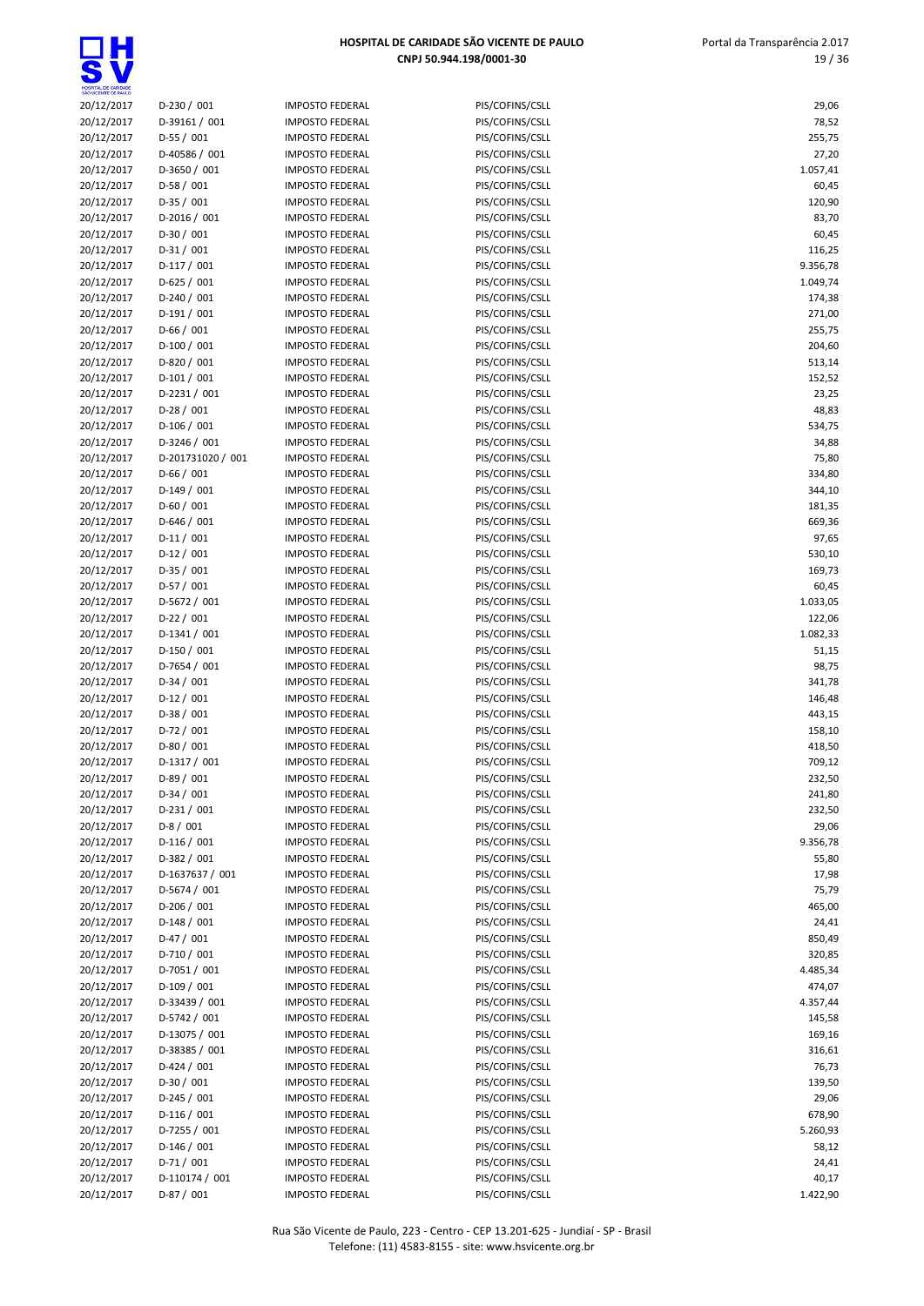| | | | | |
|---|---|---|---|---|
| 20/12/2017 | D-230 / 001 | IMPOSTO FEDERAL | PIS/COFINS/CSLL | 29,06 |
| 20/12/2017 | D-39161 / 001 | IMPOSTO FEDERAL | PIS/COFINS/CSLL | 78,52 |
| 20/12/2017 | D-55 / 001 | IMPOSTO FEDERAL | PIS/COFINS/CSLL | 255,75 |
| 20/12/2017 | D-40586 / 001 | IMPOSTO FEDERAL | PIS/COFINS/CSLL | 27,20 |
| 20/12/2017 | D-3650 / 001 | IMPOSTO FEDERAL | PIS/COFINS/CSLL | 1.057,41 |
| 20/12/2017 | D-58 / 001 | IMPOSTO FEDERAL | PIS/COFINS/CSLL | 60,45 |
| 20/12/2017 | D-35 / 001 | IMPOSTO FEDERAL | PIS/COFINS/CSLL | 120,90 |
| 20/12/2017 | D-2016 / 001 | IMPOSTO FEDERAL | PIS/COFINS/CSLL | 83,70 |
| 20/12/2017 | D-30 / 001 | IMPOSTO FEDERAL | PIS/COFINS/CSLL | 60,45 |
| 20/12/2017 | D-31 / 001 | IMPOSTO FEDERAL | PIS/COFINS/CSLL | 116,25 |
| 20/12/2017 | D-117 / 001 | IMPOSTO FEDERAL | PIS/COFINS/CSLL | 9.356,78 |
| 20/12/2017 | D-625 / 001 | IMPOSTO FEDERAL | PIS/COFINS/CSLL | 1.049,74 |
| 20/12/2017 | D-240 / 001 | IMPOSTO FEDERAL | PIS/COFINS/CSLL | 174,38 |
| 20/12/2017 | D-191 / 001 | IMPOSTO FEDERAL | PIS/COFINS/CSLL | 271,00 |
| 20/12/2017 | D-66 / 001 | IMPOSTO FEDERAL | PIS/COFINS/CSLL | 255,75 |
| 20/12/2017 | D-100 / 001 | IMPOSTO FEDERAL | PIS/COFINS/CSLL | 204,60 |
| 20/12/2017 | D-820 / 001 | IMPOSTO FEDERAL | PIS/COFINS/CSLL | 513,14 |
| 20/12/2017 | D-101 / 001 | IMPOSTO FEDERAL | PIS/COFINS/CSLL | 152,52 |
| 20/12/2017 | D-2231 / 001 | IMPOSTO FEDERAL | PIS/COFINS/CSLL | 23,25 |
| 20/12/2017 | D-28 / 001 | IMPOSTO FEDERAL | PIS/COFINS/CSLL | 48,83 |
| 20/12/2017 | D-106 / 001 | IMPOSTO FEDERAL | PIS/COFINS/CSLL | 534,75 |
| 20/12/2017 | D-3246 / 001 | IMPOSTO FEDERAL | PIS/COFINS/CSLL | 34,88 |
| 20/12/2017 | D-201731020 / 001 | IMPOSTO FEDERAL | PIS/COFINS/CSLL | 75,80 |
| 20/12/2017 | D-66 / 001 | IMPOSTO FEDERAL | PIS/COFINS/CSLL | 334,80 |
| 20/12/2017 | D-149 / 001 | IMPOSTO FEDERAL | PIS/COFINS/CSLL | 344,10 |
| 20/12/2017 | D-60 / 001 | IMPOSTO FEDERAL | PIS/COFINS/CSLL | 181,35 |
| 20/12/2017 | D-646 / 001 | IMPOSTO FEDERAL | PIS/COFINS/CSLL | 669,36 |
| 20/12/2017 | D-11 / 001 | IMPOSTO FEDERAL | PIS/COFINS/CSLL | 97,65 |
| 20/12/2017 | D-12 / 001 | IMPOSTO FEDERAL | PIS/COFINS/CSLL | 530,10 |
| 20/12/2017 | D-35 / 001 | IMPOSTO FEDERAL | PIS/COFINS/CSLL | 169,73 |
| 20/12/2017 | D-57 / 001 | IMPOSTO FEDERAL | PIS/COFINS/CSLL | 60,45 |
| 20/12/2017 | D-5672 / 001 | IMPOSTO FEDERAL | PIS/COFINS/CSLL | 1.033,05 |
| 20/12/2017 | D-22 / 001 | IMPOSTO FEDERAL | PIS/COFINS/CSLL | 122,06 |
| 20/12/2017 | D-1341 / 001 | IMPOSTO FEDERAL | PIS/COFINS/CSLL | 1.082,33 |
| 20/12/2017 | D-150 / 001 | IMPOSTO FEDERAL | PIS/COFINS/CSLL | 51,15 |
| 20/12/2017 | D-7654 / 001 | IMPOSTO FEDERAL | PIS/COFINS/CSLL | 98,75 |
| 20/12/2017 | D-34 / 001 | IMPOSTO FEDERAL | PIS/COFINS/CSLL | 341,78 |
| 20/12/2017 | D-12 / 001 | IMPOSTO FEDERAL | PIS/COFINS/CSLL | 146,48 |
| 20/12/2017 | D-38 / 001 | IMPOSTO FEDERAL | PIS/COFINS/CSLL | 443,15 |
| 20/12/2017 | D-72 / 001 | IMPOSTO FEDERAL | PIS/COFINS/CSLL | 158,10 |
| 20/12/2017 | D-80 / 001 | IMPOSTO FEDERAL | PIS/COFINS/CSLL | 418,50 |
| 20/12/2017 | D-1317 / 001 | IMPOSTO FEDERAL | PIS/COFINS/CSLL | 709,12 |
| 20/12/2017 | D-89 / 001 | IMPOSTO FEDERAL | PIS/COFINS/CSLL | 232,50 |
| 20/12/2017 | D-34 / 001 | IMPOSTO FEDERAL | PIS/COFINS/CSLL | 241,80 |
| 20/12/2017 | D-231 / 001 | IMPOSTO FEDERAL | PIS/COFINS/CSLL | 232,50 |
| 20/12/2017 | D-8 / 001 | IMPOSTO FEDERAL | PIS/COFINS/CSLL | 29,06 |
| 20/12/2017 | D-116 / 001 | IMPOSTO FEDERAL | PIS/COFINS/CSLL | 9.356,78 |
| 20/12/2017 | D-382 / 001 | IMPOSTO FEDERAL | PIS/COFINS/CSLL | 55,80 |
| 20/12/2017 | D-1637637 / 001 | IMPOSTO FEDERAL | PIS/COFINS/CSLL | 17,98 |
| 20/12/2017 | D-5674 / 001 | IMPOSTO FEDERAL | PIS/COFINS/CSLL | 75,79 |
| 20/12/2017 | D-206 / 001 | IMPOSTO FEDERAL | PIS/COFINS/CSLL | 465,00 |
| 20/12/2017 | D-148 / 001 | IMPOSTO FEDERAL | PIS/COFINS/CSLL | 24,41 |
| 20/12/2017 | D-47 / 001 | IMPOSTO FEDERAL | PIS/COFINS/CSLL | 850,49 |
| 20/12/2017 | D-710 / 001 | IMPOSTO FEDERAL | PIS/COFINS/CSLL | 320,85 |
| 20/12/2017 | D-7051 / 001 | IMPOSTO FEDERAL | PIS/COFINS/CSLL | 4.485,34 |
| 20/12/2017 | D-109 / 001 | IMPOSTO FEDERAL | PIS/COFINS/CSLL | 474,07 |
| 20/12/2017 | D-33439 / 001 | IMPOSTO FEDERAL | PIS/COFINS/CSLL | 4.357,44 |
| 20/12/2017 | D-5742 / 001 | IMPOSTO FEDERAL | PIS/COFINS/CSLL | 145,58 |
| 20/12/2017 | D-13075 / 001 | IMPOSTO FEDERAL | PIS/COFINS/CSLL | 169,16 |
| 20/12/2017 | D-38385 / 001 | IMPOSTO FEDERAL | PIS/COFINS/CSLL | 316,61 |
| 20/12/2017 | D-424 / 001 | IMPOSTO FEDERAL | PIS/COFINS/CSLL | 76,73 |
| 20/12/2017 | D-30 / 001 | IMPOSTO FEDERAL | PIS/COFINS/CSLL | 139,50 |
| 20/12/2017 | D-245 / 001 | IMPOSTO FEDERAL | PIS/COFINS/CSLL | 29,06 |
| 20/12/2017 | D-116 / 001 | IMPOSTO FEDERAL | PIS/COFINS/CSLL | 678,90 |
| 20/12/2017 | D-7255 / 001 | IMPOSTO FEDERAL | PIS/COFINS/CSLL | 5.260,93 |
| 20/12/2017 | D-146 / 001 | IMPOSTO FEDERAL | PIS/COFINS/CSLL | 58,12 |
| 20/12/2017 | D-71 / 001 | IMPOSTO FEDERAL | PIS/COFINS/CSLL | 24,41 |
| 20/12/2017 | D-110174 / 001 | IMPOSTO FEDERAL | PIS/COFINS/CSLL | 40,17 |
| 20/12/2017 | D-87 / 001 | IMPOSTO FEDERAL | PIS/COFINS/CSLL | 1.422,90 |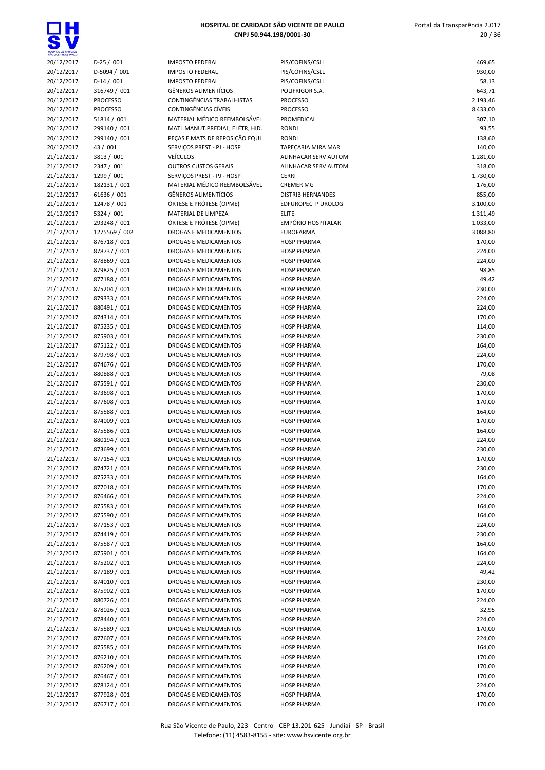| | | | | |
|---|---|---|---|---|
| 20/12/2017 | D-25 / 001 | IMPOSTO FEDERAL | PIS/COFINS/CSLL | 469,65 |
| 20/12/2017 | D-5094 / 001 | IMPOSTO FEDERAL | PIS/COFINS/CSLL | 930,00 |
| 20/12/2017 | D-14 / 001 | IMPOSTO FEDERAL | PIS/COFINS/CSLL | 58,13 |
| 20/12/2017 | 316749 / 001 | GÊNEROS ALIMENTÍCIOS | POLIFRIGOR S.A. | 643,71 |
| 20/12/2017 | PROCESSO | CONTINGÊNCIAS TRABALHISTAS | PROCESSO | 2.193,46 |
| 20/12/2017 | PROCESSO | CONTINGÊNCIAS CÍVEIS | PROCESSO | 8.433,00 |
| 20/12/2017 | 51814 / 001 | MATERIAL MÉDICO REEMBOLSÁVEL | PROMEDICAL | 307,10 |
| 20/12/2017 | 299140 / 001 | MATL MANUT.PREDIAL, ELÉTR, HID. | RONDI | 93,55 |
| 20/12/2017 | 299140 / 001 | PEÇAS E MATS DE REPOSIÇÃO EQUI | RONDI | 138,60 |
| 20/12/2017 | 43 / 001 | SERVIÇOS PREST - PJ - HOSP | TAPEÇARIA MIRA MAR | 140,00 |
| 21/12/2017 | 3813 / 001 | VEÍCULOS | ALINHACAR SERV AUTOM | 1.281,00 |
| 21/12/2017 | 2347 / 001 | OUTROS CUSTOS GERAIS | ALINHACAR SERV AUTOM | 318,00 |
| 21/12/2017 | 1299 / 001 | SERVIÇOS PREST - PJ - HOSP | CERRI | 1.730,00 |
| 21/12/2017 | 182131 / 001 | MATERIAL MÉDICO REEMBOLSÁVEL | CREMER MG | 176,00 |
| 21/12/2017 | 61636 / 001 | GÊNEROS ALIMENTÍCIOS | DISTRIB HERNANDES | 855,00 |
| 21/12/2017 | 12478 / 001 | ÓRTESE E PRÓTESE (OPME) | EDFUROPEC P UROLOG | 3.100,00 |
| 21/12/2017 | 5324 / 001 | MATERIAL DE LIMPEZA | ELITE | 1.311,49 |
| 21/12/2017 | 293248 / 001 | ÓRTESE E PRÓTESE (OPME) | EMPÓRIO HOSPITALAR | 1.033,00 |
| 21/12/2017 | 1275569 / 002 | DROGAS E MEDICAMENTOS | EUROFARMA | 3.088,80 |
| 21/12/2017 | 876718 / 001 | DROGAS E MEDICAMENTOS | HOSP PHARMA | 170,00 |
| 21/12/2017 | 878737 / 001 | DROGAS E MEDICAMENTOS | HOSP PHARMA | 224,00 |
| 21/12/2017 | 878869 / 001 | DROGAS E MEDICAMENTOS | HOSP PHARMA | 224,00 |
| 21/12/2017 | 879825 / 001 | DROGAS E MEDICAMENTOS | HOSP PHARMA | 98,85 |
| 21/12/2017 | 877188 / 001 | DROGAS E MEDICAMENTOS | HOSP PHARMA | 49,42 |
| 21/12/2017 | 875204 / 001 | DROGAS E MEDICAMENTOS | HOSP PHARMA | 230,00 |
| 21/12/2017 | 879333 / 001 | DROGAS E MEDICAMENTOS | HOSP PHARMA | 224,00 |
| 21/12/2017 | 880491 / 001 | DROGAS E MEDICAMENTOS | HOSP PHARMA | 224,00 |
| 21/12/2017 | 874314 / 001 | DROGAS E MEDICAMENTOS | HOSP PHARMA | 170,00 |
| 21/12/2017 | 875235 / 001 | DROGAS E MEDICAMENTOS | HOSP PHARMA | 114,00 |
| 21/12/2017 | 875903 / 001 | DROGAS E MEDICAMENTOS | HOSP PHARMA | 230,00 |
| 21/12/2017 | 875122 / 001 | DROGAS E MEDICAMENTOS | HOSP PHARMA | 164,00 |
| 21/12/2017 | 879798 / 001 | DROGAS E MEDICAMENTOS | HOSP PHARMA | 224,00 |
| 21/12/2017 | 874676 / 001 | DROGAS E MEDICAMENTOS | HOSP PHARMA | 170,00 |
| 21/12/2017 | 880888 / 001 | DROGAS E MEDICAMENTOS | HOSP PHARMA | 79,08 |
| 21/12/2017 | 875591 / 001 | DROGAS E MEDICAMENTOS | HOSP PHARMA | 230,00 |
| 21/12/2017 | 873698 / 001 | DROGAS E MEDICAMENTOS | HOSP PHARMA | 170,00 |
| 21/12/2017 | 877608 / 001 | DROGAS E MEDICAMENTOS | HOSP PHARMA | 170,00 |
| 21/12/2017 | 875588 / 001 | DROGAS E MEDICAMENTOS | HOSP PHARMA | 164,00 |
| 21/12/2017 | 874009 / 001 | DROGAS E MEDICAMENTOS | HOSP PHARMA | 170,00 |
| 21/12/2017 | 875586 / 001 | DROGAS E MEDICAMENTOS | HOSP PHARMA | 164,00 |
| 21/12/2017 | 880194 / 001 | DROGAS E MEDICAMENTOS | HOSP PHARMA | 224,00 |
| 21/12/2017 | 873699 / 001 | DROGAS E MEDICAMENTOS | HOSP PHARMA | 230,00 |
| 21/12/2017 | 877154 / 001 | DROGAS E MEDICAMENTOS | HOSP PHARMA | 170,00 |
| 21/12/2017 | 874721 / 001 | DROGAS E MEDICAMENTOS | HOSP PHARMA | 230,00 |
| 21/12/2017 | 875233 / 001 | DROGAS E MEDICAMENTOS | HOSP PHARMA | 164,00 |
| 21/12/2017 | 877018 / 001 | DROGAS E MEDICAMENTOS | HOSP PHARMA | 170,00 |
| 21/12/2017 | 876466 / 001 | DROGAS E MEDICAMENTOS | HOSP PHARMA | 224,00 |
| 21/12/2017 | 875583 / 001 | DROGAS E MEDICAMENTOS | HOSP PHARMA | 164,00 |
| 21/12/2017 | 875590 / 001 | DROGAS E MEDICAMENTOS | HOSP PHARMA | 164,00 |
| 21/12/2017 | 877153 / 001 | DROGAS E MEDICAMENTOS | HOSP PHARMA | 224,00 |
| 21/12/2017 | 874419 / 001 | DROGAS E MEDICAMENTOS | HOSP PHARMA | 230,00 |
| 21/12/2017 | 875587 / 001 | DROGAS E MEDICAMENTOS | HOSP PHARMA | 164,00 |
| 21/12/2017 | 875901 / 001 | DROGAS E MEDICAMENTOS | HOSP PHARMA | 164,00 |
| 21/12/2017 | 875202 / 001 | DROGAS E MEDICAMENTOS | HOSP PHARMA | 224,00 |
| 21/12/2017 | 877189 / 001 | DROGAS E MEDICAMENTOS | HOSP PHARMA | 49,42 |
| 21/12/2017 | 874010 / 001 | DROGAS E MEDICAMENTOS | HOSP PHARMA | 230,00 |
| 21/12/2017 | 875902 / 001 | DROGAS E MEDICAMENTOS | HOSP PHARMA | 170,00 |
| 21/12/2017 | 880726 / 001 | DROGAS E MEDICAMENTOS | HOSP PHARMA | 224,00 |
| 21/12/2017 | 878026 / 001 | DROGAS E MEDICAMENTOS | HOSP PHARMA | 32,95 |
| 21/12/2017 | 878440 / 001 | DROGAS E MEDICAMENTOS | HOSP PHARMA | 224,00 |
| 21/12/2017 | 875589 / 001 | DROGAS E MEDICAMENTOS | HOSP PHARMA | 170,00 |
| 21/12/2017 | 877607 / 001 | DROGAS E MEDICAMENTOS | HOSP PHARMA | 224,00 |
| 21/12/2017 | 875585 / 001 | DROGAS E MEDICAMENTOS | HOSP PHARMA | 164,00 |
| 21/12/2017 | 876210 / 001 | DROGAS E MEDICAMENTOS | HOSP PHARMA | 170,00 |
| 21/12/2017 | 876209 / 001 | DROGAS E MEDICAMENTOS | HOSP PHARMA | 170,00 |
| 21/12/2017 | 876467 / 001 | DROGAS E MEDICAMENTOS | HOSP PHARMA | 170,00 |
| 21/12/2017 | 878124 / 001 | DROGAS E MEDICAMENTOS | HOSP PHARMA | 224,00 |
| 21/12/2017 | 877928 / 001 | DROGAS E MEDICAMENTOS | HOSP PHARMA | 170,00 |
| 21/12/2017 | 876717 / 001 | DROGAS E MEDICAMENTOS | HOSP PHARMA | 170,00 |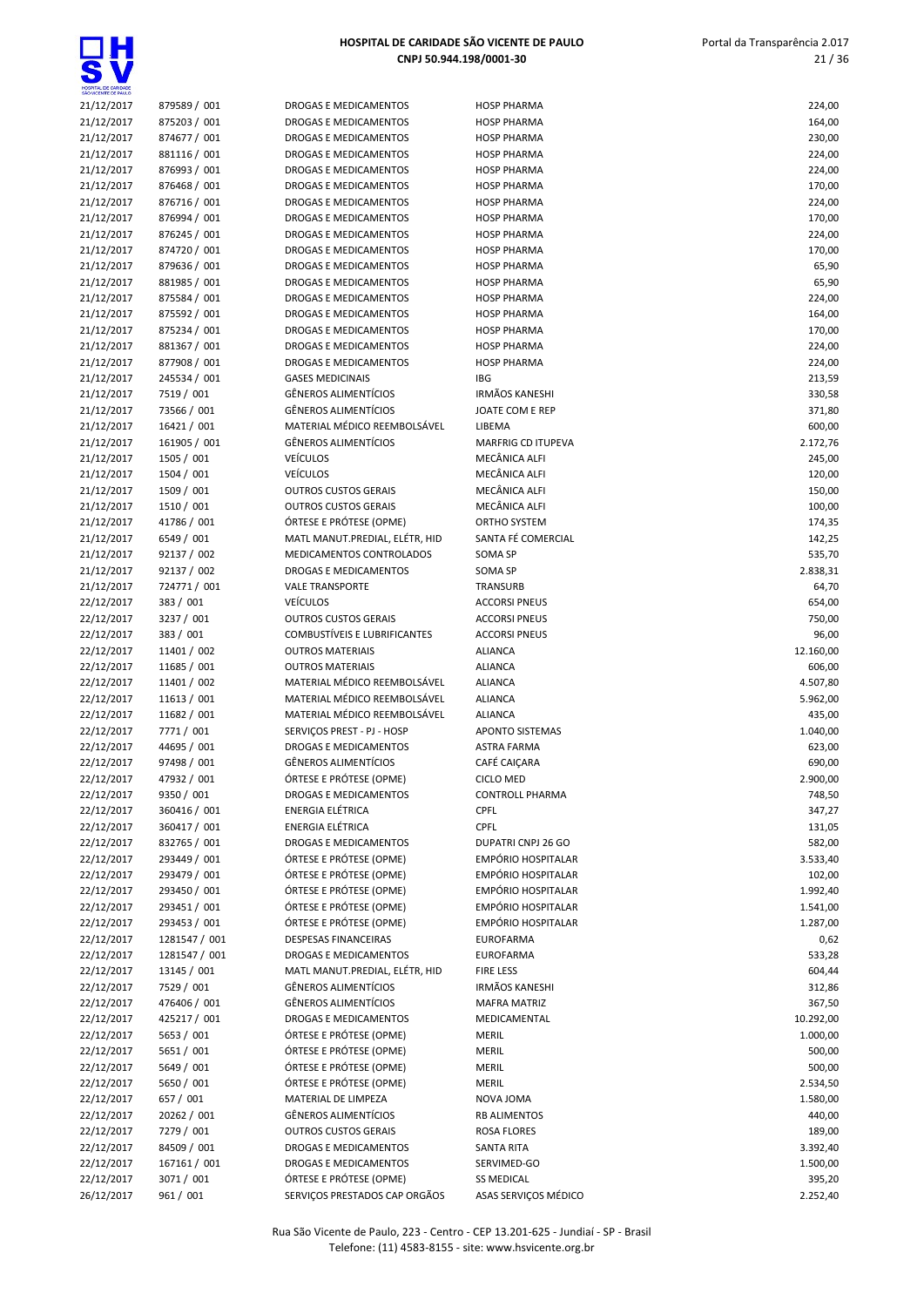| | | | | |
|---|---|---|---|---|
| 21/12/2017 | 879589 / 001 | DROGAS E MEDICAMENTOS | HOSP PHARMA | 224,00 |
| 21/12/2017 | 875203 / 001 | DROGAS E MEDICAMENTOS | HOSP PHARMA | 164,00 |
| 21/12/2017 | 874677 / 001 | DROGAS E MEDICAMENTOS | HOSP PHARMA | 230,00 |
| 21/12/2017 | 881116 / 001 | DROGAS E MEDICAMENTOS | HOSP PHARMA | 224,00 |
| 21/12/2017 | 876993 / 001 | DROGAS E MEDICAMENTOS | HOSP PHARMA | 224,00 |
| 21/12/2017 | 876468 / 001 | DROGAS E MEDICAMENTOS | HOSP PHARMA | 170,00 |
| 21/12/2017 | 876716 / 001 | DROGAS E MEDICAMENTOS | HOSP PHARMA | 224,00 |
| 21/12/2017 | 876994 / 001 | DROGAS E MEDICAMENTOS | HOSP PHARMA | 170,00 |
| 21/12/2017 | 876245 / 001 | DROGAS E MEDICAMENTOS | HOSP PHARMA | 224,00 |
| 21/12/2017 | 874720 / 001 | DROGAS E MEDICAMENTOS | HOSP PHARMA | 170,00 |
| 21/12/2017 | 879636 / 001 | DROGAS E MEDICAMENTOS | HOSP PHARMA | 65,90 |
| 21/12/2017 | 881985 / 001 | DROGAS E MEDICAMENTOS | HOSP PHARMA | 65,90 |
| 21/12/2017 | 875584 / 001 | DROGAS E MEDICAMENTOS | HOSP PHARMA | 224,00 |
| 21/12/2017 | 875592 / 001 | DROGAS E MEDICAMENTOS | HOSP PHARMA | 164,00 |
| 21/12/2017 | 875234 / 001 | DROGAS E MEDICAMENTOS | HOSP PHARMA | 170,00 |
| 21/12/2017 | 881367 / 001 | DROGAS E MEDICAMENTOS | HOSP PHARMA | 224,00 |
| 21/12/2017 | 877908 / 001 | DROGAS E MEDICAMENTOS | HOSP PHARMA | 224,00 |
| 21/12/2017 | 245534 / 001 | GASES MEDICINAIS | IBG | 213,59 |
| 21/12/2017 | 7519 / 001 | GÊNEROS ALIMENTÍCIOS | IRMÃOS KANESHI | 330,58 |
| 21/12/2017 | 73566 / 001 | GÊNEROS ALIMENTÍCIOS | JOATE COM E REP | 371,80 |
| 21/12/2017 | 16421 / 001 | MATERIAL MÉDICO REEMBOLSÁVEL | LIBEMA | 600,00 |
| 21/12/2017 | 161905 / 001 | GÊNEROS ALIMENTÍCIOS | MARFRIG CD ITUPEVA | 2.172,76 |
| 21/12/2017 | 1505 / 001 | VEÍCULOS | MECÂNICA ALFI | 245,00 |
| 21/12/2017 | 1504 / 001 | VEÍCULOS | MECÂNICA ALFI | 120,00 |
| 21/12/2017 | 1509 / 001 | OUTROS CUSTOS GERAIS | MECÂNICA ALFI | 150,00 |
| 21/12/2017 | 1510 / 001 | OUTROS CUSTOS GERAIS | MECÂNICA ALFI | 100,00 |
| 21/12/2017 | 41786 / 001 | ÓRTESE E PRÓTESE (OPME) | ORTHO SYSTEM | 174,35 |
| 21/12/2017 | 6549 / 001 | MATL MANUT.PREDIAL, ELÉTR, HID | SANTA FÉ COMERCIAL | 142,25 |
| 21/12/2017 | 92137 / 002 | MEDICAMENTOS CONTROLADOS | SOMA SP | 535,70 |
| 21/12/2017 | 92137 / 002 | DROGAS E MEDICAMENTOS | SOMA SP | 2.838,31 |
| 21/12/2017 | 724771 / 001 | VALE TRANSPORTE | TRANSURB | 64,70 |
| 22/12/2017 | 383 / 001 | VEÍCULOS | ACCORSI PNEUS | 654,00 |
| 22/12/2017 | 3237 / 001 | OUTROS CUSTOS GERAIS | ACCORSI PNEUS | 750,00 |
| 22/12/2017 | 383 / 001 | COMBUSTÍVEIS E LUBRIFICANTES | ACCORSI PNEUS | 96,00 |
| 22/12/2017 | 11401 / 002 | OUTROS MATERIAIS | ALIANCA | 12.160,00 |
| 22/12/2017 | 11685 / 001 | OUTROS MATERIAIS | ALIANCA | 606,00 |
| 22/12/2017 | 11401 / 002 | MATERIAL MÉDICO REEMBOLSÁVEL | ALIANCA | 4.507,80 |
| 22/12/2017 | 11613 / 001 | MATERIAL MÉDICO REEMBOLSÁVEL | ALIANCA | 5.962,00 |
| 22/12/2017 | 11682 / 001 | MATERIAL MÉDICO REEMBOLSÁVEL | ALIANCA | 435,00 |
| 22/12/2017 | 7771 / 001 | SERVIÇOS PREST - PJ - HOSP | APONTO SISTEMAS | 1.040,00 |
| 22/12/2017 | 44695 / 001 | DROGAS E MEDICAMENTOS | ASTRA FARMA | 623,00 |
| 22/12/2017 | 97498 / 001 | GÊNEROS ALIMENTÍCIOS | CAFÉ CAIÇARA | 690,00 |
| 22/12/2017 | 47932 / 001 | ÓRTESE E PRÓTESE (OPME) | CICLO MED | 2.900,00 |
| 22/12/2017 | 9350 / 001 | DROGAS E MEDICAMENTOS | CONTROLL PHARMA | 748,50 |
| 22/12/2017 | 360416 / 001 | ENERGIA ELÉTRICA | CPFL | 347,27 |
| 22/12/2017 | 360417 / 001 | ENERGIA ELÉTRICA | CPFL | 131,05 |
| 22/12/2017 | 832765 / 001 | DROGAS E MEDICAMENTOS | DUPATRI CNPJ 26 GO | 582,00 |
| 22/12/2017 | 293449 / 001 | ÓRTESE E PRÓTESE (OPME) | EMPÓRIO HOSPITALAR | 3.533,40 |
| 22/12/2017 | 293479 / 001 | ÓRTESE E PRÓTESE (OPME) | EMPÓRIO HOSPITALAR | 102,00 |
| 22/12/2017 | 293450 / 001 | ÓRTESE E PRÓTESE (OPME) | EMPÓRIO HOSPITALAR | 1.992,40 |
| 22/12/2017 | 293451 / 001 | ÓRTESE E PRÓTESE (OPME) | EMPÓRIO HOSPITALAR | 1.541,00 |
| 22/12/2017 | 293453 / 001 | ÓRTESE E PRÓTESE (OPME) | EMPÓRIO HOSPITALAR | 1.287,00 |
| 22/12/2017 | 1281547 / 001 | DESPESAS FINANCEIRAS | EUROFARMA | 0,62 |
| 22/12/2017 | 1281547 / 001 | DROGAS E MEDICAMENTOS | EUROFARMA | 533,28 |
| 22/12/2017 | 13145 / 001 | MATL MANUT.PREDIAL, ELÉTR, HID | FIRE LESS | 604,44 |
| 22/12/2017 | 7529 / 001 | GÊNEROS ALIMENTÍCIOS | IRMÃOS KANESHI | 312,86 |
| 22/12/2017 | 476406 / 001 | GÊNEROS ALIMENTÍCIOS | MAFRA MATRIZ | 367,50 |
| 22/12/2017 | 425217 / 001 | DROGAS E MEDICAMENTOS | MEDICAMENTAL | 10.292,00 |
| 22/12/2017 | 5653 / 001 | ÓRTESE E PRÓTESE (OPME) | MERIL | 1.000,00 |
| 22/12/2017 | 5651 / 001 | ÓRTESE E PRÓTESE (OPME) | MERIL | 500,00 |
| 22/12/2017 | 5649 / 001 | ÓRTESE E PRÓTESE (OPME) | MERIL | 500,00 |
| 22/12/2017 | 5650 / 001 | ÓRTESE E PRÓTESE (OPME) | MERIL | 2.534,50 |
| 22/12/2017 | 657 / 001 | MATERIAL DE LIMPEZA | NOVA JOMA | 1.580,00 |
| 22/12/2017 | 20262 / 001 | GÊNEROS ALIMENTÍCIOS | RB ALIMENTOS | 440,00 |
| 22/12/2017 | 7279 / 001 | OUTROS CUSTOS GERAIS | ROSA FLORES | 189,00 |
| 22/12/2017 | 84509 / 001 | DROGAS E MEDICAMENTOS | SANTA RITA | 3.392,40 |
| 22/12/2017 | 167161 / 001 | DROGAS E MEDICAMENTOS | SERVIMED-GO | 1.500,00 |
| 22/12/2017 | 3071 / 001 | ÓRTESE E PRÓTESE (OPME) | SS MEDICAL | 395,20 |
| 26/12/2017 | 961 / 001 | SERVIÇOS PRESTADOS CAP ORGÃOS | ASAS SERVIÇOS MÉDICO | 2.252,40 |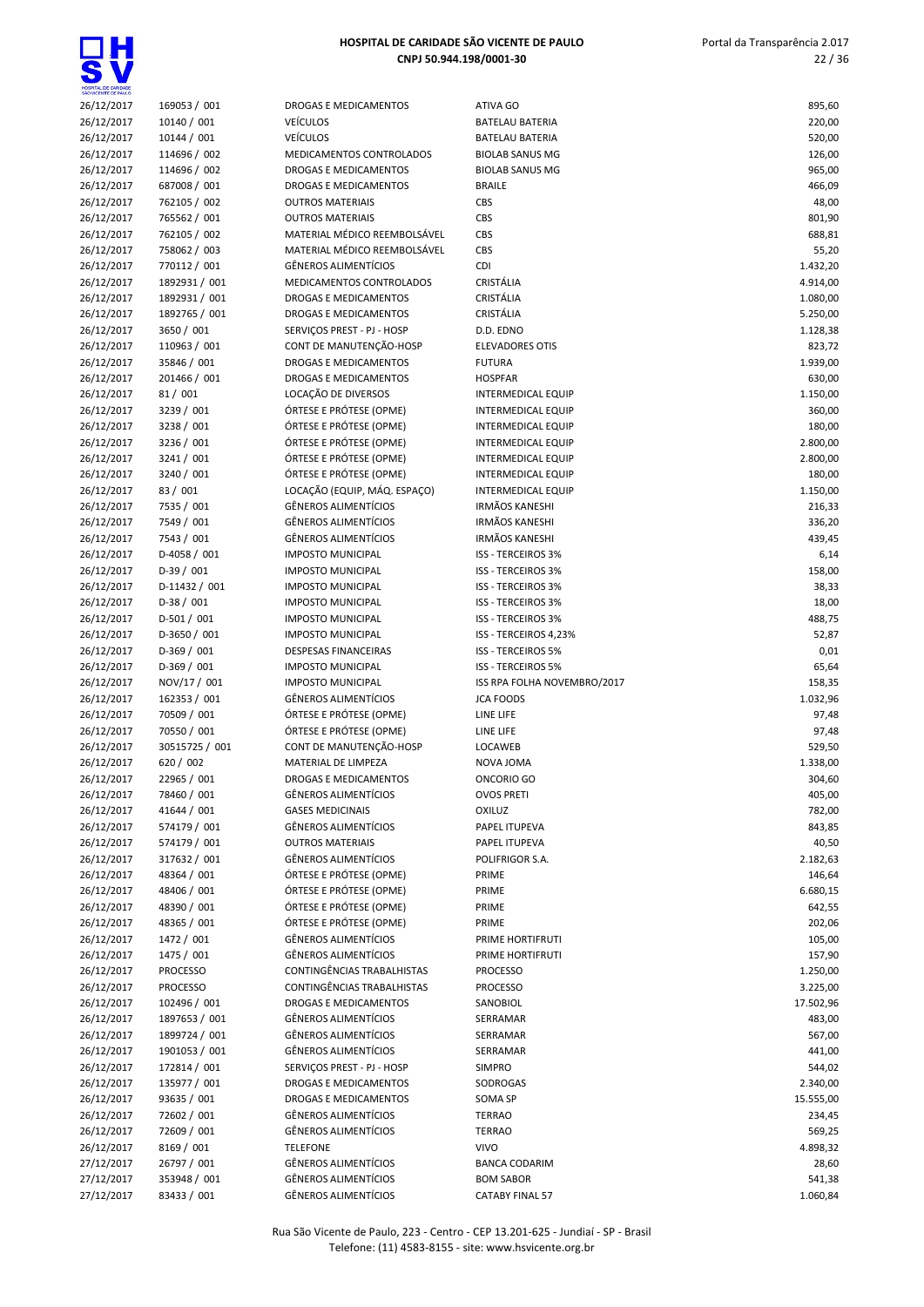| | | | | |
|---|---|---|---|---|
| 26/12/2017 | 169053 / 001 | DROGAS E MEDICAMENTOS | ATIVA GO | 895,60 |
| 26/12/2017 | 10140 / 001 | VEÍCULOS | BATELAU BATERIA | 220,00 |
| 26/12/2017 | 10144 / 001 | VEÍCULOS | BATELAU BATERIA | 520,00 |
| 26/12/2017 | 114696 / 002 | MEDICAMENTOS CONTROLADOS | BIOLAB SANUS MG | 126,00 |
| 26/12/2017 | 114696 / 002 | DROGAS E MEDICAMENTOS | BIOLAB SANUS MG | 965,00 |
| 26/12/2017 | 687008 / 001 | DROGAS E MEDICAMENTOS | BRAILE | 466,09 |
| 26/12/2017 | 762105 / 002 | OUTROS MATERIAIS | CBS | 48,00 |
| 26/12/2017 | 765562 / 001 | OUTROS MATERIAIS | CBS | 801,90 |
| 26/12/2017 | 762105 / 002 | MATERIAL MÉDICO REEMBOLSÁVEL | CBS | 688,81 |
| 26/12/2017 | 758062 / 003 | MATERIAL MÉDICO REEMBOLSÁVEL | CBS | 55,20 |
| 26/12/2017 | 770112 / 001 | GÊNEROS ALIMENTÍCIOS | CDI | 1.432,20 |
| 26/12/2017 | 1892931 / 001 | MEDICAMENTOS CONTROLADOS | CRISTÁLIA | 4.914,00 |
| 26/12/2017 | 1892931 / 001 | DROGAS E MEDICAMENTOS | CRISTÁLIA | 1.080,00 |
| 26/12/2017 | 1892765 / 001 | DROGAS E MEDICAMENTOS | CRISTÁLIA | 5.250,00 |
| 26/12/2017 | 3650 / 001 | SERVIÇOS PREST - PJ - HOSP | D.D. EDNO | 1.128,38 |
| 26/12/2017 | 110963 / 001 | CONT DE MANUTENÇÃO-HOSP | ELEVADORES OTIS | 823,72 |
| 26/12/2017 | 35846 / 001 | DROGAS E MEDICAMENTOS | FUTURA | 1.939,00 |
| 26/12/2017 | 201466 / 001 | DROGAS E MEDICAMENTOS | HOSPFAR | 630,00 |
| 26/12/2017 | 81 / 001 | LOCAÇÃO DE DIVERSOS | INTERMEDICAL EQUIP | 1.150,00 |
| 26/12/2017 | 3239 / 001 | ÓRTESE E PRÓTESE (OPME) | INTERMEDICAL EQUIP | 360,00 |
| 26/12/2017 | 3238 / 001 | ÓRTESE E PRÓTESE (OPME) | INTERMEDICAL EQUIP | 180,00 |
| 26/12/2017 | 3236 / 001 | ÓRTESE E PRÓTESE (OPME) | INTERMEDICAL EQUIP | 2.800,00 |
| 26/12/2017 | 3241 / 001 | ÓRTESE E PRÓTESE (OPME) | INTERMEDICAL EQUIP | 2.800,00 |
| 26/12/2017 | 3240 / 001 | ÓRTESE E PRÓTESE (OPME) | INTERMEDICAL EQUIP | 180,00 |
| 26/12/2017 | 83 / 001 | LOCAÇÃO (EQUIP, MÁQ. ESPAÇO) | INTERMEDICAL EQUIP | 1.150,00 |
| 26/12/2017 | 7535 / 001 | GÊNEROS ALIMENTÍCIOS | IRMÃOS KANESHI | 216,33 |
| 26/12/2017 | 7549 / 001 | GÊNEROS ALIMENTÍCIOS | IRMÃOS KANESHI | 336,20 |
| 26/12/2017 | 7543 / 001 | GÊNEROS ALIMENTÍCIOS | IRMÃOS KANESHI | 439,45 |
| 26/12/2017 | D-4058 / 001 | IMPOSTO MUNICIPAL | ISS - TERCEIROS 3% | 6,14 |
| 26/12/2017 | D-39 / 001 | IMPOSTO MUNICIPAL | ISS - TERCEIROS 3% | 158,00 |
| 26/12/2017 | D-11432 / 001 | IMPOSTO MUNICIPAL | ISS - TERCEIROS 3% | 38,33 |
| 26/12/2017 | D-38 / 001 | IMPOSTO MUNICIPAL | ISS - TERCEIROS 3% | 18,00 |
| 26/12/2017 | D-501 / 001 | IMPOSTO MUNICIPAL | ISS - TERCEIROS 3% | 488,75 |
| 26/12/2017 | D-3650 / 001 | IMPOSTO MUNICIPAL | ISS - TERCEIROS 4,23% | 52,87 |
| 26/12/2017 | D-369 / 001 | DESPESAS FINANCEIRAS | ISS - TERCEIROS 5% | 0,01 |
| 26/12/2017 | D-369 / 001 | IMPOSTO MUNICIPAL | ISS - TERCEIROS 5% | 65,64 |
| 26/12/2017 | NOV/17 / 001 | IMPOSTO MUNICIPAL | ISS RPA FOLHA NOVEMBRO/2017 | 158,35 |
| 26/12/2017 | 162353 / 001 | GÊNEROS ALIMENTÍCIOS | JCA FOODS | 1.032,96 |
| 26/12/2017 | 70509 / 001 | ÓRTESE E PRÓTESE (OPME) | LINE LIFE | 97,48 |
| 26/12/2017 | 70550 / 001 | ÓRTESE E PRÓTESE (OPME) | LINE LIFE | 97,48 |
| 26/12/2017 | 30515725 / 001 | CONT DE MANUTENÇÃO-HOSP | LOCAWEB | 529,50 |
| 26/12/2017 | 620 / 002 | MATERIAL DE LIMPEZA | NOVA JOMA | 1.338,00 |
| 26/12/2017 | 22965 / 001 | DROGAS E MEDICAMENTOS | ONCORIO GO | 304,60 |
| 26/12/2017 | 78460 / 001 | GÊNEROS ALIMENTÍCIOS | OVOS PRETI | 405,00 |
| 26/12/2017 | 41644 / 001 | GASES MEDICINAIS | OXILUZ | 782,00 |
| 26/12/2017 | 574179 / 001 | GÊNEROS ALIMENTÍCIOS | PAPEL ITUPEVA | 843,85 |
| 26/12/2017 | 574179 / 001 | OUTROS MATERIAIS | PAPEL ITUPEVA | 40,50 |
| 26/12/2017 | 317632 / 001 | GÊNEROS ALIMENTÍCIOS | POLIFRIGOR S.A. | 2.182,63 |
| 26/12/2017 | 48364 / 001 | ÓRTESE E PRÓTESE (OPME) | PRIME | 146,64 |
| 26/12/2017 | 48406 / 001 | ÓRTESE E PRÓTESE (OPME) | PRIME | 6.680,15 |
| 26/12/2017 | 48390 / 001 | ÓRTESE E PRÓTESE (OPME) | PRIME | 642,55 |
| 26/12/2017 | 48365 / 001 | ÓRTESE E PRÓTESE (OPME) | PRIME | 202,06 |
| 26/12/2017 | 1472 / 001 | GÊNEROS ALIMENTÍCIOS | PRIME HORTIFRUTI | 105,00 |
| 26/12/2017 | 1475 / 001 | GÊNEROS ALIMENTÍCIOS | PRIME HORTIFRUTI | 157,90 |
| 26/12/2017 | PROCESSO | CONTINGÊNCIAS TRABALHISTAS | PROCESSO | 1.250,00 |
| 26/12/2017 | PROCESSO | CONTINGÊNCIAS TRABALHISTAS | PROCESSO | 3.225,00 |
| 26/12/2017 | 102496 / 001 | DROGAS E MEDICAMENTOS | SANOBIOL | 17.502,96 |
| 26/12/2017 | 1897653 / 001 | GÊNEROS ALIMENTÍCIOS | SERRAMAR | 483,00 |
| 26/12/2017 | 1899724 / 001 | GÊNEROS ALIMENTÍCIOS | SERRAMAR | 567,00 |
| 26/12/2017 | 1901053 / 001 | GÊNEROS ALIMENTÍCIOS | SERRAMAR | 441,00 |
| 26/12/2017 | 172814 / 001 | SERVIÇOS PREST - PJ - HOSP | SIMPRO | 544,02 |
| 26/12/2017 | 135977 / 001 | DROGAS E MEDICAMENTOS | SODROGAS | 2.340,00 |
| 26/12/2017 | 93635 / 001 | DROGAS E MEDICAMENTOS | SOMA SP | 15.555,00 |
| 26/12/2017 | 72602 / 001 | GÊNEROS ALIMENTÍCIOS | TERRAO | 234,45 |
| 26/12/2017 | 72609 / 001 | GÊNEROS ALIMENTÍCIOS | TERRAO | 569,25 |
| 26/12/2017 | 8169 / 001 | TELEFONE | VIVO | 4.898,32 |
| 27/12/2017 | 26797 / 001 | GÊNEROS ALIMENTÍCIOS | BANCA CODARIM | 28,60 |
| 27/12/2017 | 353948 / 001 | GÊNEROS ALIMENTÍCIOS | BOM SABOR | 541,38 |
| 27/12/2017 | 83433 / 001 | GÊNEROS ALIMENTÍCIOS | CATABY FINAL 57 | 1.060,84 |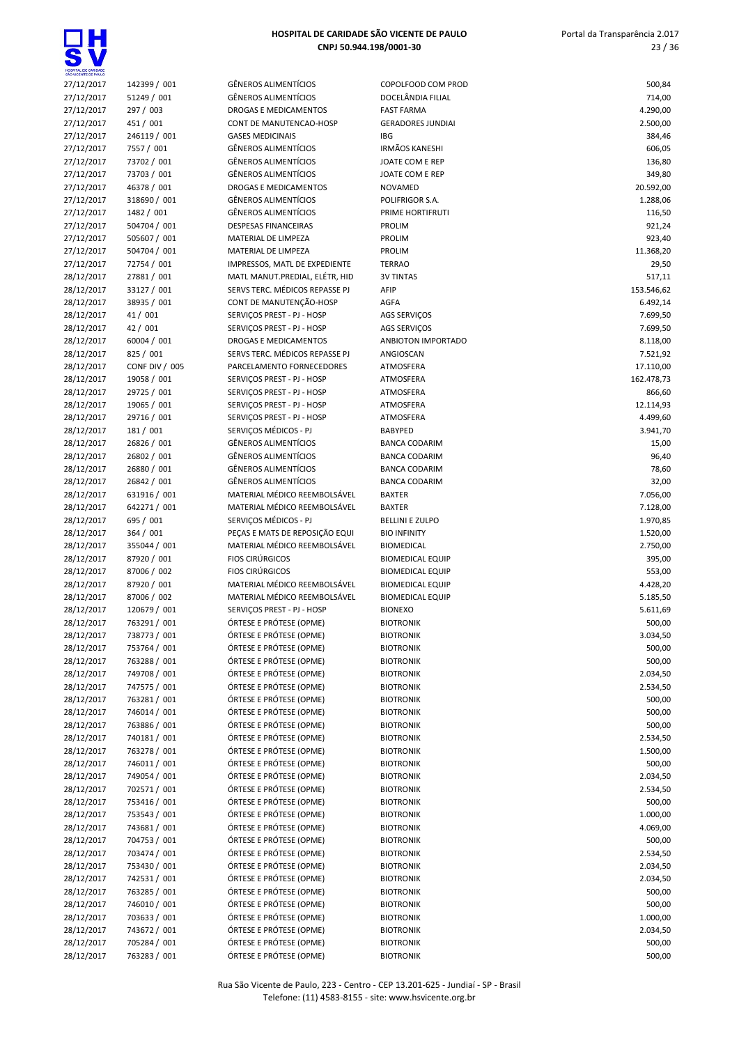| | | | | |
|---|---|---|---|---|
| 27/12/2017 | 142399 / 001 | GÊNEROS ALIMENTÍCIOS | COPOLFOOD COM PROD | 500,84 |
| 27/12/2017 | 51249 / 001 | GÊNEROS ALIMENTÍCIOS | DOCELÂNDIA FILIAL | 714,00 |
| 27/12/2017 | 297 / 003 | DROGAS E MEDICAMENTOS | FAST FARMA | 4.290,00 |
| 27/12/2017 | 451 / 001 | CONT DE MANUTENCAO-HOSP | GERADORES JUNDIAI | 2.500,00 |
| 27/12/2017 | 246119 / 001 | GASES MEDICINAIS | IBG | 384,46 |
| 27/12/2017 | 7557 / 001 | GÊNEROS ALIMENTÍCIOS | IRMÃOS KANESHI | 606,05 |
| 27/12/2017 | 73702 / 001 | GÊNEROS ALIMENTÍCIOS | JOATE COM E REP | 136,80 |
| 27/12/2017 | 73703 / 001 | GÊNEROS ALIMENTÍCIOS | JOATE COM E REP | 349,80 |
| 27/12/2017 | 46378 / 001 | DROGAS E MEDICAMENTOS | NOVAMED | 20.592,00 |
| 27/12/2017 | 318690 / 001 | GÊNEROS ALIMENTÍCIOS | POLIFRIGOR S.A. | 1.288,06 |
| 27/12/2017 | 1482 / 001 | GÊNEROS ALIMENTÍCIOS | PRIME HORTIFRUTI | 116,50 |
| 27/12/2017 | 504704 / 001 | DESPESAS FINANCEIRAS | PROLIM | 921,24 |
| 27/12/2017 | 505607 / 001 | MATERIAL DE LIMPEZA | PROLIM | 923,40 |
| 27/12/2017 | 504704 / 001 | MATERIAL DE LIMPEZA | PROLIM | 11.368,20 |
| 27/12/2017 | 72754 / 001 | IMPRESSOS, MATL DE EXPEDIENTE | TERRAO | 29,50 |
| 28/12/2017 | 27881 / 001 | MATL MANUT.PREDIAL, ELÉTR, HID | 3V TINTAS | 517,11 |
| 28/12/2017 | 33127 / 001 | SERVS TERC. MÉDICOS REPASSE PJ | AFIP | 153.546,62 |
| 28/12/2017 | 38935 / 001 | CONT DE MANUTENÇÃO-HOSP | AGFA | 6.492,14 |
| 28/12/2017 | 41 / 001 | SERVIÇOS PREST - PJ - HOSP | AGS SERVIÇOS | 7.699,50 |
| 28/12/2017 | 42 / 001 | SERVIÇOS PREST - PJ - HOSP | AGS SERVIÇOS | 7.699,50 |
| 28/12/2017 | 60004 / 001 | DROGAS E MEDICAMENTOS | ANBIOTON IMPORTADO | 8.118,00 |
| 28/12/2017 | 825 / 001 | SERVS TERC. MÉDICOS REPASSE PJ | ANGIOSCAN | 7.521,92 |
| 28/12/2017 | CONF DIV / 005 | PARCELAMENTO FORNECEDORES | ATMOSFERA | 17.110,00 |
| 28/12/2017 | 19058 / 001 | SERVIÇOS PREST - PJ - HOSP | ATMOSFERA | 162.478,73 |
| 28/12/2017 | 29725 / 001 | SERVIÇOS PREST - PJ - HOSP | ATMOSFERA | 866,60 |
| 28/12/2017 | 19065 / 001 | SERVIÇOS PREST - PJ - HOSP | ATMOSFERA | 12.114,93 |
| 28/12/2017 | 29716 / 001 | SERVIÇOS PREST - PJ - HOSP | ATMOSFERA | 4.499,60 |
| 28/12/2017 | 181 / 001 | SERVIÇOS MÉDICOS - PJ | BABYPED | 3.941,70 |
| 28/12/2017 | 26826 / 001 | GÊNEROS ALIMENTÍCIOS | BANCA CODARIM | 15,00 |
| 28/12/2017 | 26802 / 001 | GÊNEROS ALIMENTÍCIOS | BANCA CODARIM | 96,40 |
| 28/12/2017 | 26880 / 001 | GÊNEROS ALIMENTÍCIOS | BANCA CODARIM | 78,60 |
| 28/12/2017 | 26842 / 001 | GÊNEROS ALIMENTÍCIOS | BANCA CODARIM | 32,00 |
| 28/12/2017 | 631916 / 001 | MATERIAL MÉDICO REEMBOLSÁVEL | BAXTER | 7.056,00 |
| 28/12/2017 | 642271 / 001 | MATERIAL MÉDICO REEMBOLSÁVEL | BAXTER | 7.128,00 |
| 28/12/2017 | 695 / 001 | SERVIÇOS MÉDICOS - PJ | BELLINI E ZULPO | 1.970,85 |
| 28/12/2017 | 364 / 001 | PEÇAS E MATS DE REPOSIÇÃO EQUI | BIO INFINITY | 1.520,00 |
| 28/12/2017 | 355044 / 001 | MATERIAL MÉDICO REEMBOLSÁVEL | BIOMEDICAL | 2.750,00 |
| 28/12/2017 | 87920 / 001 | FIOS CIRÚRGICOS | BIOMEDICAL EQUIP | 395,00 |
| 28/12/2017 | 87006 / 002 | FIOS CIRÚRGICOS | BIOMEDICAL EQUIP | 553,00 |
| 28/12/2017 | 87920 / 001 | MATERIAL MÉDICO REEMBOLSÁVEL | BIOMEDICAL EQUIP | 4.428,20 |
| 28/12/2017 | 87006 / 002 | MATERIAL MÉDICO REEMBOLSÁVEL | BIOMEDICAL EQUIP | 5.185,50 |
| 28/12/2017 | 120679 / 001 | SERVIÇOS PREST - PJ - HOSP | BIONEXO | 5.611,69 |
| 28/12/2017 | 763291 / 001 | ÓRTESE E PRÓTESE (OPME) | BIOTRONIK | 500,00 |
| 28/12/2017 | 738773 / 001 | ÓRTESE E PRÓTESE (OPME) | BIOTRONIK | 3.034,50 |
| 28/12/2017 | 753764 / 001 | ÓRTESE E PRÓTESE (OPME) | BIOTRONIK | 500,00 |
| 28/12/2017 | 763288 / 001 | ÓRTESE E PRÓTESE (OPME) | BIOTRONIK | 500,00 |
| 28/12/2017 | 749708 / 001 | ÓRTESE E PRÓTESE (OPME) | BIOTRONIK | 2.034,50 |
| 28/12/2017 | 747575 / 001 | ÓRTESE E PRÓTESE (OPME) | BIOTRONIK | 2.534,50 |
| 28/12/2017 | 763281 / 001 | ÓRTESE E PRÓTESE (OPME) | BIOTRONIK | 500,00 |
| 28/12/2017 | 746014 / 001 | ÓRTESE E PRÓTESE (OPME) | BIOTRONIK | 500,00 |
| 28/12/2017 | 763886 / 001 | ÓRTESE E PRÓTESE (OPME) | BIOTRONIK | 500,00 |
| 28/12/2017 | 740181 / 001 | ÓRTESE E PRÓTESE (OPME) | BIOTRONIK | 2.534,50 |
| 28/12/2017 | 763278 / 001 | ÓRTESE E PRÓTESE (OPME) | BIOTRONIK | 1.500,00 |
| 28/12/2017 | 746011 / 001 | ÓRTESE E PRÓTESE (OPME) | BIOTRONIK | 500,00 |
| 28/12/2017 | 749054 / 001 | ÓRTESE E PRÓTESE (OPME) | BIOTRONIK | 2.034,50 |
| 28/12/2017 | 702571 / 001 | ÓRTESE E PRÓTESE (OPME) | BIOTRONIK | 2.534,50 |
| 28/12/2017 | 753416 / 001 | ÓRTESE E PRÓTESE (OPME) | BIOTRONIK | 500,00 |
| 28/12/2017 | 753543 / 001 | ÓRTESE E PRÓTESE (OPME) | BIOTRONIK | 1.000,00 |
| 28/12/2017 | 743681 / 001 | ÓRTESE E PRÓTESE (OPME) | BIOTRONIK | 4.069,00 |
| 28/12/2017 | 704753 / 001 | ÓRTESE E PRÓTESE (OPME) | BIOTRONIK | 500,00 |
| 28/12/2017 | 703474 / 001 | ÓRTESE E PRÓTESE (OPME) | BIOTRONIK | 2.534,50 |
| 28/12/2017 | 753430 / 001 | ÓRTESE E PRÓTESE (OPME) | BIOTRONIK | 2.034,50 |
| 28/12/2017 | 742531 / 001 | ÓRTESE E PRÓTESE (OPME) | BIOTRONIK | 2.034,50 |
| 28/12/2017 | 763285 / 001 | ÓRTESE E PRÓTESE (OPME) | BIOTRONIK | 500,00 |
| 28/12/2017 | 746010 / 001 | ÓRTESE E PRÓTESE (OPME) | BIOTRONIK | 500,00 |
| 28/12/2017 | 703633 / 001 | ÓRTESE E PRÓTESE (OPME) | BIOTRONIK | 1.000,00 |
| 28/12/2017 | 743672 / 001 | ÓRTESE E PRÓTESE (OPME) | BIOTRONIK | 2.034,50 |
| 28/12/2017 | 705284 / 001 | ÓRTESE E PRÓTESE (OPME) | BIOTRONIK | 500,00 |
| 28/12/2017 | 763283 / 001 | ÓRTESE E PRÓTESE (OPME) | BIOTRONIK | 500,00 |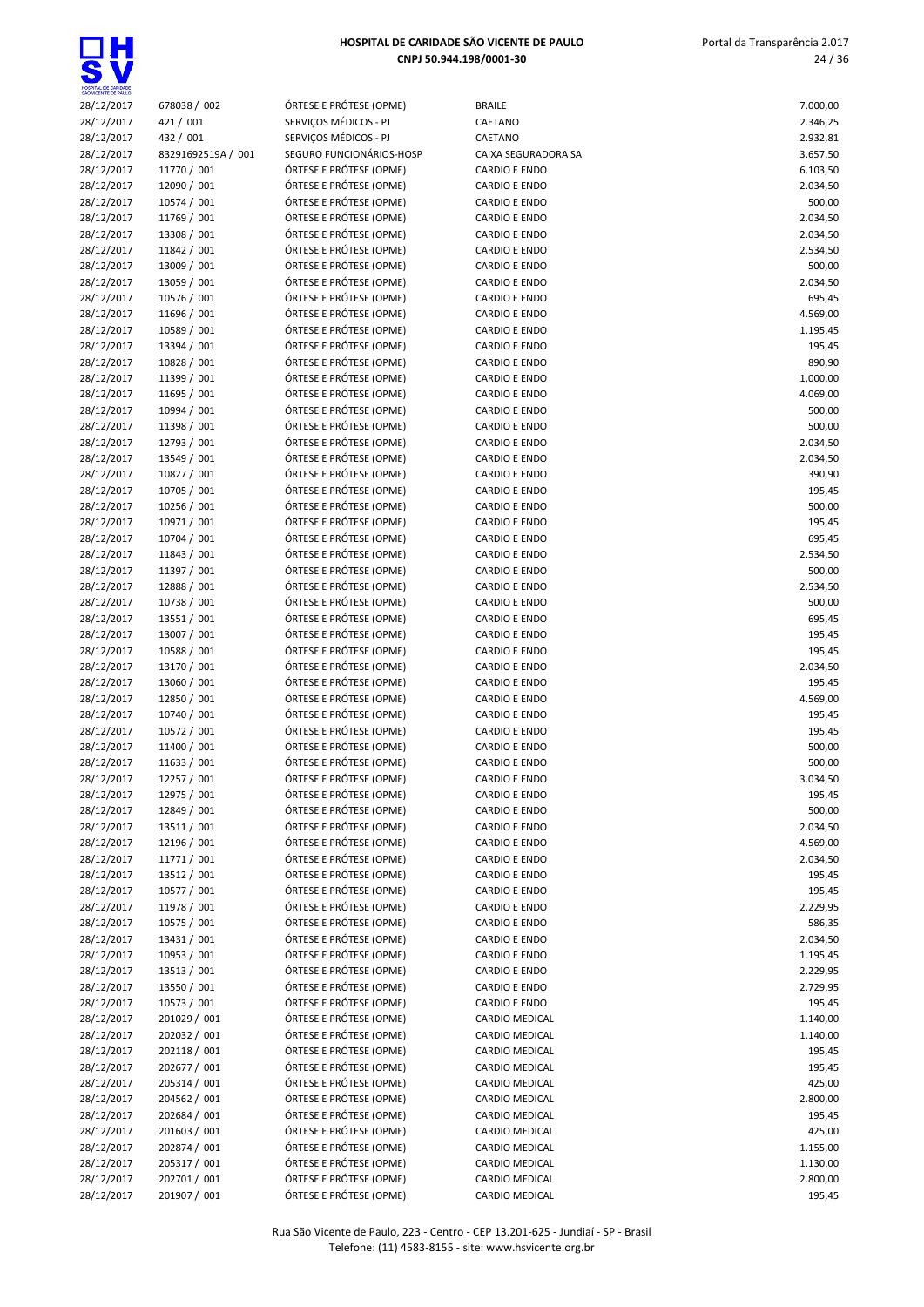| | | | | |
|---|---|---|---|---|
| 28/12/2017 | 678038 / 002 | ÓRTESE E PRÓTESE (OPME) | BRAILE | 7.000,00 |
| 28/12/2017 | 421 / 001 | SERVIÇOS MÉDICOS - PJ | CAETANO | 2.346,25 |
| 28/12/2017 | 432 / 001 | SERVIÇOS MÉDICOS - PJ | CAETANO | 2.932,81 |
| 28/12/2017 | 83291692519A / 001 | SEGURO FUNCIONÁRIOS-HOSP | CAIXA SEGURADORA SA | 3.657,50 |
| 28/12/2017 | 11770 / 001 | ÓRTESE E PRÓTESE (OPME) | CARDIO E ENDO | 6.103,50 |
| 28/12/2017 | 12090 / 001 | ÓRTESE E PRÓTESE (OPME) | CARDIO E ENDO | 2.034,50 |
| 28/12/2017 | 10574 / 001 | ÓRTESE E PRÓTESE (OPME) | CARDIO E ENDO | 500,00 |
| 28/12/2017 | 11769 / 001 | ÓRTESE E PRÓTESE (OPME) | CARDIO E ENDO | 2.034,50 |
| 28/12/2017 | 13308 / 001 | ÓRTESE E PRÓTESE (OPME) | CARDIO E ENDO | 2.034,50 |
| 28/12/2017 | 11842 / 001 | ÓRTESE E PRÓTESE (OPME) | CARDIO E ENDO | 2.534,50 |
| 28/12/2017 | 13009 / 001 | ÓRTESE E PRÓTESE (OPME) | CARDIO E ENDO | 500,00 |
| 28/12/2017 | 13059 / 001 | ÓRTESE E PRÓTESE (OPME) | CARDIO E ENDO | 2.034,50 |
| 28/12/2017 | 10576 / 001 | ÓRTESE E PRÓTESE (OPME) | CARDIO E ENDO | 695,45 |
| 28/12/2017 | 11696 / 001 | ÓRTESE E PRÓTESE (OPME) | CARDIO E ENDO | 4.569,00 |
| 28/12/2017 | 10589 / 001 | ÓRTESE E PRÓTESE (OPME) | CARDIO E ENDO | 1.195,45 |
| 28/12/2017 | 13394 / 001 | ÓRTESE E PRÓTESE (OPME) | CARDIO E ENDO | 195,45 |
| 28/12/2017 | 10828 / 001 | ÓRTESE E PRÓTESE (OPME) | CARDIO E ENDO | 890,90 |
| 28/12/2017 | 11399 / 001 | ÓRTESE E PRÓTESE (OPME) | CARDIO E ENDO | 1.000,00 |
| 28/12/2017 | 11695 / 001 | ÓRTESE E PRÓTESE (OPME) | CARDIO E ENDO | 4.069,00 |
| 28/12/2017 | 10994 / 001 | ÓRTESE E PRÓTESE (OPME) | CARDIO E ENDO | 500,00 |
| 28/12/2017 | 11398 / 001 | ÓRTESE E PRÓTESE (OPME) | CARDIO E ENDO | 500,00 |
| 28/12/2017 | 12793 / 001 | ÓRTESE E PRÓTESE (OPME) | CARDIO E ENDO | 2.034,50 |
| 28/12/2017 | 13549 / 001 | ÓRTESE E PRÓTESE (OPME) | CARDIO E ENDO | 2.034,50 |
| 28/12/2017 | 10827 / 001 | ÓRTESE E PRÓTESE (OPME) | CARDIO E ENDO | 390,90 |
| 28/12/2017 | 10705 / 001 | ÓRTESE E PRÓTESE (OPME) | CARDIO E ENDO | 195,45 |
| 28/12/2017 | 10256 / 001 | ÓRTESE E PRÓTESE (OPME) | CARDIO E ENDO | 500,00 |
| 28/12/2017 | 10971 / 001 | ÓRTESE E PRÓTESE (OPME) | CARDIO E ENDO | 195,45 |
| 28/12/2017 | 10704 / 001 | ÓRTESE E PRÓTESE (OPME) | CARDIO E ENDO | 695,45 |
| 28/12/2017 | 11843 / 001 | ÓRTESE E PRÓTESE (OPME) | CARDIO E ENDO | 2.534,50 |
| 28/12/2017 | 11397 / 001 | ÓRTESE E PRÓTESE (OPME) | CARDIO E ENDO | 500,00 |
| 28/12/2017 | 12888 / 001 | ÓRTESE E PRÓTESE (OPME) | CARDIO E ENDO | 2.534,50 |
| 28/12/2017 | 10738 / 001 | ÓRTESE E PRÓTESE (OPME) | CARDIO E ENDO | 500,00 |
| 28/12/2017 | 13551 / 001 | ÓRTESE E PRÓTESE (OPME) | CARDIO E ENDO | 695,45 |
| 28/12/2017 | 13007 / 001 | ÓRTESE E PRÓTESE (OPME) | CARDIO E ENDO | 195,45 |
| 28/12/2017 | 10588 / 001 | ÓRTESE E PRÓTESE (OPME) | CARDIO E ENDO | 195,45 |
| 28/12/2017 | 13170 / 001 | ÓRTESE E PRÓTESE (OPME) | CARDIO E ENDO | 2.034,50 |
| 28/12/2017 | 13060 / 001 | ÓRTESE E PRÓTESE (OPME) | CARDIO E ENDO | 195,45 |
| 28/12/2017 | 12850 / 001 | ÓRTESE E PRÓTESE (OPME) | CARDIO E ENDO | 4.569,00 |
| 28/12/2017 | 10740 / 001 | ÓRTESE E PRÓTESE (OPME) | CARDIO E ENDO | 195,45 |
| 28/12/2017 | 10572 / 001 | ÓRTESE E PRÓTESE (OPME) | CARDIO E ENDO | 195,45 |
| 28/12/2017 | 11400 / 001 | ÓRTESE E PRÓTESE (OPME) | CARDIO E ENDO | 500,00 |
| 28/12/2017 | 11633 / 001 | ÓRTESE E PRÓTESE (OPME) | CARDIO E ENDO | 500,00 |
| 28/12/2017 | 12257 / 001 | ÓRTESE E PRÓTESE (OPME) | CARDIO E ENDO | 3.034,50 |
| 28/12/2017 | 12975 / 001 | ÓRTESE E PRÓTESE (OPME) | CARDIO E ENDO | 195,45 |
| 28/12/2017 | 12849 / 001 | ÓRTESE E PRÓTESE (OPME) | CARDIO E ENDO | 500,00 |
| 28/12/2017 | 13511 / 001 | ÓRTESE E PRÓTESE (OPME) | CARDIO E ENDO | 2.034,50 |
| 28/12/2017 | 12196 / 001 | ÓRTESE E PRÓTESE (OPME) | CARDIO E ENDO | 4.569,00 |
| 28/12/2017 | 11771 / 001 | ÓRTESE E PRÓTESE (OPME) | CARDIO E ENDO | 2.034,50 |
| 28/12/2017 | 13512 / 001 | ÓRTESE E PRÓTESE (OPME) | CARDIO E ENDO | 195,45 |
| 28/12/2017 | 10577 / 001 | ÓRTESE E PRÓTESE (OPME) | CARDIO E ENDO | 195,45 |
| 28/12/2017 | 11978 / 001 | ÓRTESE E PRÓTESE (OPME) | CARDIO E ENDO | 2.229,95 |
| 28/12/2017 | 10575 / 001 | ÓRTESE E PRÓTESE (OPME) | CARDIO E ENDO | 586,35 |
| 28/12/2017 | 13431 / 001 | ÓRTESE E PRÓTESE (OPME) | CARDIO E ENDO | 2.034,50 |
| 28/12/2017 | 10953 / 001 | ÓRTESE E PRÓTESE (OPME) | CARDIO E ENDO | 1.195,45 |
| 28/12/2017 | 13513 / 001 | ÓRTESE E PRÓTESE (OPME) | CARDIO E ENDO | 2.229,95 |
| 28/12/2017 | 13550 / 001 | ÓRTESE E PRÓTESE (OPME) | CARDIO E ENDO | 2.729,95 |
| 28/12/2017 | 10573 / 001 | ÓRTESE E PRÓTESE (OPME) | CARDIO E ENDO | 195,45 |
| 28/12/2017 | 201029 / 001 | ÓRTESE E PRÓTESE (OPME) | CARDIO MEDICAL | 1.140,00 |
| 28/12/2017 | 202032 / 001 | ÓRTESE E PRÓTESE (OPME) | CARDIO MEDICAL | 1.140,00 |
| 28/12/2017 | 202118 / 001 | ÓRTESE E PRÓTESE (OPME) | CARDIO MEDICAL | 195,45 |
| 28/12/2017 | 202677 / 001 | ÓRTESE E PRÓTESE (OPME) | CARDIO MEDICAL | 195,45 |
| 28/12/2017 | 205314 / 001 | ÓRTESE E PRÓTESE (OPME) | CARDIO MEDICAL | 425,00 |
| 28/12/2017 | 204562 / 001 | ÓRTESE E PRÓTESE (OPME) | CARDIO MEDICAL | 2.800,00 |
| 28/12/2017 | 202684 / 001 | ÓRTESE E PRÓTESE (OPME) | CARDIO MEDICAL | 195,45 |
| 28/12/2017 | 201603 / 001 | ÓRTESE E PRÓTESE (OPME) | CARDIO MEDICAL | 425,00 |
| 28/12/2017 | 202874 / 001 | ÓRTESE E PRÓTESE (OPME) | CARDIO MEDICAL | 1.155,00 |
| 28/12/2017 | 205317 / 001 | ÓRTESE E PRÓTESE (OPME) | CARDIO MEDICAL | 1.130,00 |
| 28/12/2017 | 202701 / 001 | ÓRTESE E PRÓTESE (OPME) | CARDIO MEDICAL | 2.800,00 |
| 28/12/2017 | 201907 / 001 | ÓRTESE E PRÓTESE (OPME) | CARDIO MEDICAL | 195,45 |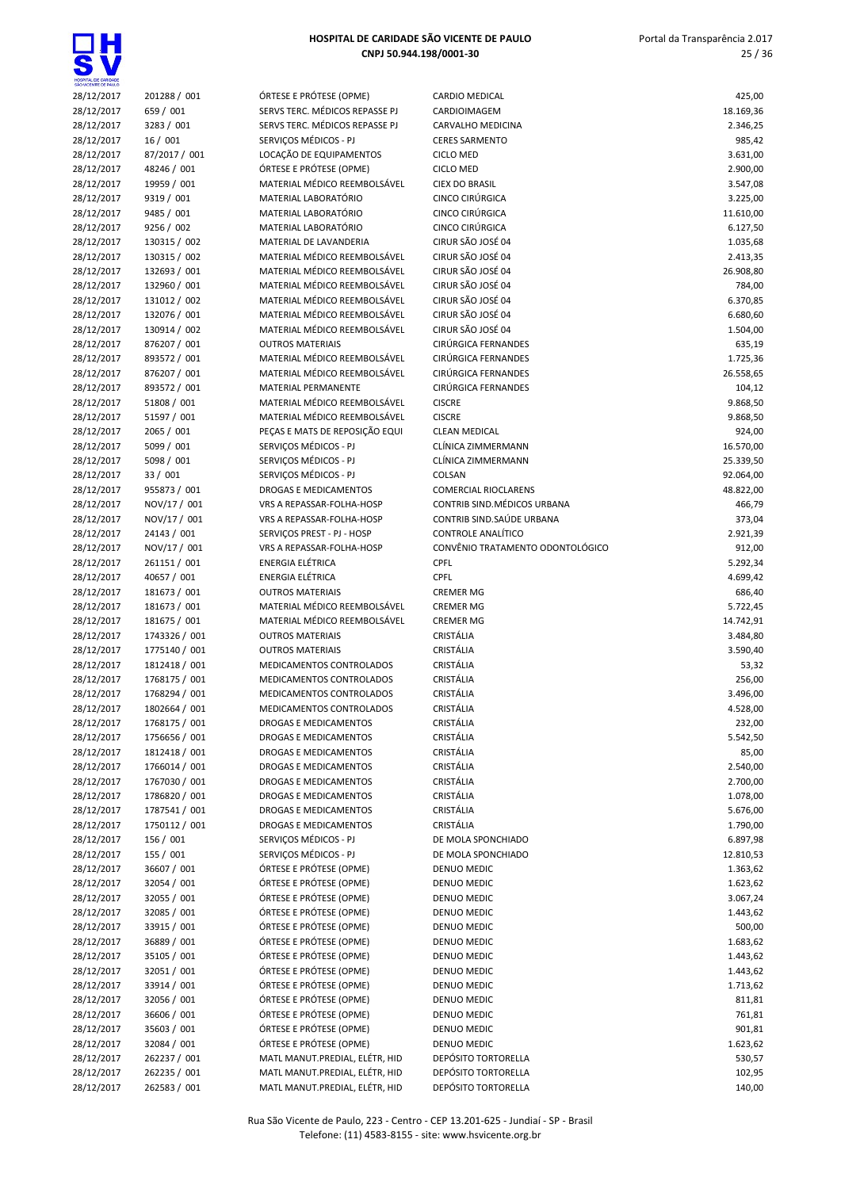# HOSPITAL DE CARIDADE SÃO VICENTE DE PAULO
**CNPJ 50.944.198/0001-30**

| | | | | |
|---|---|---|---|---|
| 28/12/2017 | 201288 / 001 | ÓRTESE E PRÓTESE (OPME) | CARDIO MEDICAL | 425,00 |
| 28/12/2017 | 659 / 001 | SERVS TERC. MÉDICOS REPASSE PJ | CARDIOIMAGEM | 18.169,36 |
| 28/12/2017 | 3283 / 001 | SERVS TERC. MÉDICOS REPASSE PJ | CARVALHO MEDICINA | 2.346,25 |
| 28/12/2017 | 16 / 001 | SERVIÇOS MÉDICOS - PJ | CERES SARMENTO | 985,42 |
| 28/12/2017 | 87/2017 / 001 | LOCAÇÃO DE EQUIPAMENTOS | CICLO MED | 3.631,00 |
| 28/12/2017 | 48246 / 001 | ÓRTESE E PRÓTESE (OPME) | CICLO MED | 2.900,00 |
| 28/12/2017 | 19959 / 001 | MATERIAL MÉDICO REEMBOLSÁVEL | CIEX DO BRASIL | 3.547,08 |
| 28/12/2017 | 9319 / 001 | MATERIAL LABORATÓRIO | CINCO CIRÚRGICA | 3.225,00 |
| 28/12/2017 | 9485 / 001 | MATERIAL LABORATÓRIO | CINCO CIRÚRGICA | 11.610,00 |
| 28/12/2017 | 9256 / 002 | MATERIAL LABORATÓRIO | CINCO CIRÚRGICA | 6.127,50 |
| 28/12/2017 | 130315 / 002 | MATERIAL DE LAVANDERIA | CIRUR SÃO JOSÉ 04 | 1.035,68 |
| 28/12/2017 | 130315 / 002 | MATERIAL MÉDICO REEMBOLSÁVEL | CIRUR SÃO JOSÉ 04 | 2.413,35 |
| 28/12/2017 | 132693 / 001 | MATERIAL MÉDICO REEMBOLSÁVEL | CIRUR SÃO JOSÉ 04 | 26.908,80 |
| 28/12/2017 | 132960 / 001 | MATERIAL MÉDICO REEMBOLSÁVEL | CIRUR SÃO JOSÉ 04 | 784,00 |
| 28/12/2017 | 131012 / 002 | MATERIAL MÉDICO REEMBOLSÁVEL | CIRUR SÃO JOSÉ 04 | 6.370,85 |
| 28/12/2017 | 132076 / 001 | MATERIAL MÉDICO REEMBOLSÁVEL | CIRUR SÃO JOSÉ 04 | 6.680,60 |
| 28/12/2017 | 130914 / 002 | MATERIAL MÉDICO REEMBOLSÁVEL | CIRUR SÃO JOSÉ 04 | 1.504,00 |
| 28/12/2017 | 876207 / 001 | OUTROS MATERIAIS | CIRÚRGICA FERNANDES | 635,19 |
| 28/12/2017 | 893572 / 001 | MATERIAL MÉDICO REEMBOLSÁVEL | CIRÚRGICA FERNANDES | 1.725,36 |
| 28/12/2017 | 876207 / 001 | MATERIAL MÉDICO REEMBOLSÁVEL | CIRÚRGICA FERNANDES | 26.558,65 |
| 28/12/2017 | 893572 / 001 | MATERIAL PERMANENTE | CIRÚRGICA FERNANDES | 104,12 |
| 28/12/2017 | 51808 / 001 | MATERIAL MÉDICO REEMBOLSÁVEL | CISCRE | 9.868,50 |
| 28/12/2017 | 51597 / 001 | MATERIAL MÉDICO REEMBOLSÁVEL | CISCRE | 9.868,50 |
| 28/12/2017 | 2065 / 001 | PEÇAS E MATS DE REPOSIÇÃO EQUI | CLEAN MEDICAL | 924,00 |
| 28/12/2017 | 5099 / 001 | SERVIÇOS MÉDICOS - PJ | CLÍNICA ZIMMERMANN | 16.570,00 |
| 28/12/2017 | 5098 / 001 | SERVIÇOS MÉDICOS - PJ | CLÍNICA ZIMMERMANN | 25.339,50 |
| 28/12/2017 | 33 / 001 | SERVIÇOS MÉDICOS - PJ | COLSAN | 92.064,00 |
| 28/12/2017 | 955873 / 001 | DROGAS E MEDICAMENTOS | COMERCIAL RIOCLARENS | 48.822,00 |
| 28/12/2017 | NOV/17 / 001 | VRS A REPASSAR-FOLHA-HOSP | CONTRIB SIND.MÉDICOS URBANA | 466,79 |
| 28/12/2017 | NOV/17 / 001 | VRS A REPASSAR-FOLHA-HOSP | CONTRIB SIND.SAÚDE URBANA | 373,04 |
| 28/12/2017 | 24143 / 001 | SERVIÇOS PREST - PJ - HOSP | CONTROLE ANALÍTICO | 2.921,39 |
| 28/12/2017 | NOV/17 / 001 | VRS A REPASSAR-FOLHA-HOSP | CONVÊNIO TRATAMENTO ODONTOLÓGICO | 912,00 |
| 28/12/2017 | 261151 / 001 | ENERGIA ELÉTRICA | CPFL | 5.292,34 |
| 28/12/2017 | 40657 / 001 | ENERGIA ELÉTRICA | CPFL | 4.699,42 |
| 28/12/2017 | 181673 / 001 | OUTROS MATERIAIS | CREMER MG | 686,40 |
| 28/12/2017 | 181673 / 001 | MATERIAL MÉDICO REEMBOLSÁVEL | CREMER MG | 5.722,45 |
| 28/12/2017 | 181675 / 001 | MATERIAL MÉDICO REEMBOLSÁVEL | CREMER MG | 14.742,91 |
| 28/12/2017 | 1743326 / 001 | OUTROS MATERIAIS | CRISTÁLIA | 3.484,80 |
| 28/12/2017 | 1775140 / 001 | OUTROS MATERIAIS | CRISTÁLIA | 3.590,40 |
| 28/12/2017 | 1812418 / 001 | MEDICAMENTOS CONTROLADOS | CRISTÁLIA | 53,32 |
| 28/12/2017 | 1768175 / 001 | MEDICAMENTOS CONTROLADOS | CRISTÁLIA | 256,00 |
| 28/12/2017 | 1768294 / 001 | MEDICAMENTOS CONTROLADOS | CRISTÁLIA | 3.496,00 |
| 28/12/2017 | 1802664 / 001 | MEDICAMENTOS CONTROLADOS | CRISTÁLIA | 4.528,00 |
| 28/12/2017 | 1768175 / 001 | DROGAS E MEDICAMENTOS | CRISTÁLIA | 232,00 |
| 28/12/2017 | 1756656 / 001 | DROGAS E MEDICAMENTOS | CRISTÁLIA | 5.542,50 |
| 28/12/2017 | 1812418 / 001 | DROGAS E MEDICAMENTOS | CRISTÁLIA | 85,00 |
| 28/12/2017 | 1766014 / 001 | DROGAS E MEDICAMENTOS | CRISTÁLIA | 2.540,00 |
| 28/12/2017 | 1767030 / 001 | DROGAS E MEDICAMENTOS | CRISTÁLIA | 2.700,00 |
| 28/12/2017 | 1786820 / 001 | DROGAS E MEDICAMENTOS | CRISTÁLIA | 1.078,00 |
| 28/12/2017 | 1787541 / 001 | DROGAS E MEDICAMENTOS | CRISTÁLIA | 5.676,00 |
| 28/12/2017 | 1750112 / 001 | DROGAS E MEDICAMENTOS | CRISTÁLIA | 1.790,00 |
| 28/12/2017 | 156 / 001 | SERVIÇOS MÉDICOS - PJ | DE MOLA SPONCHIADO | 6.897,98 |
| 28/12/2017 | 155 / 001 | SERVIÇOS MÉDICOS - PJ | DE MOLA SPONCHIADO | 12.810,53 |
| 28/12/2017 | 36607 / 001 | ÓRTESE E PRÓTESE (OPME) | DENUO MEDIC | 1.363,62 |
| 28/12/2017 | 32054 / 001 | ÓRTESE E PRÓTESE (OPME) | DENUO MEDIC | 1.623,62 |
| 28/12/2017 | 32055 / 001 | ÓRTESE E PRÓTESE (OPME) | DENUO MEDIC | 3.067,24 |
| 28/12/2017 | 32085 / 001 | ÓRTESE E PRÓTESE (OPME) | DENUO MEDIC | 1.443,62 |
| 28/12/2017 | 33915 / 001 | ÓRTESE E PRÓTESE (OPME) | DENUO MEDIC | 500,00 |
| 28/12/2017 | 36889 / 001 | ÓRTESE E PRÓTESE (OPME) | DENUO MEDIC | 1.683,62 |
| 28/12/2017 | 35105 / 001 | ÓRTESE E PRÓTESE (OPME) | DENUO MEDIC | 1.443,62 |
| 28/12/2017 | 32051 / 001 | ÓRTESE E PRÓTESE (OPME) | DENUO MEDIC | 1.443,62 |
| 28/12/2017 | 33914 / 001 | ÓRTESE E PRÓTESE (OPME) | DENUO MEDIC | 1.713,62 |
| 28/12/2017 | 32056 / 001 | ÓRTESE E PRÓTESE (OPME) | DENUO MEDIC | 811,81 |
| 28/12/2017 | 36606 / 001 | ÓRTESE E PRÓTESE (OPME) | DENUO MEDIC | 761,81 |
| 28/12/2017 | 35603 / 001 | ÓRTESE E PRÓTESE (OPME) | DENUO MEDIC | 901,81 |
| 28/12/2017 | 32084 / 001 | ÓRTESE E PRÓTESE (OPME) | DENUO MEDIC | 1.623,62 |
| 28/12/2017 | 262237 / 001 | MATL MANUT.PREDIAL, ELÉTR, HID | DEPÓSITO TORTORELLA | 530,57 |
| 28/12/2017 | 262235 / 001 | MATL MANUT.PREDIAL, ELÉTR, HID | DEPÓSITO TORTORELLA | 102,95 |
| 28/12/2017 | 262583 / 001 | MATL MANUT.PREDIAL, ELÉTR, HID | DEPÓSITO TORTORELLA | 140,00 |

Rua São Vicente de Paulo, 223 - Centro - CEP 13.201-625 - Jundiaí - SP - Brasil
Telefone: (11) 4583-8155 - site: www.hsvicente.org.br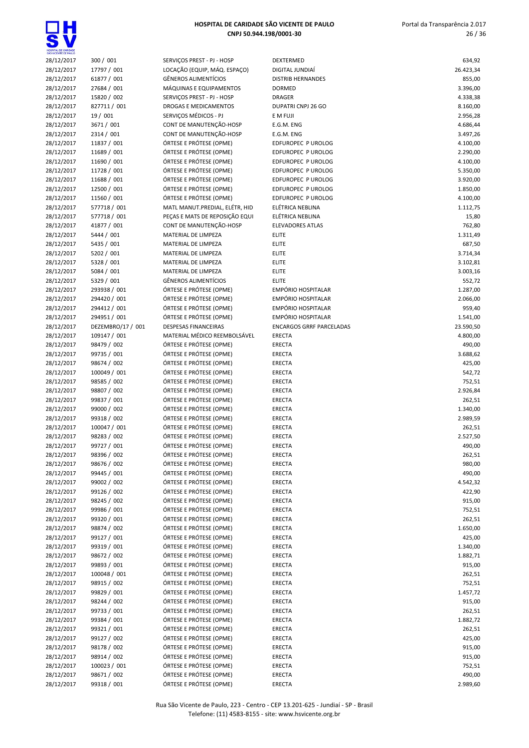| | | | | |
|---|---|---|---|---|
| 28/12/2017 | 300 / 001 | SERVIÇOS PREST - PJ - HOSP | DEXTERMED | 634,92 |
| 28/12/2017 | 17797 / 001 | LOCAÇÃO (EQUIP, MÁQ. ESPAÇO) | DIGITAL JUNDIAÍ | 26.423,34 |
| 28/12/2017 | 61877 / 001 | GÊNEROS ALIMENTÍCIOS | DISTRIB HERNANDES | 855,00 |
| 28/12/2017 | 27684 / 001 | MÁQUINAS E EQUIPAMENTOS | DORMED | 3.396,00 |
| 28/12/2017 | 15820 / 002 | SERVIÇOS PREST - PJ - HOSP | DRAGER | 4.338,38 |
| 28/12/2017 | 827711 / 001 | DROGAS E MEDICAMENTOS | DUPATRI CNPJ 26 GO | 8.160,00 |
| 28/12/2017 | 19 / 001 | SERVIÇOS MÉDICOS - PJ | E M FUJI | 2.956,28 |
| 28/12/2017 | 3671 / 001 | CONT DE MANUTENÇÃO-HOSP | E.G.M. ENG | 4.686,44 |
| 28/12/2017 | 2314 / 001 | CONT DE MANUTENÇÃO-HOSP | E.G.M. ENG | 3.497,26 |
| 28/12/2017 | 11837 / 001 | ÓRTESE E PRÓTESE (OPME) | EDFUROPEC P UROLOG | 4.100,00 |
| 28/12/2017 | 11689 / 001 | ÓRTESE E PRÓTESE (OPME) | EDFUROPEC P UROLOG | 2.290,00 |
| 28/12/2017 | 11690 / 001 | ÓRTESE E PRÓTESE (OPME) | EDFUROPEC P UROLOG | 4.100,00 |
| 28/12/2017 | 11728 / 001 | ÓRTESE E PRÓTESE (OPME) | EDFUROPEC P UROLOG | 5.350,00 |
| 28/12/2017 | 11688 / 001 | ÓRTESE E PRÓTESE (OPME) | EDFUROPEC P UROLOG | 3.920,00 |
| 28/12/2017 | 12500 / 001 | ÓRTESE E PRÓTESE (OPME) | EDFUROPEC P UROLOG | 1.850,00 |
| 28/12/2017 | 11560 / 001 | ÓRTESE E PRÓTESE (OPME) | EDFUROPEC P UROLOG | 4.100,00 |
| 28/12/2017 | 577718 / 001 | MATL MANUT.PREDIAL, ELÉTR, HID | ELÉTRICA NEBLINA | 1.112,75 |
| 28/12/2017 | 577718 / 001 | PEÇAS E MATS DE REPOSIÇÃO EQUI | ELÉTRICA NEBLINA | 15,80 |
| 28/12/2017 | 41877 / 001 | CONT DE MANUTENÇÃO-HOSP | ELEVADORES ATLAS | 762,80 |
| 28/12/2017 | 5444 / 001 | MATERIAL DE LIMPEZA | ELITE | 1.311,49 |
| 28/12/2017 | 5435 / 001 | MATERIAL DE LIMPEZA | ELITE | 687,50 |
| 28/12/2017 | 5202 / 001 | MATERIAL DE LIMPEZA | ELITE | 3.714,34 |
| 28/12/2017 | 5328 / 001 | MATERIAL DE LIMPEZA | ELITE | 3.102,81 |
| 28/12/2017 | 5084 / 001 | MATERIAL DE LIMPEZA | ELITE | 3.003,16 |
| 28/12/2017 | 5329 / 001 | GÊNEROS ALIMENTÍCIOS | ELITE | 552,72 |
| 28/12/2017 | 293938 / 001 | ÓRTESE E PRÓTESE (OPME) | EMPÓRIO HOSPITALAR | 1.287,00 |
| 28/12/2017 | 294420 / 001 | ÓRTESE E PRÓTESE (OPME) | EMPÓRIO HOSPITALAR | 2.066,00 |
| 28/12/2017 | 294412 / 001 | ÓRTESE E PRÓTESE (OPME) | EMPÓRIO HOSPITALAR | 959,40 |
| 28/12/2017 | 294951 / 001 | ÓRTESE E PRÓTESE (OPME) | EMPÓRIO HOSPITALAR | 1.541,00 |
| 28/12/2017 | DEZEMBRO/17 / 001 | DESPESAS FINANCEIRAS | ENCARGOS GRRF PARCELADAS | 23.590,50 |
| 28/12/2017 | 109147 / 001 | MATERIAL MÉDICO REEMBOLSÁVEL | ERECTA | 4.800,00 |
| 28/12/2017 | 98479 / 002 | ÓRTESE E PRÓTESE (OPME) | ERECTA | 490,00 |
| 28/12/2017 | 99735 / 001 | ÓRTESE E PRÓTESE (OPME) | ERECTA | 3.688,62 |
| 28/12/2017 | 98674 / 002 | ÓRTESE E PRÓTESE (OPME) | ERECTA | 425,00 |
| 28/12/2017 | 100049 / 001 | ÓRTESE E PRÓTESE (OPME) | ERECTA | 542,72 |
| 28/12/2017 | 98585 / 002 | ÓRTESE E PRÓTESE (OPME) | ERECTA | 752,51 |
| 28/12/2017 | 98807 / 002 | ÓRTESE E PRÓTESE (OPME) | ERECTA | 2.926,84 |
| 28/12/2017 | 99837 / 001 | ÓRTESE E PRÓTESE (OPME) | ERECTA | 262,51 |
| 28/12/2017 | 99000 / 002 | ÓRTESE E PRÓTESE (OPME) | ERECTA | 1.340,00 |
| 28/12/2017 | 99318 / 002 | ÓRTESE E PRÓTESE (OPME) | ERECTA | 2.989,59 |
| 28/12/2017 | 100047 / 001 | ÓRTESE E PRÓTESE (OPME) | ERECTA | 262,51 |
| 28/12/2017 | 98283 / 002 | ÓRTESE E PRÓTESE (OPME) | ERECTA | 2.527,50 |
| 28/12/2017 | 99727 / 001 | ÓRTESE E PRÓTESE (OPME) | ERECTA | 490,00 |
| 28/12/2017 | 98396 / 002 | ÓRTESE E PRÓTESE (OPME) | ERECTA | 262,51 |
| 28/12/2017 | 98676 / 002 | ÓRTESE E PRÓTESE (OPME) | ERECTA | 980,00 |
| 28/12/2017 | 99445 / 001 | ÓRTESE E PRÓTESE (OPME) | ERECTA | 490,00 |
| 28/12/2017 | 99002 / 002 | ÓRTESE E PRÓTESE (OPME) | ERECTA | 4.542,32 |
| 28/12/2017 | 99126 / 002 | ÓRTESE E PRÓTESE (OPME) | ERECTA | 422,90 |
| 28/12/2017 | 98245 / 002 | ÓRTESE E PRÓTESE (OPME) | ERECTA | 915,00 |
| 28/12/2017 | 99986 / 001 | ÓRTESE E PRÓTESE (OPME) | ERECTA | 752,51 |
| 28/12/2017 | 99320 / 001 | ÓRTESE E PRÓTESE (OPME) | ERECTA | 262,51 |
| 28/12/2017 | 98874 / 002 | ÓRTESE E PRÓTESE (OPME) | ERECTA | 1.650,00 |
| 28/12/2017 | 99127 / 001 | ÓRTESE E PRÓTESE (OPME) | ERECTA | 425,00 |
| 28/12/2017 | 99319 / 001 | ÓRTESE E PRÓTESE (OPME) | ERECTA | 1.340,00 |
| 28/12/2017 | 98672 / 002 | ÓRTESE E PRÓTESE (OPME) | ERECTA | 1.882,71 |
| 28/12/2017 | 99893 / 001 | ÓRTESE E PRÓTESE (OPME) | ERECTA | 915,00 |
| 28/12/2017 | 100048 / 001 | ÓRTESE E PRÓTESE (OPME) | ERECTA | 262,51 |
| 28/12/2017 | 98915 / 002 | ÓRTESE E PRÓTESE (OPME) | ERECTA | 752,51 |
| 28/12/2017 | 99829 / 001 | ÓRTESE E PRÓTESE (OPME) | ERECTA | 1.457,72 |
| 28/12/2017 | 98244 / 002 | ÓRTESE E PRÓTESE (OPME) | ERECTA | 915,00 |
| 28/12/2017 | 99733 / 001 | ÓRTESE E PRÓTESE (OPME) | ERECTA | 262,51 |
| 28/12/2017 | 99384 / 001 | ÓRTESE E PRÓTESE (OPME) | ERECTA | 1.882,72 |
| 28/12/2017 | 99321 / 001 | ÓRTESE E PRÓTESE (OPME) | ERECTA | 262,51 |
| 28/12/2017 | 99127 / 002 | ÓRTESE E PRÓTESE (OPME) | ERECTA | 425,00 |
| 28/12/2017 | 98178 / 002 | ÓRTESE E PRÓTESE (OPME) | ERECTA | 915,00 |
| 28/12/2017 | 98914 / 002 | ÓRTESE E PRÓTESE (OPME) | ERECTA | 915,00 |
| 28/12/2017 | 100023 / 001 | ÓRTESE E PRÓTESE (OPME) | ERECTA | 752,51 |
| 28/12/2017 | 98671 / 002 | ÓRTESE E PRÓTESE (OPME) | ERECTA | 490,00 |
| 28/12/2017 | 99318 / 001 | ÓRTESE E PRÓTESE (OPME) | ERECTA | 2.989,60 |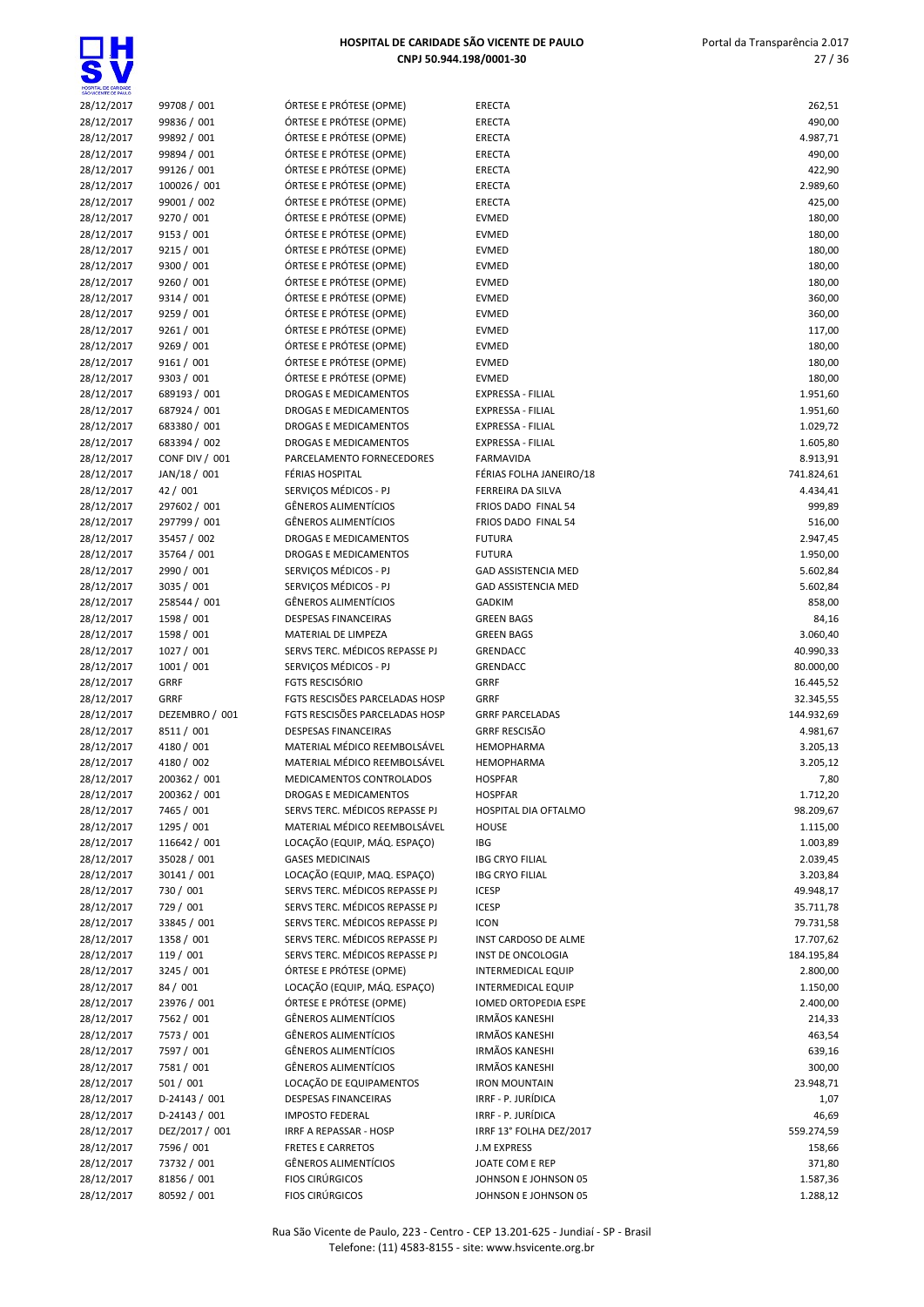| | | | | |
|---|---|---|---|---|
| 28/12/2017 | 99708 / 001 | ÓRTESE E PRÓTESE (OPME) | ERECTA | 262,51 |
| 28/12/2017 | 99836 / 001 | ÓRTESE E PRÓTESE (OPME) | ERECTA | 490,00 |
| 28/12/2017 | 99892 / 001 | ÓRTESE E PRÓTESE (OPME) | ERECTA | 4.987,71 |
| 28/12/2017 | 99894 / 001 | ÓRTESE E PRÓTESE (OPME) | ERECTA | 490,00 |
| 28/12/2017 | 99126 / 001 | ÓRTESE E PRÓTESE (OPME) | ERECTA | 422,90 |
| 28/12/2017 | 100026 / 001 | ÓRTESE E PRÓTESE (OPME) | ERECTA | 2.989,60 |
| 28/12/2017 | 99001 / 002 | ÓRTESE E PRÓTESE (OPME) | ERECTA | 425,00 |
| 28/12/2017 | 9270 / 001 | ÓRTESE E PRÓTESE (OPME) | EVMED | 180,00 |
| 28/12/2017 | 9153 / 001 | ÓRTESE E PRÓTESE (OPME) | EVMED | 180,00 |
| 28/12/2017 | 9215 / 001 | ÓRTESE E PRÓTESE (OPME) | EVMED | 180,00 |
| 28/12/2017 | 9300 / 001 | ÓRTESE E PRÓTESE (OPME) | EVMED | 180,00 |
| 28/12/2017 | 9260 / 001 | ÓRTESE E PRÓTESE (OPME) | EVMED | 180,00 |
| 28/12/2017 | 9314 / 001 | ÓRTESE E PRÓTESE (OPME) | EVMED | 360,00 |
| 28/12/2017 | 9259 / 001 | ÓRTESE E PRÓTESE (OPME) | EVMED | 360,00 |
| 28/12/2017 | 9261 / 001 | ÓRTESE E PRÓTESE (OPME) | EVMED | 117,00 |
| 28/12/2017 | 9269 / 001 | ÓRTESE E PRÓTESE (OPME) | EVMED | 180,00 |
| 28/12/2017 | 9161 / 001 | ÓRTESE E PRÓTESE (OPME) | EVMED | 180,00 |
| 28/12/2017 | 9303 / 001 | ÓRTESE E PRÓTESE (OPME) | EVMED | 180,00 |
| 28/12/2017 | 689193 / 001 | DROGAS E MEDICAMENTOS | EXPRESSA - FILIAL | 1.951,60 |
| 28/12/2017 | 687924 / 001 | DROGAS E MEDICAMENTOS | EXPRESSA - FILIAL | 1.951,60 |
| 28/12/2017 | 683380 / 001 | DROGAS E MEDICAMENTOS | EXPRESSA - FILIAL | 1.029,72 |
| 28/12/2017 | 683394 / 002 | DROGAS E MEDICAMENTOS | EXPRESSA - FILIAL | 1.605,80 |
| 28/12/2017 | CONF DIV / 001 | PARCELAMENTO FORNECEDORES | FARMAVIDA | 8.913,91 |
| 28/12/2017 | JAN/18 / 001 | FÉRIAS HOSPITAL | FÉRIAS FOLHA JANEIRO/18 | 741.824,61 |
| 28/12/2017 | 42 / 001 | SERVIÇOS MÉDICOS - PJ | FERREIRA DA SILVA | 4.434,41 |
| 28/12/2017 | 297602 / 001 | GÊNEROS ALIMENTÍCIOS | FRIOS DADO FINAL 54 | 999,89 |
| 28/12/2017 | 297799 / 001 | GÊNEROS ALIMENTÍCIOS | FRIOS DADO FINAL 54 | 516,00 |
| 28/12/2017 | 35457 / 002 | DROGAS E MEDICAMENTOS | FUTURA | 2.947,45 |
| 28/12/2017 | 35764 / 001 | DROGAS E MEDICAMENTOS | FUTURA | 1.950,00 |
| 28/12/2017 | 2990 / 001 | SERVIÇOS MÉDICOS - PJ | GAD ASSISTENCIA MED | 5.602,84 |
| 28/12/2017 | 3035 / 001 | SERVIÇOS MÉDICOS - PJ | GAD ASSISTENCIA MED | 5.602,84 |
| 28/12/2017 | 258544 / 001 | GÊNEROS ALIMENTÍCIOS | GADKIM | 858,00 |
| 28/12/2017 | 1598 / 001 | DESPESAS FINANCEIRAS | GREEN BAGS | 84,16 |
| 28/12/2017 | 1598 / 001 | MATERIAL DE LIMPEZA | GREEN BAGS | 3.060,40 |
| 28/12/2017 | 1027 / 001 | SERVS TERC. MÉDICOS REPASSE PJ | GRENDACC | 40.990,33 |
| 28/12/2017 | 1001 / 001 | SERVIÇOS MÉDICOS - PJ | GRENDACC | 80.000,00 |
| 28/12/2017 | GRRF | FGTS RESCISÓRIO | GRRF | 16.445,52 |
| 28/12/2017 | GRRF | FGTS RESCISÕES PARCELADAS HOSP | GRRF | 32.345,55 |
| 28/12/2017 | DEZEMBRO / 001 | FGTS RESCISÕES PARCELADAS HOSP | GRRF PARCELADAS | 144.932,69 |
| 28/12/2017 | 8511 / 001 | DESPESAS FINANCEIRAS | GRRF RESCISÃO | 4.981,67 |
| 28/12/2017 | 4180 / 001 | MATERIAL MÉDICO REEMBOLSÁVEL | HEMOPHARMA | 3.205,13 |
| 28/12/2017 | 4180 / 002 | MATERIAL MÉDICO REEMBOLSÁVEL | HEMOPHARMA | 3.205,12 |
| 28/12/2017 | 200362 / 001 | MEDICAMENTOS CONTROLADOS | HOSPFAR | 7,80 |
| 28/12/2017 | 200362 / 001 | DROGAS E MEDICAMENTOS | HOSPFAR | 1.712,20 |
| 28/12/2017 | 7465 / 001 | SERVS TERC. MÉDICOS REPASSE PJ | HOSPITAL DIA OFTALMO | 98.209,67 |
| 28/12/2017 | 1295 / 001 | MATERIAL MÉDICO REEMBOLSÁVEL | HOUSE | 1.115,00 |
| 28/12/2017 | 116642 / 001 | LOCAÇÃO (EQUIP, MÁQ. ESPAÇO) | IBG | 1.003,89 |
| 28/12/2017 | 35028 / 001 | GASES MEDICINAIS | IBG CRYO FILIAL | 2.039,45 |
| 28/12/2017 | 30141 / 001 | LOCAÇÃO (EQUIP, MAQ. ESPAÇO) | IBG CRYO FILIAL | 3.203,84 |
| 28/12/2017 | 730 / 001 | SERVS TERC. MÉDICOS REPASSE PJ | ICESP | 49.948,17 |
| 28/12/2017 | 729 / 001 | SERVS TERC. MÉDICOS REPASSE PJ | ICESP | 35.711,78 |
| 28/12/2017 | 33845 / 001 | SERVS TERC. MÉDICOS REPASSE PJ | ICON | 79.731,58 |
| 28/12/2017 | 1358 / 001 | SERVS TERC. MÉDICOS REPASSE PJ | INST CARDOSO DE ALME | 17.707,62 |
| 28/12/2017 | 119 / 001 | SERVS TERC. MÉDICOS REPASSE PJ | INST DE ONCOLOGIA | 184.195,84 |
| 28/12/2017 | 3245 / 001 | ÓRTESE E PRÓTESE (OPME) | INTERMEDICAL EQUIP | 2.800,00 |
| 28/12/2017 | 84 / 001 | LOCAÇÃO (EQUIP, MÁQ. ESPAÇO) | INTERMEDICAL EQUIP | 1.150,00 |
| 28/12/2017 | 23976 / 001 | ÓRTESE E PRÓTESE (OPME) | IOMED ORTOPEDIA ESPE | 2.400,00 |
| 28/12/2017 | 7562 / 001 | GÊNEROS ALIMENTÍCIOS | IRMÃOS KANESHI | 214,33 |
| 28/12/2017 | 7573 / 001 | GÊNEROS ALIMENTÍCIOS | IRMÃOS KANESHI | 463,54 |
| 28/12/2017 | 7597 / 001 | GÊNEROS ALIMENTÍCIOS | IRMÃOS KANESHI | 639,16 |
| 28/12/2017 | 7581 / 001 | GÊNEROS ALIMENTÍCIOS | IRMÃOS KANESHI | 300,00 |
| 28/12/2017 | 501 / 001 | LOCAÇÃO DE EQUIPAMENTOS | IRON MOUNTAIN | 23.948,71 |
| 28/12/2017 | D-24143 / 001 | DESPESAS FINANCEIRAS | IRRF - P. JURÍDICA | 1,07 |
| 28/12/2017 | D-24143 / 001 | IMPOSTO FEDERAL | IRRF - P. JURÍDICA | 46,69 |
| 28/12/2017 | DEZ/2017 / 001 | IRRF A REPASSAR - HOSP | IRRF 13° FOLHA DEZ/2017 | 559.274,59 |
| 28/12/2017 | 7596 / 001 | FRETES E CARRETOS | J.M EXPRESS | 158,66 |
| 28/12/2017 | 73732 / 001 | GÊNEROS ALIMENTÍCIOS | JOATE COM E REP | 371,80 |
| 28/12/2017 | 81856 / 001 | FIOS CIRÚRGICOS | JOHNSON E JOHNSON 05 | 1.587,36 |
| 28/12/2017 | 80592 / 001 | FIOS CIRÚRGICOS | JOHNSON E JOHNSON 05 | 1.288,12 |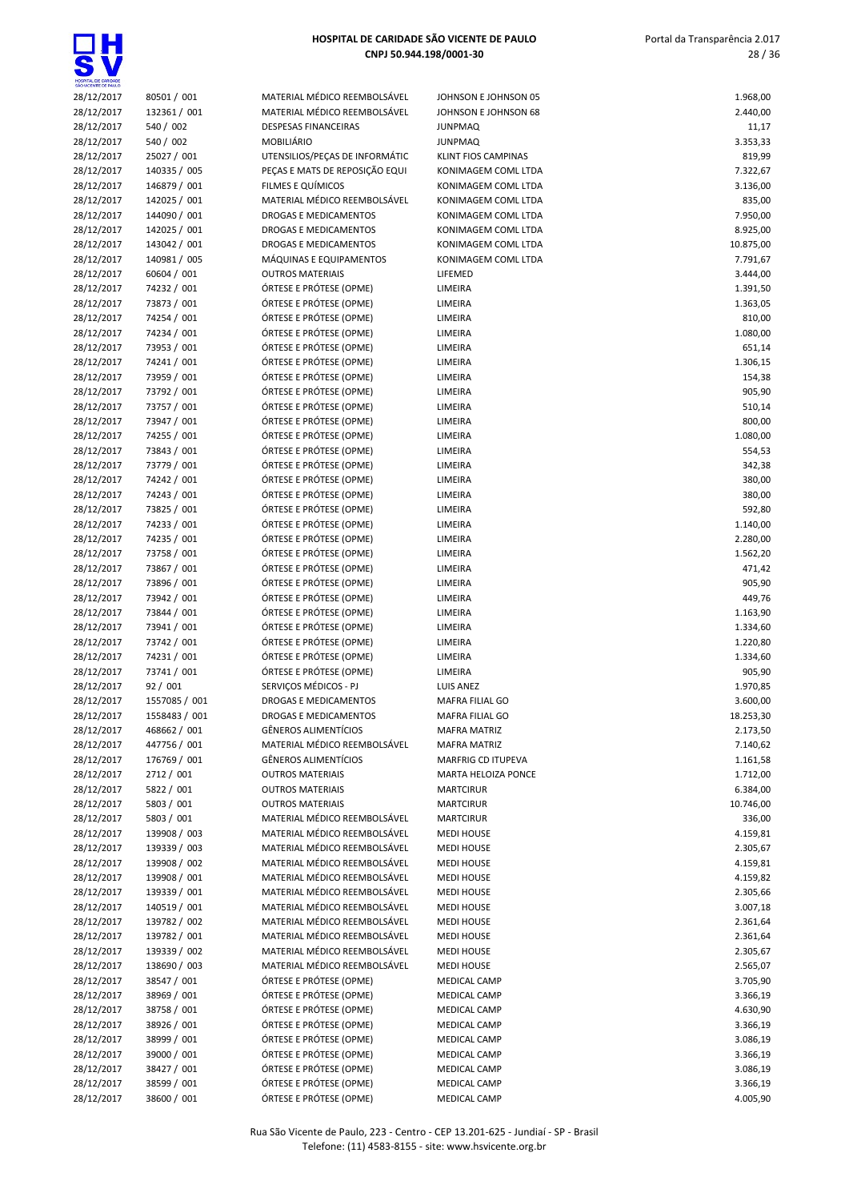| | | | | |
|---|---|---|---|---|
| 28/12/2017 | 80501 / 001 | MATERIAL MÉDICO REEMBOLSÁVEL | JOHNSON E JOHNSON 05 | 1.968,00 |
| 28/12/2017 | 132361 / 001 | MATERIAL MÉDICO REEMBOLSÁVEL | JOHNSON E JOHNSON 68 | 2.440,00 |
| 28/12/2017 | 540 / 002 | DESPESAS FINANCEIRAS | JUNPMAQ | 11,17 |
| 28/12/2017 | 540 / 002 | MOBILIÁRIO | JUNPMAQ | 3.353,33 |
| 28/12/2017 | 25027 / 001 | UTENSILIOS/PEÇAS DE INFORMÁTIC | KLINT FIOS CAMPINAS | 819,99 |
| 28/12/2017 | 140335 / 005 | PEÇAS E MATS DE REPOSIÇÃO EQUI | KONIMAGEM COML LTDA | 7.322,67 |
| 28/12/2017 | 146879 / 001 | FILMES E QUÍMICOS | KONIMAGEM COML LTDA | 3.136,00 |
| 28/12/2017 | 142025 / 001 | MATERIAL MÉDICO REEMBOLSÁVEL | KONIMAGEM COML LTDA | 835,00 |
| 28/12/2017 | 144090 / 001 | DROGAS E MEDICAMENTOS | KONIMAGEM COML LTDA | 7.950,00 |
| 28/12/2017 | 142025 / 001 | DROGAS E MEDICAMENTOS | KONIMAGEM COML LTDA | 8.925,00 |
| 28/12/2017 | 143042 / 001 | DROGAS E MEDICAMENTOS | KONIMAGEM COML LTDA | 10.875,00 |
| 28/12/2017 | 140981 / 005 | MÁQUINAS E EQUIPAMENTOS | KONIMAGEM COML LTDA | 7.791,67 |
| 28/12/2017 | 60604 / 001 | OUTROS MATERIAIS | LIFEMED | 3.444,00 |
| 28/12/2017 | 74232 / 001 | ÓRTESE E PRÓTESE (OPME) | LIMEIRA | 1.391,50 |
| 28/12/2017 | 73873 / 001 | ÓRTESE E PRÓTESE (OPME) | LIMEIRA | 1.363,05 |
| 28/12/2017 | 74254 / 001 | ÓRTESE E PRÓTESE (OPME) | LIMEIRA | 810,00 |
| 28/12/2017 | 74234 / 001 | ÓRTESE E PRÓTESE (OPME) | LIMEIRA | 1.080,00 |
| 28/12/2017 | 73953 / 001 | ÓRTESE E PRÓTESE (OPME) | LIMEIRA | 651,14 |
| 28/12/2017 | 74241 / 001 | ÓRTESE E PRÓTESE (OPME) | LIMEIRA | 1.306,15 |
| 28/12/2017 | 73959 / 001 | ÓRTESE E PRÓTESE (OPME) | LIMEIRA | 154,38 |
| 28/12/2017 | 73792 / 001 | ÓRTESE E PRÓTESE (OPME) | LIMEIRA | 905,90 |
| 28/12/2017 | 73757 / 001 | ÓRTESE E PRÓTESE (OPME) | LIMEIRA | 510,14 |
| 28/12/2017 | 73947 / 001 | ÓRTESE E PRÓTESE (OPME) | LIMEIRA | 800,00 |
| 28/12/2017 | 74255 / 001 | ÓRTESE E PRÓTESE (OPME) | LIMEIRA | 1.080,00 |
| 28/12/2017 | 73843 / 001 | ÓRTESE E PRÓTESE (OPME) | LIMEIRA | 554,53 |
| 28/12/2017 | 73779 / 001 | ÓRTESE E PRÓTESE (OPME) | LIMEIRA | 342,38 |
| 28/12/2017 | 74242 / 001 | ÓRTESE E PRÓTESE (OPME) | LIMEIRA | 380,00 |
| 28/12/2017 | 74243 / 001 | ÓRTESE E PRÓTESE (OPME) | LIMEIRA | 380,00 |
| 28/12/2017 | 73825 / 001 | ÓRTESE E PRÓTESE (OPME) | LIMEIRA | 592,80 |
| 28/12/2017 | 74233 / 001 | ÓRTESE E PRÓTESE (OPME) | LIMEIRA | 1.140,00 |
| 28/12/2017 | 74235 / 001 | ÓRTESE E PRÓTESE (OPME) | LIMEIRA | 2.280,00 |
| 28/12/2017 | 73758 / 001 | ÓRTESE E PRÓTESE (OPME) | LIMEIRA | 1.562,20 |
| 28/12/2017 | 73867 / 001 | ÓRTESE E PRÓTESE (OPME) | LIMEIRA | 471,42 |
| 28/12/2017 | 73896 / 001 | ÓRTESE E PRÓTESE (OPME) | LIMEIRA | 905,90 |
| 28/12/2017 | 73942 / 001 | ÓRTESE E PRÓTESE (OPME) | LIMEIRA | 449,76 |
| 28/12/2017 | 73844 / 001 | ÓRTESE E PRÓTESE (OPME) | LIMEIRA | 1.163,90 |
| 28/12/2017 | 73941 / 001 | ÓRTESE E PRÓTESE (OPME) | LIMEIRA | 1.334,60 |
| 28/12/2017 | 73742 / 001 | ÓRTESE E PRÓTESE (OPME) | LIMEIRA | 1.220,80 |
| 28/12/2017 | 74231 / 001 | ÓRTESE E PRÓTESE (OPME) | LIMEIRA | 1.334,60 |
| 28/12/2017 | 73741 / 001 | ÓRTESE E PRÓTESE (OPME) | LIMEIRA | 905,90 |
| 28/12/2017 | 92 / 001 | SERVIÇOS MÉDICOS - PJ | LUIS ANEZ | 1.970,85 |
| 28/12/2017 | 1557085 / 001 | DROGAS E MEDICAMENTOS | MAFRA FILIAL GO | 3.600,00 |
| 28/12/2017 | 1558483 / 001 | DROGAS E MEDICAMENTOS | MAFRA FILIAL GO | 18.253,30 |
| 28/12/2017 | 468662 / 001 | GÊNEROS ALIMENTÍCIOS | MAFRA MATRIZ | 2.173,50 |
| 28/12/2017 | 447756 / 001 | MATERIAL MÉDICO REEMBOLSÁVEL | MAFRA MATRIZ | 7.140,62 |
| 28/12/2017 | 176769 / 001 | GÊNEROS ALIMENTÍCIOS | MARFRIG CD ITUPEVA | 1.161,58 |
| 28/12/2017 | 2712 / 001 | OUTROS MATERIAIS | MARTA HELOIZA PONCE | 1.712,00 |
| 28/12/2017 | 5822 / 001 | OUTROS MATERIAIS | MARTCIRUR | 6.384,00 |
| 28/12/2017 | 5803 / 001 | OUTROS MATERIAIS | MARTCIRUR | 10.746,00 |
| 28/12/2017 | 5803 / 001 | MATERIAL MÉDICO REEMBOLSÁVEL | MARTCIRUR | 336,00 |
| 28/12/2017 | 139908 / 003 | MATERIAL MÉDICO REEMBOLSÁVEL | MEDI HOUSE | 4.159,81 |
| 28/12/2017 | 139339 / 003 | MATERIAL MÉDICO REEMBOLSÁVEL | MEDI HOUSE | 2.305,67 |
| 28/12/2017 | 139908 / 002 | MATERIAL MÉDICO REEMBOLSÁVEL | MEDI HOUSE | 4.159,81 |
| 28/12/2017 | 139908 / 001 | MATERIAL MÉDICO REEMBOLSÁVEL | MEDI HOUSE | 4.159,82 |
| 28/12/2017 | 139339 / 001 | MATERIAL MÉDICO REEMBOLSÁVEL | MEDI HOUSE | 2.305,66 |
| 28/12/2017 | 140519 / 001 | MATERIAL MÉDICO REEMBOLSÁVEL | MEDI HOUSE | 3.007,18 |
| 28/12/2017 | 139782 / 002 | MATERIAL MÉDICO REEMBOLSÁVEL | MEDI HOUSE | 2.361,64 |
| 28/12/2017 | 139782 / 001 | MATERIAL MÉDICO REEMBOLSÁVEL | MEDI HOUSE | 2.361,64 |
| 28/12/2017 | 139339 / 002 | MATERIAL MÉDICO REEMBOLSÁVEL | MEDI HOUSE | 2.305,67 |
| 28/12/2017 | 138690 / 003 | MATERIAL MÉDICO REEMBOLSÁVEL | MEDI HOUSE | 2.565,07 |
| 28/12/2017 | 38547 / 001 | ÓRTESE E PRÓTESE (OPME) | MEDICAL CAMP | 3.705,90 |
| 28/12/2017 | 38969 / 001 | ÓRTESE E PRÓTESE (OPME) | MEDICAL CAMP | 3.366,19 |
| 28/12/2017 | 38758 / 001 | ÓRTESE E PRÓTESE (OPME) | MEDICAL CAMP | 4.630,90 |
| 28/12/2017 | 38926 / 001 | ÓRTESE E PRÓTESE (OPME) | MEDICAL CAMP | 3.366,19 |
| 28/12/2017 | 38999 / 001 | ÓRTESE E PRÓTESE (OPME) | MEDICAL CAMP | 3.086,19 |
| 28/12/2017 | 39000 / 001 | ÓRTESE E PRÓTESE (OPME) | MEDICAL CAMP | 3.366,19 |
| 28/12/2017 | 38427 / 001 | ÓRTESE E PRÓTESE (OPME) | MEDICAL CAMP | 3.086,19 |
| 28/12/2017 | 38599 / 001 | ÓRTESE E PRÓTESE (OPME) | MEDICAL CAMP | 3.366,19 |
| 28/12/2017 | 38600 / 001 | ÓRTESE E PRÓTESE (OPME) | MEDICAL CAMP | 4.005,90 |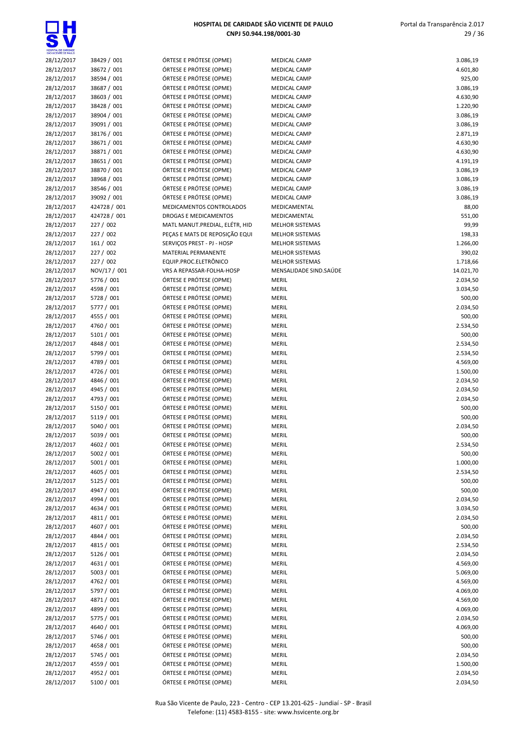| | | | | |
|---|---|---|---|---|
| 28/12/2017 | 38429 / 001 | ÓRTESE E PRÓTESE (OPME) | MEDICAL CAMP | 3.086,19 |
| 28/12/2017 | 38672 / 001 | ÓRTESE E PRÓTESE (OPME) | MEDICAL CAMP | 4.601,80 |
| 28/12/2017 | 38594 / 001 | ÓRTESE E PRÓTESE (OPME) | MEDICAL CAMP | 925,00 |
| 28/12/2017 | 38687 / 001 | ÓRTESE E PRÓTESE (OPME) | MEDICAL CAMP | 3.086,19 |
| 28/12/2017 | 38603 / 001 | ÓRTESE E PRÓTESE (OPME) | MEDICAL CAMP | 4.630,90 |
| 28/12/2017 | 38428 / 001 | ÓRTESE E PRÓTESE (OPME) | MEDICAL CAMP | 1.220,90 |
| 28/12/2017 | 38904 / 001 | ÓRTESE E PRÓTESE (OPME) | MEDICAL CAMP | 3.086,19 |
| 28/12/2017 | 39091 / 001 | ÓRTESE E PRÓTESE (OPME) | MEDICAL CAMP | 3.086,19 |
| 28/12/2017 | 38176 / 001 | ÓRTESE E PRÓTESE (OPME) | MEDICAL CAMP | 2.871,19 |
| 28/12/2017 | 38671 / 001 | ÓRTESE E PRÓTESE (OPME) | MEDICAL CAMP | 4.630,90 |
| 28/12/2017 | 38871 / 001 | ÓRTESE E PRÓTESE (OPME) | MEDICAL CAMP | 4.630,90 |
| 28/12/2017 | 38651 / 001 | ÓRTESE E PRÓTESE (OPME) | MEDICAL CAMP | 4.191,19 |
| 28/12/2017 | 38870 / 001 | ÓRTESE E PRÓTESE (OPME) | MEDICAL CAMP | 3.086,19 |
| 28/12/2017 | 38968 / 001 | ÓRTESE E PRÓTESE (OPME) | MEDICAL CAMP | 3.086,19 |
| 28/12/2017 | 38546 / 001 | ÓRTESE E PRÓTESE (OPME) | MEDICAL CAMP | 3.086,19 |
| 28/12/2017 | 39092 / 001 | ÓRTESE E PRÓTESE (OPME) | MEDICAL CAMP | 3.086,19 |
| 28/12/2017 | 424728 / 001 | MEDICAMENTOS CONTROLADOS | MEDICAMENTAL | 88,00 |
| 28/12/2017 | 424728 / 001 | DROGAS E MEDICAMENTOS | MEDICAMENTAL | 551,00 |
| 28/12/2017 | 227 / 002 | MATL MANUT.PREDIAL, ELÉTR, HID | MELHOR SISTEMAS | 99,99 |
| 28/12/2017 | 227 / 002 | PEÇAS E MATS DE REPOSIÇÃO EQUI | MELHOR SISTEMAS | 198,33 |
| 28/12/2017 | 161 / 002 | SERVIÇOS PREST - PJ - HOSP | MELHOR SISTEMAS | 1.266,00 |
| 28/12/2017 | 227 / 002 | MATERIAL PERMANENTE | MELHOR SISTEMAS | 390,02 |
| 28/12/2017 | 227 / 002 | EQUIP.PROC.ELETRÔNICO | MELHOR SISTEMAS | 1.718,66 |
| 28/12/2017 | NOV/17 / 001 | VRS A REPASSAR-FOLHA-HOSP | MENSALIDADE SIND.SAÚDE | 14.021,70 |
| 28/12/2017 | 5776 / 001 | ÓRTESE E PRÓTESE (OPME) | MERIL | 2.034,50 |
| 28/12/2017 | 4598 / 001 | ÓRTESE E PRÓTESE (OPME) | MERIL | 3.034,50 |
| 28/12/2017 | 5728 / 001 | ÓRTESE E PRÓTESE (OPME) | MERIL | 500,00 |
| 28/12/2017 | 5777 / 001 | ÓRTESE E PRÓTESE (OPME) | MERIL | 2.034,50 |
| 28/12/2017 | 4555 / 001 | ÓRTESE E PRÓTESE (OPME) | MERIL | 500,00 |
| 28/12/2017 | 4760 / 001 | ÓRTESE E PRÓTESE (OPME) | MERIL | 2.534,50 |
| 28/12/2017 | 5101 / 001 | ÓRTESE E PRÓTESE (OPME) | MERIL | 500,00 |
| 28/12/2017 | 4848 / 001 | ÓRTESE E PRÓTESE (OPME) | MERIL | 2.534,50 |
| 28/12/2017 | 5799 / 001 | ÓRTESE E PRÓTESE (OPME) | MERIL | 2.534,50 |
| 28/12/2017 | 4789 / 001 | ÓRTESE E PRÓTESE (OPME) | MERIL | 4.569,00 |
| 28/12/2017 | 4726 / 001 | ÓRTESE E PRÓTESE (OPME) | MERIL | 1.500,00 |
| 28/12/2017 | 4846 / 001 | ÓRTESE E PRÓTESE (OPME) | MERIL | 2.034,50 |
| 28/12/2017 | 4945 / 001 | ÓRTESE E PRÓTESE (OPME) | MERIL | 2.034,50 |
| 28/12/2017 | 4793 / 001 | ÓRTESE E PRÓTESE (OPME) | MERIL | 2.034,50 |
| 28/12/2017 | 5150 / 001 | ÓRTESE E PRÓTESE (OPME) | MERIL | 500,00 |
| 28/12/2017 | 5119 / 001 | ÓRTESE E PRÓTESE (OPME) | MERIL | 500,00 |
| 28/12/2017 | 5040 / 001 | ÓRTESE E PRÓTESE (OPME) | MERIL | 2.034,50 |
| 28/12/2017 | 5039 / 001 | ÓRTESE E PRÓTESE (OPME) | MERIL | 500,00 |
| 28/12/2017 | 4602 / 001 | ÓRTESE E PRÓTESE (OPME) | MERIL | 2.534,50 |
| 28/12/2017 | 5002 / 001 | ÓRTESE E PRÓTESE (OPME) | MERIL | 500,00 |
| 28/12/2017 | 5001 / 001 | ÓRTESE E PRÓTESE (OPME) | MERIL | 1.000,00 |
| 28/12/2017 | 4605 / 001 | ÓRTESE E PRÓTESE (OPME) | MERIL | 2.534,50 |
| 28/12/2017 | 5125 / 001 | ÓRTESE E PRÓTESE (OPME) | MERIL | 500,00 |
| 28/12/2017 | 4947 / 001 | ÓRTESE E PRÓTESE (OPME) | MERIL | 500,00 |
| 28/12/2017 | 4994 / 001 | ÓRTESE E PRÓTESE (OPME) | MERIL | 2.034,50 |
| 28/12/2017 | 4634 / 001 | ÓRTESE E PRÓTESE (OPME) | MERIL | 3.034,50 |
| 28/12/2017 | 4811 / 001 | ÓRTESE E PRÓTESE (OPME) | MERIL | 2.034,50 |
| 28/12/2017 | 4607 / 001 | ÓRTESE E PRÓTESE (OPME) | MERIL | 500,00 |
| 28/12/2017 | 4844 / 001 | ÓRTESE E PRÓTESE (OPME) | MERIL | 2.034,50 |
| 28/12/2017 | 4815 / 001 | ÓRTESE E PRÓTESE (OPME) | MERIL | 2.534,50 |
| 28/12/2017 | 5126 / 001 | ÓRTESE E PRÓTESE (OPME) | MERIL | 2.034,50 |
| 28/12/2017 | 4631 / 001 | ÓRTESE E PRÓTESE (OPME) | MERIL | 4.569,00 |
| 28/12/2017 | 5003 / 001 | ÓRTESE E PRÓTESE (OPME) | MERIL | 5.069,00 |
| 28/12/2017 | 4762 / 001 | ÓRTESE E PRÓTESE (OPME) | MERIL | 4.569,00 |
| 28/12/2017 | 5797 / 001 | ÓRTESE E PRÓTESE (OPME) | MERIL | 4.069,00 |
| 28/12/2017 | 4871 / 001 | ÓRTESE E PRÓTESE (OPME) | MERIL | 4.569,00 |
| 28/12/2017 | 4899 / 001 | ÓRTESE E PRÓTESE (OPME) | MERIL | 4.069,00 |
| 28/12/2017 | 5775 / 001 | ÓRTESE E PRÓTESE (OPME) | MERIL | 2.034,50 |
| 28/12/2017 | 4640 / 001 | ÓRTESE E PRÓTESE (OPME) | MERIL | 4.069,00 |
| 28/12/2017 | 5746 / 001 | ÓRTESE E PRÓTESE (OPME) | MERIL | 500,00 |
| 28/12/2017 | 4658 / 001 | ÓRTESE E PRÓTESE (OPME) | MERIL | 500,00 |
| 28/12/2017 | 5745 / 001 | ÓRTESE E PRÓTESE (OPME) | MERIL | 2.034,50 |
| 28/12/2017 | 4559 / 001 | ÓRTESE E PRÓTESE (OPME) | MERIL | 1.500,00 |
| 28/12/2017 | 4952 / 001 | ÓRTESE E PRÓTESE (OPME) | MERIL | 2.034,50 |
| 28/12/2017 | 5100 / 001 | ÓRTESE E PRÓTESE (OPME) | MERIL | 2.034,50 |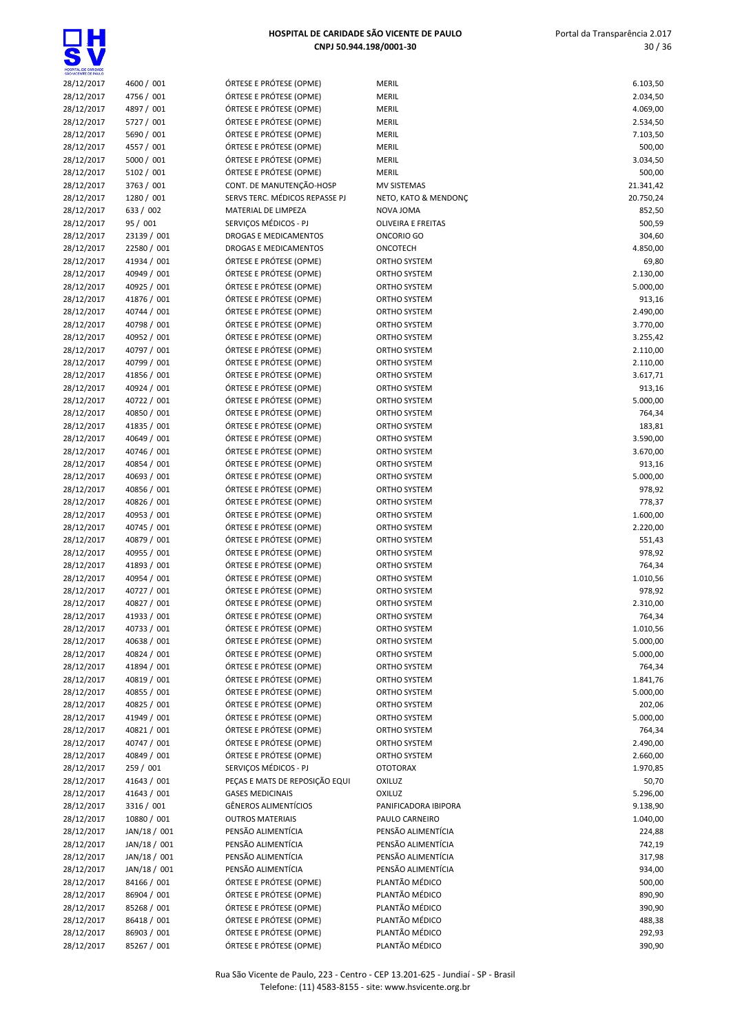| | | | | |
|---|---|---|---|---|
| 28/12/2017 | 4600 / 001 | ÓRTESE E PRÓTESE (OPME) | MERIL | 6.103,50 |
| 28/12/2017 | 4756 / 001 | ÓRTESE E PRÓTESE (OPME) | MERIL | 2.034,50 |
| 28/12/2017 | 4897 / 001 | ÓRTESE E PRÓTESE (OPME) | MERIL | 4.069,00 |
| 28/12/2017 | 5727 / 001 | ÓRTESE E PRÓTESE (OPME) | MERIL | 2.534,50 |
| 28/12/2017 | 5690 / 001 | ÓRTESE E PRÓTESE (OPME) | MERIL | 7.103,50 |
| 28/12/2017 | 4557 / 001 | ÓRTESE E PRÓTESE (OPME) | MERIL | 500,00 |
| 28/12/2017 | 5000 / 001 | ÓRTESE E PRÓTESE (OPME) | MERIL | 3.034,50 |
| 28/12/2017 | 5102 / 001 | ÓRTESE E PRÓTESE (OPME) | MERIL | 500,00 |
| 28/12/2017 | 3763 / 001 | CONT. DE MANUTENÇÃO-HOSP | MV SISTEMAS | 21.341,42 |
| 28/12/2017 | 1280 / 001 | SERVS TERC. MÉDICOS REPASSE PJ | NETO, KATO & MENDONÇ | 20.750,24 |
| 28/12/2017 | 633 / 002 | MATERIAL DE LIMPEZA | NOVA JOMA | 852,50 |
| 28/12/2017 | 95 / 001 | SERVIÇOS MÉDICOS - PJ | OLIVEIRA E FREITAS | 500,59 |
| 28/12/2017 | 23139 / 001 | DROGAS E MEDICAMENTOS | ONCORIO GO | 304,60 |
| 28/12/2017 | 22580 / 001 | DROGAS E MEDICAMENTOS | ONCOTECH | 4.850,00 |
| 28/12/2017 | 41934 / 001 | ÓRTESE E PRÓTESE (OPME) | ORTHO SYSTEM | 69,80 |
| 28/12/2017 | 40949 / 001 | ÓRTESE E PRÓTESE (OPME) | ORTHO SYSTEM | 2.130,00 |
| 28/12/2017 | 40925 / 001 | ÓRTESE E PRÓTESE (OPME) | ORTHO SYSTEM | 5.000,00 |
| 28/12/2017 | 41876 / 001 | ÓRTESE E PRÓTESE (OPME) | ORTHO SYSTEM | 913,16 |
| 28/12/2017 | 40744 / 001 | ÓRTESE E PRÓTESE (OPME) | ORTHO SYSTEM | 2.490,00 |
| 28/12/2017 | 40798 / 001 | ÓRTESE E PRÓTESE (OPME) | ORTHO SYSTEM | 3.770,00 |
| 28/12/2017 | 40952 / 001 | ÓRTESE E PRÓTESE (OPME) | ORTHO SYSTEM | 3.255,42 |
| 28/12/2017 | 40797 / 001 | ÓRTESE E PRÓTESE (OPME) | ORTHO SYSTEM | 2.110,00 |
| 28/12/2017 | 40799 / 001 | ÓRTESE E PRÓTESE (OPME) | ORTHO SYSTEM | 2.110,00 |
| 28/12/2017 | 41856 / 001 | ÓRTESE E PRÓTESE (OPME) | ORTHO SYSTEM | 3.617,71 |
| 28/12/2017 | 40924 / 001 | ÓRTESE E PRÓTESE (OPME) | ORTHO SYSTEM | 913,16 |
| 28/12/2017 | 40722 / 001 | ÓRTESE E PRÓTESE (OPME) | ORTHO SYSTEM | 5.000,00 |
| 28/12/2017 | 40850 / 001 | ÓRTESE E PRÓTESE (OPME) | ORTHO SYSTEM | 764,34 |
| 28/12/2017 | 41835 / 001 | ÓRTESE E PRÓTESE (OPME) | ORTHO SYSTEM | 183,81 |
| 28/12/2017 | 40649 / 001 | ÓRTESE E PRÓTESE (OPME) | ORTHO SYSTEM | 3.590,00 |
| 28/12/2017 | 40746 / 001 | ÓRTESE E PRÓTESE (OPME) | ORTHO SYSTEM | 3.670,00 |
| 28/12/2017 | 40854 / 001 | ÓRTESE E PRÓTESE (OPME) | ORTHO SYSTEM | 913,16 |
| 28/12/2017 | 40693 / 001 | ÓRTESE E PRÓTESE (OPME) | ORTHO SYSTEM | 5.000,00 |
| 28/12/2017 | 40856 / 001 | ÓRTESE E PRÓTESE (OPME) | ORTHO SYSTEM | 978,92 |
| 28/12/2017 | 40826 / 001 | ÓRTESE E PRÓTESE (OPME) | ORTHO SYSTEM | 778,37 |
| 28/12/2017 | 40953 / 001 | ÓRTESE E PRÓTESE (OPME) | ORTHO SYSTEM | 1.600,00 |
| 28/12/2017 | 40745 / 001 | ÓRTESE E PRÓTESE (OPME) | ORTHO SYSTEM | 2.220,00 |
| 28/12/2017 | 40879 / 001 | ÓRTESE E PRÓTESE (OPME) | ORTHO SYSTEM | 551,43 |
| 28/12/2017 | 40955 / 001 | ÓRTESE E PRÓTESE (OPME) | ORTHO SYSTEM | 978,92 |
| 28/12/2017 | 41893 / 001 | ÓRTESE E PRÓTESE (OPME) | ORTHO SYSTEM | 764,34 |
| 28/12/2017 | 40954 / 001 | ÓRTESE E PRÓTESE (OPME) | ORTHO SYSTEM | 1.010,56 |
| 28/12/2017 | 40727 / 001 | ÓRTESE E PRÓTESE (OPME) | ORTHO SYSTEM | 978,92 |
| 28/12/2017 | 40827 / 001 | ÓRTESE E PRÓTESE (OPME) | ORTHO SYSTEM | 2.310,00 |
| 28/12/2017 | 41933 / 001 | ÓRTESE E PRÓTESE (OPME) | ORTHO SYSTEM | 764,34 |
| 28/12/2017 | 40733 / 001 | ÓRTESE E PRÓTESE (OPME) | ORTHO SYSTEM | 1.010,56 |
| 28/12/2017 | 40638 / 001 | ÓRTESE E PRÓTESE (OPME) | ORTHO SYSTEM | 5.000,00 |
| 28/12/2017 | 40824 / 001 | ÓRTESE E PRÓTESE (OPME) | ORTHO SYSTEM | 5.000,00 |
| 28/12/2017 | 41894 / 001 | ÓRTESE E PRÓTESE (OPME) | ORTHO SYSTEM | 764,34 |
| 28/12/2017 | 40819 / 001 | ÓRTESE E PRÓTESE (OPME) | ORTHO SYSTEM | 1.841,76 |
| 28/12/2017 | 40855 / 001 | ÓRTESE E PRÓTESE (OPME) | ORTHO SYSTEM | 5.000,00 |
| 28/12/2017 | 40825 / 001 | ÓRTESE E PRÓTESE (OPME) | ORTHO SYSTEM | 202,06 |
| 28/12/2017 | 41949 / 001 | ÓRTESE E PRÓTESE (OPME) | ORTHO SYSTEM | 5.000,00 |
| 28/12/2017 | 40821 / 001 | ÓRTESE E PRÓTESE (OPME) | ORTHO SYSTEM | 764,34 |
| 28/12/2017 | 40747 / 001 | ÓRTESE E PRÓTESE (OPME) | ORTHO SYSTEM | 2.490,00 |
| 28/12/2017 | 40849 / 001 | ÓRTESE E PRÓTESE (OPME) | ORTHO SYSTEM | 2.660,00 |
| 28/12/2017 | 259 / 001 | SERVIÇOS MÉDICOS - PJ | OTOTORAX | 1.970,85 |
| 28/12/2017 | 41643 / 001 | PEÇAS E MATS DE REPOSIÇÃO EQUI | OXILUZ | 50,70 |
| 28/12/2017 | 41643 / 001 | GASES MEDICINAIS | OXILUZ | 5.296,00 |
| 28/12/2017 | 3316 / 001 | GÊNEROS ALIMENTÍCIOS | PANIFICADORA IBIPORA | 9.138,90 |
| 28/12/2017 | 10880 / 001 | OUTROS MATERIAIS | PAULO CARNEIRO | 1.040,00 |
| 28/12/2017 | JAN/18 / 001 | PENSÃO ALIMENTÍCIA | PENSÃO ALIMENTÍCIA | 224,88 |
| 28/12/2017 | JAN/18 / 001 | PENSÃO ALIMENTÍCIA | PENSÃO ALIMENTÍCIA | 742,19 |
| 28/12/2017 | JAN/18 / 001 | PENSÃO ALIMENTÍCIA | PENSÃO ALIMENTÍCIA | 317,98 |
| 28/12/2017 | JAN/18 / 001 | PENSÃO ALIMENTÍCIA | PENSÃO ALIMENTÍCIA | 934,00 |
| 28/12/2017 | 84166 / 001 | ÓRTESE E PRÓTESE (OPME) | PLANTÃO MÉDICO | 500,00 |
| 28/12/2017 | 86904 / 001 | ÓRTESE E PRÓTESE (OPME) | PLANTÃO MÉDICO | 890,90 |
| 28/12/2017 | 85268 / 001 | ÓRTESE E PRÓTESE (OPME) | PLANTÃO MÉDICO | 390,90 |
| 28/12/2017 | 86418 / 001 | ÓRTESE E PRÓTESE (OPME) | PLANTÃO MÉDICO | 488,38 |
| 28/12/2017 | 86903 / 001 | ÓRTESE E PRÓTESE (OPME) | PLANTÃO MÉDICO | 292,93 |
| 28/12/2017 | 85267 / 001 | ÓRTESE E PRÓTESE (OPME) | PLANTÃO MÉDICO | 390,90 |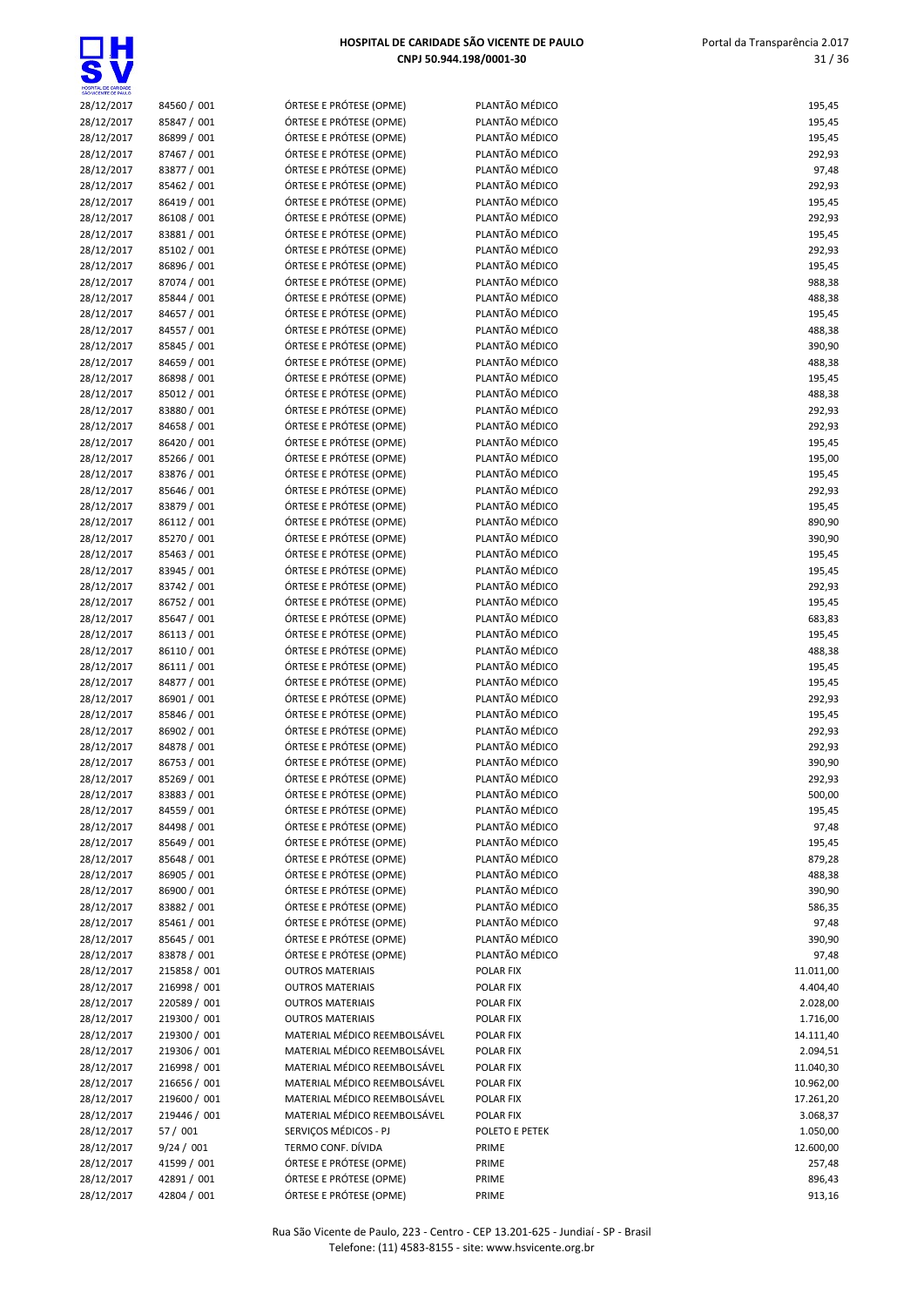| Data | Documento | Descrição | Fornecedor | Valor |
|---|---|---|---|---|
| 28/12/2017 | 84560 / 001 | ÓRTESE E PRÓTESE (OPME) | PLANTÃO MÉDICO | 195,45 |
| 28/12/2017 | 85847 / 001 | ÓRTESE E PRÓTESE (OPME) | PLANTÃO MÉDICO | 195,45 |
| 28/12/2017 | 86899 / 001 | ÓRTESE E PRÓTESE (OPME) | PLANTÃO MÉDICO | 195,45 |
| 28/12/2017 | 87467 / 001 | ÓRTESE E PRÓTESE (OPME) | PLANTÃO MÉDICO | 292,93 |
| 28/12/2017 | 83877 / 001 | ÓRTESE E PRÓTESE (OPME) | PLANTÃO MÉDICO | 97,48 |
| 28/12/2017 | 85462 / 001 | ÓRTESE E PRÓTESE (OPME) | PLANTÃO MÉDICO | 292,93 |
| 28/12/2017 | 86419 / 001 | ÓRTESE E PRÓTESE (OPME) | PLANTÃO MÉDICO | 195,45 |
| 28/12/2017 | 86108 / 001 | ÓRTESE E PRÓTESE (OPME) | PLANTÃO MÉDICO | 292,93 |
| 28/12/2017 | 83881 / 001 | ÓRTESE E PRÓTESE (OPME) | PLANTÃO MÉDICO | 195,45 |
| 28/12/2017 | 85102 / 001 | ÓRTESE E PRÓTESE (OPME) | PLANTÃO MÉDICO | 292,93 |
| 28/12/2017 | 86896 / 001 | ÓRTESE E PRÓTESE (OPME) | PLANTÃO MÉDICO | 195,45 |
| 28/12/2017 | 87074 / 001 | ÓRTESE E PRÓTESE (OPME) | PLANTÃO MÉDICO | 988,38 |
| 28/12/2017 | 85844 / 001 | ÓRTESE E PRÓTESE (OPME) | PLANTÃO MÉDICO | 488,38 |
| 28/12/2017 | 84657 / 001 | ÓRTESE E PRÓTESE (OPME) | PLANTÃO MÉDICO | 195,45 |
| 28/12/2017 | 84557 / 001 | ÓRTESE E PRÓTESE (OPME) | PLANTÃO MÉDICO | 488,38 |
| 28/12/2017 | 85845 / 001 | ÓRTESE E PRÓTESE (OPME) | PLANTÃO MÉDICO | 390,90 |
| 28/12/2017 | 84659 / 001 | ÓRTESE E PRÓTESE (OPME) | PLANTÃO MÉDICO | 488,38 |
| 28/12/2017 | 86898 / 001 | ÓRTESE E PRÓTESE (OPME) | PLANTÃO MÉDICO | 195,45 |
| 28/12/2017 | 85012 / 001 | ÓRTESE E PRÓTESE (OPME) | PLANTÃO MÉDICO | 488,38 |
| 28/12/2017 | 83880 / 001 | ÓRTESE E PRÓTESE (OPME) | PLANTÃO MÉDICO | 292,93 |
| 28/12/2017 | 84658 / 001 | ÓRTESE E PRÓTESE (OPME) | PLANTÃO MÉDICO | 292,93 |
| 28/12/2017 | 86420 / 001 | ÓRTESE E PRÓTESE (OPME) | PLANTÃO MÉDICO | 195,45 |
| 28/12/2017 | 85266 / 001 | ÓRTESE E PRÓTESE (OPME) | PLANTÃO MÉDICO | 195,00 |
| 28/12/2017 | 83876 / 001 | ÓRTESE E PRÓTESE (OPME) | PLANTÃO MÉDICO | 195,45 |
| 28/12/2017 | 85646 / 001 | ÓRTESE E PRÓTESE (OPME) | PLANTÃO MÉDICO | 292,93 |
| 28/12/2017 | 83879 / 001 | ÓRTESE E PRÓTESE (OPME) | PLANTÃO MÉDICO | 195,45 |
| 28/12/2017 | 86112 / 001 | ÓRTESE E PRÓTESE (OPME) | PLANTÃO MÉDICO | 890,90 |
| 28/12/2017 | 85270 / 001 | ÓRTESE E PRÓTESE (OPME) | PLANTÃO MÉDICO | 390,90 |
| 28/12/2017 | 85463 / 001 | ÓRTESE E PRÓTESE (OPME) | PLANTÃO MÉDICO | 195,45 |
| 28/12/2017 | 83945 / 001 | ÓRTESE E PRÓTESE (OPME) | PLANTÃO MÉDICO | 195,45 |
| 28/12/2017 | 83742 / 001 | ÓRTESE E PRÓTESE (OPME) | PLANTÃO MÉDICO | 292,93 |
| 28/12/2017 | 86752 / 001 | ÓRTESE E PRÓTESE (OPME) | PLANTÃO MÉDICO | 195,45 |
| 28/12/2017 | 85647 / 001 | ÓRTESE E PRÓTESE (OPME) | PLANTÃO MÉDICO | 683,83 |
| 28/12/2017 | 86113 / 001 | ÓRTESE E PRÓTESE (OPME) | PLANTÃO MÉDICO | 195,45 |
| 28/12/2017 | 86110 / 001 | ÓRTESE E PRÓTESE (OPME) | PLANTÃO MÉDICO | 488,38 |
| 28/12/2017 | 86111 / 001 | ÓRTESE E PRÓTESE (OPME) | PLANTÃO MÉDICO | 195,45 |
| 28/12/2017 | 84877 / 001 | ÓRTESE E PRÓTESE (OPME) | PLANTÃO MÉDICO | 195,45 |
| 28/12/2017 | 86901 / 001 | ÓRTESE E PRÓTESE (OPME) | PLANTÃO MÉDICO | 292,93 |
| 28/12/2017 | 85846 / 001 | ÓRTESE E PRÓTESE (OPME) | PLANTÃO MÉDICO | 195,45 |
| 28/12/2017 | 86902 / 001 | ÓRTESE E PRÓTESE (OPME) | PLANTÃO MÉDICO | 292,93 |
| 28/12/2017 | 84878 / 001 | ÓRTESE E PRÓTESE (OPME) | PLANTÃO MÉDICO | 292,93 |
| 28/12/2017 | 86753 / 001 | ÓRTESE E PRÓTESE (OPME) | PLANTÃO MÉDICO | 390,90 |
| 28/12/2017 | 85269 / 001 | ÓRTESE E PRÓTESE (OPME) | PLANTÃO MÉDICO | 292,93 |
| 28/12/2017 | 83883 / 001 | ÓRTESE E PRÓTESE (OPME) | PLANTÃO MÉDICO | 500,00 |
| 28/12/2017 | 84559 / 001 | ÓRTESE E PRÓTESE (OPME) | PLANTÃO MÉDICO | 195,45 |
| 28/12/2017 | 84498 / 001 | ÓRTESE E PRÓTESE (OPME) | PLANTÃO MÉDICO | 97,48 |
| 28/12/2017 | 85649 / 001 | ÓRTESE E PRÓTESE (OPME) | PLANTÃO MÉDICO | 195,45 |
| 28/12/2017 | 85648 / 001 | ÓRTESE E PRÓTESE (OPME) | PLANTÃO MÉDICO | 879,28 |
| 28/12/2017 | 86905 / 001 | ÓRTESE E PRÓTESE (OPME) | PLANTÃO MÉDICO | 488,38 |
| 28/12/2017 | 86900 / 001 | ÓRTESE E PRÓTESE (OPME) | PLANTÃO MÉDICO | 390,90 |
| 28/12/2017 | 83882 / 001 | ÓRTESE E PRÓTESE (OPME) | PLANTÃO MÉDICO | 586,35 |
| 28/12/2017 | 85461 / 001 | ÓRTESE E PRÓTESE (OPME) | PLANTÃO MÉDICO | 97,48 |
| 28/12/2017 | 85645 / 001 | ÓRTESE E PRÓTESE (OPME) | PLANTÃO MÉDICO | 390,90 |
| 28/12/2017 | 83878 / 001 | ÓRTESE E PRÓTESE (OPME) | PLANTÃO MÉDICO | 97,48 |
| 28/12/2017 | 215858 / 001 | OUTROS MATERIAIS | POLAR FIX | 11.011,00 |
| 28/12/2017 | 216998 / 001 | OUTROS MATERIAIS | POLAR FIX | 4.404,40 |
| 28/12/2017 | 220589 / 001 | OUTROS MATERIAIS | POLAR FIX | 2.028,00 |
| 28/12/2017 | 219300 / 001 | OUTROS MATERIAIS | POLAR FIX | 1.716,00 |
| 28/12/2017 | 219300 / 001 | MATERIAL MÉDICO REEMBOLSÁVEL | POLAR FIX | 14.111,40 |
| 28/12/2017 | 219306 / 001 | MATERIAL MÉDICO REEMBOLSÁVEL | POLAR FIX | 2.094,51 |
| 28/12/2017 | 216998 / 001 | MATERIAL MÉDICO REEMBOLSÁVEL | POLAR FIX | 11.040,30 |
| 28/12/2017 | 216656 / 001 | MATERIAL MÉDICO REEMBOLSÁVEL | POLAR FIX | 10.962,00 |
| 28/12/2017 | 219600 / 001 | MATERIAL MÉDICO REEMBOLSÁVEL | POLAR FIX | 17.261,20 |
| 28/12/2017 | 219446 / 001 | MATERIAL MÉDICO REEMBOLSÁVEL | POLAR FIX | 3.068,37 |
| 28/12/2017 | 57 / 001 | SERVIÇOS MÉDICOS - PJ | POLETO E PETEK | 1.050,00 |
| 28/12/2017 | 9/24 / 001 | TERMO CONF. DÍVIDA | PRIME | 12.600,00 |
| 28/12/2017 | 41599 / 001 | ÓRTESE E PRÓTESE (OPME) | PRIME | 257,48 |
| 28/12/2017 | 42891 / 001 | ÓRTESE E PRÓTESE (OPME) | PRIME | 896,43 |
| 28/12/2017 | 42804 / 001 | ÓRTESE E PRÓTESE (OPME) | PRIME | 913,16 |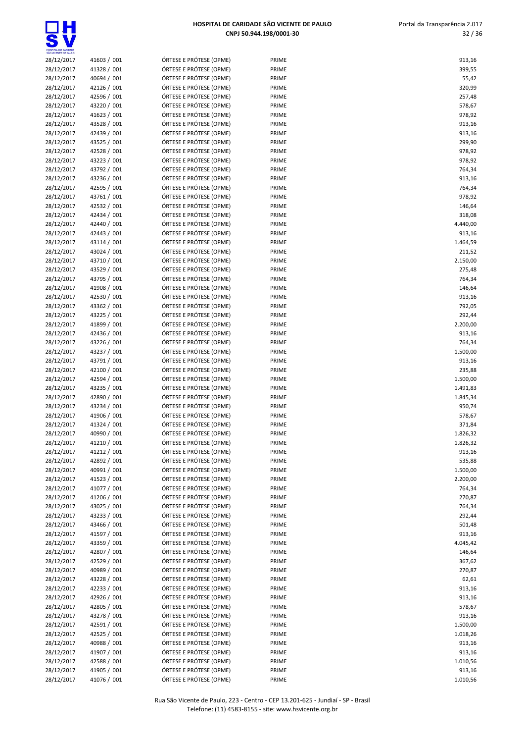| | | | | |
|---|---|---|---|---|
| 28/12/2017 | 41603 / 001 | ÓRTESE E PRÓTESE (OPME) | PRIME | 913,16 |
| 28/12/2017 | 41328 / 001 | ÓRTESE E PRÓTESE (OPME) | PRIME | 399,55 |
| 28/12/2017 | 40694 / 001 | ÓRTESE E PRÓTESE (OPME) | PRIME | 55,42 |
| 28/12/2017 | 42126 / 001 | ÓRTESE E PRÓTESE (OPME) | PRIME | 320,99 |
| 28/12/2017 | 42596 / 001 | ÓRTESE E PRÓTESE (OPME) | PRIME | 257,48 |
| 28/12/2017 | 43220 / 001 | ÓRTESE E PRÓTESE (OPME) | PRIME | 578,67 |
| 28/12/2017 | 41623 / 001 | ÓRTESE E PRÓTESE (OPME) | PRIME | 978,92 |
| 28/12/2017 | 43528 / 001 | ÓRTESE E PRÓTESE (OPME) | PRIME | 913,16 |
| 28/12/2017 | 42439 / 001 | ÓRTESE E PRÓTESE (OPME) | PRIME | 913,16 |
| 28/12/2017 | 43525 / 001 | ÓRTESE E PRÓTESE (OPME) | PRIME | 299,90 |
| 28/12/2017 | 42528 / 001 | ÓRTESE E PRÓTESE (OPME) | PRIME | 978,92 |
| 28/12/2017 | 43223 / 001 | ÓRTESE E PRÓTESE (OPME) | PRIME | 978,92 |
| 28/12/2017 | 43792 / 001 | ÓRTESE E PRÓTESE (OPME) | PRIME | 764,34 |
| 28/12/2017 | 43236 / 001 | ÓRTESE E PRÓTESE (OPME) | PRIME | 913,16 |
| 28/12/2017 | 42595 / 001 | ÓRTESE E PRÓTESE (OPME) | PRIME | 764,34 |
| 28/12/2017 | 43761 / 001 | ÓRTESE E PRÓTESE (OPME) | PRIME | 978,92 |
| 28/12/2017 | 42532 / 001 | ÓRTESE E PRÓTESE (OPME) | PRIME | 146,64 |
| 28/12/2017 | 42434 / 001 | ÓRTESE E PRÓTESE (OPME) | PRIME | 318,08 |
| 28/12/2017 | 42440 / 001 | ÓRTESE E PRÓTESE (OPME) | PRIME | 4.440,00 |
| 28/12/2017 | 42443 / 001 | ÓRTESE E PRÓTESE (OPME) | PRIME | 913,16 |
| 28/12/2017 | 43114 / 001 | ÓRTESE E PRÓTESE (OPME) | PRIME | 1.464,59 |
| 28/12/2017 | 43024 / 001 | ÓRTESE E PRÓTESE (OPME) | PRIME | 211,52 |
| 28/12/2017 | 43710 / 001 | ÓRTESE E PRÓTESE (OPME) | PRIME | 2.150,00 |
| 28/12/2017 | 43529 / 001 | ÓRTESE E PRÓTESE (OPME) | PRIME | 275,48 |
| 28/12/2017 | 43795 / 001 | ÓRTESE E PRÓTESE (OPME) | PRIME | 764,34 |
| 28/12/2017 | 41908 / 001 | ÓRTESE E PRÓTESE (OPME) | PRIME | 146,64 |
| 28/12/2017 | 42530 / 001 | ÓRTESE E PRÓTESE (OPME) | PRIME | 913,16 |
| 28/12/2017 | 43362 / 001 | ÓRTESE E PRÓTESE (OPME) | PRIME | 792,05 |
| 28/12/2017 | 43225 / 001 | ÓRTESE E PRÓTESE (OPME) | PRIME | 292,44 |
| 28/12/2017 | 41899 / 001 | ÓRTESE E PRÓTESE (OPME) | PRIME | 2.200,00 |
| 28/12/2017 | 42436 / 001 | ÓRTESE E PRÓTESE (OPME) | PRIME | 913,16 |
| 28/12/2017 | 43226 / 001 | ÓRTESE E PRÓTESE (OPME) | PRIME | 764,34 |
| 28/12/2017 | 43237 / 001 | ÓRTESE E PRÓTESE (OPME) | PRIME | 1.500,00 |
| 28/12/2017 | 43791 / 001 | ÓRTESE E PRÓTESE (OPME) | PRIME | 913,16 |
| 28/12/2017 | 42100 / 001 | ÓRTESE E PRÓTESE (OPME) | PRIME | 235,88 |
| 28/12/2017 | 42594 / 001 | ÓRTESE E PRÓTESE (OPME) | PRIME | 1.500,00 |
| 28/12/2017 | 43235 / 001 | ÓRTESE E PRÓTESE (OPME) | PRIME | 1.491,83 |
| 28/12/2017 | 42890 / 001 | ÓRTESE E PRÓTESE (OPME) | PRIME | 1.845,34 |
| 28/12/2017 | 43234 / 001 | ÓRTESE E PRÓTESE (OPME) | PRIME | 950,74 |
| 28/12/2017 | 41906 / 001 | ÓRTESE E PRÓTESE (OPME) | PRIME | 578,67 |
| 28/12/2017 | 41324 / 001 | ÓRTESE E PRÓTESE (OPME) | PRIME | 371,84 |
| 28/12/2017 | 40990 / 001 | ÓRTESE E PRÓTESE (OPME) | PRIME | 1.826,32 |
| 28/12/2017 | 41210 / 001 | ÓRTESE E PRÓTESE (OPME) | PRIME | 1.826,32 |
| 28/12/2017 | 41212 / 001 | ÓRTESE E PRÓTESE (OPME) | PRIME | 913,16 |
| 28/12/2017 | 42892 / 001 | ÓRTESE E PRÓTESE (OPME) | PRIME | 535,88 |
| 28/12/2017 | 40991 / 001 | ÓRTESE E PRÓTESE (OPME) | PRIME | 1.500,00 |
| 28/12/2017 | 41523 / 001 | ÓRTESE E PRÓTESE (OPME) | PRIME | 2.200,00 |
| 28/12/2017 | 41077 / 001 | ÓRTESE E PRÓTESE (OPME) | PRIME | 764,34 |
| 28/12/2017 | 41206 / 001 | ÓRTESE E PRÓTESE (OPME) | PRIME | 270,87 |
| 28/12/2017 | 43025 / 001 | ÓRTESE E PRÓTESE (OPME) | PRIME | 764,34 |
| 28/12/2017 | 43233 / 001 | ÓRTESE E PRÓTESE (OPME) | PRIME | 292,44 |
| 28/12/2017 | 43466 / 001 | ÓRTESE E PRÓTESE (OPME) | PRIME | 501,48 |
| 28/12/2017 | 41597 / 001 | ÓRTESE E PRÓTESE (OPME) | PRIME | 913,16 |
| 28/12/2017 | 43359 / 001 | ÓRTESE E PRÓTESE (OPME) | PRIME | 4.045,42 |
| 28/12/2017 | 42807 / 001 | ÓRTESE E PRÓTESE (OPME) | PRIME | 146,64 |
| 28/12/2017 | 42529 / 001 | ÓRTESE E PRÓTESE (OPME) | PRIME | 367,62 |
| 28/12/2017 | 40989 / 001 | ÓRTESE E PRÓTESE (OPME) | PRIME | 270,87 |
| 28/12/2017 | 43228 / 001 | ÓRTESE E PRÓTESE (OPME) | PRIME | 62,61 |
| 28/12/2017 | 42233 / 001 | ÓRTESE E PRÓTESE (OPME) | PRIME | 913,16 |
| 28/12/2017 | 42926 / 001 | ÓRTESE E PRÓTESE (OPME) | PRIME | 913,16 |
| 28/12/2017 | 42805 / 001 | ÓRTESE E PRÓTESE (OPME) | PRIME | 578,67 |
| 28/12/2017 | 43278 / 001 | ÓRTESE E PRÓTESE (OPME) | PRIME | 913,16 |
| 28/12/2017 | 42591 / 001 | ÓRTESE E PRÓTESE (OPME) | PRIME | 1.500,00 |
| 28/12/2017 | 42525 / 001 | ÓRTESE E PRÓTESE (OPME) | PRIME | 1.018,26 |
| 28/12/2017 | 40988 / 001 | ÓRTESE E PRÓTESE (OPME) | PRIME | 913,16 |
| 28/12/2017 | 41907 / 001 | ÓRTESE E PRÓTESE (OPME) | PRIME | 913,16 |
| 28/12/2017 | 42588 / 001 | ÓRTESE E PRÓTESE (OPME) | PRIME | 1.010,56 |
| 28/12/2017 | 41905 / 001 | ÓRTESE E PRÓTESE (OPME) | PRIME | 913,16 |
| 28/12/2017 | 41076 / 001 | ÓRTESE E PRÓTESE (OPME) | PRIME | 1.010,56 |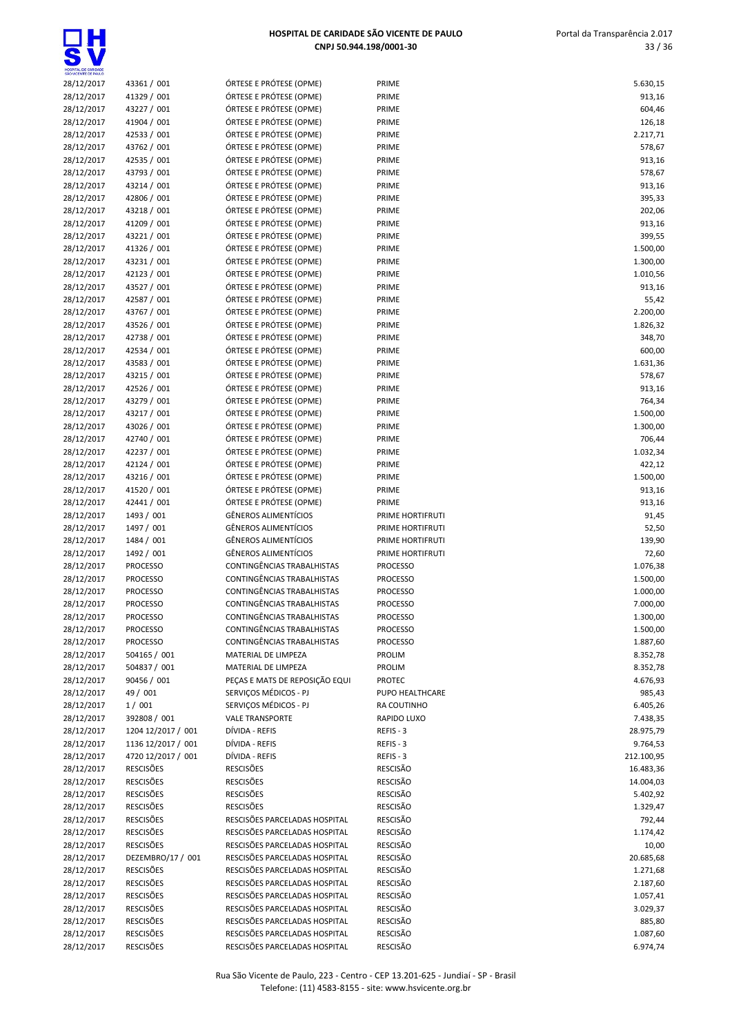| | | | | |
|---|---|---|---|---|
| 28/12/2017 | 43361 / 001 | ÓRTESE E PRÓTESE (OPME) | PRIME | 5.630,15 |
| 28/12/2017 | 41329 / 001 | ÓRTESE E PRÓTESE (OPME) | PRIME | 913,16 |
| 28/12/2017 | 43227 / 001 | ÓRTESE E PRÓTESE (OPME) | PRIME | 604,46 |
| 28/12/2017 | 41904 / 001 | ÓRTESE E PRÓTESE (OPME) | PRIME | 126,18 |
| 28/12/2017 | 42533 / 001 | ÓRTESE E PRÓTESE (OPME) | PRIME | 2.217,71 |
| 28/12/2017 | 43762 / 001 | ÓRTESE E PRÓTESE (OPME) | PRIME | 578,67 |
| 28/12/2017 | 42535 / 001 | ÓRTESE E PRÓTESE (OPME) | PRIME | 913,16 |
| 28/12/2017 | 43793 / 001 | ÓRTESE E PRÓTESE (OPME) | PRIME | 578,67 |
| 28/12/2017 | 43214 / 001 | ÓRTESE E PRÓTESE (OPME) | PRIME | 913,16 |
| 28/12/2017 | 42806 / 001 | ÓRTESE E PRÓTESE (OPME) | PRIME | 395,33 |
| 28/12/2017 | 43218 / 001 | ÓRTESE E PRÓTESE (OPME) | PRIME | 202,06 |
| 28/12/2017 | 41209 / 001 | ÓRTESE E PRÓTESE (OPME) | PRIME | 913,16 |
| 28/12/2017 | 43221 / 001 | ÓRTESE E PRÓTESE (OPME) | PRIME | 399,55 |
| 28/12/2017 | 41326 / 001 | ÓRTESE E PRÓTESE (OPME) | PRIME | 1.500,00 |
| 28/12/2017 | 43231 / 001 | ÓRTESE E PRÓTESE (OPME) | PRIME | 1.300,00 |
| 28/12/2017 | 42123 / 001 | ÓRTESE E PRÓTESE (OPME) | PRIME | 1.010,56 |
| 28/12/2017 | 43527 / 001 | ÓRTESE E PRÓTESE (OPME) | PRIME | 913,16 |
| 28/12/2017 | 42587 / 001 | ÓRTESE E PRÓTESE (OPME) | PRIME | 55,42 |
| 28/12/2017 | 43767 / 001 | ÓRTESE E PRÓTESE (OPME) | PRIME | 2.200,00 |
| 28/12/2017 | 43526 / 001 | ÓRTESE E PRÓTESE (OPME) | PRIME | 1.826,32 |
| 28/12/2017 | 42738 / 001 | ÓRTESE E PRÓTESE (OPME) | PRIME | 348,70 |
| 28/12/2017 | 42534 / 001 | ÓRTESE E PRÓTESE (OPME) | PRIME | 600,00 |
| 28/12/2017 | 43583 / 001 | ÓRTESE E PRÓTESE (OPME) | PRIME | 1.631,36 |
| 28/12/2017 | 43215 / 001 | ÓRTESE E PRÓTESE (OPME) | PRIME | 578,67 |
| 28/12/2017 | 42526 / 001 | ÓRTESE E PRÓTESE (OPME) | PRIME | 913,16 |
| 28/12/2017 | 43279 / 001 | ÓRTESE E PRÓTESE (OPME) | PRIME | 764,34 |
| 28/12/2017 | 43217 / 001 | ÓRTESE E PRÓTESE (OPME) | PRIME | 1.500,00 |
| 28/12/2017 | 43026 / 001 | ÓRTESE E PRÓTESE (OPME) | PRIME | 1.300,00 |
| 28/12/2017 | 42740 / 001 | ÓRTESE E PRÓTESE (OPME) | PRIME | 706,44 |
| 28/12/2017 | 42237 / 001 | ÓRTESE E PRÓTESE (OPME) | PRIME | 1.032,34 |
| 28/12/2017 | 42124 / 001 | ÓRTESE E PRÓTESE (OPME) | PRIME | 422,12 |
| 28/12/2017 | 43216 / 001 | ÓRTESE E PRÓTESE (OPME) | PRIME | 1.500,00 |
| 28/12/2017 | 41520 / 001 | ÓRTESE E PRÓTESE (OPME) | PRIME | 913,16 |
| 28/12/2017 | 42441 / 001 | ÓRTESE E PRÓTESE (OPME) | PRIME | 913,16 |
| 28/12/2017 | 1493 / 001 | GÊNEROS ALIMENTÍCIOS | PRIME HORTIFRUTI | 91,45 |
| 28/12/2017 | 1497 / 001 | GÊNEROS ALIMENTÍCIOS | PRIME HORTIFRUTI | 52,50 |
| 28/12/2017 | 1484 / 001 | GÊNEROS ALIMENTÍCIOS | PRIME HORTIFRUTI | 139,90 |
| 28/12/2017 | 1492 / 001 | GÊNEROS ALIMENTÍCIOS | PRIME HORTIFRUTI | 72,60 |
| 28/12/2017 | PROCESSO | CONTINGÊNCIAS TRABALHISTAS | PROCESSO | 1.076,38 |
| 28/12/2017 | PROCESSO | CONTINGÊNCIAS TRABALHISTAS | PROCESSO | 1.500,00 |
| 28/12/2017 | PROCESSO | CONTINGÊNCIAS TRABALHISTAS | PROCESSO | 1.000,00 |
| 28/12/2017 | PROCESSO | CONTINGÊNCIAS TRABALHISTAS | PROCESSO | 7.000,00 |
| 28/12/2017 | PROCESSO | CONTINGÊNCIAS TRABALHISTAS | PROCESSO | 1.300,00 |
| 28/12/2017 | PROCESSO | CONTINGÊNCIAS TRABALHISTAS | PROCESSO | 1.500,00 |
| 28/12/2017 | PROCESSO | CONTINGÊNCIAS TRABALHISTAS | PROCESSO | 1.887,60 |
| 28/12/2017 | 504165 / 001 | MATERIAL DE LIMPEZA | PROLIM | 8.352,78 |
| 28/12/2017 | 504837 / 001 | MATERIAL DE LIMPEZA | PROLIM | 8.352,78 |
| 28/12/2017 | 90456 / 001 | PEÇAS E MATS DE REPOSIÇÃO EQUI | PROTEC | 4.676,93 |
| 28/12/2017 | 49 / 001 | SERVIÇOS MÉDICOS - PJ | PUPO HEALTHCARE | 985,43 |
| 28/12/2017 | 1 / 001 | SERVIÇOS MÉDICOS - PJ | RA COUTINHO | 6.405,26 |
| 28/12/2017 | 392808 / 001 | VALE TRANSPORTE | RAPIDO LUXO | 7.438,35 |
| 28/12/2017 | 1204 12/2017 / 001 | DÍVIDA - REFIS | REFIS - 3 | 28.975,79 |
| 28/12/2017 | 1136 12/2017 / 001 | DÍVIDA - REFIS | REFIS - 3 | 9.764,53 |
| 28/12/2017 | 4720 12/2017 / 001 | DÍVIDA - REFIS | REFIS - 3 | 212.100,95 |
| 28/12/2017 | RESCISÕES | RESCISÕES | RESCISÃO | 16.483,36 |
| 28/12/2017 | RESCISÕES | RESCISÕES | RESCISÃO | 14.004,03 |
| 28/12/2017 | RESCISÕES | RESCISÕES | RESCISÃO | 5.402,92 |
| 28/12/2017 | RESCISÕES | RESCISÕES | RESCISÃO | 1.329,47 |
| 28/12/2017 | RESCISÕES | RESCISÕES PARCELADAS HOSPITAL | RESCISÃO | 792,44 |
| 28/12/2017 | RESCISÕES | RESCISÕES PARCELADAS HOSPITAL | RESCISÃO | 1.174,42 |
| 28/12/2017 | RESCISÕES | RESCISÕES PARCELADAS HOSPITAL | RESCISÃO | 10,00 |
| 28/12/2017 | DEZEMBRO/17 / 001 | RESCISÕES PARCELADAS HOSPITAL | RESCISÃO | 20.685,68 |
| 28/12/2017 | RESCISÕES | RESCISÕES PARCELADAS HOSPITAL | RESCISÃO | 1.271,68 |
| 28/12/2017 | RESCISÕES | RESCISÕES PARCELADAS HOSPITAL | RESCISÃO | 2.187,60 |
| 28/12/2017 | RESCISÕES | RESCISÕES PARCELADAS HOSPITAL | RESCISÃO | 1.057,41 |
| 28/12/2017 | RESCISÕES | RESCISÕES PARCELADAS HOSPITAL | RESCISÃO | 3.029,37 |
| 28/12/2017 | RESCISÕES | RESCISÕES PARCELADAS HOSPITAL | RESCISÃO | 885,80 |
| 28/12/2017 | RESCISÕES | RESCISÕES PARCELADAS HOSPITAL | RESCISÃO | 1.087,60 |
| 28/12/2017 | RESCISÕES | RESCISÕES PARCELADAS HOSPITAL | RESCISÃO | 6.974,74 |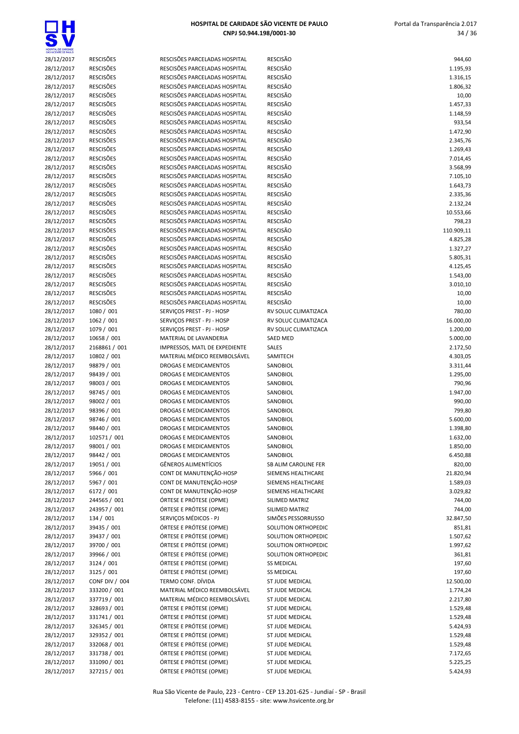| | | | | |
|---|---|---|---|---|
| 28/12/2017 | RESCISÕES | RESCISÕES PARCELADAS HOSPITAL | RESCISÃO | 944,60 |
| 28/12/2017 | RESCISÕES | RESCISÕES PARCELADAS HOSPITAL | RESCISÃO | 1.195,93 |
| 28/12/2017 | RESCISÕES | RESCISÕES PARCELADAS HOSPITAL | RESCISÃO | 1.316,15 |
| 28/12/2017 | RESCISÕES | RESCISÕES PARCELADAS HOSPITAL | RESCISÃO | 1.806,32 |
| 28/12/2017 | RESCISÕES | RESCISÕES PARCELADAS HOSPITAL | RESCISÃO | 10,00 |
| 28/12/2017 | RESCISÕES | RESCISÕES PARCELADAS HOSPITAL | RESCISÃO | 1.457,33 |
| 28/12/2017 | RESCISÕES | RESCISÕES PARCELADAS HOSPITAL | RESCISÃO | 1.148,59 |
| 28/12/2017 | RESCISÕES | RESCISÕES PARCELADAS HOSPITAL | RESCISÃO | 933,54 |
| 28/12/2017 | RESCISÕES | RESCISÕES PARCELADAS HOSPITAL | RESCISÃO | 1.472,90 |
| 28/12/2017 | RESCISÕES | RESCISÕES PARCELADAS HOSPITAL | RESCISÃO | 2.345,76 |
| 28/12/2017 | RESCISÕES | RESCISÕES PARCELADAS HOSPITAL | RESCISÃO | 1.269,43 |
| 28/12/2017 | RESCISÕES | RESCISÕES PARCELADAS HOSPITAL | RESCISÃO | 7.014,45 |
| 28/12/2017 | RESCISÕES | RESCISÕES PARCELADAS HOSPITAL | RESCISÃO | 3.568,99 |
| 28/12/2017 | RESCISÕES | RESCISÕES PARCELADAS HOSPITAL | RESCISÃO | 7.105,10 |
| 28/12/2017 | RESCISÕES | RESCISÕES PARCELADAS HOSPITAL | RESCISÃO | 1.643,73 |
| 28/12/2017 | RESCISÕES | RESCISÕES PARCELADAS HOSPITAL | RESCISÃO | 2.335,36 |
| 28/12/2017 | RESCISÕES | RESCISÕES PARCELADAS HOSPITAL | RESCISÃO | 2.132,24 |
| 28/12/2017 | RESCISÕES | RESCISÕES PARCELADAS HOSPITAL | RESCISÃO | 10.553,66 |
| 28/12/2017 | RESCISÕES | RESCISÕES PARCELADAS HOSPITAL | RESCISÃO | 798,23 |
| 28/12/2017 | RESCISÕES | RESCISÕES PARCELADAS HOSPITAL | RESCISÃO | 110.909,11 |
| 28/12/2017 | RESCISÕES | RESCISÕES PARCELADAS HOSPITAL | RESCISÃO | 4.825,28 |
| 28/12/2017 | RESCISÕES | RESCISÕES PARCELADAS HOSPITAL | RESCISÃO | 1.327,27 |
| 28/12/2017 | RESCISÕES | RESCISÕES PARCELADAS HOSPITAL | RESCISÃO | 5.805,31 |
| 28/12/2017 | RESCISÕES | RESCISÕES PARCELADAS HOSPITAL | RESCISÃO | 4.125,45 |
| 28/12/2017 | RESCISÕES | RESCISÕES PARCELADAS HOSPITAL | RESCISÃO | 1.543,00 |
| 28/12/2017 | RESCISÕES | RESCISÕES PARCELADAS HOSPITAL | RESCISÃO | 3.010,10 |
| 28/12/2017 | RESCISÕES | RESCISÕES PARCELADAS HOSPITAL | RESCISÃO | 10,00 |
| 28/12/2017 | RESCISÕES | RESCISÕES PARCELADAS HOSPITAL | RESCISÃO | 10,00 |
| 28/12/2017 | 1080 / 001 | SERVIÇOS PREST - PJ - HOSP | RV SOLUC CLIMATIZACA | 780,00 |
| 28/12/2017 | 1062 / 001 | SERVIÇOS PREST - PJ - HOSP | RV SOLUC CLIMATIZACA | 16.000,00 |
| 28/12/2017 | 1079 / 001 | SERVIÇOS PREST - PJ - HOSP | RV SOLUC CLIMATIZACA | 1.200,00 |
| 28/12/2017 | 10658 / 001 | MATERIAL DE LAVANDERIA | SAED MED | 5.000,00 |
| 28/12/2017 | 2168861 / 001 | IMPRESSOS, MATL DE EXPEDIENTE | SALES | 2.172,50 |
| 28/12/2017 | 10802 / 001 | MATERIAL MÉDICO REEMBOLSÁVEL | SAMITECH | 4.303,05 |
| 28/12/2017 | 98879 / 001 | DROGAS E MEDICAMENTOS | SANOBIOL | 3.311,44 |
| 28/12/2017 | 98439 / 001 | DROGAS E MEDICAMENTOS | SANOBIOL | 1.295,00 |
| 28/12/2017 | 98003 / 001 | DROGAS E MEDICAMENTOS | SANOBIOL | 790,96 |
| 28/12/2017 | 98745 / 001 | DROGAS E MEDICAMENTOS | SANOBIOL | 1.947,00 |
| 28/12/2017 | 98002 / 001 | DROGAS E MEDICAMENTOS | SANOBIOL | 990,00 |
| 28/12/2017 | 98396 / 001 | DROGAS E MEDICAMENTOS | SANOBIOL | 799,80 |
| 28/12/2017 | 98746 / 001 | DROGAS E MEDICAMENTOS | SANOBIOL | 5.600,00 |
| 28/12/2017 | 98440 / 001 | DROGAS E MEDICAMENTOS | SANOBIOL | 1.398,80 |
| 28/12/2017 | 102571 / 001 | DROGAS E MEDICAMENTOS | SANOBIOL | 1.632,00 |
| 28/12/2017 | 98001 / 001 | DROGAS E MEDICAMENTOS | SANOBIOL | 1.850,00 |
| 28/12/2017 | 98442 / 001 | DROGAS E MEDICAMENTOS | SANOBIOL | 6.450,88 |
| 28/12/2017 | 19051 / 001 | GÊNEROS ALIMENTÍCIOS | SB ALIM CAROLINE FER | 820,00 |
| 28/12/2017 | 5966 / 001 | CONT DE MANUTENÇÃO-HOSP | SIEMENS HEALTHCARE | 21.820,94 |
| 28/12/2017 | 5967 / 001 | CONT DE MANUTENÇÃO-HOSP | SIEMENS HEALTHCARE | 1.589,03 |
| 28/12/2017 | 6172 / 001 | CONT DE MANUTENÇÃO-HOSP | SIEMENS HEALTHCARE | 3.029,82 |
| 28/12/2017 | 244565 / 001 | ÓRTESE E PRÓTESE (OPME) | SILIMED MATRIZ | 744,00 |
| 28/12/2017 | 243957 / 001 | ÓRTESE E PRÓTESE (OPME) | SILIMED MATRIZ | 744,00 |
| 28/12/2017 | 134 / 001 | SERVIÇOS MÉDICOS - PJ | SIMÕES PESSORRUSSO | 32.847,50 |
| 28/12/2017 | 39435 / 001 | ÓRTESE E PRÓTESE (OPME) | SOLUTION ORTHOPEDIC | 851,81 |
| 28/12/2017 | 39437 / 001 | ÓRTESE E PRÓTESE (OPME) | SOLUTION ORTHOPEDIC | 1.507,62 |
| 28/12/2017 | 39700 / 001 | ÓRTESE E PRÓTESE (OPME) | SOLUTION ORTHOPEDIC | 1.997,62 |
| 28/12/2017 | 39966 / 001 | ÓRTESE E PRÓTESE (OPME) | SOLUTION ORTHOPEDIC | 361,81 |
| 28/12/2017 | 3124 / 001 | ÓRTESE E PRÓTESE (OPME) | SS MEDICAL | 197,60 |
| 28/12/2017 | 3125 / 001 | ÓRTESE E PRÓTESE (OPME) | SS MEDICAL | 197,60 |
| 28/12/2017 | CONF DIV / 004 | TERMO CONF. DÍVIDA | ST JUDE MEDICAL | 12.500,00 |
| 28/12/2017 | 333200 / 001 | MATERIAL MÉDICO REEMBOLSÁVEL | ST JUDE MEDICAL | 1.774,24 |
| 28/12/2017 | 337719 / 001 | MATERIAL MÉDICO REEMBOLSÁVEL | ST JUDE MEDICAL | 2.217,80 |
| 28/12/2017 | 328693 / 001 | ÓRTESE E PRÓTESE (OPME) | ST JUDE MEDICAL | 1.529,48 |
| 28/12/2017 | 331741 / 001 | ÓRTESE E PRÓTESE (OPME) | ST JUDE MEDICAL | 1.529,48 |
| 28/12/2017 | 326345 / 001 | ÓRTESE E PRÓTESE (OPME) | ST JUDE MEDICAL | 5.424,93 |
| 28/12/2017 | 329352 / 001 | ÓRTESE E PRÓTESE (OPME) | ST JUDE MEDICAL | 1.529,48 |
| 28/12/2017 | 332068 / 001 | ÓRTESE E PRÓTESE (OPME) | ST JUDE MEDICAL | 1.529,48 |
| 28/12/2017 | 331738 / 001 | ÓRTESE E PRÓTESE (OPME) | ST JUDE MEDICAL | 7.172,65 |
| 28/12/2017 | 331090 / 001 | ÓRTESE E PRÓTESE (OPME) | ST JUDE MEDICAL | 5.225,25 |
| 28/12/2017 | 327215 / 001 | ÓRTESE E PRÓTESE (OPME) | ST JUDE MEDICAL | 5.424,93 |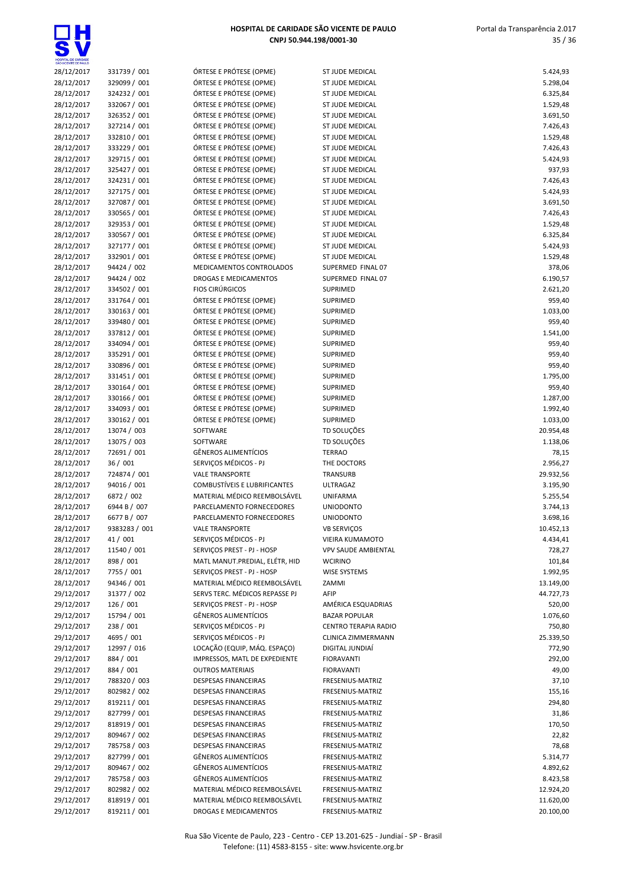| | | | | |
|---|---|---|---|---|
| 28/12/2017 | 331739 / 001 | ÓRTESE E PRÓTESE (OPME) | ST JUDE MEDICAL | 5.424,93 |
| 28/12/2017 | 329099 / 001 | ÓRTESE E PRÓTESE (OPME) | ST JUDE MEDICAL | 5.298,04 |
| 28/12/2017 | 324232 / 001 | ÓRTESE E PRÓTESE (OPME) | ST JUDE MEDICAL | 6.325,84 |
| 28/12/2017 | 332067 / 001 | ÓRTESE E PRÓTESE (OPME) | ST JUDE MEDICAL | 1.529,48 |
| 28/12/2017 | 326352 / 001 | ÓRTESE E PRÓTESE (OPME) | ST JUDE MEDICAL | 3.691,50 |
| 28/12/2017 | 327214 / 001 | ÓRTESE E PRÓTESE (OPME) | ST JUDE MEDICAL | 7.426,43 |
| 28/12/2017 | 332810 / 001 | ÓRTESE E PRÓTESE (OPME) | ST JUDE MEDICAL | 1.529,48 |
| 28/12/2017 | 333229 / 001 | ÓRTESE E PRÓTESE (OPME) | ST JUDE MEDICAL | 7.426,43 |
| 28/12/2017 | 329715 / 001 | ÓRTESE E PRÓTESE (OPME) | ST JUDE MEDICAL | 5.424,93 |
| 28/12/2017 | 325427 / 001 | ÓRTESE E PRÓTESE (OPME) | ST JUDE MEDICAL | 937,93 |
| 28/12/2017 | 324231 / 001 | ÓRTESE E PRÓTESE (OPME) | ST JUDE MEDICAL | 7.426,43 |
| 28/12/2017 | 327175 / 001 | ÓRTESE E PRÓTESE (OPME) | ST JUDE MEDICAL | 5.424,93 |
| 28/12/2017 | 327087 / 001 | ÓRTESE E PRÓTESE (OPME) | ST JUDE MEDICAL | 3.691,50 |
| 28/12/2017 | 330565 / 001 | ÓRTESE E PRÓTESE (OPME) | ST JUDE MEDICAL | 7.426,43 |
| 28/12/2017 | 329353 / 001 | ÓRTESE E PRÓTESE (OPME) | ST JUDE MEDICAL | 1.529,48 |
| 28/12/2017 | 330567 / 001 | ÓRTESE E PRÓTESE (OPME) | ST JUDE MEDICAL | 6.325,84 |
| 28/12/2017 | 327177 / 001 | ÓRTESE E PRÓTESE (OPME) | ST JUDE MEDICAL | 5.424,93 |
| 28/12/2017 | 332901 / 001 | ÓRTESE E PRÓTESE (OPME) | ST JUDE MEDICAL | 1.529,48 |
| 28/12/2017 | 94424 / 002 | MEDICAMENTOS CONTROLADOS | SUPERMED FINAL 07 | 378,06 |
| 28/12/2017 | 94424 / 002 | DROGAS E MEDICAMENTOS | SUPERMED FINAL 07 | 6.190,57 |
| 28/12/2017 | 334502 / 001 | FIOS CIRÚRGICOS | SUPRIMED | 2.621,20 |
| 28/12/2017 | 331764 / 001 | ÓRTESE E PRÓTESE (OPME) | SUPRIMED | 959,40 |
| 28/12/2017 | 330163 / 001 | ÓRTESE E PRÓTESE (OPME) | SUPRIMED | 1.033,00 |
| 28/12/2017 | 339480 / 001 | ÓRTESE E PRÓTESE (OPME) | SUPRIMED | 959,40 |
| 28/12/2017 | 337812 / 001 | ÓRTESE E PRÓTESE (OPME) | SUPRIMED | 1.541,00 |
| 28/12/2017 | 334094 / 001 | ÓRTESE E PRÓTESE (OPME) | SUPRIMED | 959,40 |
| 28/12/2017 | 335291 / 001 | ÓRTESE E PRÓTESE (OPME) | SUPRIMED | 959,40 |
| 28/12/2017 | 330896 / 001 | ÓRTESE E PRÓTESE (OPME) | SUPRIMED | 959,40 |
| 28/12/2017 | 331451 / 001 | ÓRTESE E PRÓTESE (OPME) | SUPRIMED | 1.795,00 |
| 28/12/2017 | 330164 / 001 | ÓRTESE E PRÓTESE (OPME) | SUPRIMED | 959,40 |
| 28/12/2017 | 330166 / 001 | ÓRTESE E PRÓTESE (OPME) | SUPRIMED | 1.287,00 |
| 28/12/2017 | 334093 / 001 | ÓRTESE E PRÓTESE (OPME) | SUPRIMED | 1.992,40 |
| 28/12/2017 | 330162 / 001 | ÓRTESE E PRÓTESE (OPME) | SUPRIMED | 1.033,00 |
| 28/12/2017 | 13074 / 003 | SOFTWARE | TD SOLUÇÕES | 20.954,48 |
| 28/12/2017 | 13075 / 003 | SOFTWARE | TD SOLUÇÕES | 1.138,06 |
| 28/12/2017 | 72691 / 001 | GÊNEROS ALIMENTÍCIOS | TERRAO | 78,15 |
| 28/12/2017 | 36 / 001 | SERVIÇOS MÉDICOS - PJ | THE DOCTORS | 2.956,27 |
| 28/12/2017 | 724874 / 001 | VALE TRANSPORTE | TRANSURB | 29.932,56 |
| 28/12/2017 | 94016 / 001 | COMBUSTÍVEIS E LUBRIFICANTES | ULTRAGAZ | 3.195,90 |
| 28/12/2017 | 6872 / 002 | MATERIAL MÉDICO REEMBOLSÁVEL | UNIFARMA | 5.255,54 |
| 28/12/2017 | 6944 B / 007 | PARCELAMENTO FORNECEDORES | UNIODONTO | 3.744,13 |
| 28/12/2017 | 6677 B / 007 | PARCELAMENTO FORNECEDORES | UNIODONTO | 3.698,16 |
| 28/12/2017 | 9383283 / 001 | VALE TRANSPORTE | VB SERVIÇOS | 10.452,13 |
| 28/12/2017 | 41 / 001 | SERVIÇOS MÉDICOS - PJ | VIEIRA KUMAMOTO | 4.434,41 |
| 28/12/2017 | 11540 / 001 | SERVIÇOS PREST - PJ - HOSP | VPV SAUDE AMBIENTAL | 728,27 |
| 28/12/2017 | 898 / 001 | MATL MANUT.PREDIAL, ELÉTR, HID | WCIRINO | 101,84 |
| 28/12/2017 | 7755 / 001 | SERVIÇOS PREST - PJ - HOSP | WISE SYSTEMS | 1.992,95 |
| 28/12/2017 | 94346 / 001 | MATERIAL MÉDICO REEMBOLSÁVEL | ZAMMI | 13.149,00 |
| 29/12/2017 | 31377 / 002 | SERVS TERC. MÉDICOS REPASSE PJ | AFIP | 44.727,73 |
| 29/12/2017 | 126 / 001 | SERVIÇOS PREST - PJ - HOSP | AMÉRICA ESQUADRIAS | 520,00 |
| 29/12/2017 | 15794 / 001 | GÊNEROS ALIMENTÍCIOS | BAZAR POPULAR | 1.076,60 |
| 29/12/2017 | 238 / 001 | SERVIÇOS MÉDICOS - PJ | CENTRO TERAPIA RADIO | 750,80 |
| 29/12/2017 | 4695 / 001 | SERVIÇOS MÉDICOS - PJ | CLINICA ZIMMERMANN | 25.339,50 |
| 29/12/2017 | 12997 / 016 | LOCAÇÃO (EQUIP, MÁQ. ESPAÇO) | DIGITAL JUNDIAÍ | 772,90 |
| 29/12/2017 | 884 / 001 | IMPRESSOS, MATL DE EXPEDIENTE | FIORAVANTI | 292,00 |
| 29/12/2017 | 884 / 001 | OUTROS MATERIAIS | FIORAVANTI | 49,00 |
| 29/12/2017 | 788320 / 003 | DESPESAS FINANCEIRAS | FRESENIUS-MATRIZ | 37,10 |
| 29/12/2017 | 802982 / 002 | DESPESAS FINANCEIRAS | FRESENIUS-MATRIZ | 155,16 |
| 29/12/2017 | 819211 / 001 | DESPESAS FINANCEIRAS | FRESENIUS-MATRIZ | 294,80 |
| 29/12/2017 | 827799 / 001 | DESPESAS FINANCEIRAS | FRESENIUS-MATRIZ | 31,86 |
| 29/12/2017 | 818919 / 001 | DESPESAS FINANCEIRAS | FRESENIUS-MATRIZ | 170,50 |
| 29/12/2017 | 809467 / 002 | DESPESAS FINANCEIRAS | FRESENIUS-MATRIZ | 22,82 |
| 29/12/2017 | 785758 / 003 | DESPESAS FINANCEIRAS | FRESENIUS-MATRIZ | 78,68 |
| 29/12/2017 | 827799 / 001 | GÊNEROS ALIMENTÍCIOS | FRESENIUS-MATRIZ | 5.314,77 |
| 29/12/2017 | 809467 / 002 | GÊNEROS ALIMENTÍCIOS | FRESENIUS-MATRIZ | 4.892,62 |
| 29/12/2017 | 785758 / 003 | GÊNEROS ALIMENTÍCIOS | FRESENIUS-MATRIZ | 8.423,58 |
| 29/12/2017 | 802982 / 002 | MATERIAL MÉDICO REEMBOLSÁVEL | FRESENIUS-MATRIZ | 12.924,20 |
| 29/12/2017 | 818919 / 001 | MATERIAL MÉDICO REEMBOLSÁVEL | FRESENIUS-MATRIZ | 11.620,00 |
| 29/12/2017 | 819211 / 001 | DROGAS E MEDICAMENTOS | FRESENIUS-MATRIZ | 20.100,00 |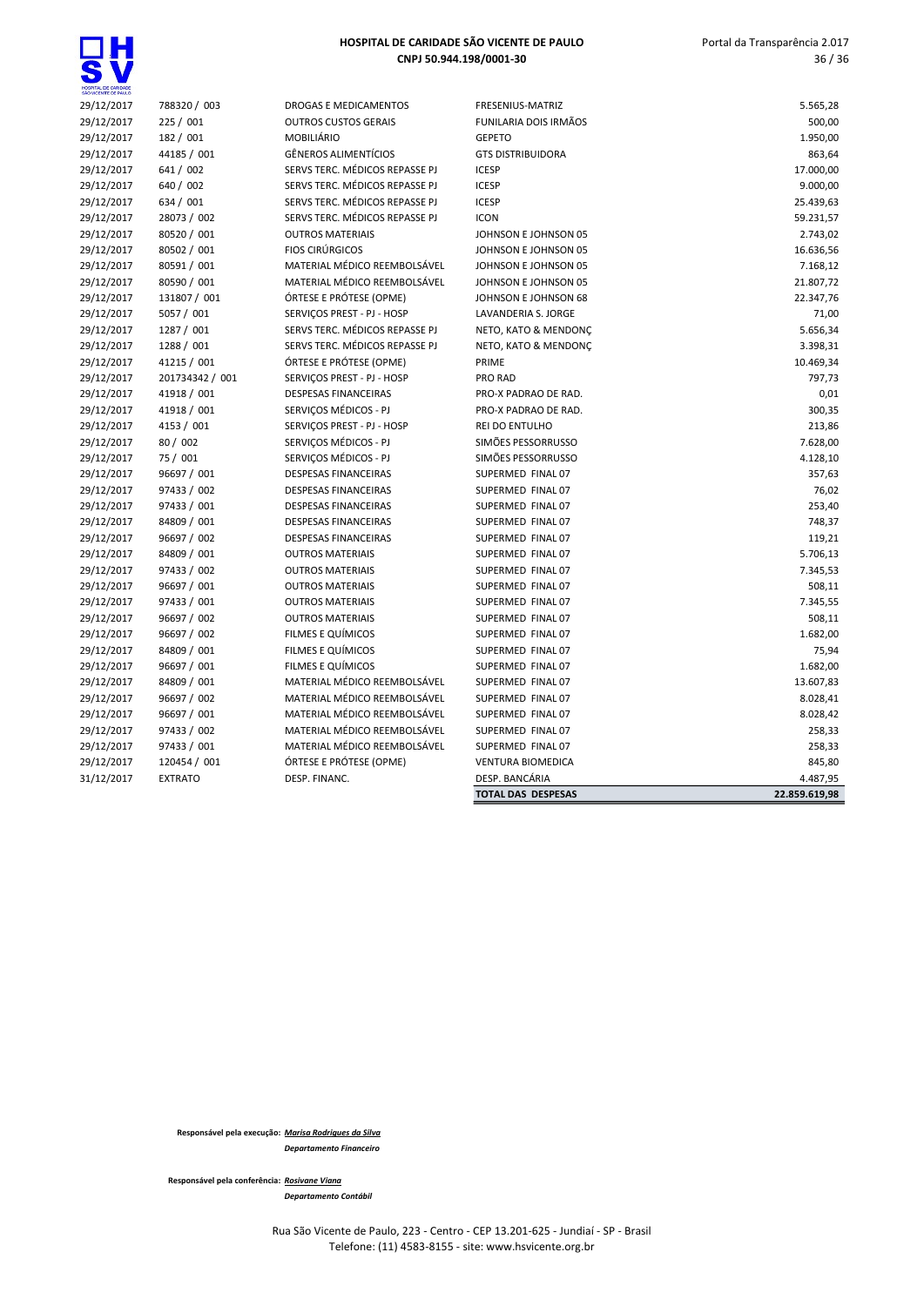| | | | | |
|---|---|---|---|---|
| 29/12/2017 | 788320 / 003 | DROGAS E MEDICAMENTOS | FRESENIUS-MATRIZ | 5.565,28 |
| 29/12/2017 | 225 / 001 | OUTROS CUSTOS GERAIS | FUNILARIA DOIS IRMÃOS | 500,00 |
| 29/12/2017 | 182 / 001 | MOBILIÁRIO | GEPETO | 1.950,00 |
| 29/12/2017 | 44185 / 001 | GÊNEROS ALIMENTÍCIOS | GTS DISTRIBUIDORA | 863,64 |
| 29/12/2017 | 641 / 002 | SERVS TERC. MÉDICOS REPASSE PJ | ICESP | 17.000,00 |
| 29/12/2017 | 640 / 002 | SERVS TERC. MÉDICOS REPASSE PJ | ICESP | 9.000,00 |
| 29/12/2017 | 634 / 001 | SERVS TERC. MÉDICOS REPASSE PJ | ICESP | 25.439,63 |
| 29/12/2017 | 28073 / 002 | SERVS TERC. MÉDICOS REPASSE PJ | ICON | 59.231,57 |
| 29/12/2017 | 80520 / 001 | OUTROS MATERIAIS | JOHNSON E JOHNSON 05 | 2.743,02 |
| 29/12/2017 | 80502 / 001 | FIOS CIRÚRGICOS | JOHNSON E JOHNSON 05 | 16.636,56 |
| 29/12/2017 | 80591 / 001 | MATERIAL MÉDICO REEMBOLSÁVEL | JOHNSON E JOHNSON 05 | 7.168,12 |
| 29/12/2017 | 80590 / 001 | MATERIAL MÉDICO REEMBOLSÁVEL | JOHNSON E JOHNSON 05 | 21.807,72 |
| 29/12/2017 | 131807 / 001 | ÓRTESE E PRÓTESE (OPME) | JOHNSON E JOHNSON 68 | 22.347,76 |
| 29/12/2017 | 5057 / 001 | SERVIÇOS PREST - PJ - HOSP | LAVANDERIA S. JORGE | 71,00 |
| 29/12/2017 | 1287 / 001 | SERVS TERC. MÉDICOS REPASSE PJ | NETO, KATO & MENDONÇ | 5.656,34 |
| 29/12/2017 | 1288 / 001 | SERVS TERC. MÉDICOS REPASSE PJ | NETO, KATO & MENDONÇ | 3.398,31 |
| 29/12/2017 | 41215 / 001 | ÓRTESE E PRÓTESE (OPME) | PRIME | 10.469,34 |
| 29/12/2017 | 201734342 / 001 | SERVIÇOS PREST - PJ - HOSP | PRO RAD | 797,73 |
| 29/12/2017 | 41918 / 001 | DESPESAS FINANCEIRAS | PRO-X PADRAO DE RAD. | 0,01 |
| 29/12/2017 | 41918 / 001 | SERVIÇOS MÉDICOS - PJ | PRO-X PADRAO DE RAD. | 300,35 |
| 29/12/2017 | 4153 / 001 | SERVIÇOS PREST - PJ - HOSP | REI DO ENTULHO | 213,86 |
| 29/12/2017 | 80 / 002 | SERVIÇOS MÉDICOS - PJ | SIMÕES PESSORRUSSO | 7.628,00 |
| 29/12/2017 | 75 / 001 | SERVIÇOS MÉDICOS - PJ | SIMÕES PESSORRUSSO | 4.128,10 |
| 29/12/2017 | 96697 / 001 | DESPESAS FINANCEIRAS | SUPERMED FINAL 07 | 357,63 |
| 29/12/2017 | 97433 / 002 | DESPESAS FINANCEIRAS | SUPERMED FINAL 07 | 76,02 |
| 29/12/2017 | 97433 / 001 | DESPESAS FINANCEIRAS | SUPERMED FINAL 07 | 253,40 |
| 29/12/2017 | 84809 / 001 | DESPESAS FINANCEIRAS | SUPERMED FINAL 07 | 748,37 |
| 29/12/2017 | 96697 / 002 | DESPESAS FINANCEIRAS | SUPERMED FINAL 07 | 119,21 |
| 29/12/2017 | 84809 / 001 | OUTROS MATERIAIS | SUPERMED FINAL 07 | 5.706,13 |
| 29/12/2017 | 97433 / 002 | OUTROS MATERIAIS | SUPERMED FINAL 07 | 7.345,53 |
| 29/12/2017 | 96697 / 001 | OUTROS MATERIAIS | SUPERMED FINAL 07 | 508,11 |
| 29/12/2017 | 97433 / 001 | OUTROS MATERIAIS | SUPERMED FINAL 07 | 7.345,55 |
| 29/12/2017 | 96697 / 002 | OUTROS MATERIAIS | SUPERMED FINAL 07 | 508,11 |
| 29/12/2017 | 96697 / 002 | FILMES E QUÍMICOS | SUPERMED FINAL 07 | 1.682,00 |
| 29/12/2017 | 84809 / 001 | FILMES E QUÍMICOS | SUPERMED FINAL 07 | 75,94 |
| 29/12/2017 | 96697 / 001 | FILMES E QUÍMICOS | SUPERMED FINAL 07 | 1.682,00 |
| 29/12/2017 | 84809 / 001 | MATERIAL MÉDICO REEMBOLSÁVEL | SUPERMED FINAL 07 | 13.607,83 |
| 29/12/2017 | 96697 / 002 | MATERIAL MÉDICO REEMBOLSÁVEL | SUPERMED FINAL 07 | 8.028,41 |
| 29/12/2017 | 96697 / 001 | MATERIAL MÉDICO REEMBOLSÁVEL | SUPERMED FINAL 07 | 8.028,42 |
| 29/12/2017 | 97433 / 002 | MATERIAL MÉDICO REEMBOLSÁVEL | SUPERMED FINAL 07 | 258,33 |
| 29/12/2017 | 97433 / 001 | MATERIAL MÉDICO REEMBOLSÁVEL | SUPERMED FINAL 07 | 258,33 |
| 29/12/2017 | 120454 / 001 | ÓRTESE E PRÓTESE (OPME) | VENTURA BIOMEDICA | 845,80 |
| 31/12/2017 | EXTRATO | DESP. FINANC. | DESP. BANCÁRIA | 4.487,95 |
| | | | **TOTAL DAS DESPESAS** | **22.859.619,98** |

**Responsável pela execução:** ***Marisa Rodrigues da Silva***
***Departamento Financeiro***

**Responsável pela conferência:** ***Rosivane Viana***
***Departamento Contábil***

Rua São Vicente de Paulo, 223 - Centro - CEP 13.201-625 - Jundiaí - SP - Brasil
Telefone: (11) 4583-8155 - site: www.hsvicente.org.br